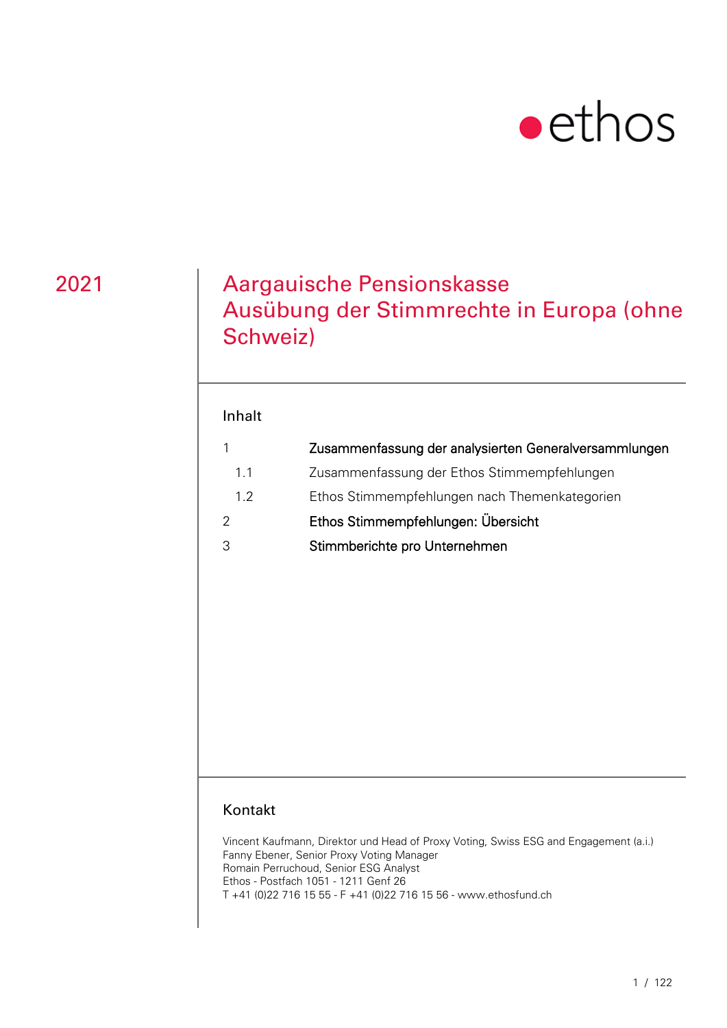ethos

2021

# Aargauische Pensionskasse
# Ausübung der Stimmrechte in Europa (ohne Schweiz)

## Inhalt

| | |
|---|---|
| 1 | **Zusammenfassung der analysierten Generalversammlungen** |
| 1.1 | Zusammenfassung der Ethos Stimmempfehlungen |
| 1.2 | Ethos Stimmempfehlungen nach Themenkategorien |
| 2 | **Ethos Stimmempfehlungen: Übersicht** |
| 3 | **Stimmberichte pro Unternehmen** |

## Kontakt

Vincent Kaufmann, Direktor und Head of Proxy Voting, Swiss ESG and Engagement (a.i.)
Fanny Ebener, Senior Proxy Voting Manager
Romain Perruchoud, Senior ESG Analyst
Ethos - Postfach 1051 - 1211 Genf 26
T +41 (0)22 716 15 55 - F +41 (0)22 716 15 56 - www.ethosfund.ch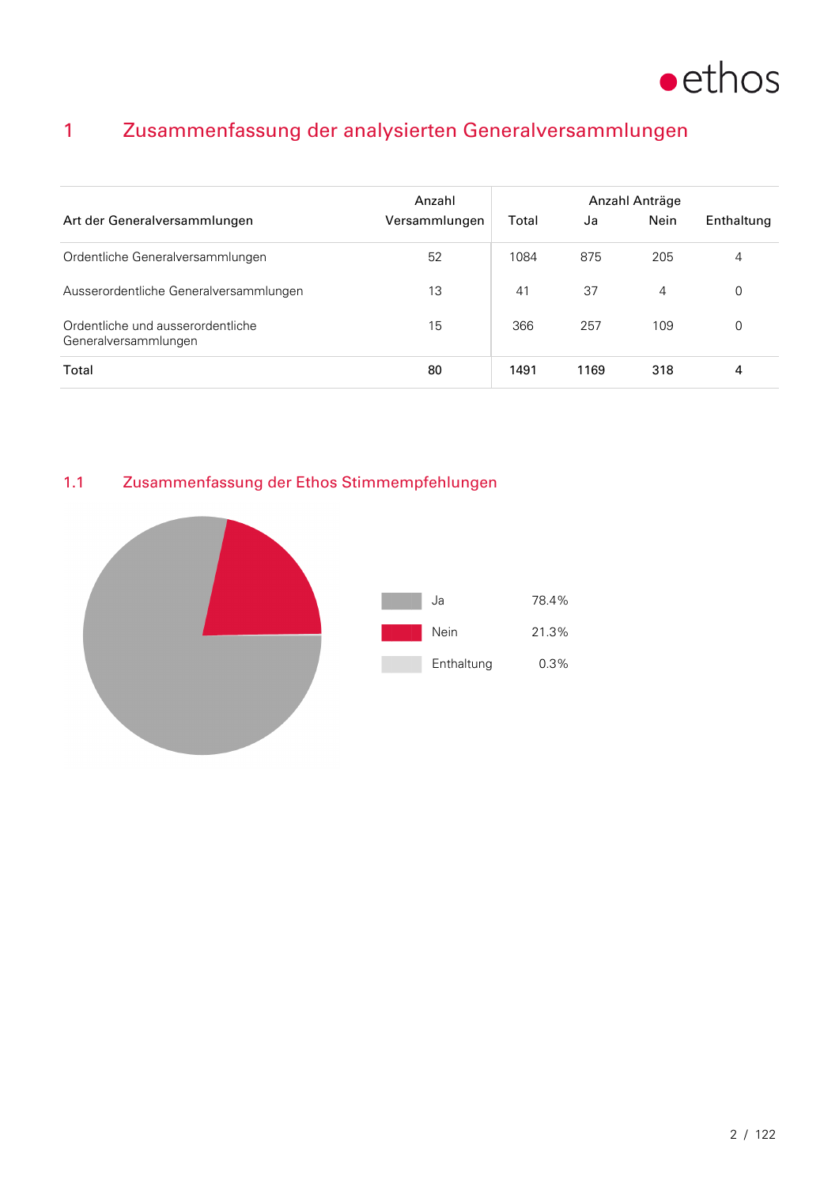# 1 Zusammenfassung der analysierten Generalversammlungen

| Art der Generalversammlungen | Anzahl Versammlungen | Anzahl Anträge | | | |
|---|---|---|---|---|---|
| | | Total | Ja | Nein | Enthaltung |
| Ordentliche Generalversammlungen | 52 | 1084 | 875 | 205 | 4 |
| Ausserordentliche Generalversammlungen | 13 | 41 | 37 | 4 | 0 |
| Ordentliche und ausserordentliche Generalversammlungen | 15 | 366 | 257 | 109 | 0 |
| Total | 80 | 1491 | 1169 | 318 | 4 |

## 1.1 Zusammenfassung der Ethos Stimmempfehlungen

| | |
|---|---|
| Ja | 78.4% |
| Nein | 21.3% |
| Enthaltung | 0.3% |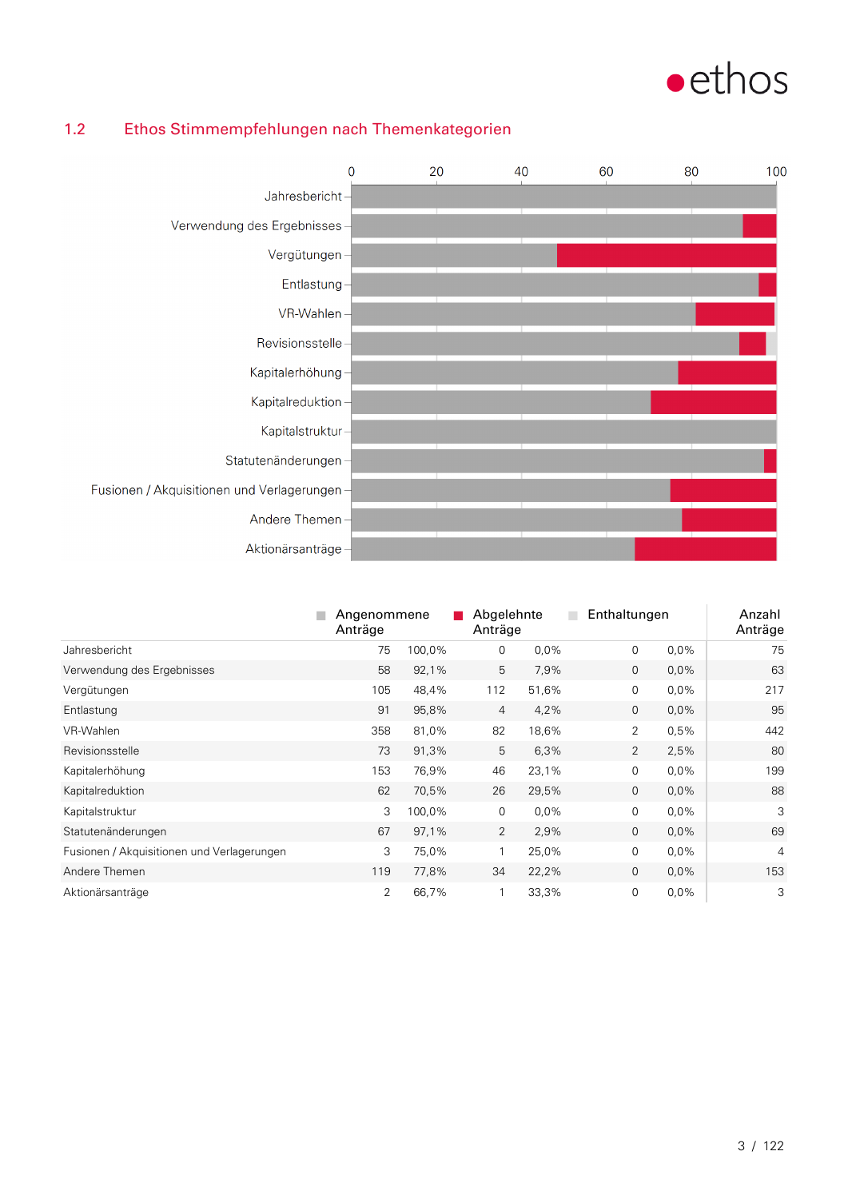## 1.2 Ethos Stimmempfehlungen nach Themenkategorien

| | Angenommene Anträge | | Abgelehnte Anträge | | Enthaltungen | | Anzahl Anträge |
|---|---|---|---|---|---|---|---|
| Jahresbericht | 75 | 100,0% | 0 | 0,0% | 0 | 0,0% | 75 |
| Verwendung des Ergebnisses | 58 | 92,1% | 5 | 7,9% | 0 | 0,0% | 63 |
| Vergütungen | 105 | 48,4% | 112 | 51,6% | 0 | 0,0% | 217 |
| Entlastung | 91 | 95,8% | 4 | 4,2% | 0 | 0,0% | 95 |
| VR-Wahlen | 358 | 81,0% | 82 | 18,6% | 2 | 0,5% | 442 |
| Revisionsstelle | 73 | 91,3% | 5 | 6,3% | 2 | 2,5% | 80 |
| Kapitalerhöhung | 153 | 76,9% | 46 | 23,1% | 0 | 0,0% | 199 |
| Kapitalreduktion | 62 | 70,5% | 26 | 29,5% | 0 | 0,0% | 88 |
| Kapitalstruktur | 3 | 100,0% | 0 | 0,0% | 0 | 0,0% | 3 |
| Statutenänderungen | 67 | 97,1% | 2 | 2,9% | 0 | 0,0% | 69 |
| Fusionen / Akquisitionen und Verlagerungen | 3 | 75,0% | 1 | 25,0% | 0 | 0,0% | 4 |
| Andere Themen | 119 | 77,8% | 34 | 22,2% | 0 | 0,0% | 153 |
| Aktionärsanträge | 2 | 66,7% | 1 | 33,3% | 0 | 0,0% | 3 |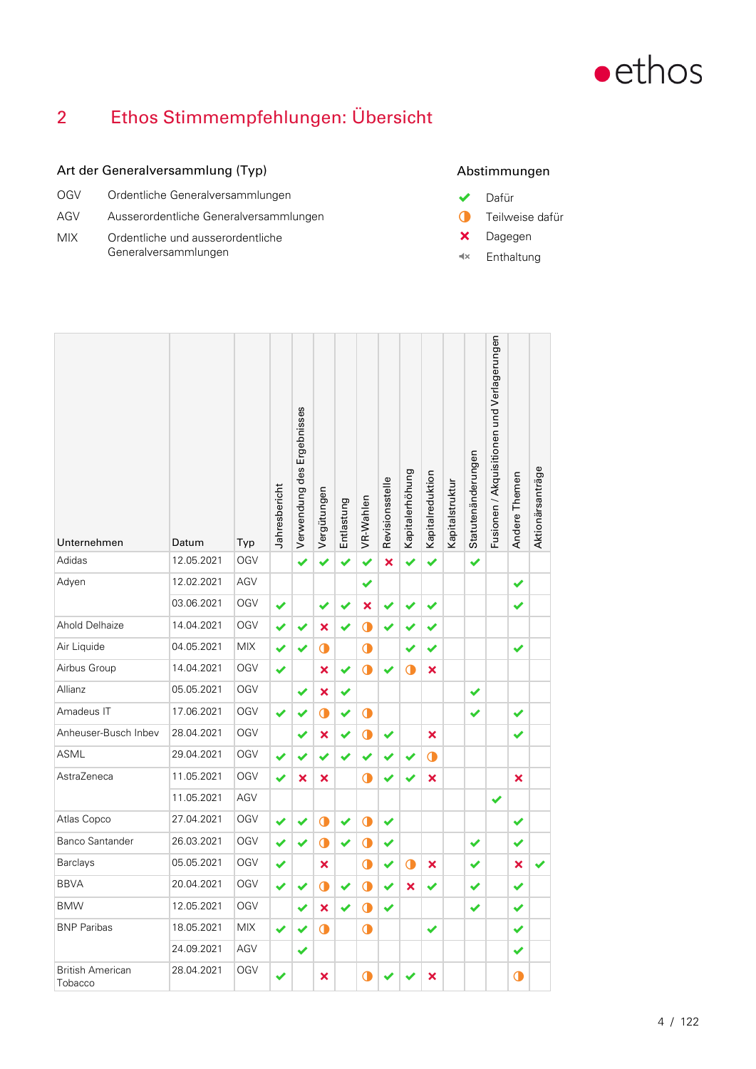# 2 Ethos Stimmempfehlungen: Übersicht

### Art der Generalversammlung (Typ)

| | |
|---|---|
| OGV | Ordentliche Generalversammlungen |
| AGV | Ausserordentliche Generalversammlungen |
| MIX | Ordentliche und ausserordentliche Generalversammlungen |

### Abstimmungen

- ✔ Dafür
- ◑ Teilweise dafür
- ✘ Dagegen
- 🔇 Enthaltung

| Unternehmen | Datum | Typ | Jahresbericht | Verwendung des Ergebnisses | Vergütungen | Entlastung | VR-Wahlen | Revisionsstelle | Kapitalerhöhung | Kapitalreduktion | Kapitalstruktur | Statutenänderungen | Fusionen / Akquisitionen und Verlagerungen | Andere Themen | Aktionärsanträge |
|---|---|---|---|---|---|---|---|---|---|---|---|---|---|---|---|
| Adidas | 12.05.2021 | OGV | | ✔ | ✔ | ✔ | ✔ | ✘ | ✔ | ✔ | | ✔ | | | |
| Adyen | 12.02.2021 | AGV | | | | | ✔ | | | | | | | ✔ | |
| | 03.06.2021 | OGV | ✔ | | ✔ | ✔ | ✘ | ✔ | ✔ | ✔ | | | | ✔ | |
| Ahold Delhaize | 14.04.2021 | OGV | ✔ | ✔ | ✘ | ✔ | ◑ | ✔ | ✔ | ✔ | | | | | |
| Air Liquide | 04.05.2021 | MIX | ✔ | ✔ | ◑ | | ◑ | | ✔ | ✔ | | | | ✔ | |
| Airbus Group | 14.04.2021 | OGV | ✔ | | ✘ | ✔ | ◑ | ✔ | ◑ | ✘ | | | | | |
| Allianz | 05.05.2021 | OGV | | ✔ | ✘ | ✔ | | | | | | ✔ | | | |
| Amadeus IT | 17.06.2021 | OGV | ✔ | ✔ | ◑ | ✔ | ◑ | | | | | ✔ | | ✔ | |
| Anheuser-Busch Inbev | 28.04.2021 | OGV | | ✔ | ✘ | ✔ | ◑ | ✔ | | ✘ | | | | ✔ | |
| ASML | 29.04.2021 | OGV | ✔ | ✔ | ✔ | ✔ | ✔ | ✔ | ✔ | ◑ | | | | | |
| AstraZeneca | 11.05.2021 | OGV | ✔ | ✘ | ✘ | | ◑ | ✔ | ✔ | ✘ | | | | ✘ | |
| | 11.05.2021 | AGV | | | | | | | | | | | ✔ | | |
| Atlas Copco | 27.04.2021 | OGV | ✔ | ✔ | ◑ | ✔ | ◑ | ✔ | | | | | | ✔ | |
| Banco Santander | 26.03.2021 | OGV | ✔ | ✔ | ◑ | ✔ | ◑ | ✔ | | | | ✔ | | ✔ | |
| Barclays | 05.05.2021 | OGV | ✔ | | ✘ | | ◑ | ✔ | ◑ | ✘ | | ✔ | | ✘ | ✔ |
| BBVA | 20.04.2021 | OGV | ✔ | ✔ | ◑ | ✔ | ◑ | ✔ | ✘ | ✔ | | ✔ | | ✔ | |
| BMW | 12.05.2021 | OGV | | ✔ | ✘ | ✔ | ◑ | ✔ | | | | ✔ | | ✔ | |
| BNP Paribas | 18.05.2021 | MIX | ✔ | ✔ | ◑ | | ◑ | | | ✔ | | | | ✔ | |
| | 24.09.2021 | AGV | | ✔ | | | | | | | | | | ✔ | |
| British American Tobacco | 28.04.2021 | OGV | ✔ | | ✘ | | ◑ | ✔ | ✔ | ✘ | | | | ◑ | |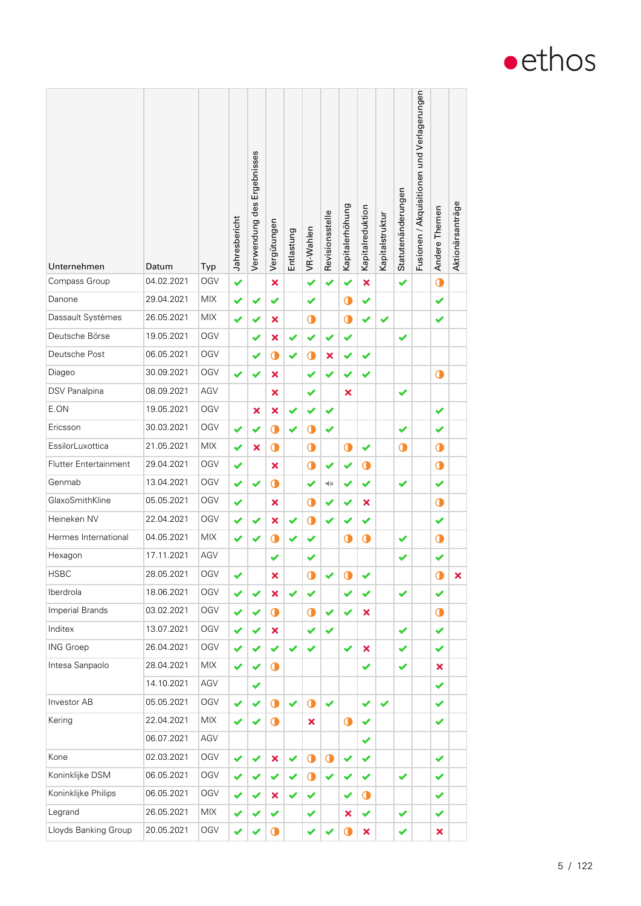| Unternehmen | Datum | Typ | Jahresbericht | Verwendung des Ergebnisses | Vergütungen | Entlastung | VR-Wahlen | Revisionsstelle | Kapitalerhöhung | Kapitalreduktion | Kapitalstruktur | Statutenänderungen | Fusionen / Akquisitionen und Verlagerungen | Andere Themen | Aktionärsanträge |
|---|---|---|---|---|---|---|---|---|---|---|---|---|---|---|---|
| Compass Group | 04.02.2021 | OGV | ✔ | | ✘ | | ✔ | ✔ | ✔ | ✘ | | ✔ | | ◑ | |
| Danone | 29.04.2021 | MIX | ✔ | ✔ | ✔ | | ✔ | | ◑ | ✔ | | | | ✔ | |
| Dassault Systèmes | 26.05.2021 | MIX | ✔ | ✔ | ✘ | | ◑ | | ◑ | ✔ | ✔ | | | ✔ | |
| Deutsche Börse | 19.05.2021 | OGV | | ✔ | ✘ | ✔ | ✔ | ✔ | ✔ | | | ✔ | | | |
| Deutsche Post | 06.05.2021 | OGV | | ✔ | ◑ | ✔ | ◑ | ✘ | ✔ | ✔ | | | | | |
| Diageo | 30.09.2021 | OGV | ✔ | ✔ | ✘ | | ✔ | ✔ | ✔ | ✔ | | | | ◑ | |
| DSV Panalpina | 08.09.2021 | AGV | | | ✘ | | ✔ | | ✘ | | | ✔ | | | |
| E.ON | 19.05.2021 | OGV | | ✘ | ✘ | ✔ | ✔ | ✔ | | | | | | ✔ | |
| Ericsson | 30.03.2021 | OGV | ✔ | ✔ | ◑ | ✔ | ◑ | ✔ | | | | ✔ | | ✔ | |
| EssilorLuxottica | 21.05.2021 | MIX | ✔ | ✘ | ◑ | | ◑ | | ◑ | ✔ | | ◑ | | ◑ | |
| Flutter Entertainment | 29.04.2021 | OGV | ✔ | | ✘ | | ◑ | ✔ | ✔ | ◑ | | | | ◑ | |
| Genmab | 13.04.2021 | OGV | ✔ | ✔ | ◑ | | ✔ | 🔇 | ✔ | ✔ | | ✔ | | ✔ | |
| GlaxoSmithKline | 05.05.2021 | OGV | ✔ | | ✘ | | ◑ | ✔ | ✔ | ✘ | | | | ◑ | |
| Heineken NV | 22.04.2021 | OGV | ✔ | ✔ | ✘ | ✔ | ◑ | ✔ | ✔ | ✔ | | | | ✔ | |
| Hermes International | 04.05.2021 | MIX | ✔ | ✔ | ◑ | ✔ | ✔ | | ◑ | ◑ | | ✔ | | ◑ | |
| Hexagon | 17.11.2021 | AGV | | | ✔ | | ✔ | | | | | ✔ | | ✔ | |
| HSBC | 28.05.2021 | OGV | ✔ | | ✘ | | ◑ | ✔ | ◑ | ✔ | | | | ◑ | ✘ |
| Iberdrola | 18.06.2021 | OGV | ✔ | ✔ | ✘ | ✔ | ✔ | | ✔ | ✔ | | ✔ | | ✔ | |
| Imperial Brands | 03.02.2021 | OGV | ✔ | ✔ | ◑ | | ◑ | ✔ | ✔ | ✘ | | | | ◑ | |
| Inditex | 13.07.2021 | OGV | ✔ | ✔ | ✘ | | ✔ | ✔ | | | | ✔ | | ✔ | |
| ING Groep | 26.04.2021 | OGV | ✔ | ✔ | ✔ | ✔ | ✔ | | ✔ | ✘ | | ✔ | | ✔ | |
| Intesa Sanpaolo | 28.04.2021 | MIX | ✔ | ✔ | ◑ | | | | | ✔ | | ✔ | | ✘ | |
| | 14.10.2021 | AGV | | ✔ | | | | | | | | | | ✔ | |
| Investor AB | 05.05.2021 | OGV | ✔ | ✔ | ◑ | ✔ | ◑ | ✔ | | ✔ | ✔ | | | ✔ | |
| Kering | 22.04.2021 | MIX | ✔ | ✔ | ◑ | | ✘ | | ◑ | ✔ | | | | ✔ | |
| | 06.07.2021 | AGV | | | | | | | | ✔ | | | | | |
| Kone | 02.03.2021 | OGV | ✔ | ✔ | ✘ | ✔ | ◑ | ◑ | ✔ | ✔ | | | | ✔ | |
| Koninklijke DSM | 06.05.2021 | OGV | ✔ | ✔ | ✔ | ✔ | ◑ | ✔ | ✔ | ✔ | | ✔ | | ✔ | |
| Koninklijke Philips | 06.05.2021 | OGV | ✔ | ✔ | ✘ | ✔ | ✔ | | ✔ | ◑ | | | | ✔ | |
| Legrand | 26.05.2021 | MIX | ✔ | ✔ | ✔ | | ✔ | | ✘ | ✔ | | ✔ | | ✔ | |
| Lloyds Banking Group | 20.05.2021 | OGV | ✔ | ✔ | ◑ | | ✔ | ✔ | ◑ | ✘ | | ✔ | | ✘ | |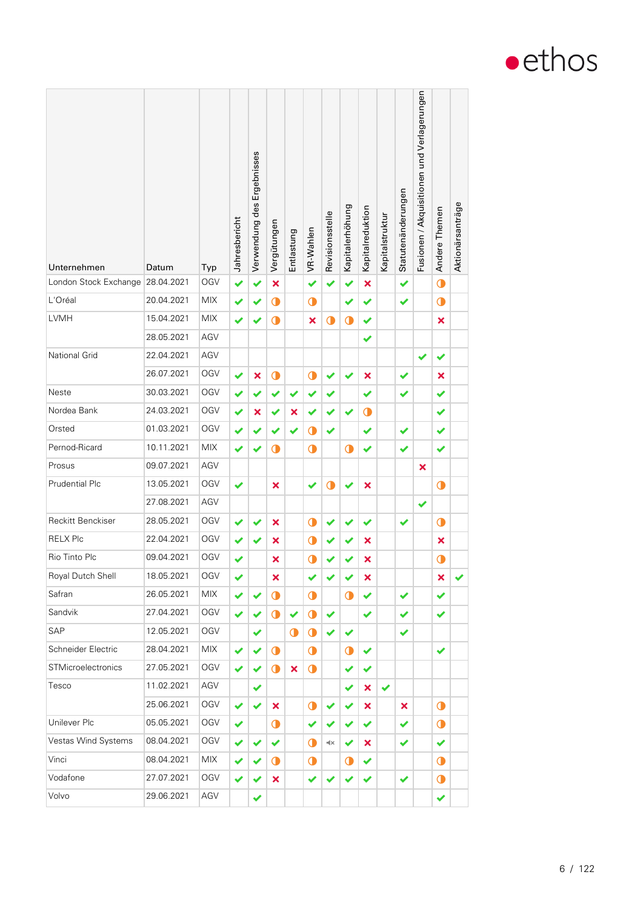| Unternehmen | Datum | Typ | Jahresbericht | Verwendung des Ergebnisses | Vergütungen | Entlastung | VR-Wahlen | Revisionsstelle | Kapitalerhöhung | Kapitalreduktion | Kapitalstruktur | Statutenänderungen | Fusionen / Akquisitionen und Verlagerungen | Andere Themen | Aktionärsanträge |
|---|---|---|---|---|---|---|---|---|---|---|---|---|---|---|---|
| London Stock Exchange | 28.04.2021 | OGV | ✔ | ✔ | ✘ | | ✔ | ✔ | ✔ | ✘ | | ✔ | | ◑ | |
| L'Oréal | 20.04.2021 | MIX | ✔ | ✔ | ◑ | | ◑ | | ✔ | ✔ | | ✔ | | ◑ | |
| LVMH | 15.04.2021 | MIX | ✔ | ✔ | ◑ | | ✘ | ◑ | ◑ | ✔ | | | | ✘ | |
| | 28.05.2021 | AGV | | | | | | | | ✔ | | | | | |
| National Grid | 22.04.2021 | AGV | | | | | | | | | | | ✔ | ✔ | |
| | 26.07.2021 | OGV | ✔ | ✘ | ◑ | | ◑ | ✔ | ✔ | ✘ | | ✔ | | ✘ | |
| Neste | 30.03.2021 | OGV | ✔ | ✔ | ✔ | ✔ | ✔ | ✔ | | ✔ | | ✔ | | ✔ | |
| Nordea Bank | 24.03.2021 | OGV | ✔ | ✘ | ✔ | ✘ | ✔ | ✔ | ✔ | ◑ | | | | ✔ | |
| Orsted | 01.03.2021 | OGV | ✔ | ✔ | ✔ | ✔ | ◑ | ✔ | | ✔ | | ✔ | | ✔ | |
| Pernod-Ricard | 10.11.2021 | MIX | ✔ | ✔ | ◑ | | ◑ | | ◑ | ✔ | | ✔ | | ✔ | |
| Prosus | 09.07.2021 | AGV | | | | | | | | | | | ✘ | | |
| Prudential Plc | 13.05.2021 | OGV | ✔ | | ✘ | | ✔ | ◑ | ✔ | ✘ | | | | ◑ | |
| | 27.08.2021 | AGV | | | | | | | | | | | ✔ | | |
| Reckitt Benckiser | 28.05.2021 | OGV | ✔ | ✔ | ✘ | | ◑ | ✔ | ✔ | ✔ | | ✔ | | ◑ | |
| RELX Plc | 22.04.2021 | OGV | ✔ | ✔ | ✘ | | ◑ | ✔ | ✔ | ✘ | | | | ✘ | |
| Rio Tinto Plc | 09.04.2021 | OGV | ✔ | | ✘ | | ◑ | ✔ | ✔ | ✘ | | | | ◑ | |
| Royal Dutch Shell | 18.05.2021 | OGV | ✔ | | ✘ | | ✔ | ✔ | ✔ | ✘ | | | | ✘ | ✔ |
| Safran | 26.05.2021 | MIX | ✔ | ✔ | ◑ | | ◑ | | ◑ | ✔ | | ✔ | | ✔ | |
| Sandvik | 27.04.2021 | OGV | ✔ | ✔ | ◑ | ✔ | ◑ | ✔ | | ✔ | | ✔ | | ✔ | |
| SAP | 12.05.2021 | OGV | | ✔ | | ◑ | ◑ | ✔ | ✔ | | | ✔ | | | |
| Schneider Electric | 28.04.2021 | MIX | ✔ | ✔ | ◑ | | ◑ | | ◑ | ✔ | | | | ✔ | |
| STMicroelectronics | 27.05.2021 | OGV | ✔ | ✔ | ◑ | ✘ | ◑ | | ✔ | ✔ | | | | | |
| Tesco | 11.02.2021 | AGV | | ✔ | | | | | ✔ | ✘ | ✔ | | | | |
| | 25.06.2021 | OGV | ✔ | ✔ | ✘ | | ◑ | ✔ | ✔ | ✘ | | ✘ | | ◑ | |
| Unilever Plc | 05.05.2021 | OGV | ✔ | | ◑ | | ✔ | ✔ | ✔ | ✔ | | ✔ | | ◑ | |
| Vestas Wind Systems | 08.04.2021 | OGV | ✔ | ✔ | ✔ | | ◑ | 🔇 | ✔ | ✘ | | ✔ | | ✔ | |
| Vinci | 08.04.2021 | MIX | ✔ | ✔ | ◑ | | ◑ | | ◑ | ✔ | | | | ◑ | |
| Vodafone | 27.07.2021 | OGV | ✔ | ✔ | ✘ | | ✔ | ✔ | ✔ | ✔ | | ✔ | | ◑ | |
| Volvo | 29.06.2021 | AGV | | ✔ | | | | | | | | | | ✔ | |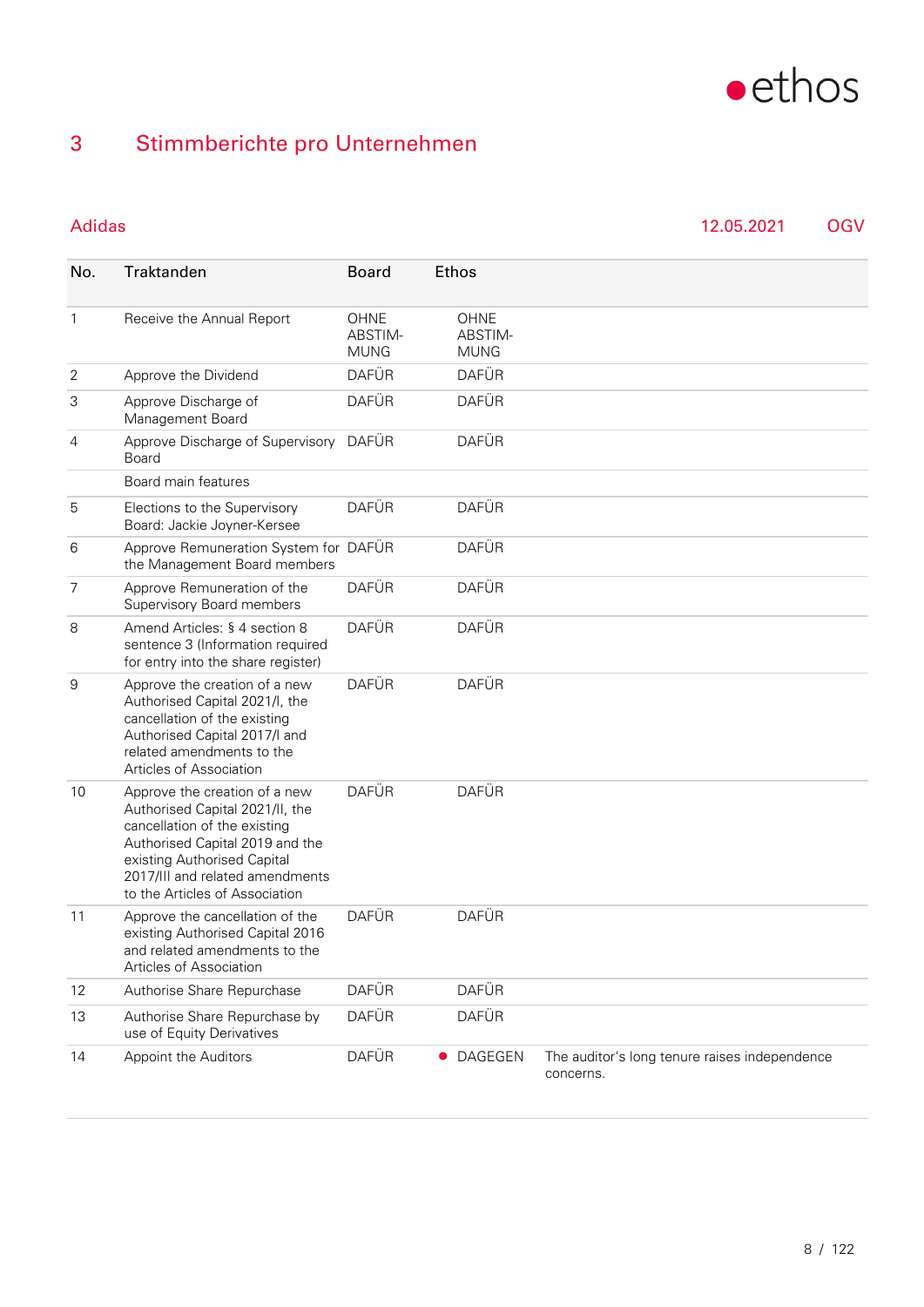## 3 Stimmberichte pro Unternehmen

### Adidas 12.05.2021 OGV

| No. | Traktanden | Board | Ethos | |
|---|---|---|---|---|
| 1 | Receive the Annual Report | OHNE ABSTIM-MUNG | OHNE ABSTIM-MUNG | |
| 2 | Approve the Dividend | DAFÜR | DAFÜR | |
| 3 | Approve Discharge of Management Board | DAFÜR | DAFÜR | |
| 4 | Approve Discharge of Supervisory Board | DAFÜR | DAFÜR | |
| | Board main features | | | |
| 5 | Elections to the Supervisory Board: Jackie Joyner-Kersee | DAFÜR | DAFÜR | |
| 6 | Approve Remuneration System for the Management Board members | DAFÜR | DAFÜR | |
| 7 | Approve Remuneration of the Supervisory Board members | DAFÜR | DAFÜR | |
| 8 | Amend Articles: § 4 section 8 sentence 3 (Information required for entry into the share register) | DAFÜR | DAFÜR | |
| 9 | Approve the creation of a new Authorised Capital 2021/I, the cancellation of the existing Authorised Capital 2017/I and related amendments to the Articles of Association | DAFÜR | DAFÜR | |
| 10 | Approve the creation of a new Authorised Capital 2021/II, the cancellation of the existing Authorised Capital 2019 and the existing Authorised Capital 2017/III and related amendments to the Articles of Association | DAFÜR | DAFÜR | |
| 11 | Approve the cancellation of the existing Authorised Capital 2016 and related amendments to the Articles of Association | DAFÜR | DAFÜR | |
| 12 | Authorise Share Repurchase | DAFÜR | DAFÜR | |
| 13 | Authorise Share Repurchase by use of Equity Derivatives | DAFÜR | DAFÜR | |
| 14 | Appoint the Auditors | DAFÜR | ● DAGEGEN | The auditor's long tenure raises independence concerns. |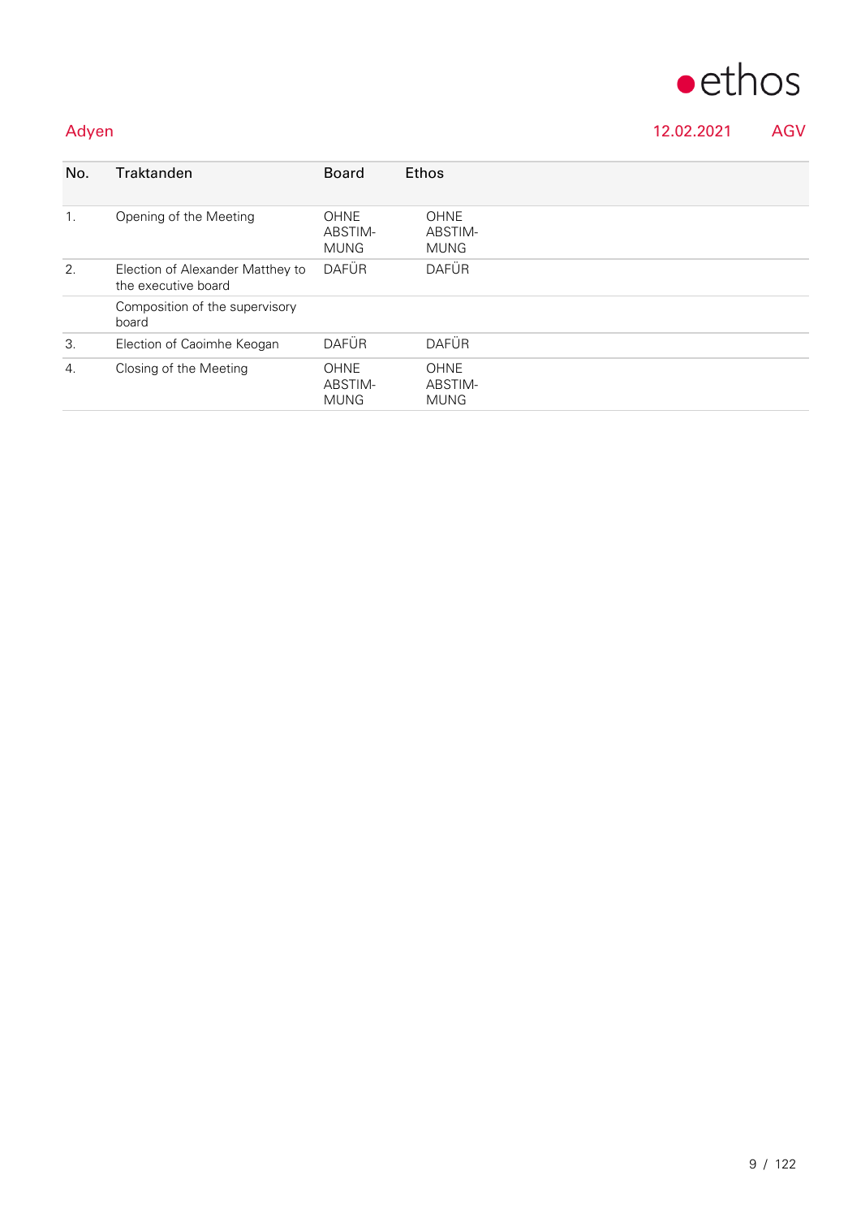Adyen 12.02.2021 AGV

| No. | Traktanden | Board | Ethos |
|---|---|---|---|
| 1. | Opening of the Meeting | OHNE ABSTIMMUNG | OHNE ABSTIMMUNG |
| 2. | Election of Alexander Matthey to the executive board | DAFÜR | DAFÜR |
| | Composition of the supervisory board | | |
| 3. | Election of Caoimhe Keogan | DAFÜR | DAFÜR |
| 4. | Closing of the Meeting | OHNE ABSTIMMUNG | OHNE ABSTIMMUNG |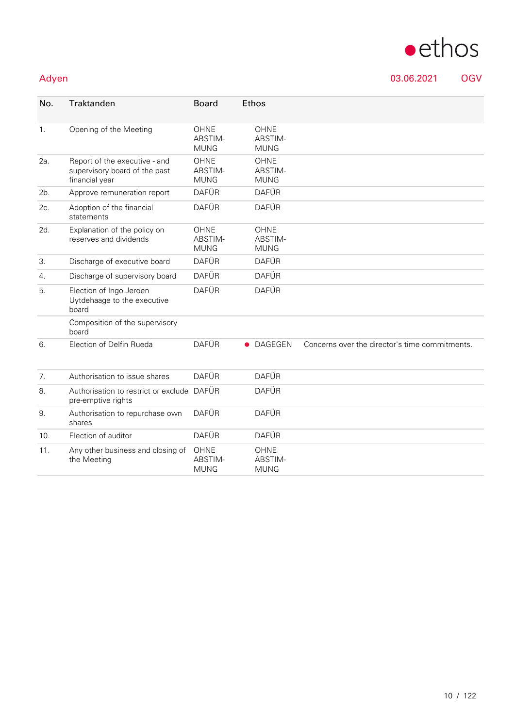Adyen 03.06.2021 OGV

| No. | Traktanden | Board | Ethos | |
|---|---|---|---|---|
| 1. | Opening of the Meeting | OHNE ABSTIM-MUNG | OHNE ABSTIM-MUNG | |
| 2a. | Report of the executive - and supervisory board of the past financial year | OHNE ABSTIM-MUNG | OHNE ABSTIM-MUNG | |
| 2b. | Approve remuneration report | DAFÜR | DAFÜR | |
| 2c. | Adoption of the financial statements | DAFÜR | DAFÜR | |
| 2d. | Explanation of the policy on reserves and dividends | OHNE ABSTIM-MUNG | OHNE ABSTIM-MUNG | |
| 3. | Discharge of executive board | DAFÜR | DAFÜR | |
| 4. | Discharge of supervisory board | DAFÜR | DAFÜR | |
| 5. | Election of Ingo Jeroen Uytdehaage to the executive board | DAFÜR | DAFÜR | |
| | Composition of the supervisory board | | | |
| 6. | Election of Delfin Rueda | DAFÜR | ● DAGEGEN | Concerns over the director's time commitments. |
| 7. | Authorisation to issue shares | DAFÜR | DAFÜR | |
| 8. | Authorisation to restrict or exclude pre-emptive rights | DAFÜR | DAFÜR | |
| 9. | Authorisation to repurchase own shares | DAFÜR | DAFÜR | |
| 10. | Election of auditor | DAFÜR | DAFÜR | |
| 11. | Any other business and closing of the Meeting | OHNE ABSTIM-MUNG | OHNE ABSTIM-MUNG | |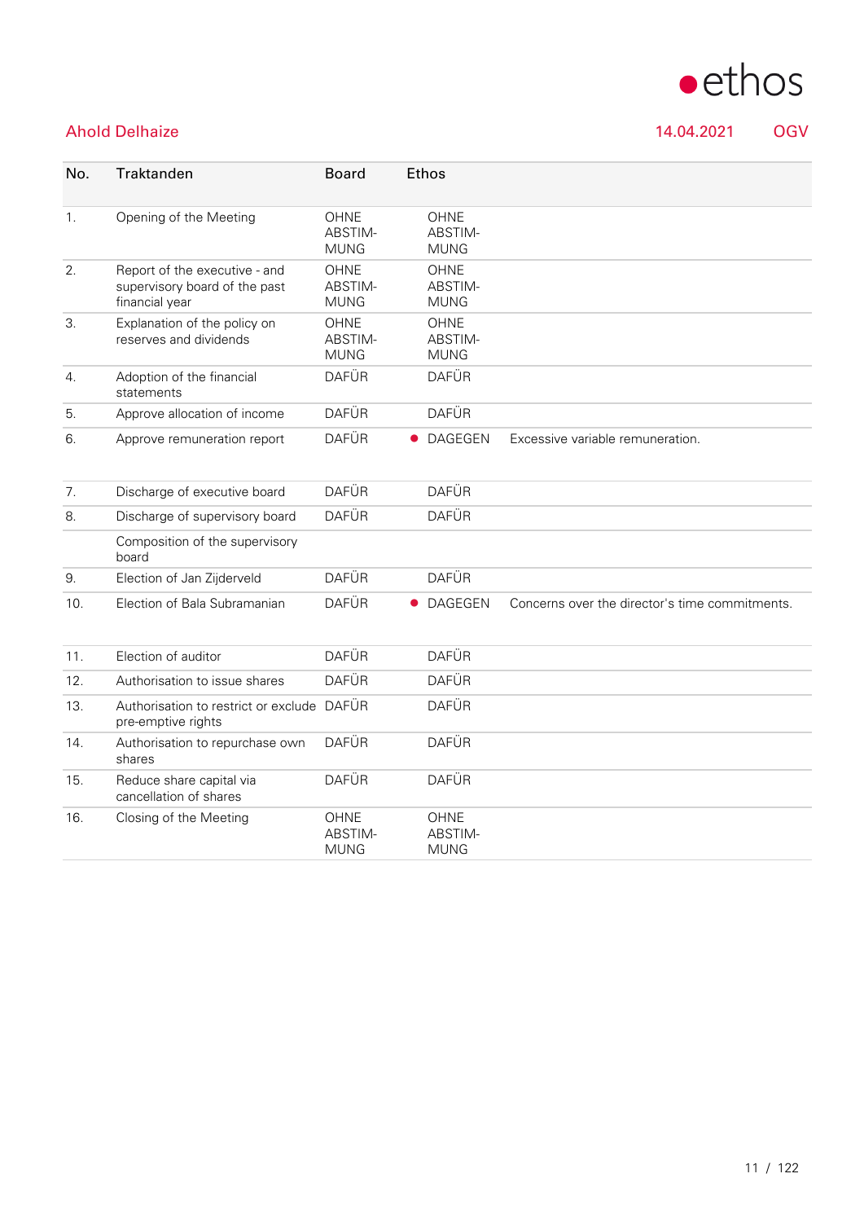Ahold Delhaize 14.04.2021 OGV

| No. | Traktanden | Board | Ethos | |
|---|---|---|---|---|
| 1. | Opening of the Meeting | OHNE ABSTIMMUNG | OHNE ABSTIMMUNG | |
| 2. | Report of the executive - and supervisory board of the past financial year | OHNE ABSTIMMUNG | OHNE ABSTIMMUNG | |
| 3. | Explanation of the policy on reserves and dividends | OHNE ABSTIMMUNG | OHNE ABSTIMMUNG | |
| 4. | Adoption of the financial statements | DAFÜR | DAFÜR | |
| 5. | Approve allocation of income | DAFÜR | DAFÜR | |
| 6. | Approve remuneration report | DAFÜR | ● DAGEGEN | Excessive variable remuneration. |
| 7. | Discharge of executive board | DAFÜR | DAFÜR | |
| 8. | Discharge of supervisory board | DAFÜR | DAFÜR | |
| | Composition of the supervisory board | | | |
| 9. | Election of Jan Zijderveld | DAFÜR | DAFÜR | |
| 10. | Election of Bala Subramanian | DAFÜR | ● DAGEGEN | Concerns over the director's time commitments. |
| 11. | Election of auditor | DAFÜR | DAFÜR | |
| 12. | Authorisation to issue shares | DAFÜR | DAFÜR | |
| 13. | Authorisation to restrict or exclude pre-emptive rights | DAFÜR | DAFÜR | |
| 14. | Authorisation to repurchase own shares | DAFÜR | DAFÜR | |
| 15. | Reduce share capital via cancellation of shares | DAFÜR | DAFÜR | |
| 16. | Closing of the Meeting | OHNE ABSTIMMUNG | OHNE ABSTIMMUNG | |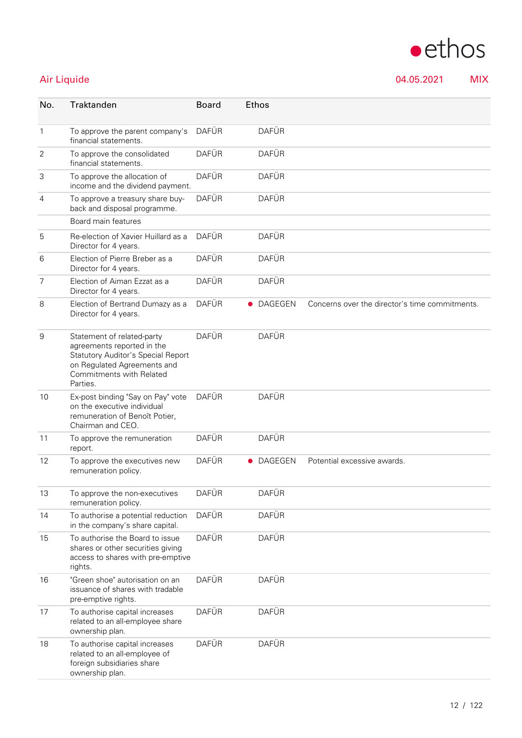**Air Liquide** 04.05.2021 MIX

| No. | Traktanden | Board | Ethos | |
|---|---|---|---|---|
| 1 | To approve the parent company's financial statements. | DAFÜR | DAFÜR | |
| 2 | To approve the consolidated financial statements. | DAFÜR | DAFÜR | |
| 3 | To approve the allocation of income and the dividend payment. | DAFÜR | DAFÜR | |
| 4 | To approve a treasury share buy-back and disposal programme. | DAFÜR | DAFÜR | |
| | Board main features | | | |
| 5 | Re-election of Xavier Huillard as a Director for 4 years. | DAFÜR | DAFÜR | |
| 6 | Election of Pierre Breber as a Director for 4 years. | DAFÜR | DAFÜR | |
| 7 | Election of Aiman Ezzat as a Director for 4 years. | DAFÜR | DAFÜR | |
| 8 | Election of Bertrand Dumazy as a Director for 4 years. | DAFÜR | DAGEGEN | Concerns over the director's time commitments. |
| 9 | Statement of related-party agreements reported in the Statutory Auditor's Special Report on Regulated Agreements and Commitments with Related Parties. | DAFÜR | DAFÜR | |
| 10 | Ex-post binding "Say on Pay" vote on the executive individual remuneration of Benoît Potier, Chairman and CEO. | DAFÜR | DAFÜR | |
| 11 | To approve the remuneration report. | DAFÜR | DAFÜR | |
| 12 | To approve the executives new remuneration policy. | DAFÜR | DAGEGEN | Potential excessive awards. |
| 13 | To approve the non-executives remuneration policy. | DAFÜR | DAFÜR | |
| 14 | To authorise a potential reduction in the company's share capital. | DAFÜR | DAFÜR | |
| 15 | To authorise the Board to issue shares or other securities giving access to shares with pre-emptive rights. | DAFÜR | DAFÜR | |
| 16 | "Green shoe" autorisation on an issuance of shares with tradable pre-emptive rights. | DAFÜR | DAFÜR | |
| 17 | To authorise capital increases related to an all-employee share ownership plan. | DAFÜR | DAFÜR | |
| 18 | To authorise capital increases related to an all-employee of foreign subsidiaries share ownership plan. | DAFÜR | DAFÜR | |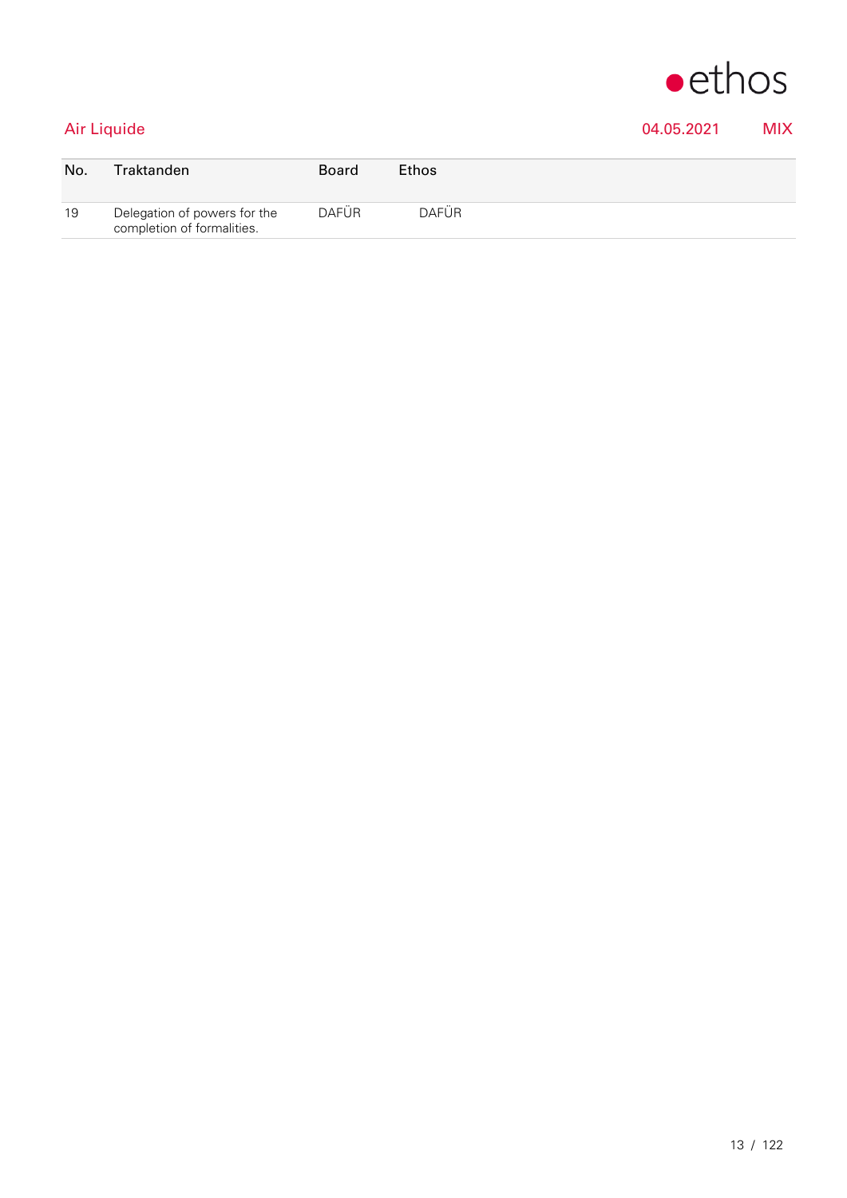Air Liquide 04.05.2021 MIX

| No. | Traktanden | Board | Ethos |
| --- | --- | --- | --- |
| 19 | Delegation of powers for the completion of formalities. | DAFÜR | DAFÜR |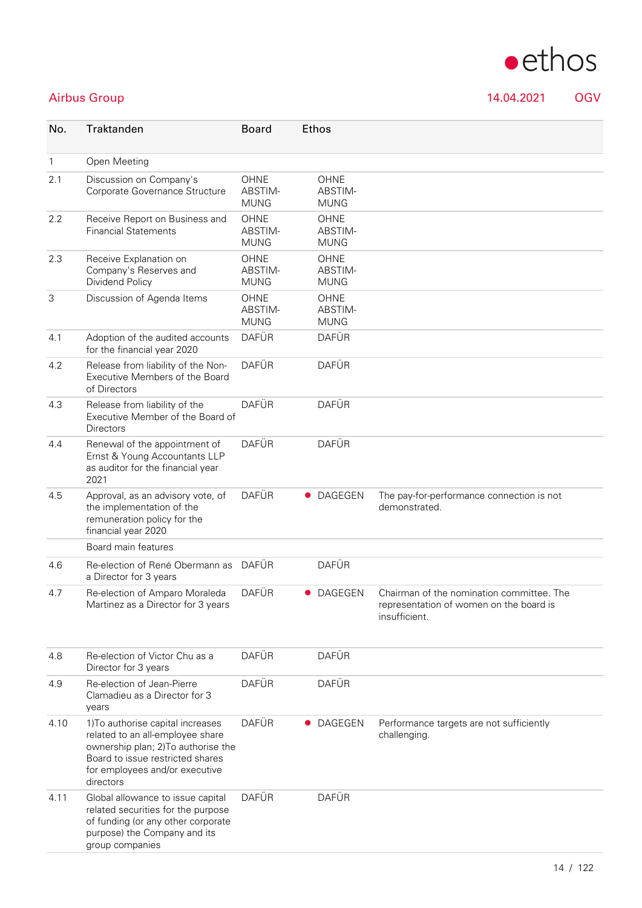Airbus Group 14.04.2021 OGV

| No. | Traktanden | Board | Ethos | |
|---|---|---|---|---|
| 1 | Open Meeting | | | |
| 2.1 | Discussion on Company's Corporate Governance Structure | OHNE ABSTIM-MUNG | OHNE ABSTIM-MUNG | |
| 2.2 | Receive Report on Business and Financial Statements | OHNE ABSTIM-MUNG | OHNE ABSTIM-MUNG | |
| 2.3 | Receive Explanation on Company's Reserves and Dividend Policy | OHNE ABSTIM-MUNG | OHNE ABSTIM-MUNG | |
| 3 | Discussion of Agenda Items | OHNE ABSTIM-MUNG | OHNE ABSTIM-MUNG | |
| 4.1 | Adoption of the audited accounts for the financial year 2020 | DAFÜR | DAFÜR | |
| 4.2 | Release from liability of the Non-Executive Members of the Board of Directors | DAFÜR | DAFÜR | |
| 4.3 | Release from liability of the Executive Member of the Board of Directors | DAFÜR | DAFÜR | |
| 4.4 | Renewal of the appointment of Ernst & Young Accountants LLP as auditor for the financial year 2021 | DAFÜR | DAFÜR | |
| 4.5 | Approval, as an advisory vote, of the implementation of the remuneration policy for the financial year 2020 | DAFÜR | ● DAGEGEN | The pay-for-performance connection is not demonstrated. |
| | Board main features | | | |
| 4.6 | Re-election of René Obermann as a Director for 3 years | DAFÜR | DAFÜR | |
| 4.7 | Re-election of Amparo Moraleda Martinez as a Director for 3 years | DAFÜR | ● DAGEGEN | Chairman of the nomination committee. The representation of women on the board is insufficient. |
| 4.8 | Re-election of Victor Chu as a Director for 3 years | DAFÜR | DAFÜR | |
| 4.9 | Re-election of Jean-Pierre Clamadieu as a Director for 3 years | DAFÜR | DAFÜR | |
| 4.10 | 1)To authorise capital increases related to an all-employee share ownership plan; 2)To authorise the Board to issue restricted shares for employees and/or executive directors | DAFÜR | ● DAGEGEN | Performance targets are not sufficiently challenging. |
| 4.11 | Global allowance to issue capital related securities for the purpose of funding (or any other corporate purpose) the Company and its group companies | DAFÜR | DAFÜR | |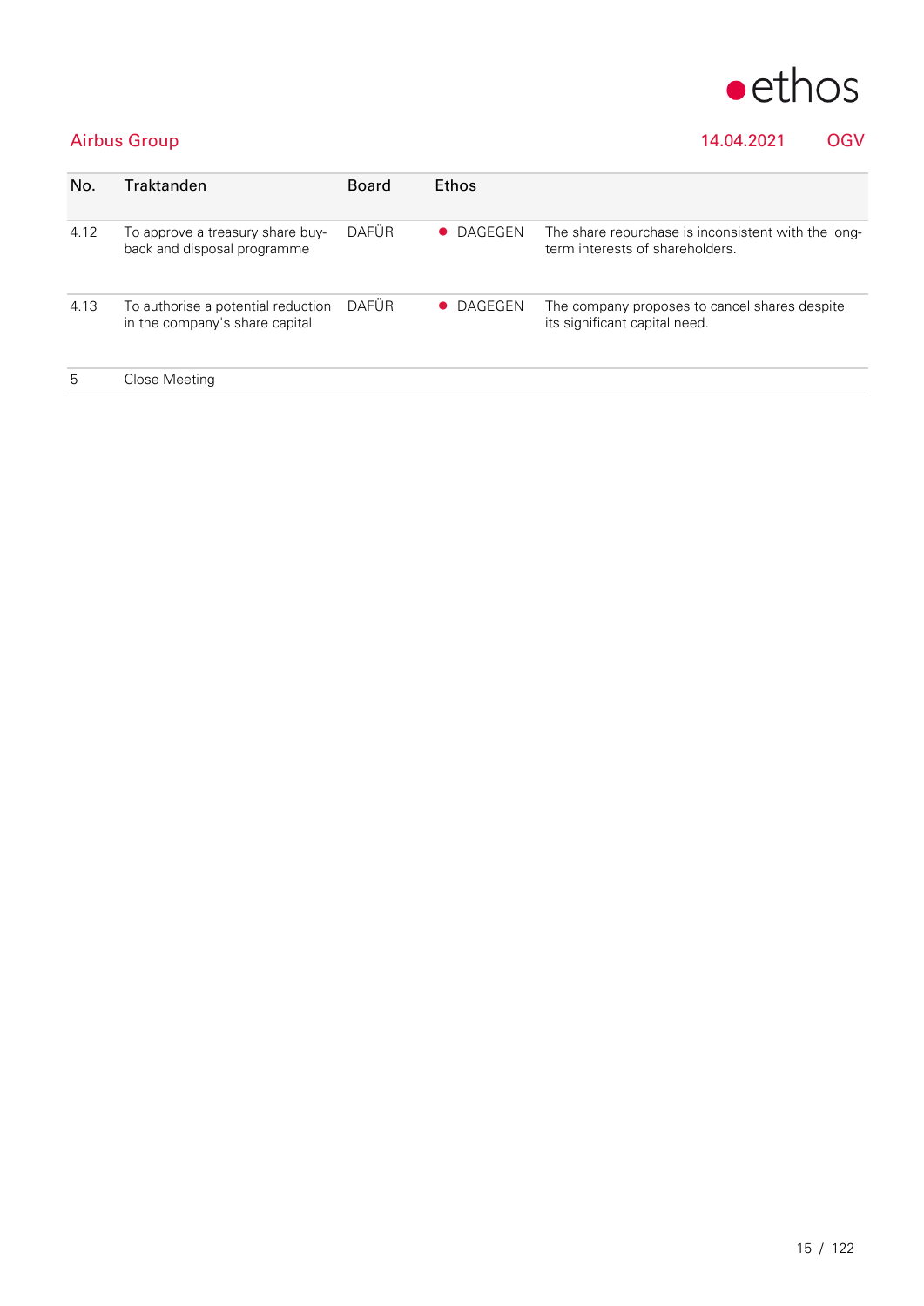Airbus Group 14.04.2021 OGV

| No. | Traktanden | Board | Ethos | |
|---|---|---|---|---|
| 4.12 | To approve a treasury share buy-back and disposal programme | DAFÜR | ● DAGEGEN | The share repurchase is inconsistent with the long-term interests of shareholders. |
| 4.13 | To authorise a potential reduction in the company's share capital | DAFÜR | ● DAGEGEN | The company proposes to cancel shares despite its significant capital need. |
| 5 | Close Meeting | | | |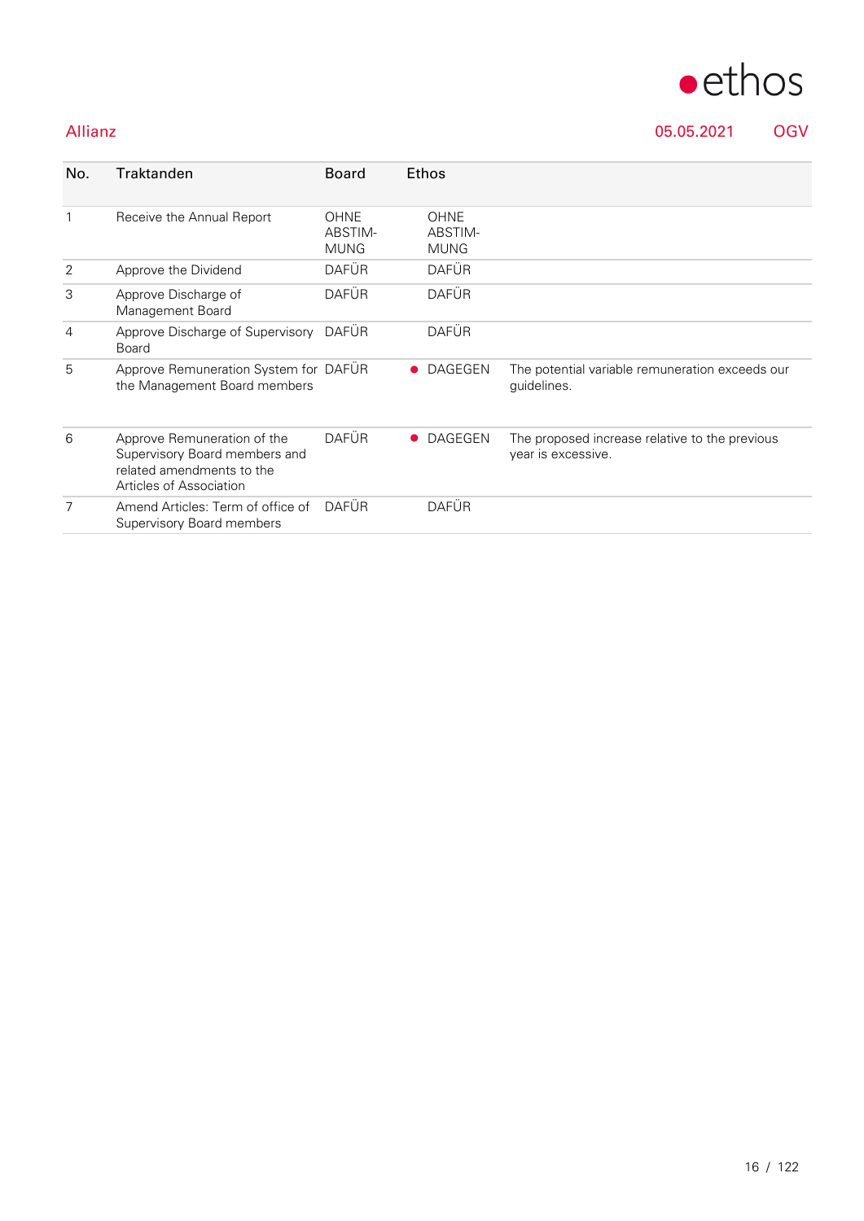Allianz 05.05.2021 OGV

| No. | Traktanden | Board | Ethos | |
|---|---|---|---|---|
| 1 | Receive the Annual Report | OHNE ABSTIM-MUNG | OHNE ABSTIM-MUNG | |
| 2 | Approve the Dividend | DAFÜR | DAFÜR | |
| 3 | Approve Discharge of Management Board | DAFÜR | DAFÜR | |
| 4 | Approve Discharge of Supervisory Board | DAFÜR | DAFÜR | |
| 5 | Approve Remuneration System for the Management Board members | DAFÜR | ● DAGEGEN | The potential variable remuneration exceeds our guidelines. |
| 6 | Approve Remuneration of the Supervisory Board members and related amendments to the Articles of Association | DAFÜR | ● DAGEGEN | The proposed increase relative to the previous year is excessive. |
| 7 | Amend Articles: Term of office of Supervisory Board members | DAFÜR | DAFÜR | |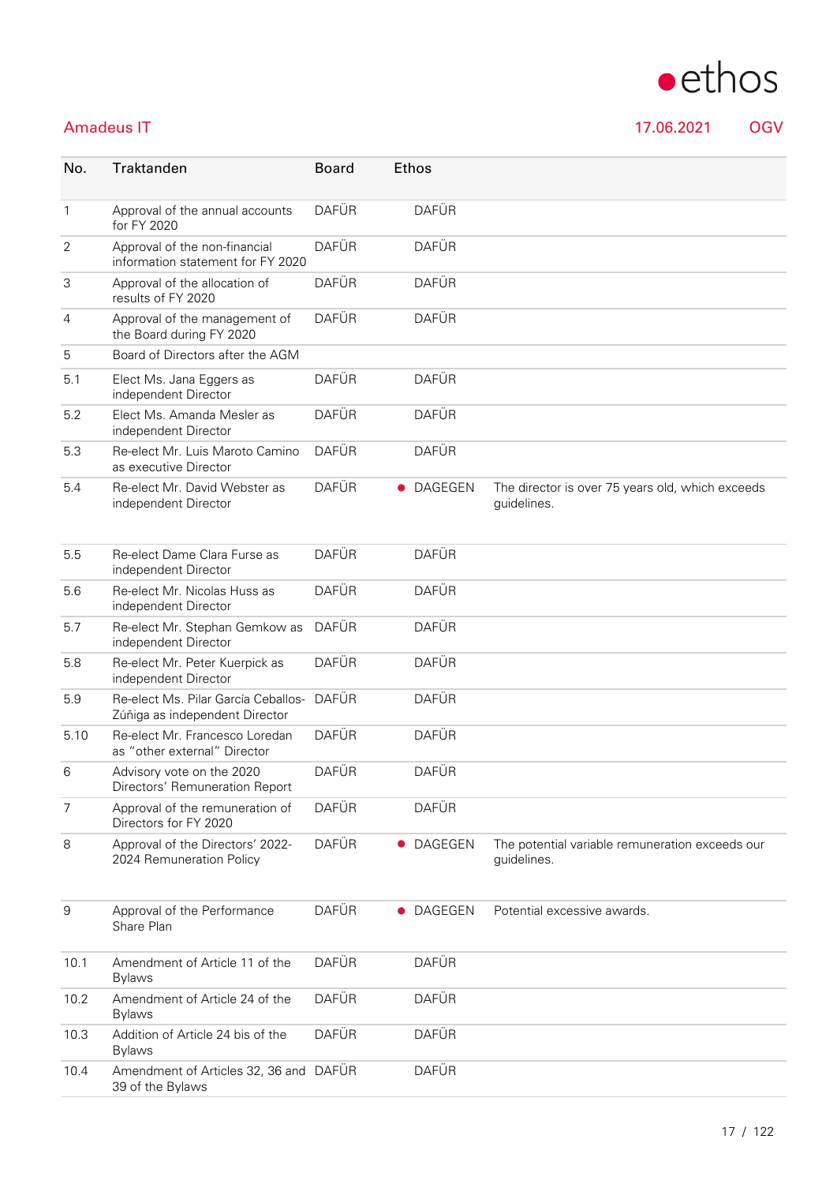## Amadeus IT

17.06.2021 OGV

| No. | Traktanden | Board | Ethos | |
|---|---|---|---|---|
| 1 | Approval of the annual accounts for FY 2020 | DAFÜR | DAFÜR | |
| 2 | Approval of the non-financial information statement for FY 2020 | DAFÜR | DAFÜR | |
| 3 | Approval of the allocation of results of FY 2020 | DAFÜR | DAFÜR | |
| 4 | Approval of the management of the Board during FY 2020 | DAFÜR | DAFÜR | |
| 5 | Board of Directors after the AGM | | | |
| 5.1 | Elect Ms. Jana Eggers as independent Director | DAFÜR | DAFÜR | |
| 5.2 | Elect Ms. Amanda Mesler as independent Director | DAFÜR | DAFÜR | |
| 5.3 | Re-elect Mr. Luis Maroto Camino as executive Director | DAFÜR | DAFÜR | |
| 5.4 | Re-elect Mr. David Webster as independent Director | DAFÜR | ● DAGEGEN | The director is over 75 years old, which exceeds guidelines. |
| 5.5 | Re-elect Dame Clara Furse as independent Director | DAFÜR | DAFÜR | |
| 5.6 | Re-elect Mr. Nicolas Huss as independent Director | DAFÜR | DAFÜR | |
| 5.7 | Re-elect Mr. Stephan Gemkow as independent Director | DAFÜR | DAFÜR | |
| 5.8 | Re-elect Mr. Peter Kuerpick as independent Director | DAFÜR | DAFÜR | |
| 5.9 | Re-elect Ms. Pilar García Ceballos-Zúñiga as independent Director | DAFÜR | DAFÜR | |
| 5.10 | Re-elect Mr. Francesco Loredan as "other external" Director | DAFÜR | DAFÜR | |
| 6 | Advisory vote on the 2020 Directors' Remuneration Report | DAFÜR | DAFÜR | |
| 7 | Approval of the remuneration of Directors for FY 2020 | DAFÜR | DAFÜR | |
| 8 | Approval of the Directors' 2022-2024 Remuneration Policy | DAFÜR | ● DAGEGEN | The potential variable remuneration exceeds our guidelines. |
| 9 | Approval of the Performance Share Plan | DAFÜR | ● DAGEGEN | Potential excessive awards. |
| 10.1 | Amendment of Article 11 of the Bylaws | DAFÜR | DAFÜR | |
| 10.2 | Amendment of Article 24 of the Bylaws | DAFÜR | DAFÜR | |
| 10.3 | Addition of Article 24 bis of the Bylaws | DAFÜR | DAFÜR | |
| 10.4 | Amendment of Articles 32, 36 and 39 of the Bylaws | DAFÜR | DAFÜR | |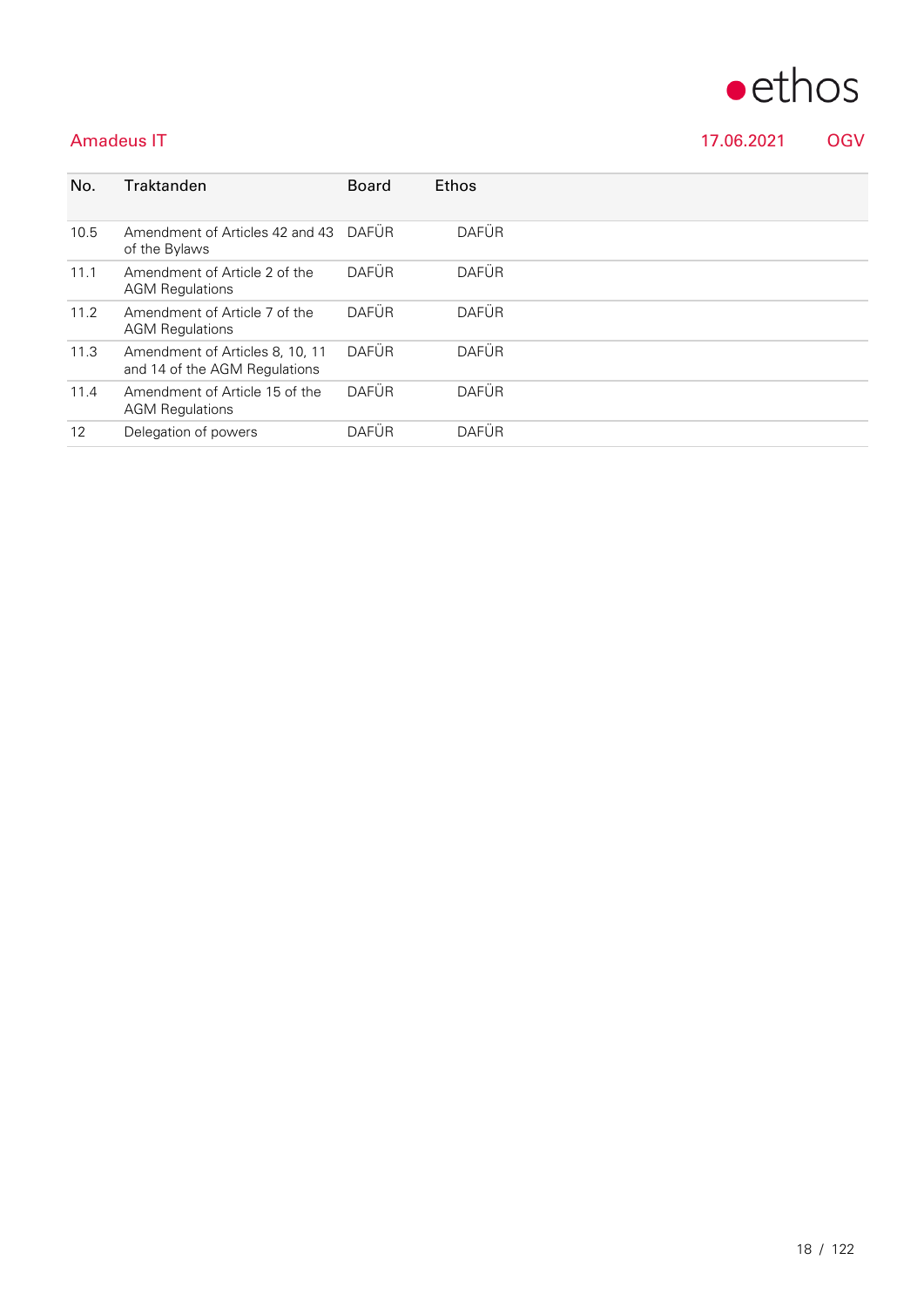Amadeus IT 17.06.2021 OGV

| No. | Traktanden | Board | Ethos |
|---|---|---|---|
| 10.5 | Amendment of Articles 42 and 43 of the Bylaws | DAFÜR | DAFÜR |
| 11.1 | Amendment of Article 2 of the AGM Regulations | DAFÜR | DAFÜR |
| 11.2 | Amendment of Article 7 of the AGM Regulations | DAFÜR | DAFÜR |
| 11.3 | Amendment of Articles 8, 10, 11 and 14 of the AGM Regulations | DAFÜR | DAFÜR |
| 11.4 | Amendment of Article 15 of the AGM Regulations | DAFÜR | DAFÜR |
| 12 | Delegation of powers | DAFÜR | DAFÜR |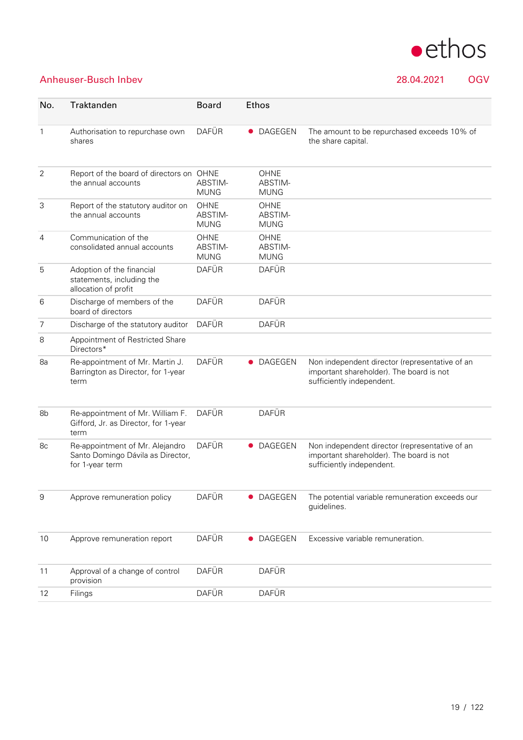## Anheuser-Busch Inbev

28.04.2021 OGV

| No. | Traktanden | Board | Ethos | |
|---|---|---|---|---|
| 1 | Authorisation to repurchase own shares | DAFÜR | ● DAGEGEN | The amount to be repurchased exceeds 10% of the share capital. |
| 2 | Report of the board of directors on the annual accounts | OHNE ABSTIMMUNG | OHNE ABSTIMMUNG | |
| 3 | Report of the statutory auditor on the annual accounts | OHNE ABSTIMMUNG | OHNE ABSTIMMUNG | |
| 4 | Communication of the consolidated annual accounts | OHNE ABSTIMMUNG | OHNE ABSTIMMUNG | |
| 5 | Adoption of the financial statements, including the allocation of profit | DAFÜR | DAFÜR | |
| 6 | Discharge of members of the board of directors | DAFÜR | DAFÜR | |
| 7 | Discharge of the statutory auditor | DAFÜR | DAFÜR | |
| 8 | Appointment of Restricted Share Directors* | | | |
| 8a | Re-appointment of Mr. Martin J. Barrington as Director, for 1-year term | DAFÜR | ● DAGEGEN | Non independent director (representative of an important shareholder). The board is not sufficiently independent. |
| 8b | Re-appointment of Mr. William F. Gifford, Jr. as Director, for 1-year term | DAFÜR | DAFÜR | |
| 8c | Re-appointment of Mr. Alejandro Santo Domingo Dávila as Director, for 1-year term | DAFÜR | ● DAGEGEN | Non independent director (representative of an important shareholder). The board is not sufficiently independent. |
| 9 | Approve remuneration policy | DAFÜR | ● DAGEGEN | The potential variable remuneration exceeds our guidelines. |
| 10 | Approve remuneration report | DAFÜR | ● DAGEGEN | Excessive variable remuneration. |
| 11 | Approval of a change of control provision | DAFÜR | DAFÜR | |
| 12 | Filings | DAFÜR | DAFÜR | |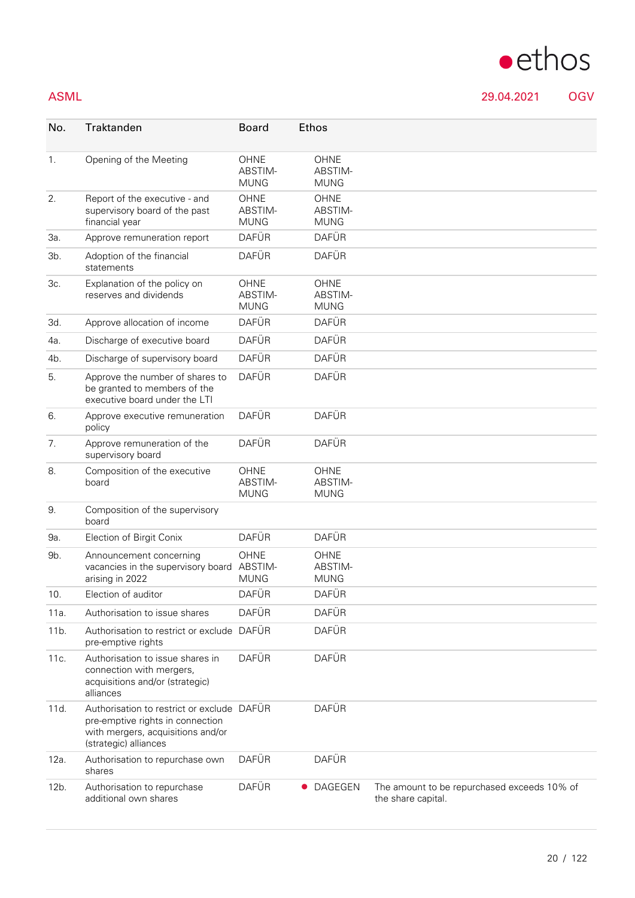ASML 29.04.2021 OGV

| No. | Traktanden | Board | Ethos | |
|---|---|---|---|---|
| 1. | Opening of the Meeting | OHNE ABSTIMMUNG | OHNE ABSTIMMUNG | |
| 2. | Report of the executive - and supervisory board of the past financial year | OHNE ABSTIMMUNG | OHNE ABSTIMMUNG | |
| 3a. | Approve remuneration report | DAFÜR | DAFÜR | |
| 3b. | Adoption of the financial statements | DAFÜR | DAFÜR | |
| 3c. | Explanation of the policy on reserves and dividends | OHNE ABSTIMMUNG | OHNE ABSTIMMUNG | |
| 3d. | Approve allocation of income | DAFÜR | DAFÜR | |
| 4a. | Discharge of executive board | DAFÜR | DAFÜR | |
| 4b. | Discharge of supervisory board | DAFÜR | DAFÜR | |
| 5. | Approve the number of shares to be granted to members of the executive board under the LTI | DAFÜR | DAFÜR | |
| 6. | Approve executive remuneration policy | DAFÜR | DAFÜR | |
| 7. | Approve remuneration of the supervisory board | DAFÜR | DAFÜR | |
| 8. | Composition of the executive board | OHNE ABSTIMMUNG | OHNE ABSTIMMUNG | |
| 9. | Composition of the supervisory board | | | |
| 9a. | Election of Birgit Conix | DAFÜR | DAFÜR | |
| 9b. | Announcement concerning vacancies in the supervisory board arising in 2022 | OHNE ABSTIMMUNG | OHNE ABSTIMMUNG | |
| 10. | Election of auditor | DAFÜR | DAFÜR | |
| 11a. | Authorisation to issue shares | DAFÜR | DAFÜR | |
| 11b. | Authorisation to restrict or exclude pre-emptive rights | DAFÜR | DAFÜR | |
| 11c. | Authorisation to issue shares in connection with mergers, acquisitions and/or (strategic) alliances | DAFÜR | DAFÜR | |
| 11d. | Authorisation to restrict or exclude pre-emptive rights in connection with mergers, acquisitions and/or (strategic) alliances | DAFÜR | DAFÜR | |
| 12a. | Authorisation to repurchase own shares | DAFÜR | DAFÜR | |
| 12b. | Authorisation to repurchase additional own shares | DAFÜR | ● DAGEGEN | The amount to be repurchased exceeds 10% of the share capital. |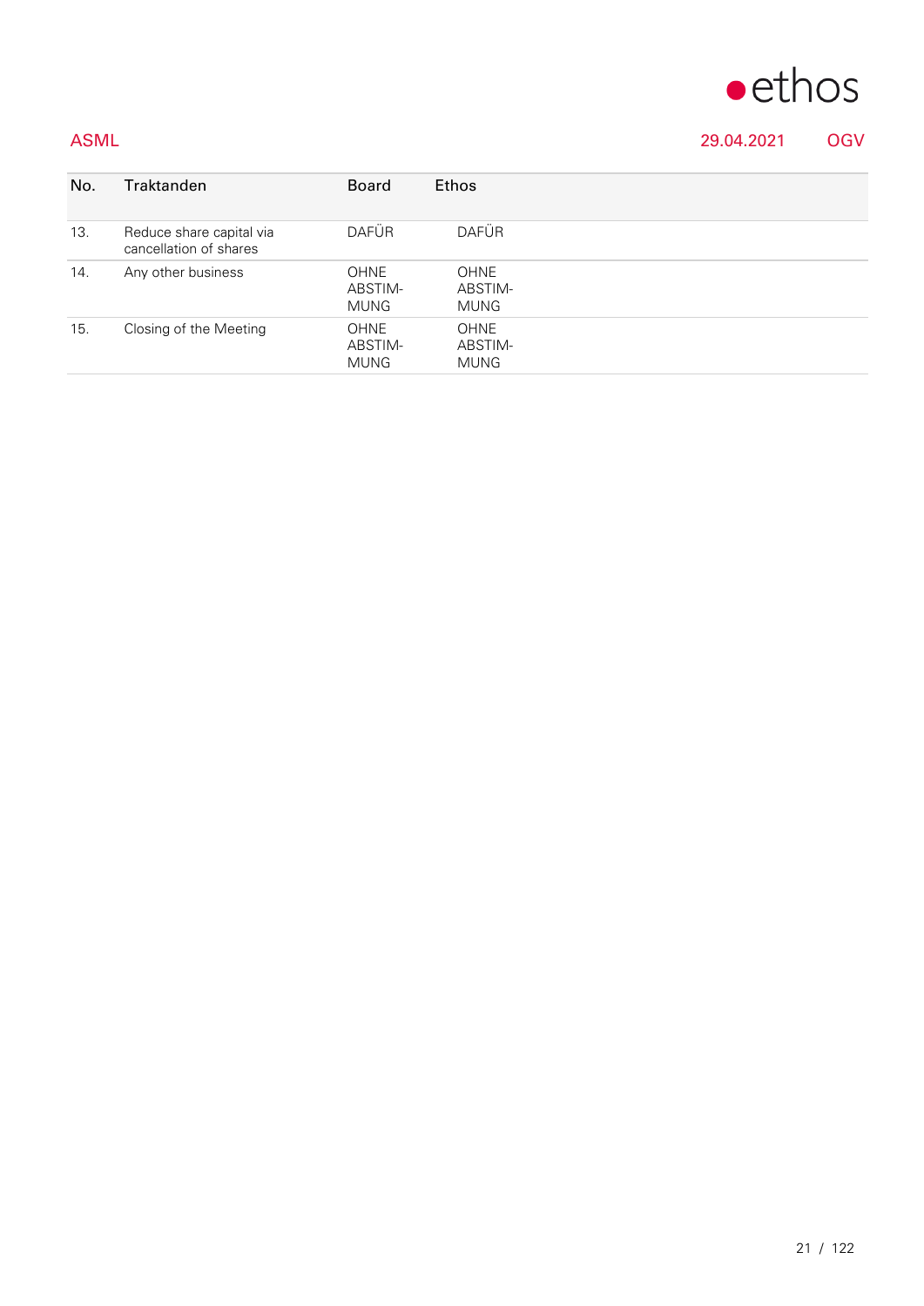ASML — 29.04.2021 — OGV

| No. | Traktanden | Board | Ethos |
| --- | --- | --- | --- |
| 13. | Reduce share capital via cancellation of shares | DAFÜR | DAFÜR |
| 14. | Any other business | OHNE ABSTIMMUNG | OHNE ABSTIMMUNG |
| 15. | Closing of the Meeting | OHNE ABSTIMMUNG | OHNE ABSTIMMUNG |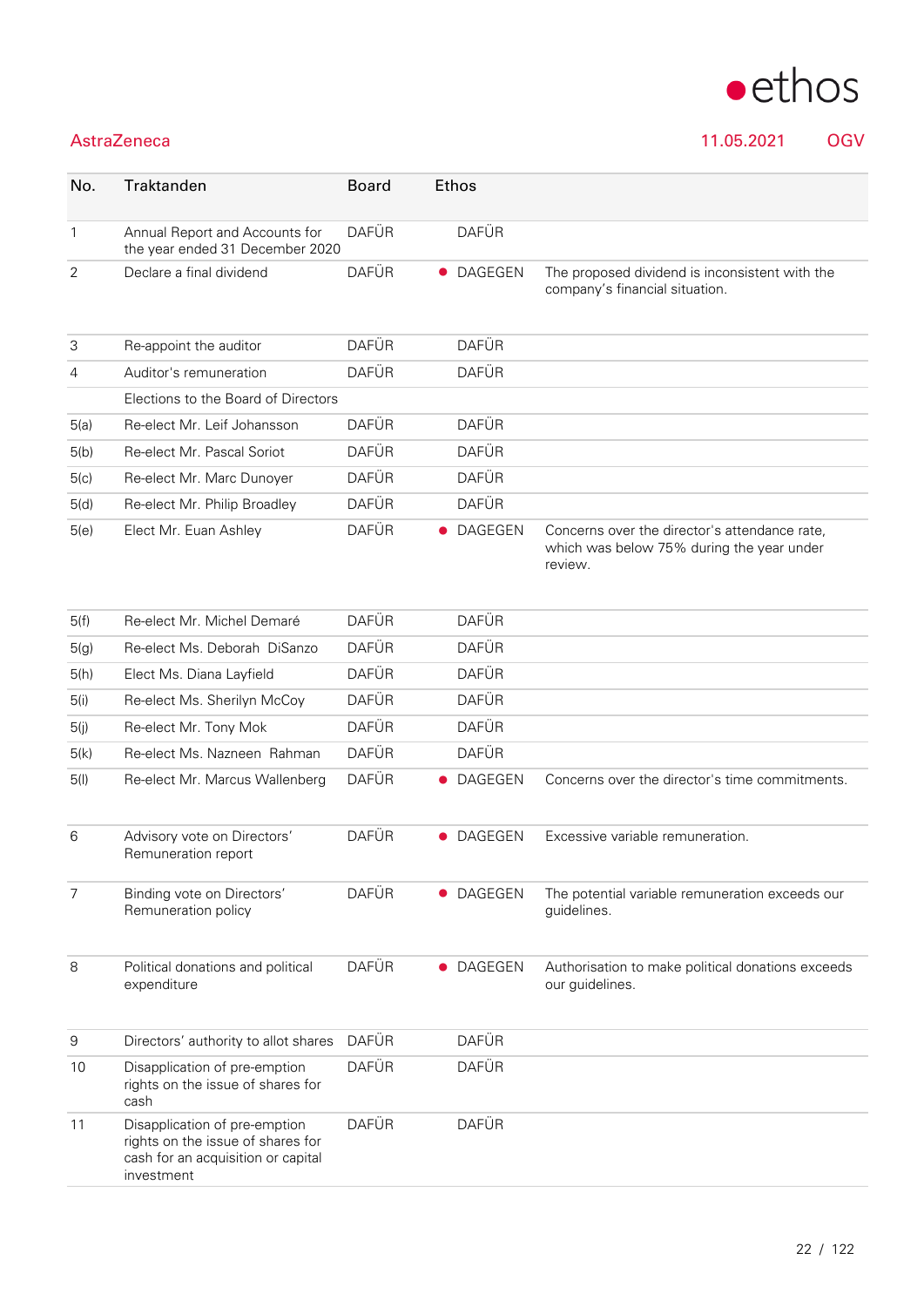## AstraZeneca

11.05.2021 OGV

| No. | Traktanden | Board | Ethos | |
|---|---|---|---|---|
| 1 | Annual Report and Accounts for the year ended 31 December 2020 | DAFÜR | DAFÜR | |
| 2 | Declare a final dividend | DAFÜR | ● DAGEGEN | The proposed dividend is inconsistent with the company's financial situation. |
| 3 | Re-appoint the auditor | DAFÜR | DAFÜR | |
| 4 | Auditor's remuneration | DAFÜR | DAFÜR | |
| | Elections to the Board of Directors | | | |
| 5(a) | Re-elect Mr. Leif Johansson | DAFÜR | DAFÜR | |
| 5(b) | Re-elect Mr. Pascal Soriot | DAFÜR | DAFÜR | |
| 5(c) | Re-elect Mr. Marc Dunoyer | DAFÜR | DAFÜR | |
| 5(d) | Re-elect Mr. Philip Broadley | DAFÜR | DAFÜR | |
| 5(e) | Elect Mr. Euan Ashley | DAFÜR | ● DAGEGEN | Concerns over the director's attendance rate, which was below 75% during the year under review. |
| 5(f) | Re-elect Mr. Michel Demaré | DAFÜR | DAFÜR | |
| 5(g) | Re-elect Ms. Deborah DiSanzo | DAFÜR | DAFÜR | |
| 5(h) | Elect Ms. Diana Layfield | DAFÜR | DAFÜR | |
| 5(i) | Re-elect Ms. Sherilyn McCoy | DAFÜR | DAFÜR | |
| 5(j) | Re-elect Mr. Tony Mok | DAFÜR | DAFÜR | |
| 5(k) | Re-elect Ms. Nazneen Rahman | DAFÜR | DAFÜR | |
| 5(l) | Re-elect Mr. Marcus Wallenberg | DAFÜR | ● DAGEGEN | Concerns over the director's time commitments. |
| 6 | Advisory vote on Directors' Remuneration report | DAFÜR | ● DAGEGEN | Excessive variable remuneration. |
| 7 | Binding vote on Directors' Remuneration policy | DAFÜR | ● DAGEGEN | The potential variable remuneration exceeds our guidelines. |
| 8 | Political donations and political expenditure | DAFÜR | ● DAGEGEN | Authorisation to make political donations exceeds our guidelines. |
| 9 | Directors' authority to allot shares | DAFÜR | DAFÜR | |
| 10 | Disapplication of pre-emption rights on the issue of shares for cash | DAFÜR | DAFÜR | |
| 11 | Disapplication of pre-emption rights on the issue of shares for cash for an acquisition or capital investment | DAFÜR | DAFÜR | |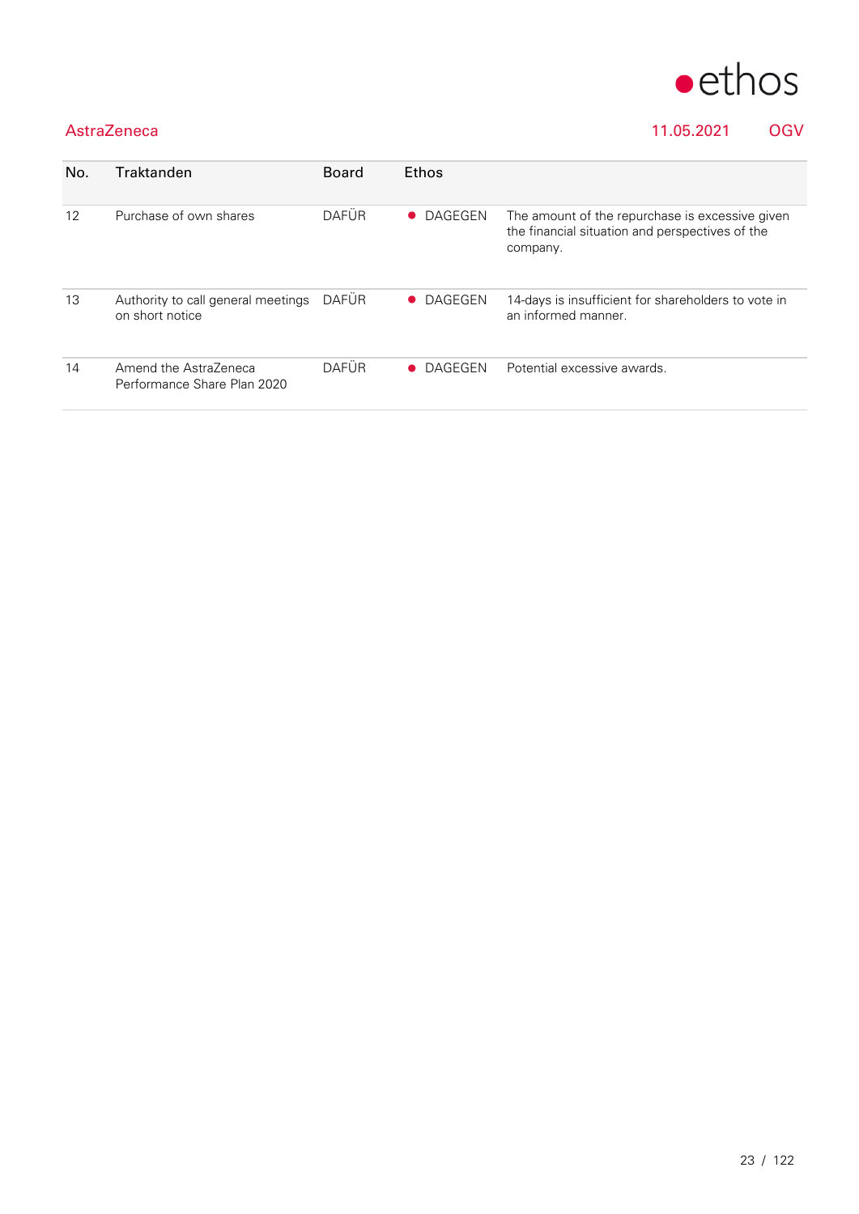AstraZeneca 11.05.2021 OGV

| No. | Traktanden | Board | Ethos | |
|---|---|---|---|---|
| 12 | Purchase of own shares | DAFÜR | ● DAGEGEN | The amount of the repurchase is excessive given the financial situation and perspectives of the company. |
| 13 | Authority to call general meetings on short notice | DAFÜR | ● DAGEGEN | 14-days is insufficient for shareholders to vote in an informed manner. |
| 14 | Amend the AstraZeneca Performance Share Plan 2020 | DAFÜR | ● DAGEGEN | Potential excessive awards. |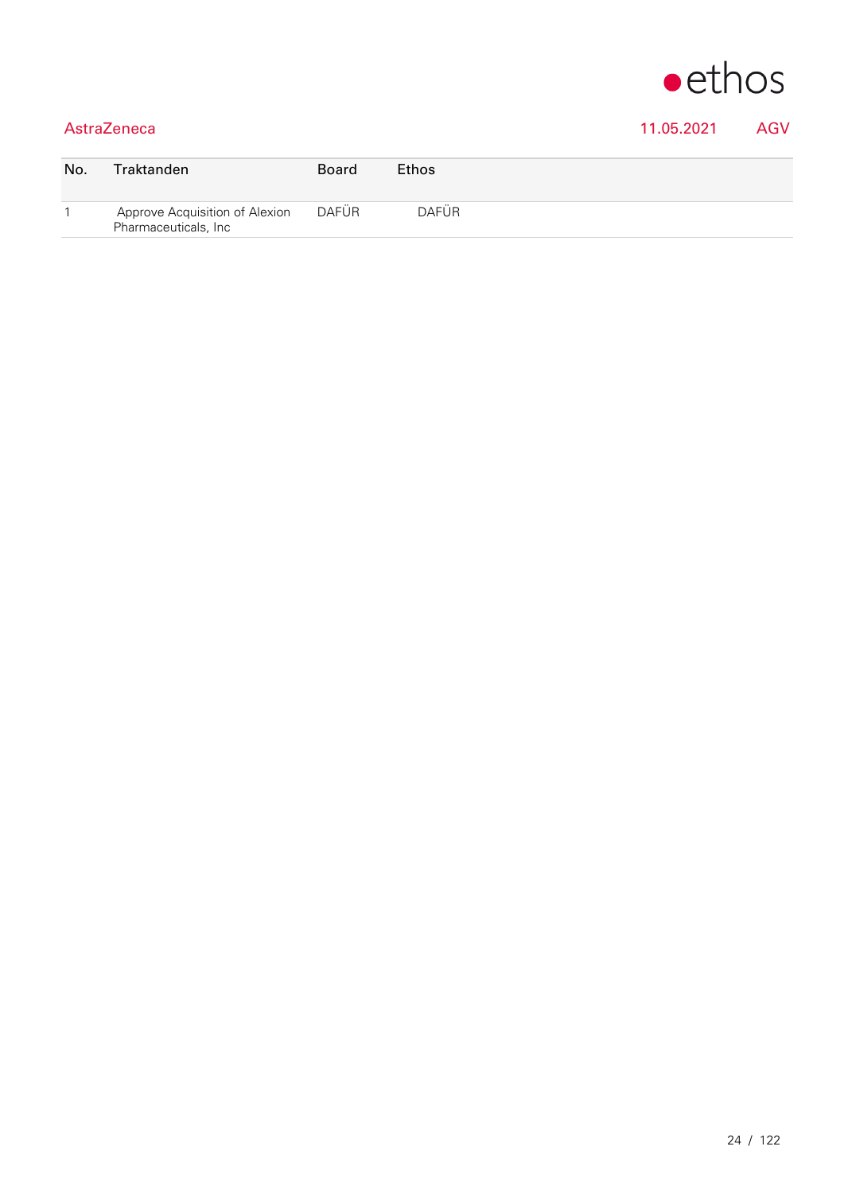AstraZeneca | 11.05.2021 | AGV

| No. | Traktanden | Board | Ethos |
|---|---|---|---|
| 1 | Approve Acquisition of Alexion Pharmaceuticals, Inc | DAFÜR | DAFÜR |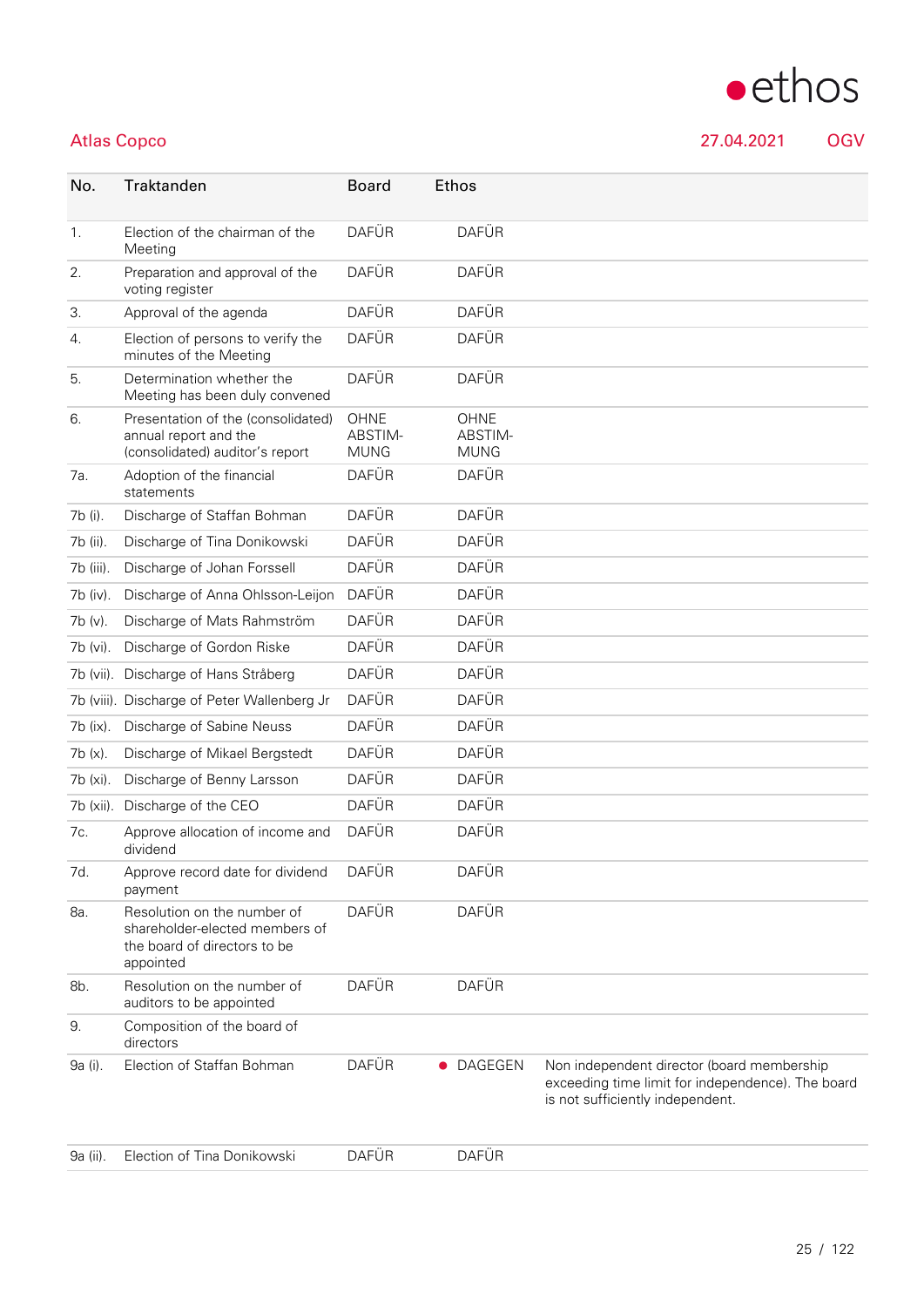## Atlas Copco

27.04.2021 OGV

| No. | Traktanden | Board | Ethos | |
|---|---|---|---|---|
| 1. | Election of the chairman of the Meeting | DAFÜR | DAFÜR | |
| 2. | Preparation and approval of the voting register | DAFÜR | DAFÜR | |
| 3. | Approval of the agenda | DAFÜR | DAFÜR | |
| 4. | Election of persons to verify the minutes of the Meeting | DAFÜR | DAFÜR | |
| 5. | Determination whether the Meeting has been duly convened | DAFÜR | DAFÜR | |
| 6. | Presentation of the (consolidated) annual report and the (consolidated) auditor's report | OHNE ABSTIMMUNG | OHNE ABSTIMMUNG | |
| 7a. | Adoption of the financial statements | DAFÜR | DAFÜR | |
| 7b (i). | Discharge of Staffan Bohman | DAFÜR | DAFÜR | |
| 7b (ii). | Discharge of Tina Donikowski | DAFÜR | DAFÜR | |
| 7b (iii). | Discharge of Johan Forssell | DAFÜR | DAFÜR | |
| 7b (iv). | Discharge of Anna Ohlsson-Leijon | DAFÜR | DAFÜR | |
| 7b (v). | Discharge of Mats Rahmström | DAFÜR | DAFÜR | |
| 7b (vi). | Discharge of Gordon Riske | DAFÜR | DAFÜR | |
| 7b (vii). | Discharge of Hans Stråberg | DAFÜR | DAFÜR | |
| 7b (viii). | Discharge of Peter Wallenberg Jr | DAFÜR | DAFÜR | |
| 7b (ix). | Discharge of Sabine Neuss | DAFÜR | DAFÜR | |
| 7b (x). | Discharge of Mikael Bergstedt | DAFÜR | DAFÜR | |
| 7b (xi). | Discharge of Benny Larsson | DAFÜR | DAFÜR | |
| 7b (xii). | Discharge of the CEO | DAFÜR | DAFÜR | |
| 7c. | Approve allocation of income and dividend | DAFÜR | DAFÜR | |
| 7d. | Approve record date for dividend payment | DAFÜR | DAFÜR | |
| 8a. | Resolution on the number of shareholder-elected members of the board of directors to be appointed | DAFÜR | DAFÜR | |
| 8b. | Resolution on the number of auditors to be appointed | DAFÜR | DAFÜR | |
| 9. | Composition of the board of directors | | | |
| 9a (i). | Election of Staffan Bohman | DAFÜR | ● DAGEGEN | Non independent director (board membership exceeding time limit for independence). The board is not sufficiently independent. |
| 9a (ii). | Election of Tina Donikowski | DAFÜR | DAFÜR | |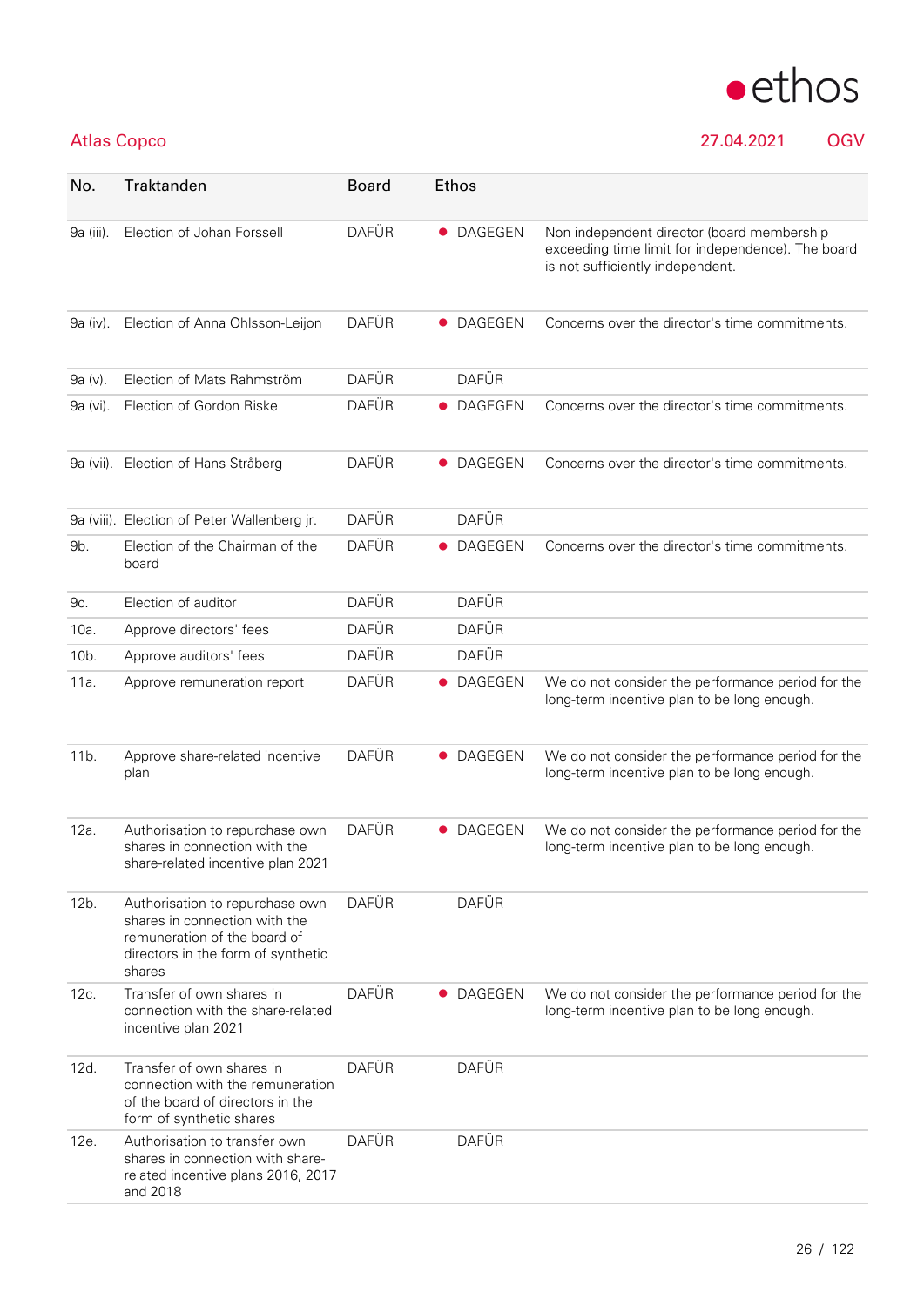## Atlas Copco

27.04.2021 OGV

| No. | Traktanden | Board | Ethos | |
|---|---|---|---|---|
| 9a (iii). | Election of Johan Forssell | DAFÜR | ● DAGEGEN | Non independent director (board membership exceeding time limit for independence). The board is not sufficiently independent. |
| 9a (iv). | Election of Anna Ohlsson-Leijon | DAFÜR | ● DAGEGEN | Concerns over the director's time commitments. |
| 9a (v). | Election of Mats Rahmström | DAFÜR | DAFÜR | |
| 9a (vi). | Election of Gordon Riske | DAFÜR | ● DAGEGEN | Concerns over the director's time commitments. |
| 9a (vii). | Election of Hans Stråberg | DAFÜR | ● DAGEGEN | Concerns over the director's time commitments. |
| 9a (viii). | Election of Peter Wallenberg jr. | DAFÜR | DAFÜR | |
| 9b. | Election of the Chairman of the board | DAFÜR | ● DAGEGEN | Concerns over the director's time commitments. |
| 9c. | Election of auditor | DAFÜR | DAFÜR | |
| 10a. | Approve directors' fees | DAFÜR | DAFÜR | |
| 10b. | Approve auditors' fees | DAFÜR | DAFÜR | |
| 11a. | Approve remuneration report | DAFÜR | ● DAGEGEN | We do not consider the performance period for the long-term incentive plan to be long enough. |
| 11b. | Approve share-related incentive plan | DAFÜR | ● DAGEGEN | We do not consider the performance period for the long-term incentive plan to be long enough. |
| 12a. | Authorisation to repurchase own shares in connection with the share-related incentive plan 2021 | DAFÜR | ● DAGEGEN | We do not consider the performance period for the long-term incentive plan to be long enough. |
| 12b. | Authorisation to repurchase own shares in connection with the remuneration of the board of directors in the form of synthetic shares | DAFÜR | DAFÜR | |
| 12c. | Transfer of own shares in connection with the share-related incentive plan 2021 | DAFÜR | ● DAGEGEN | We do not consider the performance period for the long-term incentive plan to be long enough. |
| 12d. | Transfer of own shares in connection with the remuneration of the board of directors in the form of synthetic shares | DAFÜR | DAFÜR | |
| 12e. | Authorisation to transfer own shares in connection with share-related incentive plans 2016, 2017 and 2018 | DAFÜR | DAFÜR | |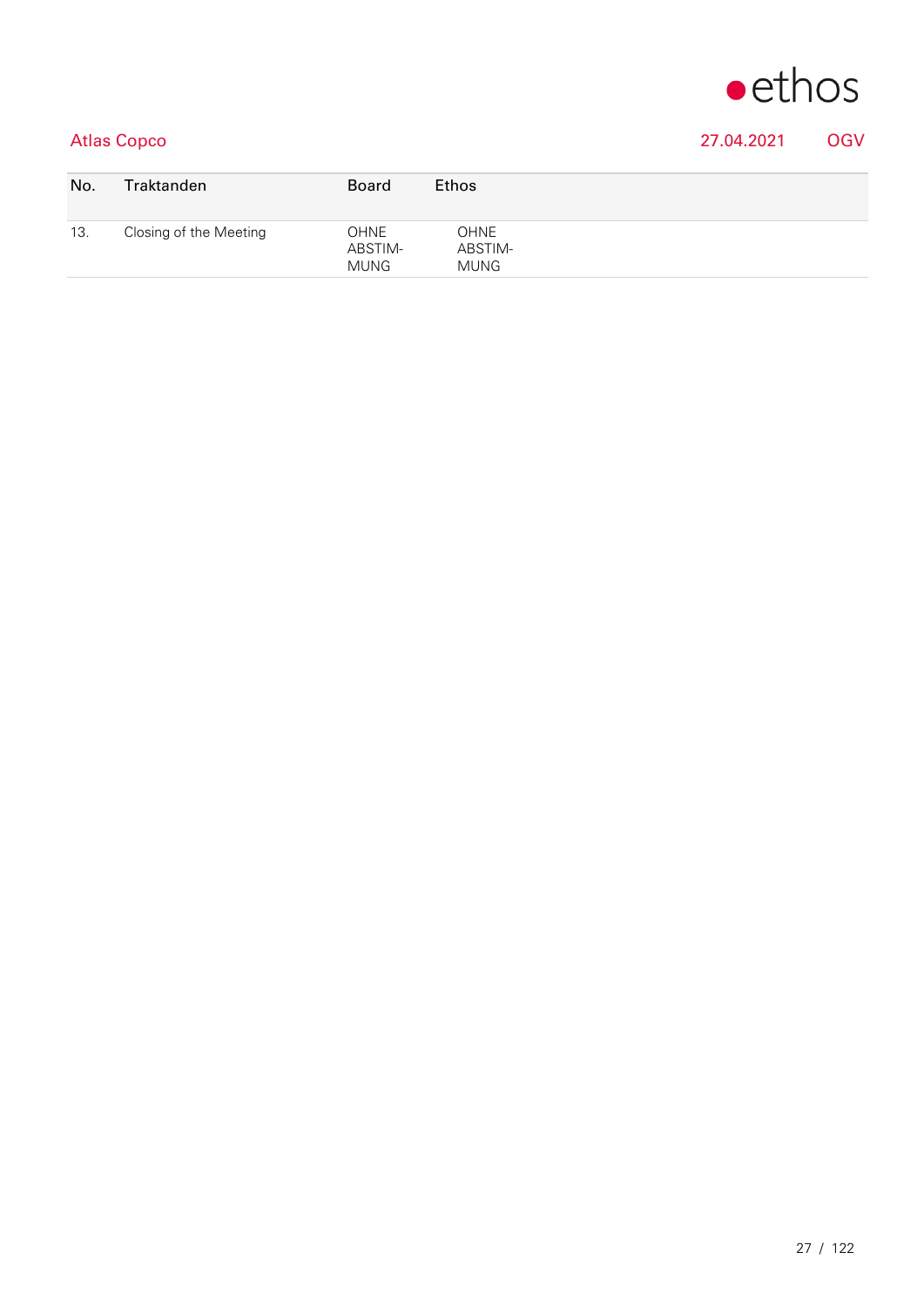Atlas Copco 27.04.2021 OGV

| No. | Traktanden | Board | Ethos |
| --- | --- | --- | --- |
| 13. | Closing of the Meeting | OHNE ABSTIMMUNG | OHNE ABSTIMMUNG |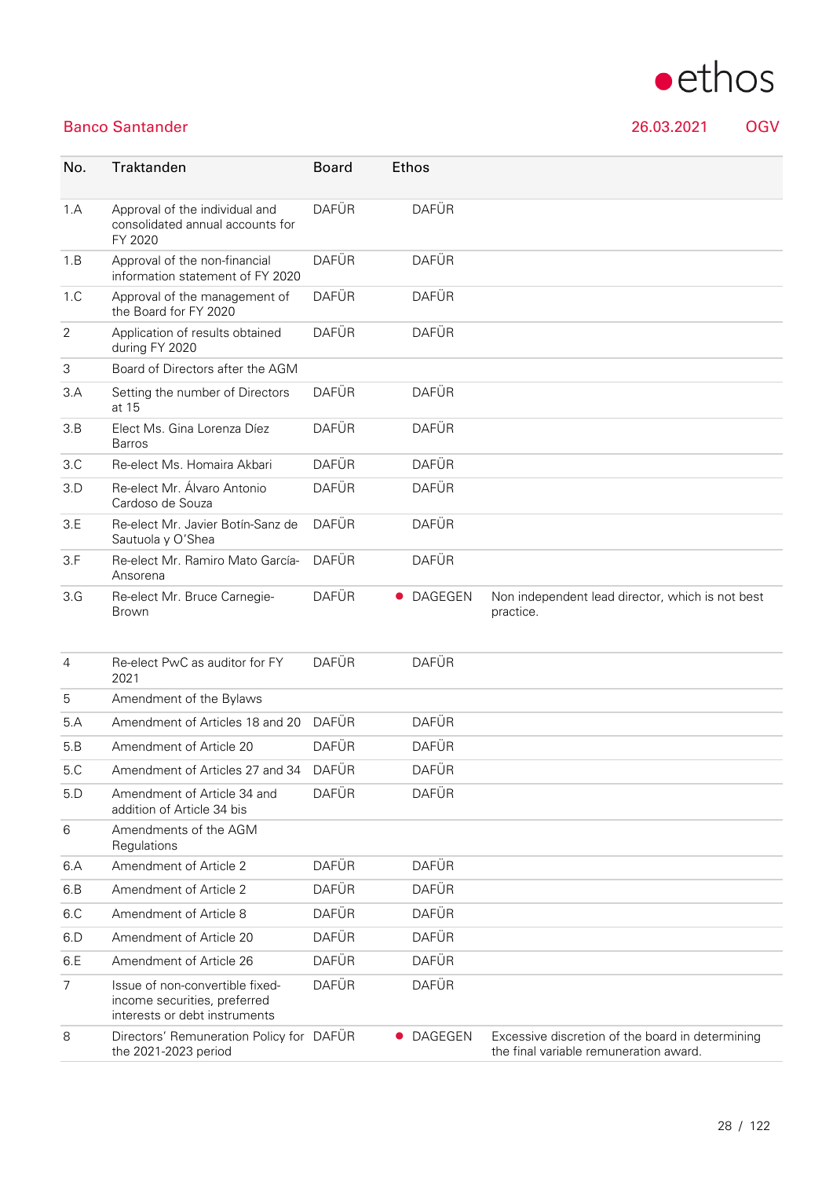## Banco Santander

26.03.2021 OGV

| No. | Traktanden | Board | Ethos | |
|---|---|---|---|---|
| 1.A | Approval of the individual and consolidated annual accounts for FY 2020 | DAFÜR | DAFÜR | |
| 1.B | Approval of the non-financial information statement of FY 2020 | DAFÜR | DAFÜR | |
| 1.C | Approval of the management of the Board for FY 2020 | DAFÜR | DAFÜR | |
| 2 | Application of results obtained during FY 2020 | DAFÜR | DAFÜR | |
| 3 | Board of Directors after the AGM | | | |
| 3.A | Setting the number of Directors at 15 | DAFÜR | DAFÜR | |
| 3.B | Elect Ms. Gina Lorenza Díez Barros | DAFÜR | DAFÜR | |
| 3.C | Re-elect Ms. Homaira Akbari | DAFÜR | DAFÜR | |
| 3.D | Re-elect Mr. Álvaro Antonio Cardoso de Souza | DAFÜR | DAFÜR | |
| 3.E | Re-elect Mr. Javier Botín-Sanz de Sautuola y O'Shea | DAFÜR | DAFÜR | |
| 3.F | Re-elect Mr. Ramiro Mato García-Ansorena | DAFÜR | DAFÜR | |
| 3.G | Re-elect Mr. Bruce Carnegie-Brown | DAFÜR | ● DAGEGEN | Non independent lead director, which is not best practice. |
| 4 | Re-elect PwC as auditor for FY 2021 | DAFÜR | DAFÜR | |
| 5 | Amendment of the Bylaws | | | |
| 5.A | Amendment of Articles 18 and 20 | DAFÜR | DAFÜR | |
| 5.B | Amendment of Article 20 | DAFÜR | DAFÜR | |
| 5.C | Amendment of Articles 27 and 34 | DAFÜR | DAFÜR | |
| 5.D | Amendment of Article 34 and addition of Article 34 bis | DAFÜR | DAFÜR | |
| 6 | Amendments of the AGM Regulations | | | |
| 6.A | Amendment of Article 2 | DAFÜR | DAFÜR | |
| 6.B | Amendment of Article 2 | DAFÜR | DAFÜR | |
| 6.C | Amendment of Article 8 | DAFÜR | DAFÜR | |
| 6.D | Amendment of Article 20 | DAFÜR | DAFÜR | |
| 6.E | Amendment of Article 26 | DAFÜR | DAFÜR | |
| 7 | Issue of non-convertible fixed-income securities, preferred interests or debt instruments | DAFÜR | DAFÜR | |
| 8 | Directors' Remuneration Policy for the 2021-2023 period | DAFÜR | ● DAGEGEN | Excessive discretion of the board in determining the final variable remuneration award. |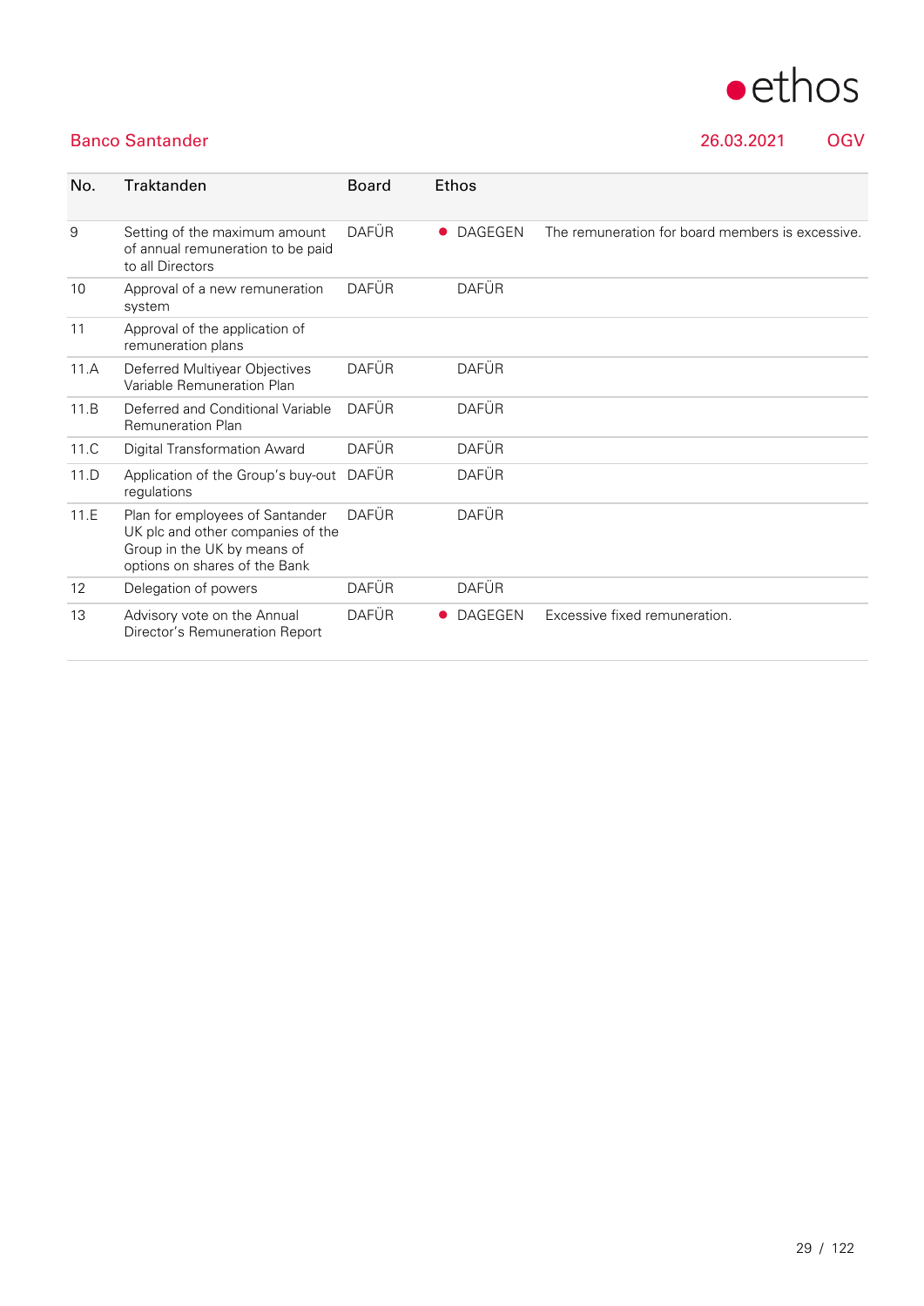Banco Santander 26.03.2021 OGV

| No. | Traktanden | Board | Ethos | |
|---|---|---|---|---|
| 9 | Setting of the maximum amount of annual remuneration to be paid to all Directors | DAFÜR | ● DAGEGEN | The remuneration for board members is excessive. |
| 10 | Approval of a new remuneration system | DAFÜR | DAFÜR | |
| 11 | Approval of the application of remuneration plans | | | |
| 11.A | Deferred Multiyear Objectives Variable Remuneration Plan | DAFÜR | DAFÜR | |
| 11.B | Deferred and Conditional Variable Remuneration Plan | DAFÜR | DAFÜR | |
| 11.C | Digital Transformation Award | DAFÜR | DAFÜR | |
| 11.D | Application of the Group's buy-out regulations | DAFÜR | DAFÜR | |
| 11.E | Plan for employees of Santander UK plc and other companies of the Group in the UK by means of options on shares of the Bank | DAFÜR | DAFÜR | |
| 12 | Delegation of powers | DAFÜR | DAFÜR | |
| 13 | Advisory vote on the Annual Director's Remuneration Report | DAFÜR | ● DAGEGEN | Excessive fixed remuneration. |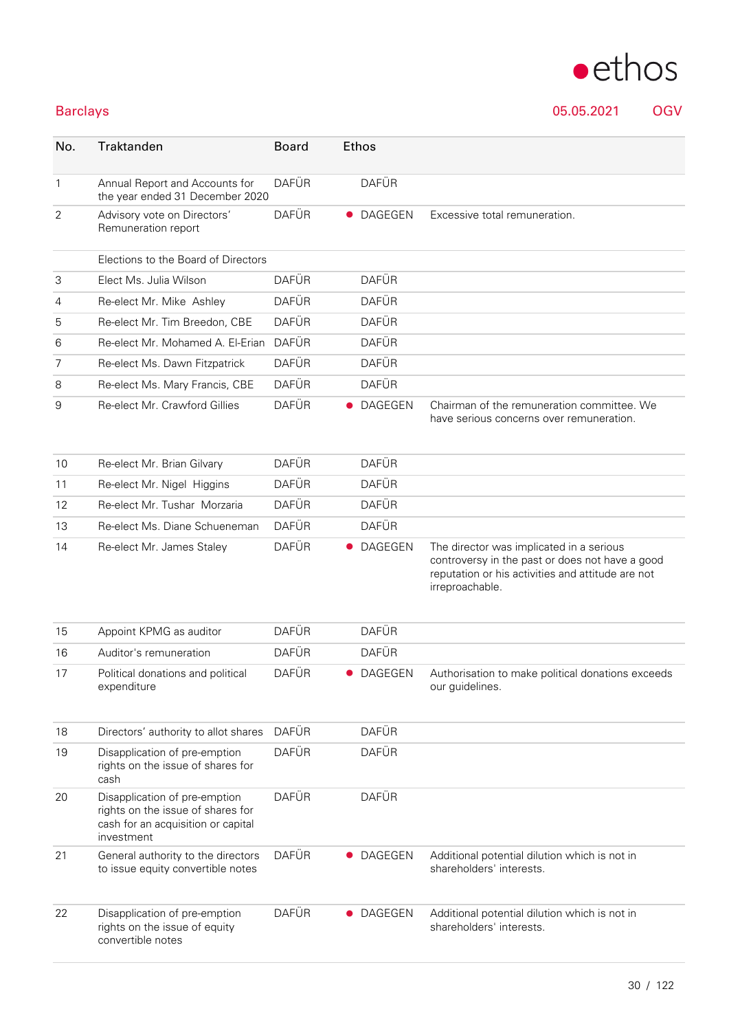# Barclays

05.05.2021 OGV

| No. | Traktanden | Board | Ethos | |
|---|---|---|---|---|
| 1 | Annual Report and Accounts for the year ended 31 December 2020 | DAFÜR | DAFÜR | |
| 2 | Advisory vote on Directors' Remuneration report | DAFÜR | ● DAGEGEN | Excessive total remuneration. |
| | Elections to the Board of Directors | | | |
| 3 | Elect Ms. Julia Wilson | DAFÜR | DAFÜR | |
| 4 | Re-elect Mr. Mike Ashley | DAFÜR | DAFÜR | |
| 5 | Re-elect Mr. Tim Breedon, CBE | DAFÜR | DAFÜR | |
| 6 | Re-elect Mr. Mohamed A. El-Erian | DAFÜR | DAFÜR | |
| 7 | Re-elect Ms. Dawn Fitzpatrick | DAFÜR | DAFÜR | |
| 8 | Re-elect Ms. Mary Francis, CBE | DAFÜR | DAFÜR | |
| 9 | Re-elect Mr. Crawford Gillies | DAFÜR | ● DAGEGEN | Chairman of the remuneration committee. We have serious concerns over remuneration. |
| 10 | Re-elect Mr. Brian Gilvary | DAFÜR | DAFÜR | |
| 11 | Re-elect Mr. Nigel Higgins | DAFÜR | DAFÜR | |
| 12 | Re-elect Mr. Tushar Morzaria | DAFÜR | DAFÜR | |
| 13 | Re-elect Ms. Diane Schueneman | DAFÜR | DAFÜR | |
| 14 | Re-elect Mr. James Staley | DAFÜR | ● DAGEGEN | The director was implicated in a serious controversy in the past or does not have a good reputation or his activities and attitude are not irreproachable. |
| 15 | Appoint KPMG as auditor | DAFÜR | DAFÜR | |
| 16 | Auditor's remuneration | DAFÜR | DAFÜR | |
| 17 | Political donations and political expenditure | DAFÜR | ● DAGEGEN | Authorisation to make political donations exceeds our guidelines. |
| 18 | Directors' authority to allot shares | DAFÜR | DAFÜR | |
| 19 | Disapplication of pre-emption rights on the issue of shares for cash | DAFÜR | DAFÜR | |
| 20 | Disapplication of pre-emption rights on the issue of shares for cash for an acquisition or capital investment | DAFÜR | DAFÜR | |
| 21 | General authority to the directors to issue equity convertible notes | DAFÜR | ● DAGEGEN | Additional potential dilution which is not in shareholders' interests. |
| 22 | Disapplication of pre-emption rights on the issue of equity convertible notes | DAFÜR | ● DAGEGEN | Additional potential dilution which is not in shareholders' interests. |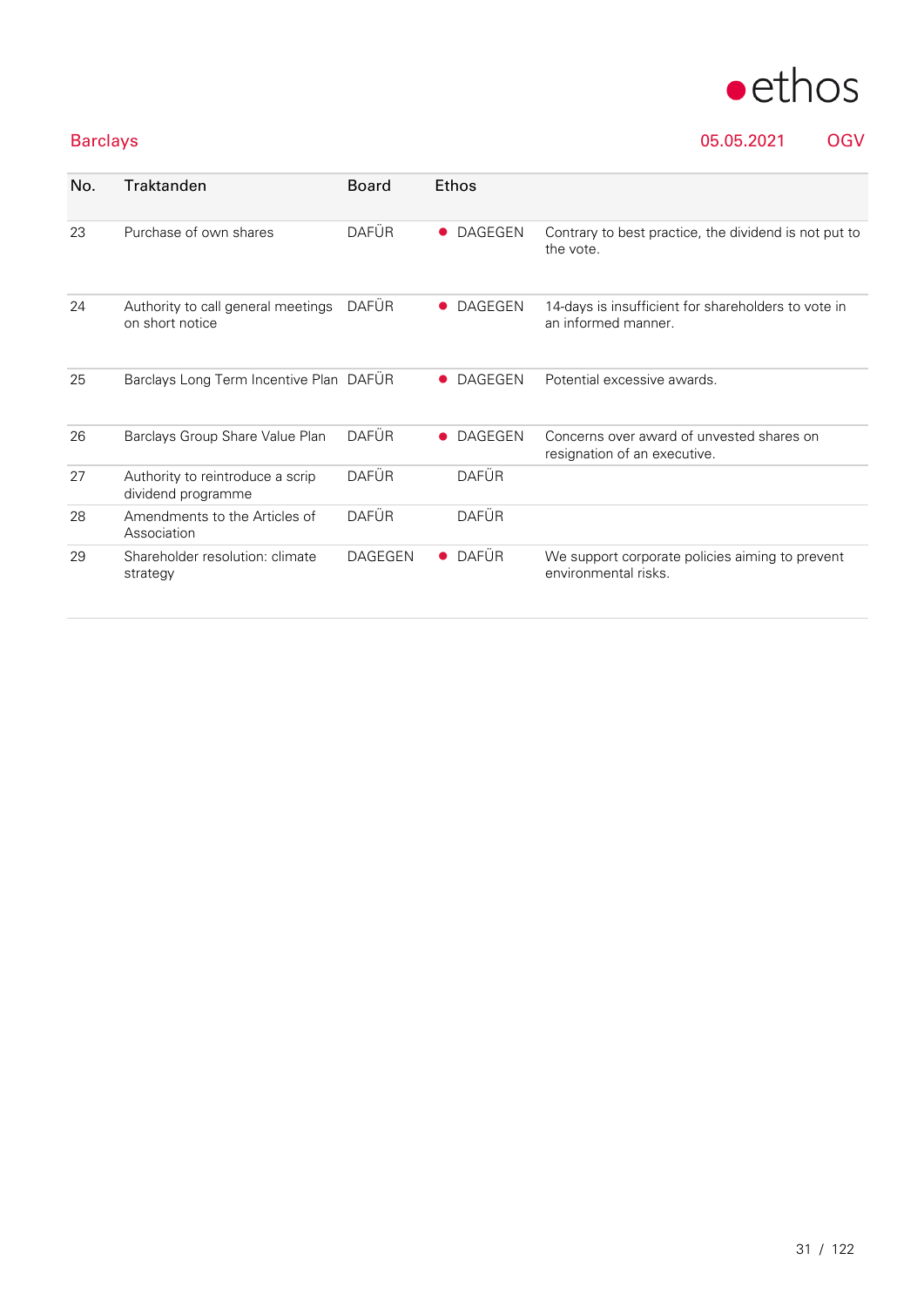Barclays

05.05.2021 OGV

| No. | Traktanden | Board | Ethos | |
|---|---|---|---|---|
| 23 | Purchase of own shares | DAFÜR | ● DAGEGEN | Contrary to best practice, the dividend is not put to the vote. |
| 24 | Authority to call general meetings on short notice | DAFÜR | ● DAGEGEN | 14-days is insufficient for shareholders to vote in an informed manner. |
| 25 | Barclays Long Term Incentive Plan | DAFÜR | ● DAGEGEN | Potential excessive awards. |
| 26 | Barclays Group Share Value Plan | DAFÜR | ● DAGEGEN | Concerns over award of unvested shares on resignation of an executive. |
| 27 | Authority to reintroduce a scrip dividend programme | DAFÜR | DAFÜR | |
| 28 | Amendments to the Articles of Association | DAFÜR | DAFÜR | |
| 29 | Shareholder resolution: climate strategy | DAGEGEN | ● DAFÜR | We support corporate policies aiming to prevent environmental risks. |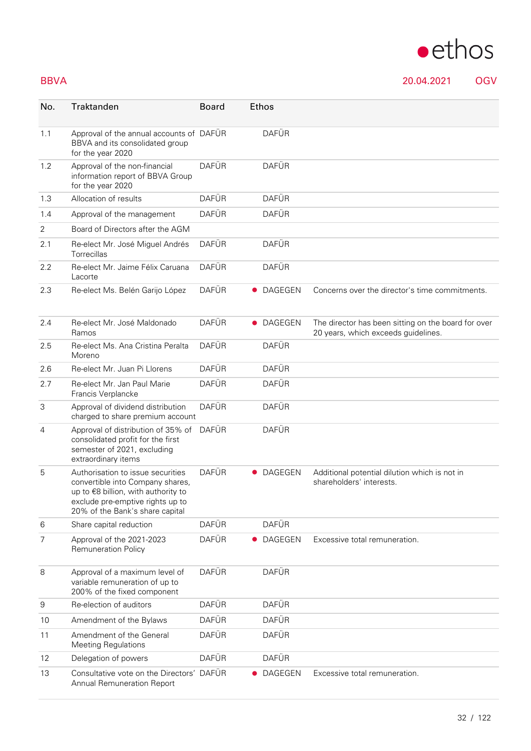BBVA 20.04.2021 OGV

| No. | Traktanden | Board | Ethos | |
|---|---|---|---|---|
| 1.1 | Approval of the annual accounts of BBVA and its consolidated group for the year 2020 | DAFÜR | DAFÜR | |
| 1.2 | Approval of the non-financial information report of BBVA Group for the year 2020 | DAFÜR | DAFÜR | |
| 1.3 | Allocation of results | DAFÜR | DAFÜR | |
| 1.4 | Approval of the management | DAFÜR | DAFÜR | |
| 2 | Board of Directors after the AGM | | | |
| 2.1 | Re-elect Mr. José Miguel Andrés Torrecillas | DAFÜR | DAFÜR | |
| 2.2 | Re-elect Mr. Jaime Félix Caruana Lacorte | DAFÜR | DAFÜR | |
| 2.3 | Re-elect Ms. Belén Garijo López | DAFÜR | ● DAGEGEN | Concerns over the director's time commitments. |
| 2.4 | Re-elect Mr. José Maldonado Ramos | DAFÜR | ● DAGEGEN | The director has been sitting on the board for over 20 years, which exceeds guidelines. |
| 2.5 | Re-elect Ms. Ana Cristina Peralta Moreno | DAFÜR | DAFÜR | |
| 2.6 | Re-elect Mr. Juan Pi Llorens | DAFÜR | DAFÜR | |
| 2.7 | Re-elect Mr. Jan Paul Marie Francis Verplancke | DAFÜR | DAFÜR | |
| 3 | Approval of dividend distribution charged to share premium account | DAFÜR | DAFÜR | |
| 4 | Approval of distribution of 35% of consolidated profit for the first semester of 2021, excluding extraordinary items | DAFÜR | DAFÜR | |
| 5 | Authorisation to issue securities convertible into Company shares, up to €8 billion, with authority to exclude pre-emptive rights up to 20% of the Bank's share capital | DAFÜR | ● DAGEGEN | Additional potential dilution which is not in shareholders' interests. |
| 6 | Share capital reduction | DAFÜR | DAFÜR | |
| 7 | Approval of the 2021-2023 Remuneration Policy | DAFÜR | ● DAGEGEN | Excessive total remuneration. |
| 8 | Approval of a maximum level of variable remuneration of up to 200% of the fixed component | DAFÜR | DAFÜR | |
| 9 | Re-election of auditors | DAFÜR | DAFÜR | |
| 10 | Amendment of the Bylaws | DAFÜR | DAFÜR | |
| 11 | Amendment of the General Meeting Regulations | DAFÜR | DAFÜR | |
| 12 | Delegation of powers | DAFÜR | DAFÜR | |
| 13 | Consultative vote on the Directors' Annual Remuneration Report | DAFÜR | ● DAGEGEN | Excessive total remuneration. |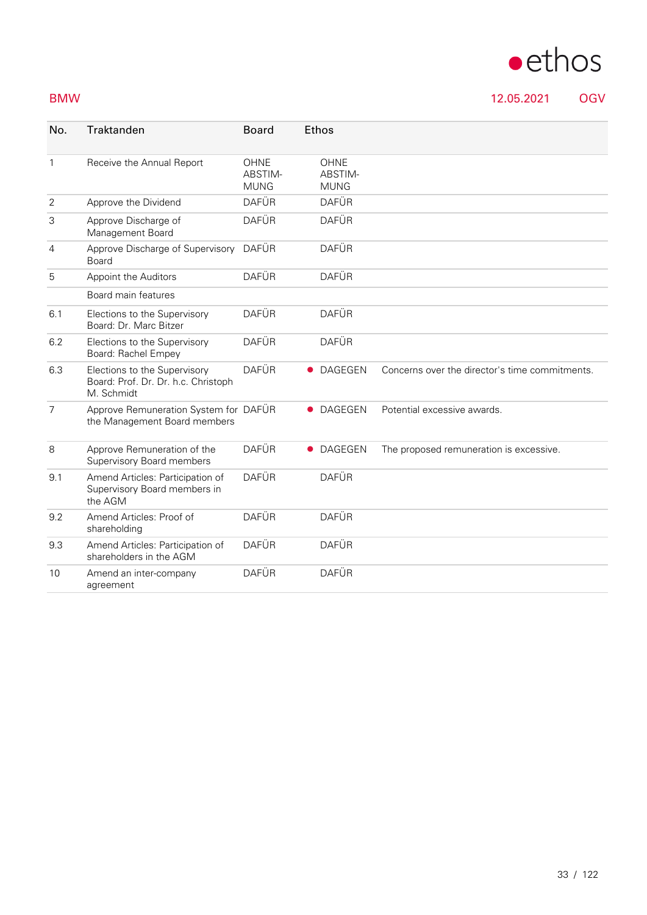## BMW

12.05.2021 OGV

| No. | Traktanden | Board | Ethos | |
|---|---|---|---|---|
| 1 | Receive the Annual Report | OHNE ABSTIM-MUNG | OHNE ABSTIM-MUNG | |
| 2 | Approve the Dividend | DAFÜR | DAFÜR | |
| 3 | Approve Discharge of Management Board | DAFÜR | DAFÜR | |
| 4 | Approve Discharge of Supervisory Board | DAFÜR | DAFÜR | |
| 5 | Appoint the Auditors | DAFÜR | DAFÜR | |
| | Board main features | | | |
| 6.1 | Elections to the Supervisory Board: Dr. Marc Bitzer | DAFÜR | DAFÜR | |
| 6.2 | Elections to the Supervisory Board: Rachel Empey | DAFÜR | DAFÜR | |
| 6.3 | Elections to the Supervisory Board: Prof. Dr. Dr. h.c. Christoph M. Schmidt | DAFÜR | ● DAGEGEN | Concerns over the director's time commitments. |
| 7 | Approve Remuneration System for the Management Board members | DAFÜR | ● DAGEGEN | Potential excessive awards. |
| 8 | Approve Remuneration of the Supervisory Board members | DAFÜR | ● DAGEGEN | The proposed remuneration is excessive. |
| 9.1 | Amend Articles: Participation of Supervisory Board members in the AGM | DAFÜR | DAFÜR | |
| 9.2 | Amend Articles: Proof of shareholding | DAFÜR | DAFÜR | |
| 9.3 | Amend Articles: Participation of shareholders in the AGM | DAFÜR | DAFÜR | |
| 10 | Amend an inter-company agreement | DAFÜR | DAFÜR | |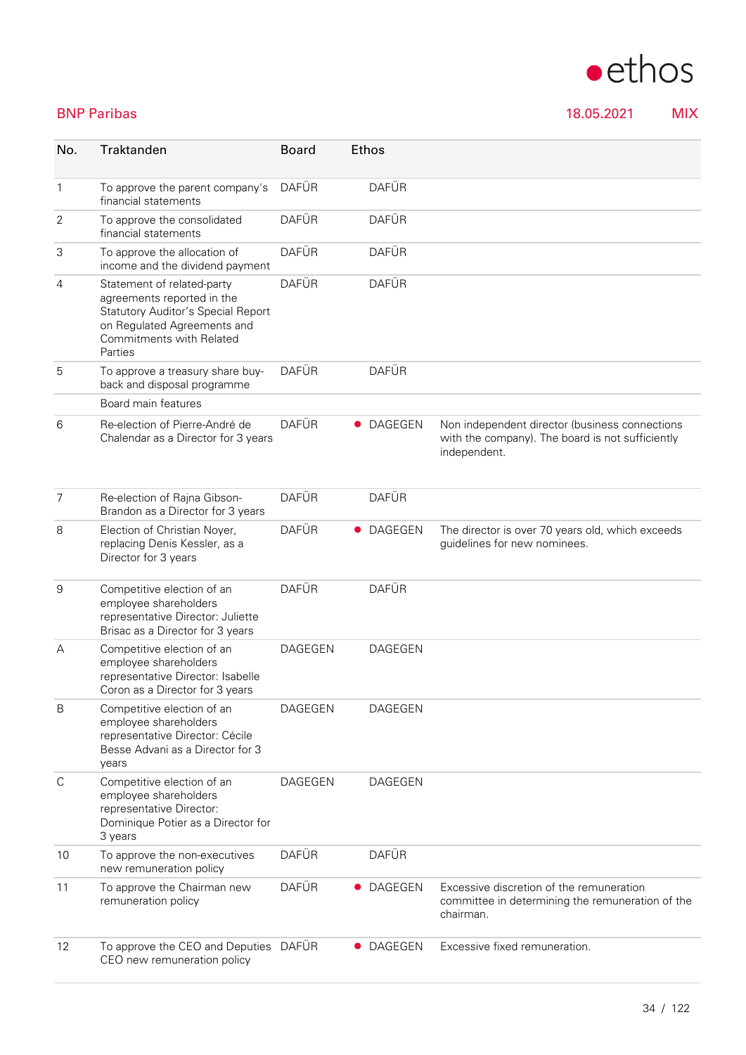## BNP Paribas

18.05.2021 MIX

| No. | Traktanden | Board | Ethos | |
|---|---|---|---|---|
| 1 | To approve the parent company's financial statements | DAFÜR | DAFÜR | |
| 2 | To approve the consolidated financial statements | DAFÜR | DAFÜR | |
| 3 | To approve the allocation of income and the dividend payment | DAFÜR | DAFÜR | |
| 4 | Statement of related-party agreements reported in the Statutory Auditor's Special Report on Regulated Agreements and Commitments with Related Parties | DAFÜR | DAFÜR | |
| 5 | To approve a treasury share buy-back and disposal programme | DAFÜR | DAFÜR | |
| | Board main features | | | |
| 6 | Re-election of Pierre-André de Chalendar as a Director for 3 years | DAFÜR | ● DAGEGEN | Non independent director (business connections with the company). The board is not sufficiently independent. |
| 7 | Re-election of Rajna Gibson-Brandon as a Director for 3 years | DAFÜR | DAFÜR | |
| 8 | Election of Christian Noyer, replacing Denis Kessler, as a Director for 3 years | DAFÜR | ● DAGEGEN | The director is over 70 years old, which exceeds guidelines for new nominees. |
| 9 | Competitive election of an employee shareholders representative Director: Juliette Brisac as a Director for 3 years | DAFÜR | DAFÜR | |
| A | Competitive election of an employee shareholders representative Director: Isabelle Coron as a Director for 3 years | DAGEGEN | DAGEGEN | |
| B | Competitive election of an employee shareholders representative Director: Cécile Besse Advani as a Director for 3 years | DAGEGEN | DAGEGEN | |
| C | Competitive election of an employee shareholders representative Director: Dominique Potier as a Director for 3 years | DAGEGEN | DAGEGEN | |
| 10 | To approve the non-executives new remuneration policy | DAFÜR | DAFÜR | |
| 11 | To approve the Chairman new remuneration policy | DAFÜR | ● DAGEGEN | Excessive discretion of the remuneration committee in determining the remuneration of the chairman. |
| 12 | To approve the CEO and Deputies CEO new remuneration policy | DAFÜR | ● DAGEGEN | Excessive fixed remuneration. |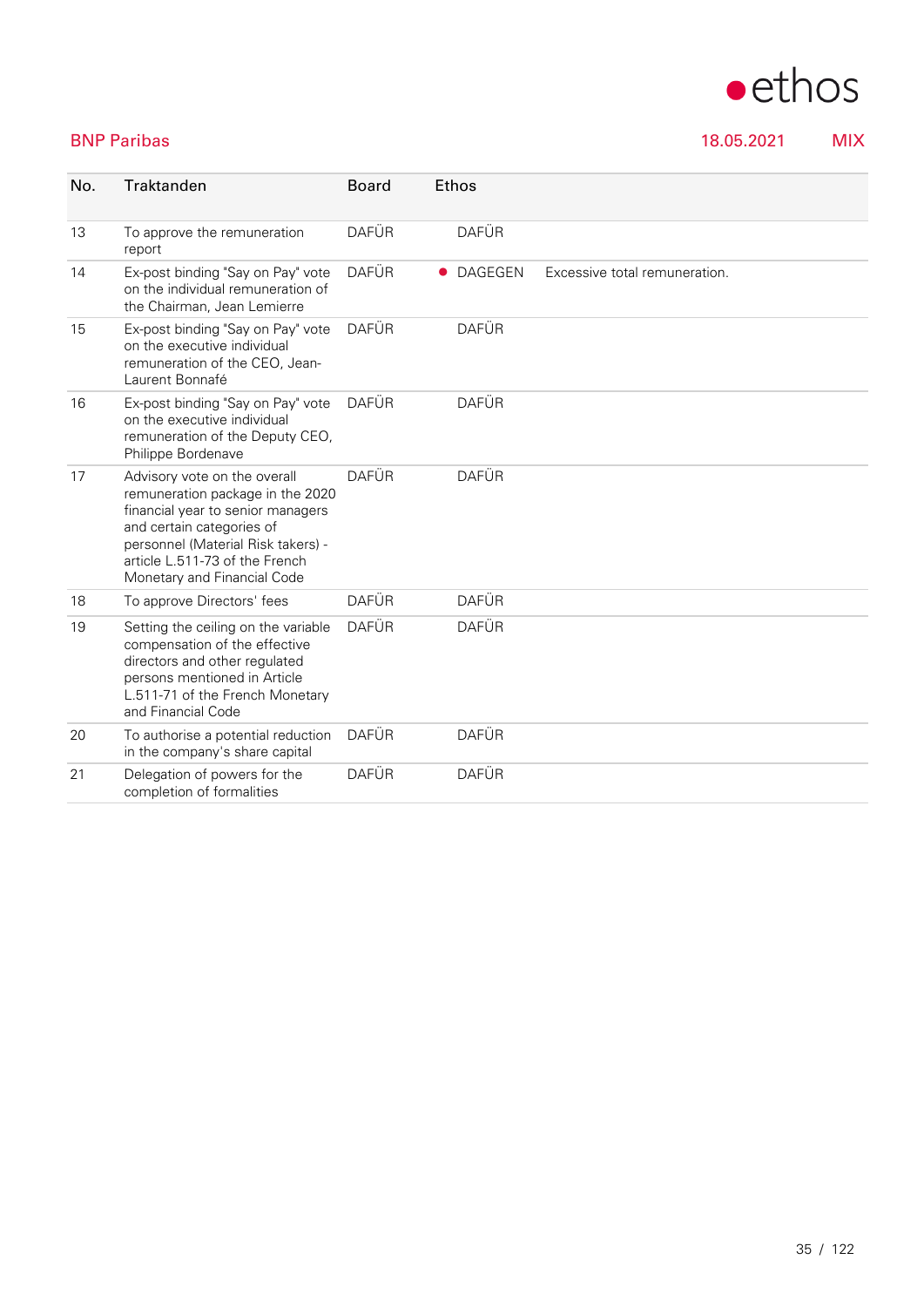BNP Paribas 18.05.2021 MIX

| No. | Traktanden | Board | Ethos | |
|---|---|---|---|---|
| 13 | To approve the remuneration report | DAFÜR | DAFÜR | |
| 14 | Ex-post binding "Say on Pay" vote on the individual remuneration of the Chairman, Jean Lemierre | DAFÜR | ● DAGEGEN | Excessive total remuneration. |
| 15 | Ex-post binding "Say on Pay" vote on the executive individual remuneration of the CEO, Jean-Laurent Bonnafé | DAFÜR | DAFÜR | |
| 16 | Ex-post binding "Say on Pay" vote on the executive individual remuneration of the Deputy CEO, Philippe Bordenave | DAFÜR | DAFÜR | |
| 17 | Advisory vote on the overall remuneration package in the 2020 financial year to senior managers and certain categories of personnel (Material Risk takers) - article L.511-73 of the French Monetary and Financial Code | DAFÜR | DAFÜR | |
| 18 | To approve Directors' fees | DAFÜR | DAFÜR | |
| 19 | Setting the ceiling on the variable compensation of the effective directors and other regulated persons mentioned in Article L.511-71 of the French Monetary and Financial Code | DAFÜR | DAFÜR | |
| 20 | To authorise a potential reduction in the company's share capital | DAFÜR | DAFÜR | |
| 21 | Delegation of powers for the completion of formalities | DAFÜR | DAFÜR | |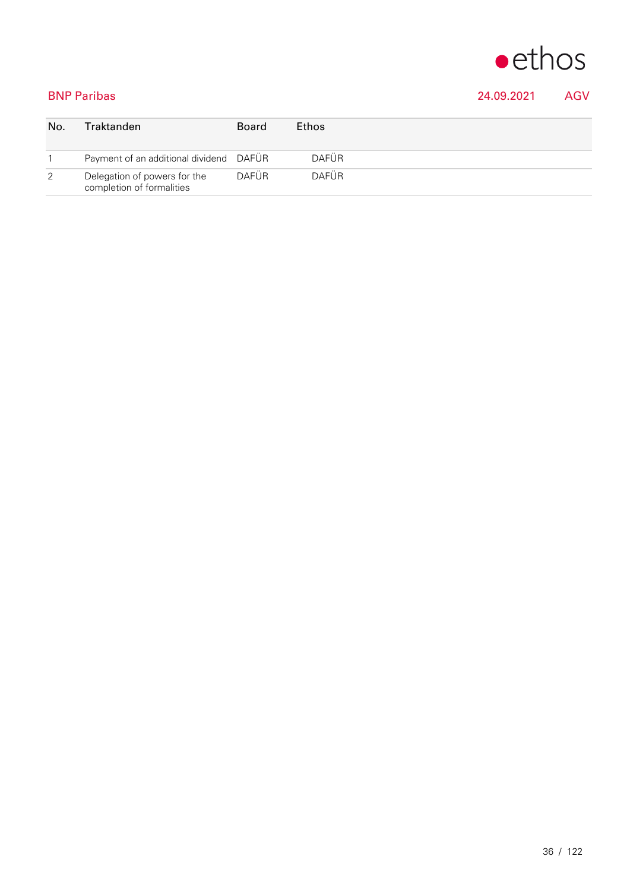## BNP Paribas

24.09.2021 AGV

| No. | Traktanden | Board | Ethos |
|---|---|---|---|
| 1 | Payment of an additional dividend | DAFÜR | DAFÜR |
| 2 | Delegation of powers for the completion of formalities | DAFÜR | DAFÜR |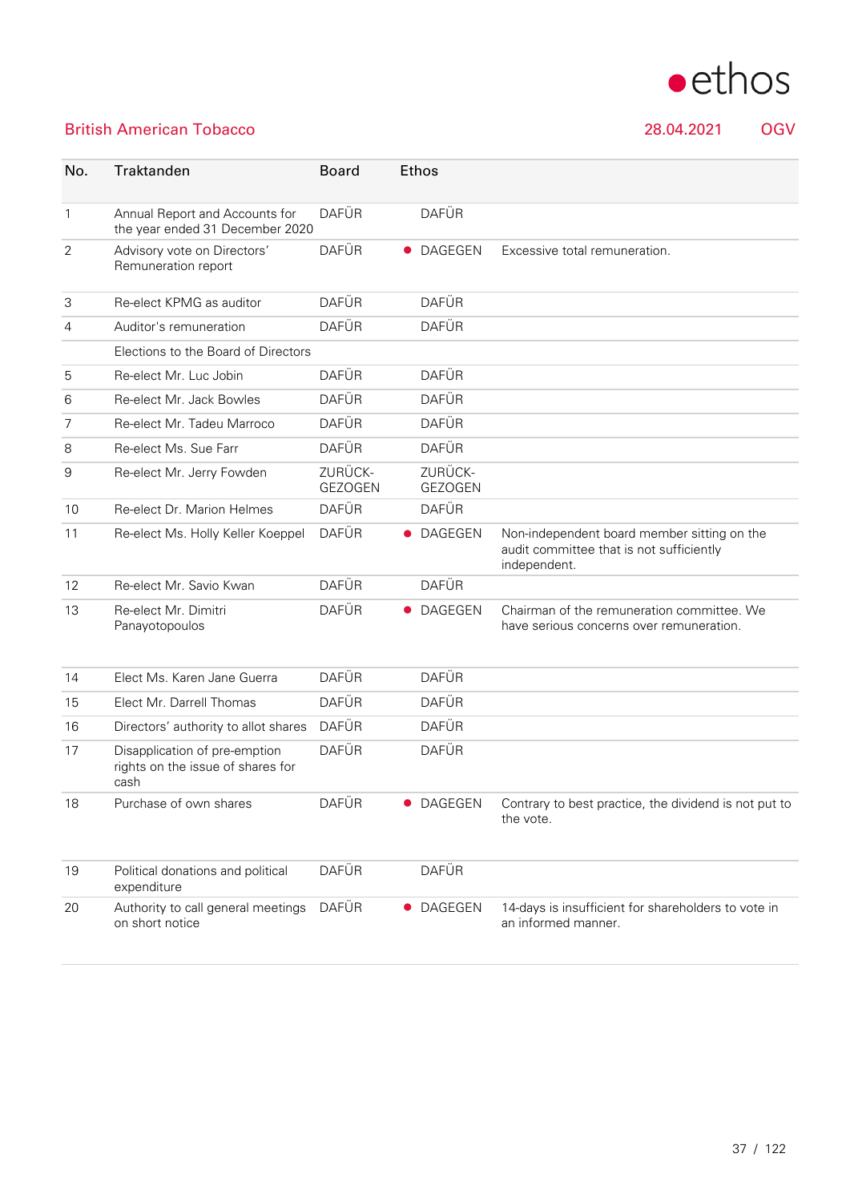## British American Tobacco

28.04.2021 OGV

| No. | Traktanden | Board | Ethos | |
|---|---|---|---|---|
| 1 | Annual Report and Accounts for the year ended 31 December 2020 | DAFÜR | DAFÜR | |
| 2 | Advisory vote on Directors' Remuneration report | DAFÜR | ● DAGEGEN | Excessive total remuneration. |
| 3 | Re-elect KPMG as auditor | DAFÜR | DAFÜR | |
| 4 | Auditor's remuneration | DAFÜR | DAFÜR | |
| | Elections to the Board of Directors | | | |
| 5 | Re-elect Mr. Luc Jobin | DAFÜR | DAFÜR | |
| 6 | Re-elect Mr. Jack Bowles | DAFÜR | DAFÜR | |
| 7 | Re-elect Mr. Tadeu Marroco | DAFÜR | DAFÜR | |
| 8 | Re-elect Ms. Sue Farr | DAFÜR | DAFÜR | |
| 9 | Re-elect Mr. Jerry Fowden | ZURÜCK-GEZOGEN | ZURÜCK-GEZOGEN | |
| 10 | Re-elect Dr. Marion Helmes | DAFÜR | DAFÜR | |
| 11 | Re-elect Ms. Holly Keller Koeppel | DAFÜR | ● DAGEGEN | Non-independent board member sitting on the audit committee that is not sufficiently independent. |
| 12 | Re-elect Mr. Savio Kwan | DAFÜR | DAFÜR | |
| 13 | Re-elect Mr. Dimitri Panayotopoulos | DAFÜR | ● DAGEGEN | Chairman of the remuneration committee. We have serious concerns over remuneration. |
| 14 | Elect Ms. Karen Jane Guerra | DAFÜR | DAFÜR | |
| 15 | Elect Mr. Darrell Thomas | DAFÜR | DAFÜR | |
| 16 | Directors' authority to allot shares | DAFÜR | DAFÜR | |
| 17 | Disapplication of pre-emption rights on the issue of shares for cash | DAFÜR | DAFÜR | |
| 18 | Purchase of own shares | DAFÜR | ● DAGEGEN | Contrary to best practice, the dividend is not put to the vote. |
| 19 | Political donations and political expenditure | DAFÜR | DAFÜR | |
| 20 | Authority to call general meetings on short notice | DAFÜR | ● DAGEGEN | 14-days is insufficient for shareholders to vote in an informed manner. |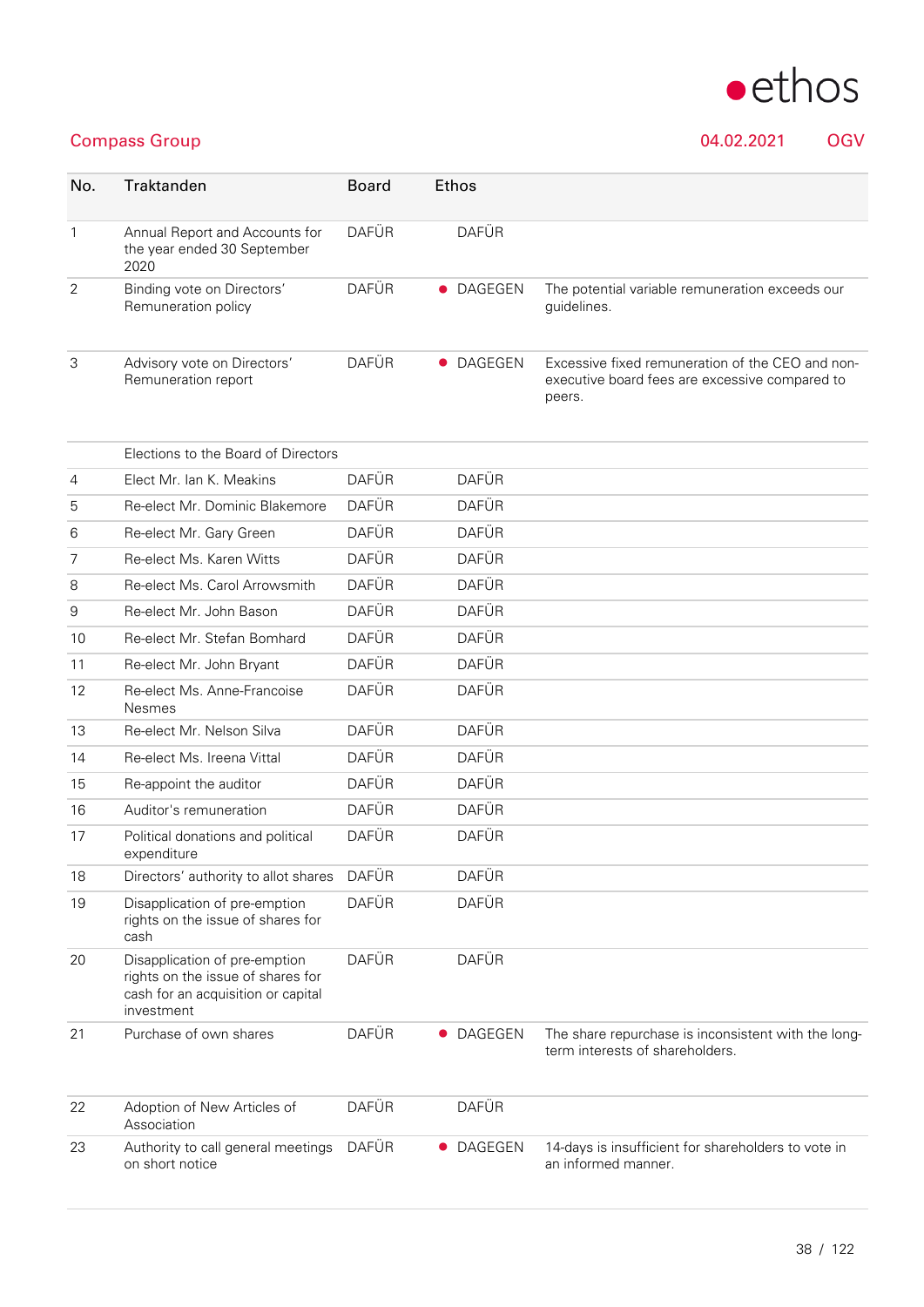Compass Group 04.02.2021 OGV

| No. | Traktanden | Board | Ethos | |
|---|---|---|---|---|
| 1 | Annual Report and Accounts for the year ended 30 September 2020 | DAFÜR | DAFÜR | |
| 2 | Binding vote on Directors' Remuneration policy | DAFÜR | ● DAGEGEN | The potential variable remuneration exceeds our guidelines. |
| 3 | Advisory vote on Directors' Remuneration report | DAFÜR | ● DAGEGEN | Excessive fixed remuneration of the CEO and non-executive board fees are excessive compared to peers. |
| | Elections to the Board of Directors | | | |
| 4 | Elect Mr. Ian K. Meakins | DAFÜR | DAFÜR | |
| 5 | Re-elect Mr. Dominic Blakemore | DAFÜR | DAFÜR | |
| 6 | Re-elect Mr. Gary Green | DAFÜR | DAFÜR | |
| 7 | Re-elect Ms. Karen Witts | DAFÜR | DAFÜR | |
| 8 | Re-elect Ms. Carol Arrowsmith | DAFÜR | DAFÜR | |
| 9 | Re-elect Mr. John Bason | DAFÜR | DAFÜR | |
| 10 | Re-elect Mr. Stefan Bomhard | DAFÜR | DAFÜR | |
| 11 | Re-elect Mr. John Bryant | DAFÜR | DAFÜR | |
| 12 | Re-elect Ms. Anne-Francoise Nesmes | DAFÜR | DAFÜR | |
| 13 | Re-elect Mr. Nelson Silva | DAFÜR | DAFÜR | |
| 14 | Re-elect Ms. Ireena Vittal | DAFÜR | DAFÜR | |
| 15 | Re-appoint the auditor | DAFÜR | DAFÜR | |
| 16 | Auditor's remuneration | DAFÜR | DAFÜR | |
| 17 | Political donations and political expenditure | DAFÜR | DAFÜR | |
| 18 | Directors' authority to allot shares | DAFÜR | DAFÜR | |
| 19 | Disapplication of pre-emption rights on the issue of shares for cash | DAFÜR | DAFÜR | |
| 20 | Disapplication of pre-emption rights on the issue of shares for cash for an acquisition or capital investment | DAFÜR | DAFÜR | |
| 21 | Purchase of own shares | DAFÜR | ● DAGEGEN | The share repurchase is inconsistent with the long-term interests of shareholders. |
| 22 | Adoption of New Articles of Association | DAFÜR | DAFÜR | |
| 23 | Authority to call general meetings on short notice | DAFÜR | ● DAGEGEN | 14-days is insufficient for shareholders to vote in an informed manner. |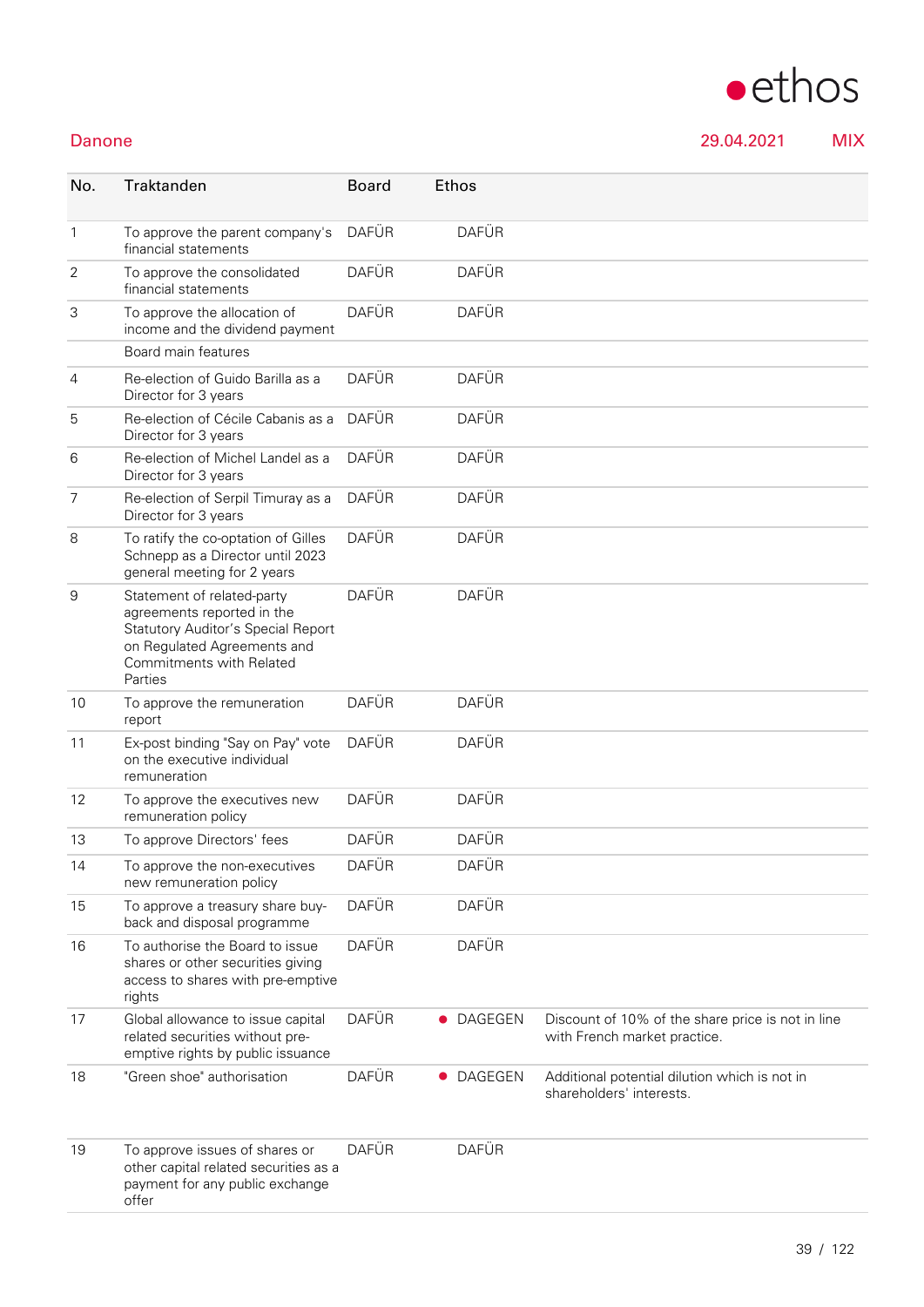Danone 29.04.2021 MIX

| No. | Traktanden | Board | Ethos | |
|---|---|---|---|---|
| 1 | To approve the parent company's financial statements | DAFÜR | DAFÜR | |
| 2 | To approve the consolidated financial statements | DAFÜR | DAFÜR | |
| 3 | To approve the allocation of income and the dividend payment | DAFÜR | DAFÜR | |
| | Board main features | | | |
| 4 | Re-election of Guido Barilla as a Director for 3 years | DAFÜR | DAFÜR | |
| 5 | Re-election of Cécile Cabanis as a Director for 3 years | DAFÜR | DAFÜR | |
| 6 | Re-election of Michel Landel as a Director for 3 years | DAFÜR | DAFÜR | |
| 7 | Re-election of Serpil Timuray as a Director for 3 years | DAFÜR | DAFÜR | |
| 8 | To ratify the co-optation of Gilles Schnepp as a Director until 2023 general meeting for 2 years | DAFÜR | DAFÜR | |
| 9 | Statement of related-party agreements reported in the Statutory Auditor's Special Report on Regulated Agreements and Commitments with Related Parties | DAFÜR | DAFÜR | |
| 10 | To approve the remuneration report | DAFÜR | DAFÜR | |
| 11 | Ex-post binding "Say on Pay" vote on the executive individual remuneration | DAFÜR | DAFÜR | |
| 12 | To approve the executives new remuneration policy | DAFÜR | DAFÜR | |
| 13 | To approve Directors' fees | DAFÜR | DAFÜR | |
| 14 | To approve the non-executives new remuneration policy | DAFÜR | DAFÜR | |
| 15 | To approve a treasury share buy-back and disposal programme | DAFÜR | DAFÜR | |
| 16 | To authorise the Board to issue shares or other securities giving access to shares with pre-emptive rights | DAFÜR | DAFÜR | |
| 17 | Global allowance to issue capital related securities without pre-emptive rights by public issuance | DAFÜR | ● DAGEGEN | Discount of 10% of the share price is not in line with French market practice. |
| 18 | "Green shoe" authorisation | DAFÜR | ● DAGEGEN | Additional potential dilution which is not in shareholders' interests. |
| 19 | To approve issues of shares or other capital related securities as a payment for any public exchange offer | DAFÜR | DAFÜR | |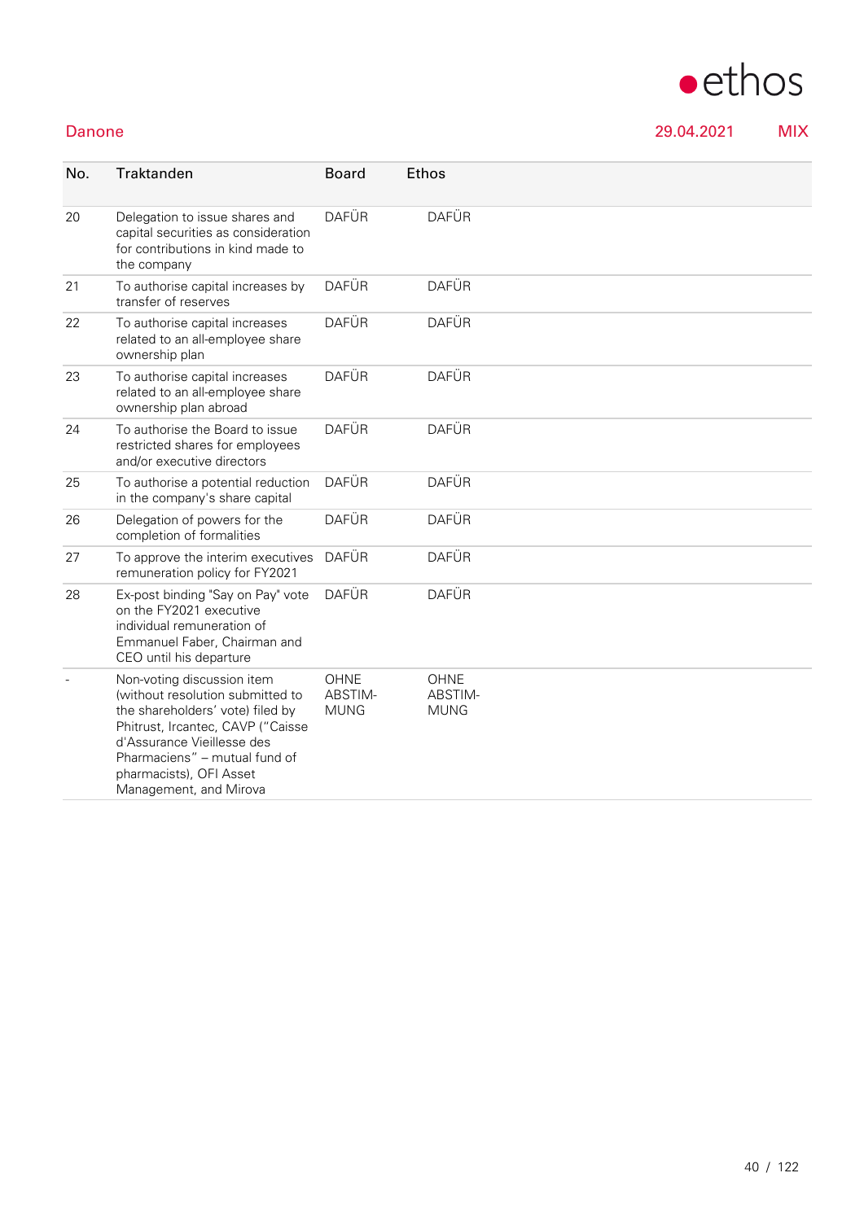Danone 29.04.2021 MIX

| No. | Traktanden | Board | Ethos |
|---|---|---|---|
| 20 | Delegation to issue shares and capital securities as consideration for contributions in kind made to the company | DAFÜR | DAFÜR |
| 21 | To authorise capital increases by transfer of reserves | DAFÜR | DAFÜR |
| 22 | To authorise capital increases related to an all-employee share ownership plan | DAFÜR | DAFÜR |
| 23 | To authorise capital increases related to an all-employee share ownership plan abroad | DAFÜR | DAFÜR |
| 24 | To authorise the Board to issue restricted shares for employees and/or executive directors | DAFÜR | DAFÜR |
| 25 | To authorise a potential reduction in the company's share capital | DAFÜR | DAFÜR |
| 26 | Delegation of powers for the completion of formalities | DAFÜR | DAFÜR |
| 27 | To approve the interim executives remuneration policy for FY2021 | DAFÜR | DAFÜR |
| 28 | Ex-post binding "Say on Pay" vote on the FY2021 executive individual remuneration of Emmanuel Faber, Chairman and CEO until his departure | DAFÜR | DAFÜR |
| - | Non-voting discussion item (without resolution submitted to the shareholders' vote) filed by Phitrust, Ircantec, CAVP ("Caisse d'Assurance Vieillesse des Pharmaciens" – mutual fund of pharmacists), OFI Asset Management, and Mirova | OHNE ABSTIM-MUNG | OHNE ABSTIM-MUNG |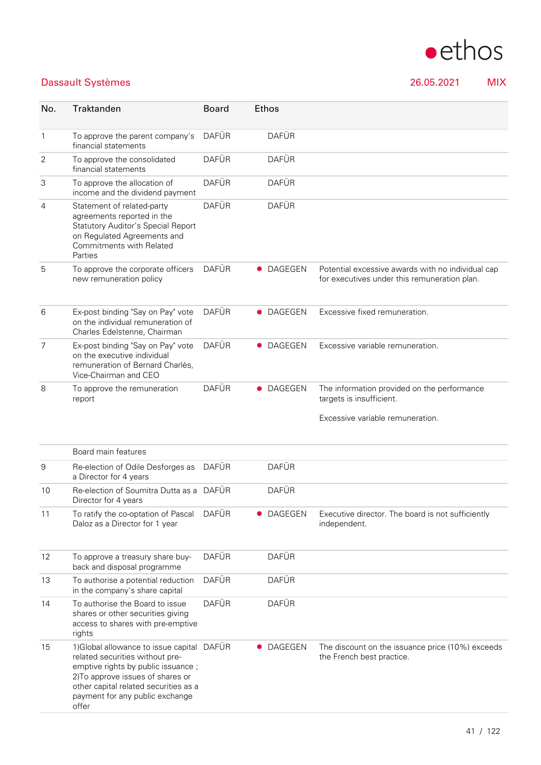## Dassault Systèmes

26.05.2021 MIX

| No. | Traktanden | Board | Ethos | |
|---|---|---|---|---|
| 1 | To approve the parent company's financial statements | DAFÜR | DAFÜR | |
| 2 | To approve the consolidated financial statements | DAFÜR | DAFÜR | |
| 3 | To approve the allocation of income and the dividend payment | DAFÜR | DAFÜR | |
| 4 | Statement of related-party agreements reported in the Statutory Auditor's Special Report on Regulated Agreements and Commitments with Related Parties | DAFÜR | DAFÜR | |
| 5 | To approve the corporate officers new remuneration policy | DAFÜR | ● DAGEGEN | Potential excessive awards with no individual cap for executives under this remuneration plan. |
| 6 | Ex-post binding "Say on Pay" vote on the individual remuneration of Charles Edelstenne, Chairman | DAFÜR | ● DAGEGEN | Excessive fixed remuneration. |
| 7 | Ex-post binding "Say on Pay" vote on the executive individual remuneration of Bernard Charlès, Vice-Chairman and CEO | DAFÜR | ● DAGEGEN | Excessive variable remuneration. |
| 8 | To approve the remuneration report | DAFÜR | ● DAGEGEN | The information provided on the performance targets is insufficient.<br><br>Excessive variable remuneration. |
| | Board main features | | | |
| 9 | Re-election of Odile Desforges as a Director for 4 years | DAFÜR | DAFÜR | |
| 10 | Re-election of Soumitra Dutta as a Director for 4 years | DAFÜR | DAFÜR | |
| 11 | To ratify the co-optation of Pascal Daloz as a Director for 1 year | DAFÜR | ● DAGEGEN | Executive director. The board is not sufficiently independent. |
| 12 | To approve a treasury share buy-back and disposal programme | DAFÜR | DAFÜR | |
| 13 | To authorise a potential reduction in the company's share capital | DAFÜR | DAFÜR | |
| 14 | To authorise the Board to issue shares or other securities giving access to shares with pre-emptive rights | DAFÜR | DAFÜR | |
| 15 | 1)Global allowance to issue capital related securities without pre-emptive rights by public issuance ; 2)To approve issues of shares or other capital related securities as a payment for any public exchange offer | DAFÜR | ● DAGEGEN | The discount on the issuance price (10%) exceeds the French best practice. |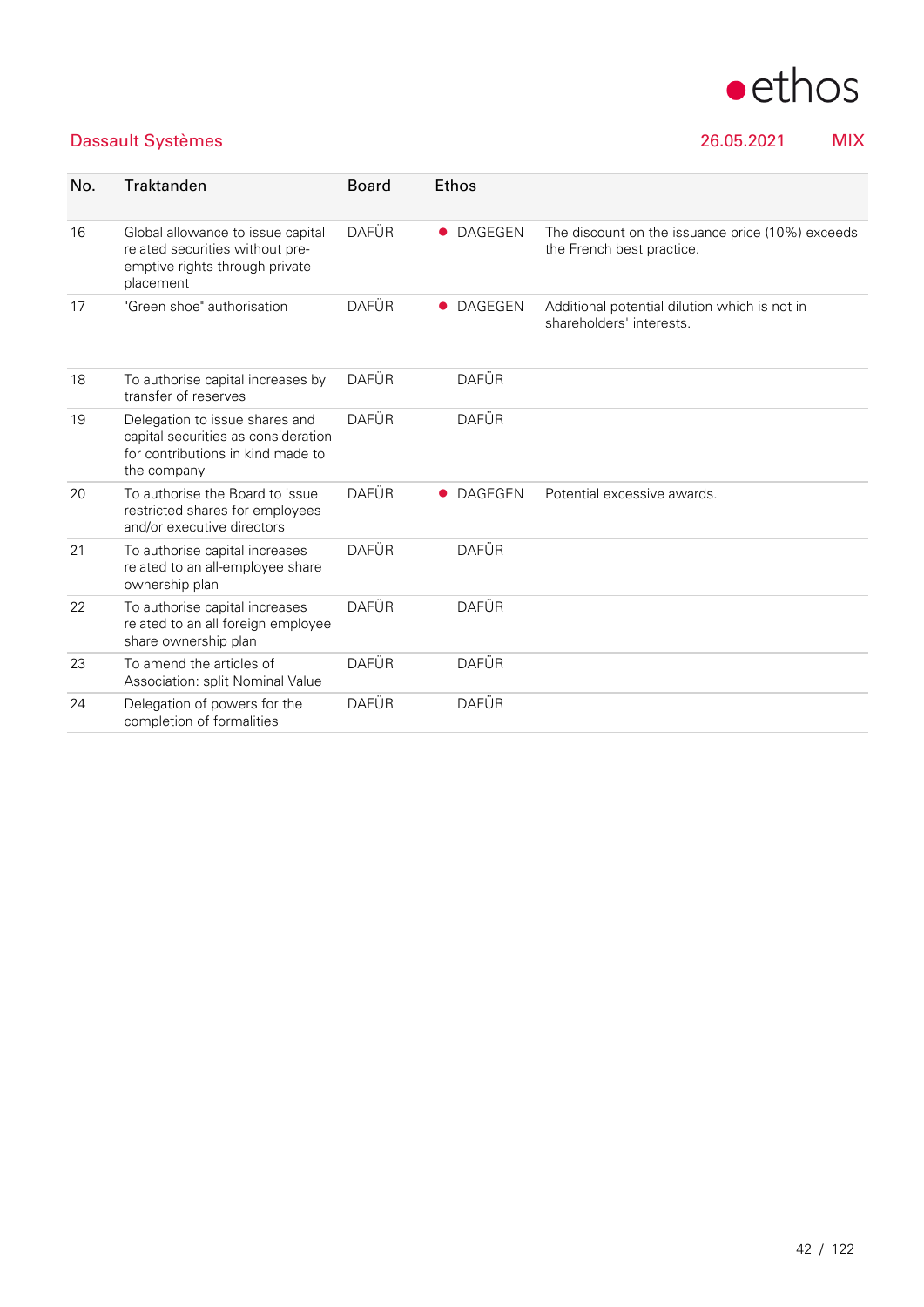Dassault Systèmes 26.05.2021 MIX

| No. | Traktanden | Board | Ethos | |
|---|---|---|---|---|
| 16 | Global allowance to issue capital related securities without pre-emptive rights through private placement | DAFÜR | ● DAGEGEN | The discount on the issuance price (10%) exceeds the French best practice. |
| 17 | "Green shoe" authorisation | DAFÜR | ● DAGEGEN | Additional potential dilution which is not in shareholders' interests. |
| 18 | To authorise capital increases by transfer of reserves | DAFÜR | DAFÜR | |
| 19 | Delegation to issue shares and capital securities as consideration for contributions in kind made to the company | DAFÜR | DAFÜR | |
| 20 | To authorise the Board to issue restricted shares for employees and/or executive directors | DAFÜR | ● DAGEGEN | Potential excessive awards. |
| 21 | To authorise capital increases related to an all-employee share ownership plan | DAFÜR | DAFÜR | |
| 22 | To authorise capital increases related to an all foreign employee share ownership plan | DAFÜR | DAFÜR | |
| 23 | To amend the articles of Association: split Nominal Value | DAFÜR | DAFÜR | |
| 24 | Delegation of powers for the completion of formalities | DAFÜR | DAFÜR | |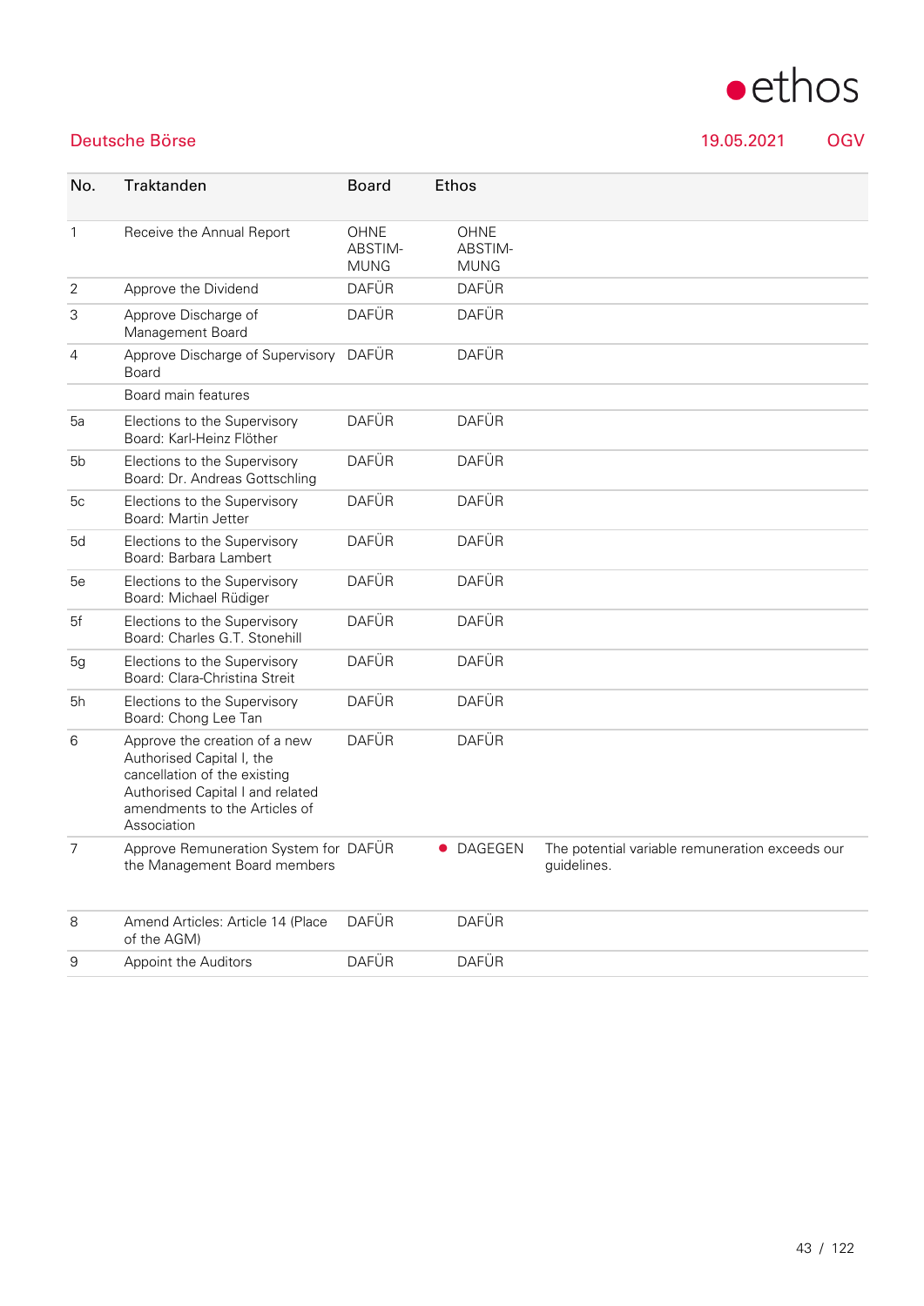## Deutsche Börse

19.05.2021 OGV

| No. | Traktanden | Board | Ethos | |
|---|---|---|---|---|
| 1 | Receive the Annual Report | OHNE ABSTIM-MUNG | OHNE ABSTIM-MUNG | |
| 2 | Approve the Dividend | DAFÜR | DAFÜR | |
| 3 | Approve Discharge of Management Board | DAFÜR | DAFÜR | |
| 4 | Approve Discharge of Supervisory Board | DAFÜR | DAFÜR | |
| | Board main features | | | |
| 5a | Elections to the Supervisory Board: Karl-Heinz Flöther | DAFÜR | DAFÜR | |
| 5b | Elections to the Supervisory Board: Dr. Andreas Gottschling | DAFÜR | DAFÜR | |
| 5c | Elections to the Supervisory Board: Martin Jetter | DAFÜR | DAFÜR | |
| 5d | Elections to the Supervisory Board: Barbara Lambert | DAFÜR | DAFÜR | |
| 5e | Elections to the Supervisory Board: Michael Rüdiger | DAFÜR | DAFÜR | |
| 5f | Elections to the Supervisory Board: Charles G.T. Stonehill | DAFÜR | DAFÜR | |
| 5g | Elections to the Supervisory Board: Clara-Christina Streit | DAFÜR | DAFÜR | |
| 5h | Elections to the Supervisory Board: Chong Lee Tan | DAFÜR | DAFÜR | |
| 6 | Approve the creation of a new Authorised Capital I, the cancellation of the existing Authorised Capital I and related amendments to the Articles of Association | DAFÜR | DAFÜR | |
| 7 | Approve Remuneration System for the Management Board members | DAFÜR | ● DAGEGEN | The potential variable remuneration exceeds our guidelines. |
| 8 | Amend Articles: Article 14 (Place of the AGM) | DAFÜR | DAFÜR | |
| 9 | Appoint the Auditors | DAFÜR | DAFÜR | |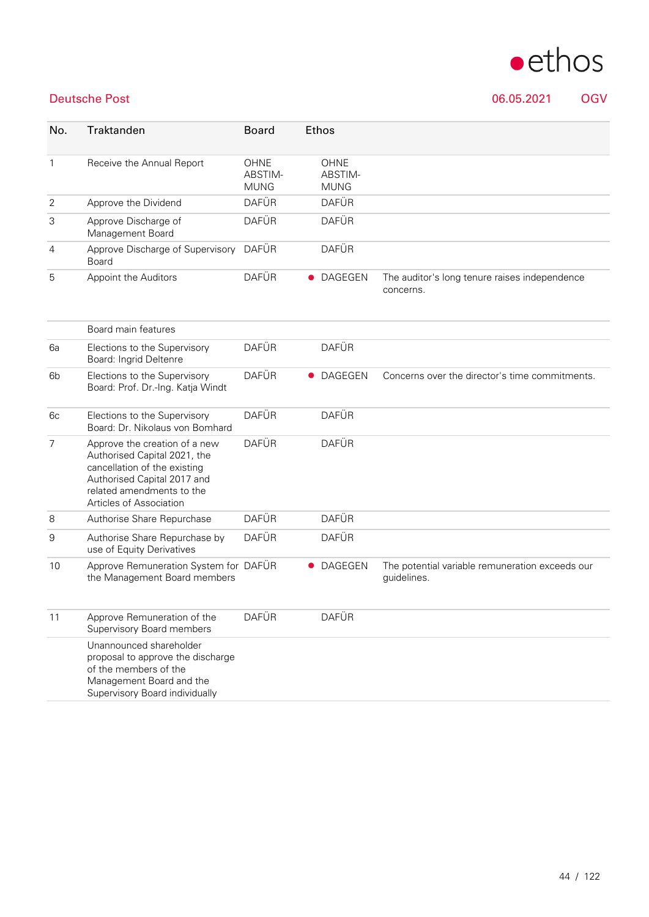**Deutsche Post** 06.05.2021 OGV

| No. | Traktanden | Board | Ethos | |
|---|---|---|---|---|
| 1 | Receive the Annual Report | OHNE ABSTIM-MUNG | OHNE ABSTIM-MUNG | |
| 2 | Approve the Dividend | DAFÜR | DAFÜR | |
| 3 | Approve Discharge of Management Board | DAFÜR | DAFÜR | |
| 4 | Approve Discharge of Supervisory Board | DAFÜR | DAFÜR | |
| 5 | Appoint the Auditors | DAFÜR | ● DAGEGEN | The auditor's long tenure raises independence concerns. |
| | Board main features | | | |
| 6a | Elections to the Supervisory Board: Ingrid Deltenre | DAFÜR | DAFÜR | |
| 6b | Elections to the Supervisory Board: Prof. Dr.-Ing. Katja Windt | DAFÜR | ● DAGEGEN | Concerns over the director's time commitments. |
| 6c | Elections to the Supervisory Board: Dr. Nikolaus von Bomhard | DAFÜR | DAFÜR | |
| 7 | Approve the creation of a new Authorised Capital 2021, the cancellation of the existing Authorised Capital 2017 and related amendments to the Articles of Association | DAFÜR | DAFÜR | |
| 8 | Authorise Share Repurchase | DAFÜR | DAFÜR | |
| 9 | Authorise Share Repurchase by use of Equity Derivatives | DAFÜR | DAFÜR | |
| 10 | Approve Remuneration System for the Management Board members | DAFÜR | ● DAGEGEN | The potential variable remuneration exceeds our guidelines. |
| 11 | Approve Remuneration of the Supervisory Board members | DAFÜR | DAFÜR | |
| | Unannounced shareholder proposal to approve the discharge of the members of the Management Board and the Supervisory Board individually | | | |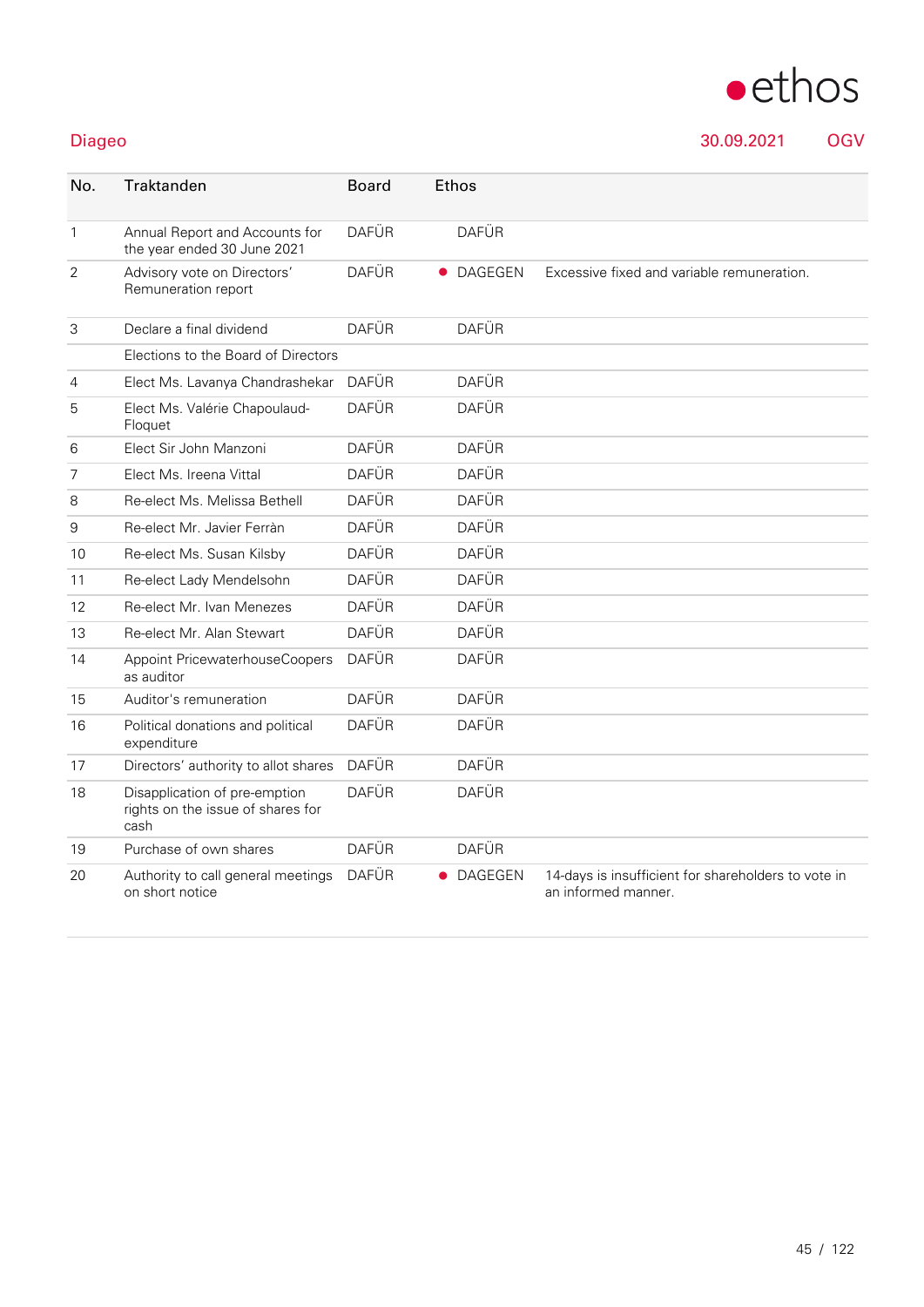## Diageo

30.09.2021 OGV

| No. | Traktanden | Board | Ethos | |
|---|---|---|---|---|
| 1 | Annual Report and Accounts for the year ended 30 June 2021 | DAFÜR | DAFÜR | |
| 2 | Advisory vote on Directors' Remuneration report | DAFÜR | ● DAGEGEN | Excessive fixed and variable remuneration. |
| 3 | Declare a final dividend | DAFÜR | DAFÜR | |
| | Elections to the Board of Directors | | | |
| 4 | Elect Ms. Lavanya Chandrashekar | DAFÜR | DAFÜR | |
| 5 | Elect Ms. Valérie Chapoulaud-Floquet | DAFÜR | DAFÜR | |
| 6 | Elect Sir John Manzoni | DAFÜR | DAFÜR | |
| 7 | Elect Ms. Ireena Vittal | DAFÜR | DAFÜR | |
| 8 | Re-elect Ms. Melissa Bethell | DAFÜR | DAFÜR | |
| 9 | Re-elect Mr. Javier Ferràn | DAFÜR | DAFÜR | |
| 10 | Re-elect Ms. Susan Kilsby | DAFÜR | DAFÜR | |
| 11 | Re-elect Lady Mendelsohn | DAFÜR | DAFÜR | |
| 12 | Re-elect Mr. Ivan Menezes | DAFÜR | DAFÜR | |
| 13 | Re-elect Mr. Alan Stewart | DAFÜR | DAFÜR | |
| 14 | Appoint PricewaterhouseCoopers as auditor | DAFÜR | DAFÜR | |
| 15 | Auditor's remuneration | DAFÜR | DAFÜR | |
| 16 | Political donations and political expenditure | DAFÜR | DAFÜR | |
| 17 | Directors' authority to allot shares | DAFÜR | DAFÜR | |
| 18 | Disapplication of pre-emption rights on the issue of shares for cash | DAFÜR | DAFÜR | |
| 19 | Purchase of own shares | DAFÜR | DAFÜR | |
| 20 | Authority to call general meetings on short notice | DAFÜR | ● DAGEGEN | 14-days is insufficient for shareholders to vote in an informed manner. |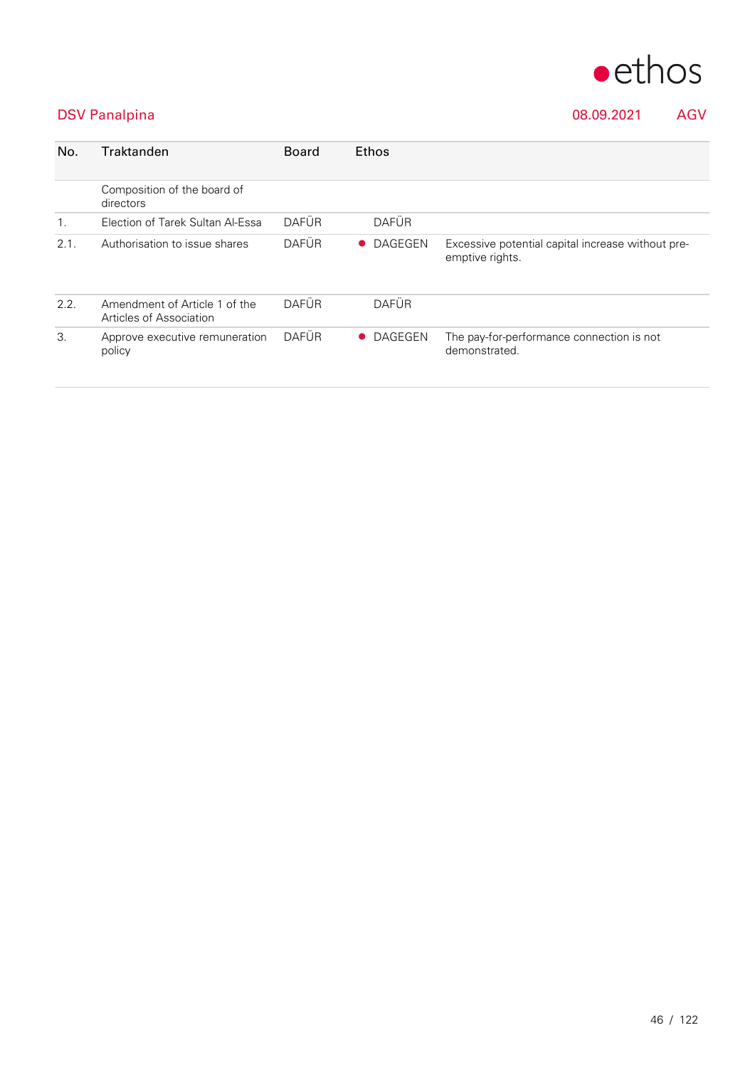## DSV Panalpina

08.09.2021 AGV

| No. | Traktanden | Board | Ethos | |
|---|---|---|---|---|
| | Composition of the board of directors | | | |
| 1. | Election of Tarek Sultan Al-Essa | DAFÜR | DAFÜR | |
| 2.1. | Authorisation to issue shares | DAFÜR | ● DAGEGEN | Excessive potential capital increase without pre-emptive rights. |
| 2.2. | Amendment of Article 1 of the Articles of Association | DAFÜR | DAFÜR | |
| 3. | Approve executive remuneration policy | DAFÜR | ● DAGEGEN | The pay-for-performance connection is not demonstrated. |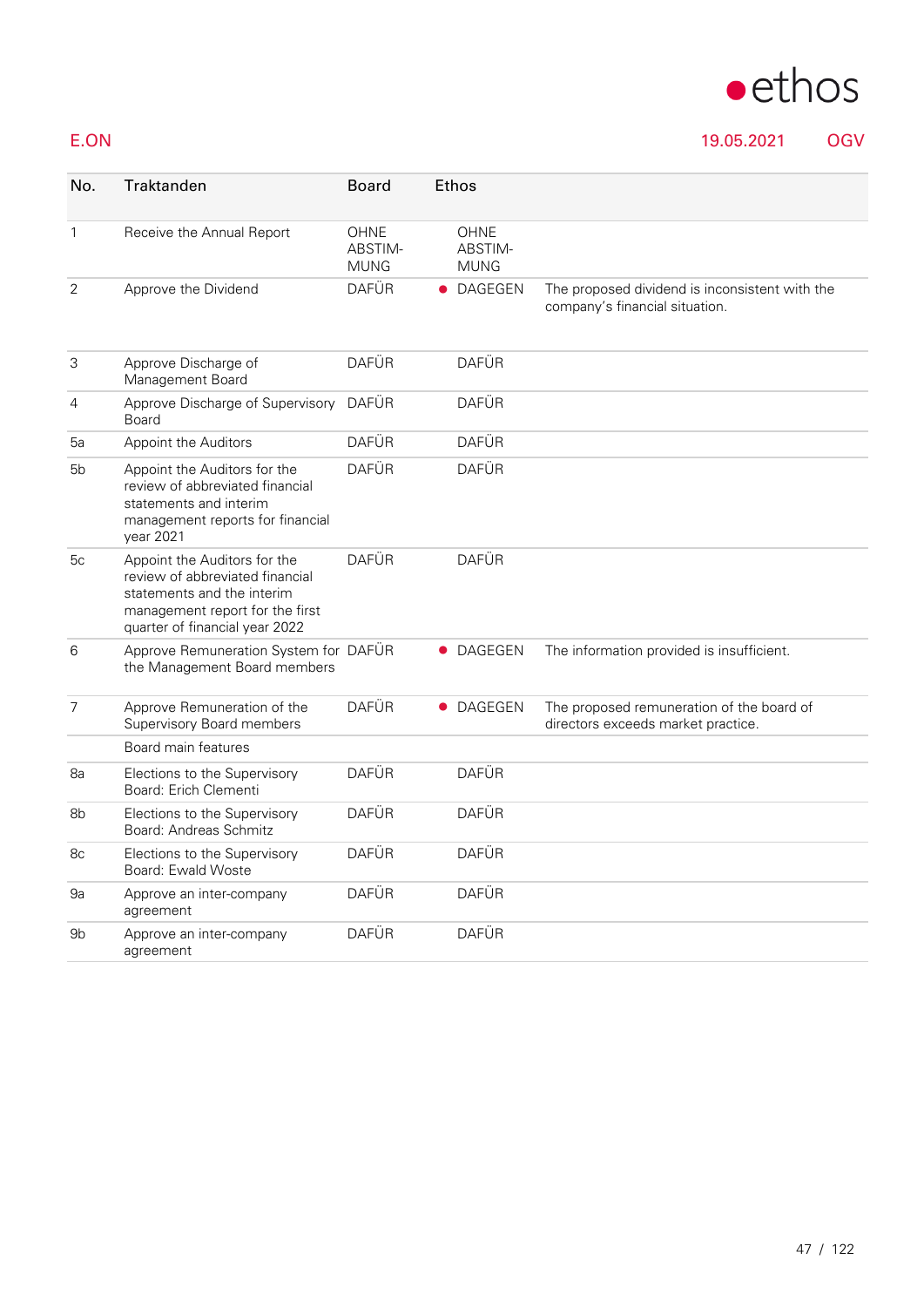E.ON | 19.05.2021 | OGV

| No. | Traktanden | Board | Ethos | |
|---|---|---|---|---|
| 1 | Receive the Annual Report | OHNE ABSTIM-MUNG | OHNE ABSTIM-MUNG | |
| 2 | Approve the Dividend | DAFÜR | ● DAGEGEN | The proposed dividend is inconsistent with the company's financial situation. |
| 3 | Approve Discharge of Management Board | DAFÜR | DAFÜR | |
| 4 | Approve Discharge of Supervisory Board | DAFÜR | DAFÜR | |
| 5a | Appoint the Auditors | DAFÜR | DAFÜR | |
| 5b | Appoint the Auditors for the review of abbreviated financial statements and interim management reports for financial year 2021 | DAFÜR | DAFÜR | |
| 5c | Appoint the Auditors for the review of abbreviated financial statements and the interim management report for the first quarter of financial year 2022 | DAFÜR | DAFÜR | |
| 6 | Approve Remuneration System for the Management Board members | DAFÜR | ● DAGEGEN | The information provided is insufficient. |
| 7 | Approve Remuneration of the Supervisory Board members | DAFÜR | ● DAGEGEN | The proposed remuneration of the board of directors exceeds market practice. |
| | Board main features | | | |
| 8a | Elections to the Supervisory Board: Erich Clementi | DAFÜR | DAFÜR | |
| 8b | Elections to the Supervisory Board: Andreas Schmitz | DAFÜR | DAFÜR | |
| 8c | Elections to the Supervisory Board: Ewald Woste | DAFÜR | DAFÜR | |
| 9a | Approve an inter-company agreement | DAFÜR | DAFÜR | |
| 9b | Approve an inter-company agreement | DAFÜR | DAFÜR | |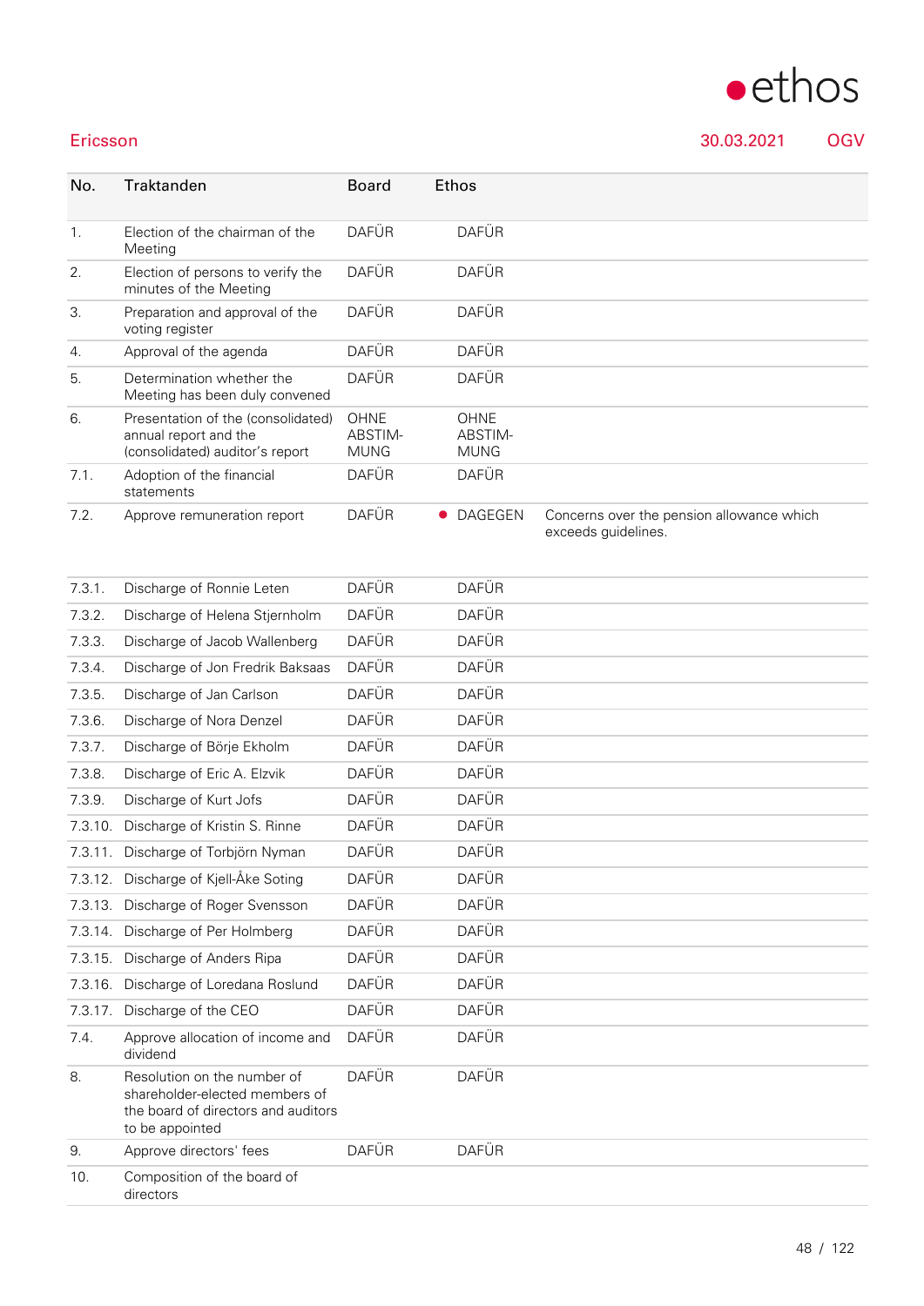Ericsson | 30.03.2021 | OGV

| No. | Traktanden | Board | Ethos | |
|---|---|---|---|---|
| 1. | Election of the chairman of the Meeting | DAFÜR | DAFÜR | |
| 2. | Election of persons to verify the minutes of the Meeting | DAFÜR | DAFÜR | |
| 3. | Preparation and approval of the voting register | DAFÜR | DAFÜR | |
| 4. | Approval of the agenda | DAFÜR | DAFÜR | |
| 5. | Determination whether the Meeting has been duly convened | DAFÜR | DAFÜR | |
| 6. | Presentation of the (consolidated) annual report and the (consolidated) auditor's report | OHNE ABSTIMMUNG | OHNE ABSTIMMUNG | |
| 7.1. | Adoption of the financial statements | DAFÜR | DAFÜR | |
| 7.2. | Approve remuneration report | DAFÜR | ● DAGEGEN | Concerns over the pension allowance which exceeds guidelines. |
| 7.3.1. | Discharge of Ronnie Leten | DAFÜR | DAFÜR | |
| 7.3.2. | Discharge of Helena Stjernholm | DAFÜR | DAFÜR | |
| 7.3.3. | Discharge of Jacob Wallenberg | DAFÜR | DAFÜR | |
| 7.3.4. | Discharge of Jon Fredrik Baksaas | DAFÜR | DAFÜR | |
| 7.3.5. | Discharge of Jan Carlson | DAFÜR | DAFÜR | |
| 7.3.6. | Discharge of Nora Denzel | DAFÜR | DAFÜR | |
| 7.3.7. | Discharge of Börje Ekholm | DAFÜR | DAFÜR | |
| 7.3.8. | Discharge of Eric A. Elzvik | DAFÜR | DAFÜR | |
| 7.3.9. | Discharge of Kurt Jofs | DAFÜR | DAFÜR | |
| 7.3.10. | Discharge of Kristin S. Rinne | DAFÜR | DAFÜR | |
| 7.3.11. | Discharge of Torbjörn Nyman | DAFÜR | DAFÜR | |
| 7.3.12. | Discharge of Kjell-Åke Soting | DAFÜR | DAFÜR | |
| 7.3.13. | Discharge of Roger Svensson | DAFÜR | DAFÜR | |
| 7.3.14. | Discharge of Per Holmberg | DAFÜR | DAFÜR | |
| 7.3.15. | Discharge of Anders Ripa | DAFÜR | DAFÜR | |
| 7.3.16. | Discharge of Loredana Roslund | DAFÜR | DAFÜR | |
| 7.3.17. | Discharge of the CEO | DAFÜR | DAFÜR | |
| 7.4. | Approve allocation of income and dividend | DAFÜR | DAFÜR | |
| 8. | Resolution on the number of shareholder-elected members of the board of directors and auditors to be appointed | DAFÜR | DAFÜR | |
| 9. | Approve directors' fees | DAFÜR | DAFÜR | |
| 10. | Composition of the board of directors | | | |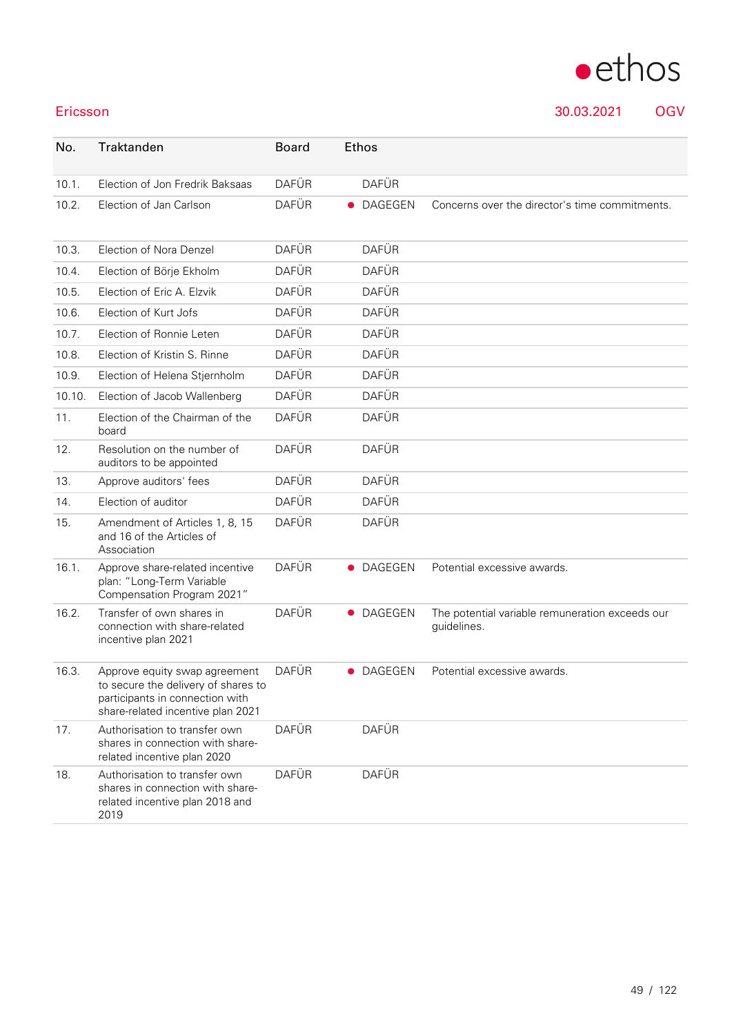## Ericsson

30.03.2021 OGV

| No. | Traktanden | Board | Ethos | |
|---|---|---|---|---|
| 10.1. | Election of Jon Fredrik Baksaas | DAFÜR | DAFÜR | |
| 10.2. | Election of Jan Carlson | DAFÜR | ● DAGEGEN | Concerns over the director's time commitments. |
| 10.3. | Election of Nora Denzel | DAFÜR | DAFÜR | |
| 10.4. | Election of Börje Ekholm | DAFÜR | DAFÜR | |
| 10.5. | Election of Eric A. Elzvik | DAFÜR | DAFÜR | |
| 10.6. | Election of Kurt Jofs | DAFÜR | DAFÜR | |
| 10.7. | Election of Ronnie Leten | DAFÜR | DAFÜR | |
| 10.8. | Election of Kristin S. Rinne | DAFÜR | DAFÜR | |
| 10.9. | Election of Helena Stjernholm | DAFÜR | DAFÜR | |
| 10.10. | Election of Jacob Wallenberg | DAFÜR | DAFÜR | |
| 11. | Election of the Chairman of the board | DAFÜR | DAFÜR | |
| 12. | Resolution on the number of auditors to be appointed | DAFÜR | DAFÜR | |
| 13. | Approve auditors' fees | DAFÜR | DAFÜR | |
| 14. | Election of auditor | DAFÜR | DAFÜR | |
| 15. | Amendment of Articles 1, 8, 15 and 16 of the Articles of Association | DAFÜR | DAFÜR | |
| 16.1. | Approve share-related incentive plan: "Long-Term Variable Compensation Program 2021" | DAFÜR | ● DAGEGEN | Potential excessive awards. |
| 16.2. | Transfer of own shares in connection with share-related incentive plan 2021 | DAFÜR | ● DAGEGEN | The potential variable remuneration exceeds our guidelines. |
| 16.3. | Approve equity swap agreement to secure the delivery of shares to participants in connection with share-related incentive plan 2021 | DAFÜR | ● DAGEGEN | Potential excessive awards. |
| 17. | Authorisation to transfer own shares in connection with share-related incentive plan 2020 | DAFÜR | DAFÜR | |
| 18. | Authorisation to transfer own shares in connection with share-related incentive plan 2018 and 2019 | DAFÜR | DAFÜR | |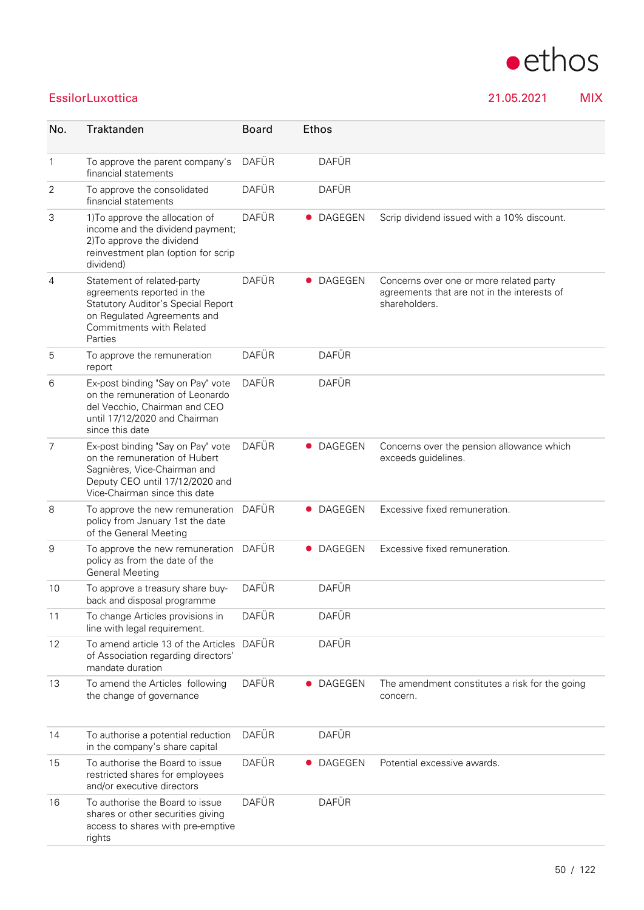EssilorLuxottica — 21.05.2021 — MIX

| No. | Traktanden | Board | Ethos | |
|---|---|---|---|---|
| 1 | To approve the parent company's financial statements | DAFÜR | DAFÜR | |
| 2 | To approve the consolidated financial statements | DAFÜR | DAFÜR | |
| 3 | 1)To approve the allocation of income and the dividend payment; 2)To approve the dividend reinvestment plan (option for scrip dividend) | DAFÜR | ● DAGEGEN | Scrip dividend issued with a 10% discount. |
| 4 | Statement of related-party agreements reported in the Statutory Auditor's Special Report on Regulated Agreements and Commitments with Related Parties | DAFÜR | ● DAGEGEN | Concerns over one or more related party agreements that are not in the interests of shareholders. |
| 5 | To approve the remuneration report | DAFÜR | DAFÜR | |
| 6 | Ex-post binding "Say on Pay" vote on the remuneration of Leonardo del Vecchio, Chairman and CEO until 17/12/2020 and Chairman since this date | DAFÜR | DAFÜR | |
| 7 | Ex-post binding "Say on Pay" vote on the remuneration of Hubert Sagnières, Vice-Chairman and Deputy CEO until 17/12/2020 and Vice-Chairman since this date | DAFÜR | ● DAGEGEN | Concerns over the pension allowance which exceeds guidelines. |
| 8 | To approve the new remuneration policy from January 1st the date of the General Meeting | DAFÜR | ● DAGEGEN | Excessive fixed remuneration. |
| 9 | To approve the new remuneration policy as from the date of the General Meeting | DAFÜR | ● DAGEGEN | Excessive fixed remuneration. |
| 10 | To approve a treasury share buy-back and disposal programme | DAFÜR | DAFÜR | |
| 11 | To change Articles provisions in line with legal requirement. | DAFÜR | DAFÜR | |
| 12 | To amend article 13 of the Articles of Association regarding directors' mandate duration | DAFÜR | DAFÜR | |
| 13 | To amend the Articles following the change of governance | DAFÜR | ● DAGEGEN | The amendment constitutes a risk for the going concern. |
| 14 | To authorise a potential reduction in the company's share capital | DAFÜR | DAFÜR | |
| 15 | To authorise the Board to issue restricted shares for employees and/or executive directors | DAFÜR | ● DAGEGEN | Potential excessive awards. |
| 16 | To authorise the Board to issue shares or other securities giving access to shares with pre-emptive rights | DAFÜR | DAFÜR | |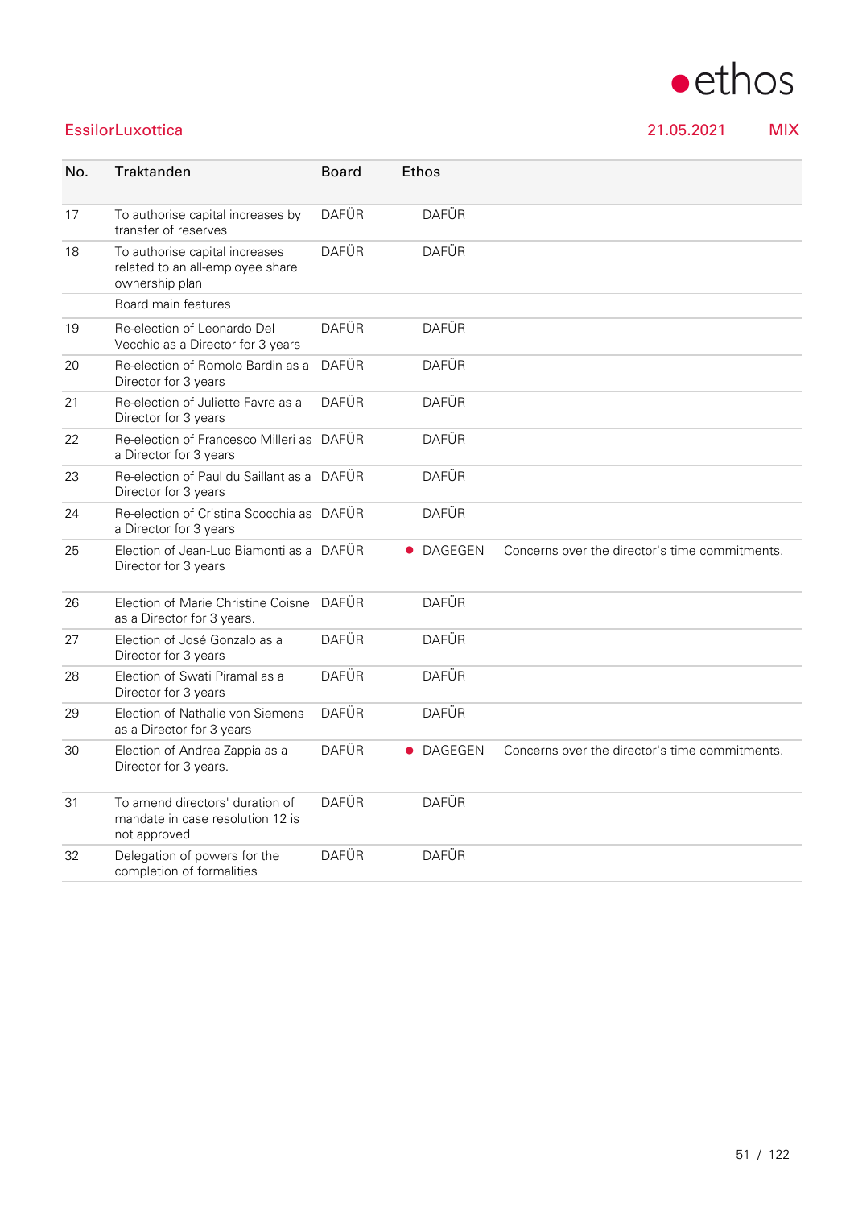## EssilorLuxottica

21.05.2021 MIX

| No. | Traktanden | Board | Ethos | |
|---|---|---|---|---|
| 17 | To authorise capital increases by transfer of reserves | DAFÜR | DAFÜR | |
| 18 | To authorise capital increases related to an all-employee share ownership plan | DAFÜR | DAFÜR | |
| | Board main features | | | |
| 19 | Re-election of Leonardo Del Vecchio as a Director for 3 years | DAFÜR | DAFÜR | |
| 20 | Re-election of Romolo Bardin as a Director for 3 years | DAFÜR | DAFÜR | |
| 21 | Re-election of Juliette Favre as a Director for 3 years | DAFÜR | DAFÜR | |
| 22 | Re-election of Francesco Milleri as a Director for 3 years | DAFÜR | DAFÜR | |
| 23 | Re-election of Paul du Saillant as a Director for 3 years | DAFÜR | DAFÜR | |
| 24 | Re-election of Cristina Scocchia as a Director for 3 years | DAFÜR | DAFÜR | |
| 25 | Election of Jean-Luc Biamonti as a Director for 3 years | DAFÜR | ● DAGEGEN | Concerns over the director's time commitments. |
| 26 | Election of Marie Christine Coisne as a Director for 3 years. | DAFÜR | DAFÜR | |
| 27 | Election of José Gonzalo as a Director for 3 years | DAFÜR | DAFÜR | |
| 28 | Election of Swati Piramal as a Director for 3 years | DAFÜR | DAFÜR | |
| 29 | Election of Nathalie von Siemens as a Director for 3 years | DAFÜR | DAFÜR | |
| 30 | Election of Andrea Zappia as a Director for 3 years. | DAFÜR | ● DAGEGEN | Concerns over the director's time commitments. |
| 31 | To amend directors' duration of mandate in case resolution 12 is not approved | DAFÜR | DAFÜR | |
| 32 | Delegation of powers for the completion of formalities | DAFÜR | DAFÜR | |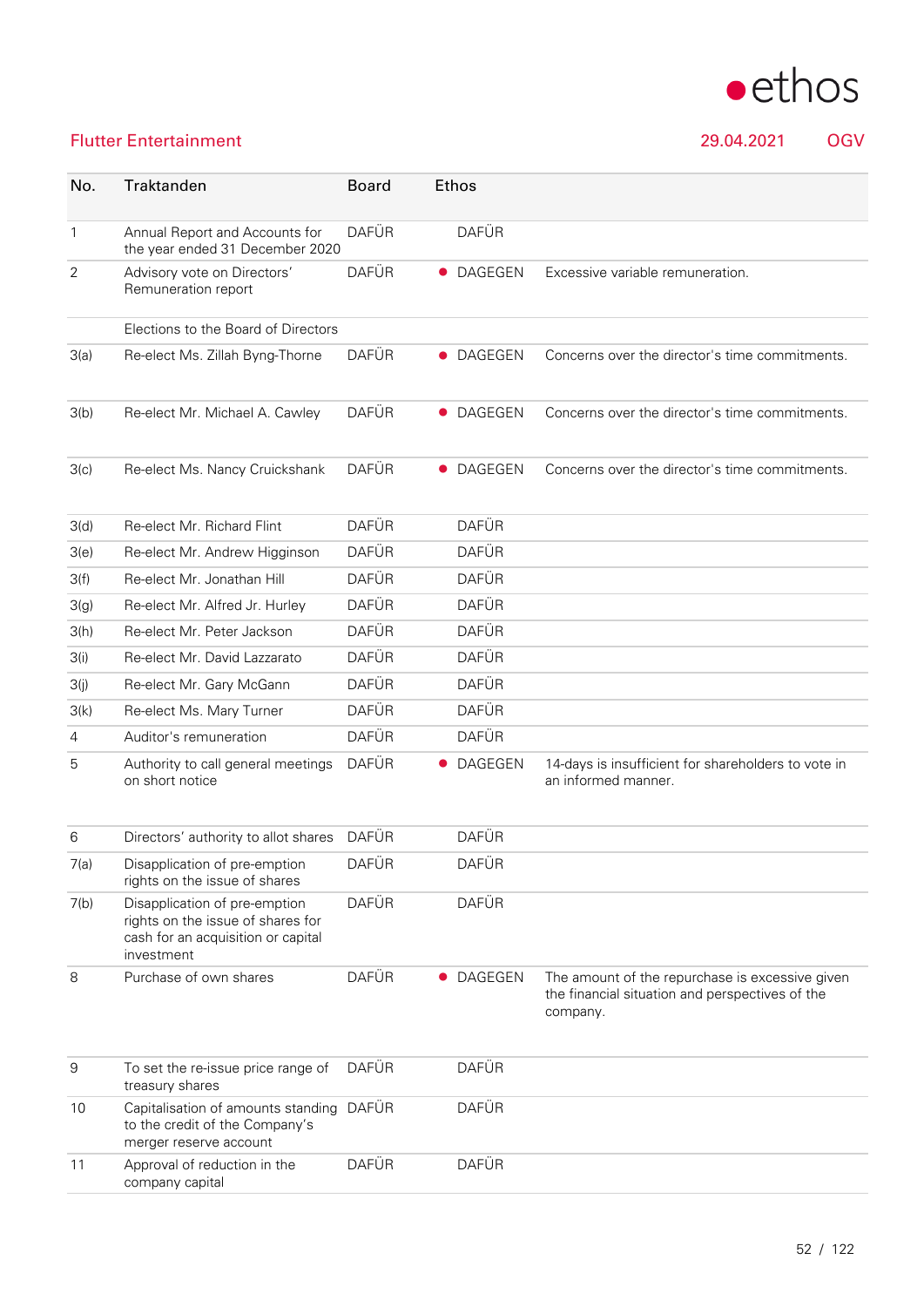**Flutter Entertainment** 29.04.2021 OGV

| No. | Traktanden | Board | Ethos | |
|---|---|---|---|---|
| 1 | Annual Report and Accounts for the year ended 31 December 2020 | DAFÜR | DAFÜR | |
| 2 | Advisory vote on Directors' Remuneration report | DAFÜR | ● DAGEGEN | Excessive variable remuneration. |
| | Elections to the Board of Directors | | | |
| 3(a) | Re-elect Ms. Zillah Byng-Thorne | DAFÜR | ● DAGEGEN | Concerns over the director's time commitments. |
| 3(b) | Re-elect Mr. Michael A. Cawley | DAFÜR | ● DAGEGEN | Concerns over the director's time commitments. |
| 3(c) | Re-elect Ms. Nancy Cruickshank | DAFÜR | ● DAGEGEN | Concerns over the director's time commitments. |
| 3(d) | Re-elect Mr. Richard Flint | DAFÜR | DAFÜR | |
| 3(e) | Re-elect Mr. Andrew Higginson | DAFÜR | DAFÜR | |
| 3(f) | Re-elect Mr. Jonathan Hill | DAFÜR | DAFÜR | |
| 3(g) | Re-elect Mr. Alfred Jr. Hurley | DAFÜR | DAFÜR | |
| 3(h) | Re-elect Mr. Peter Jackson | DAFÜR | DAFÜR | |
| 3(i) | Re-elect Mr. David Lazzarato | DAFÜR | DAFÜR | |
| 3(j) | Re-elect Mr. Gary McGann | DAFÜR | DAFÜR | |
| 3(k) | Re-elect Ms. Mary Turner | DAFÜR | DAFÜR | |
| 4 | Auditor's remuneration | DAFÜR | DAFÜR | |
| 5 | Authority to call general meetings on short notice | DAFÜR | ● DAGEGEN | 14-days is insufficient for shareholders to vote in an informed manner. |
| 6 | Directors' authority to allot shares | DAFÜR | DAFÜR | |
| 7(a) | Disapplication of pre-emption rights on the issue of shares | DAFÜR | DAFÜR | |
| 7(b) | Disapplication of pre-emption rights on the issue of shares for cash for an acquisition or capital investment | DAFÜR | DAFÜR | |
| 8 | Purchase of own shares | DAFÜR | ● DAGEGEN | The amount of the repurchase is excessive given the financial situation and perspectives of the company. |
| 9 | To set the re-issue price range of treasury shares | DAFÜR | DAFÜR | |
| 10 | Capitalisation of amounts standing to the credit of the Company's merger reserve account | DAFÜR | DAFÜR | |
| 11 | Approval of reduction in the company capital | DAFÜR | DAFÜR | |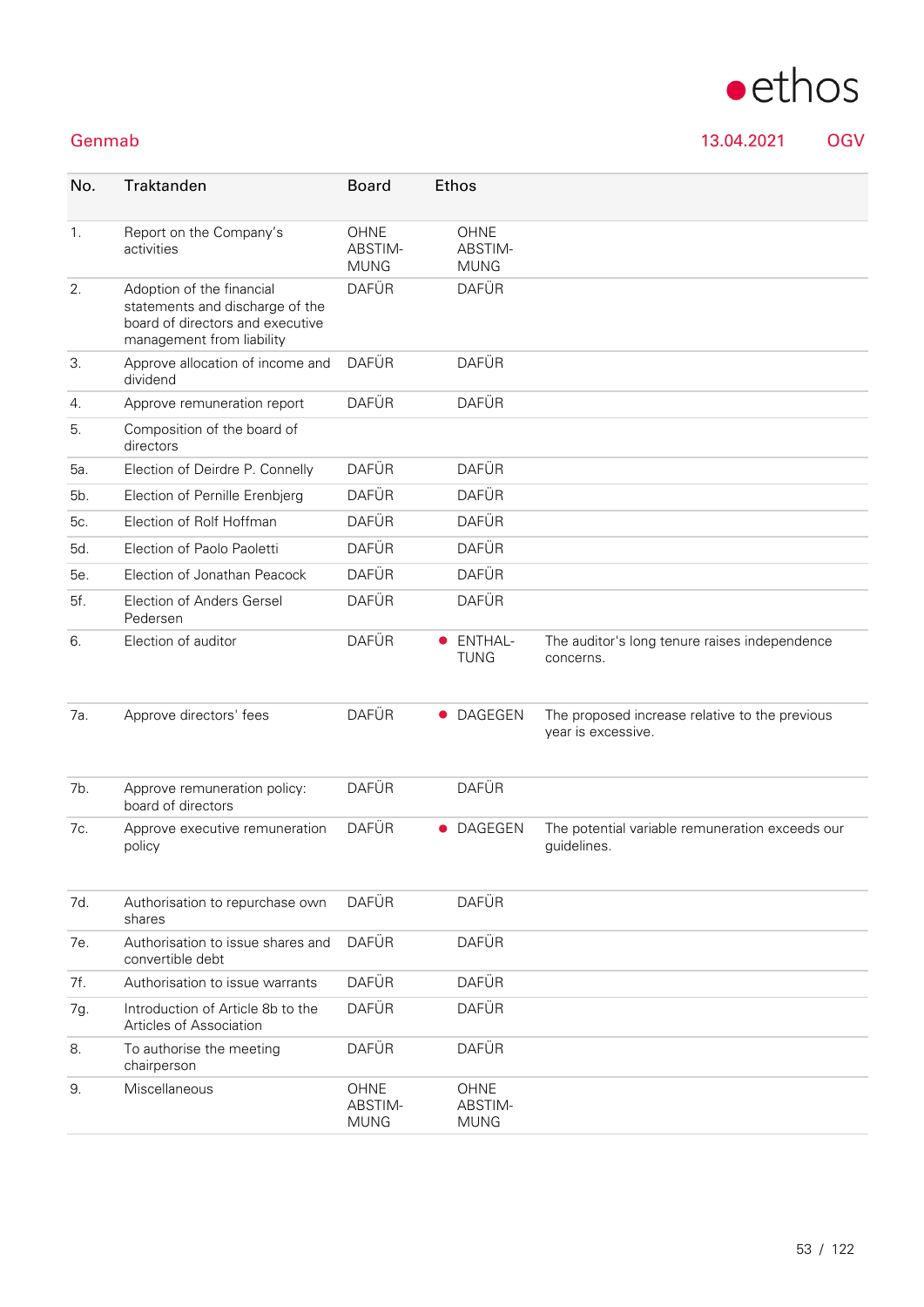Genmab 13.04.2021 OGV

| No. | Traktanden | Board | Ethos | |
|---|---|---|---|---|
| 1. | Report on the Company's activities | OHNE ABSTIM-MUNG | OHNE ABSTIM-MUNG | |
| 2. | Adoption of the financial statements and discharge of the board of directors and executive management from liability | DAFÜR | DAFÜR | |
| 3. | Approve allocation of income and dividend | DAFÜR | DAFÜR | |
| 4. | Approve remuneration report | DAFÜR | DAFÜR | |
| 5. | Composition of the board of directors | | | |
| 5a. | Election of Deirdre P. Connelly | DAFÜR | DAFÜR | |
| 5b. | Election of Pernille Erenbjerg | DAFÜR | DAFÜR | |
| 5c. | Election of Rolf Hoffman | DAFÜR | DAFÜR | |
| 5d. | Election of Paolo Paoletti | DAFÜR | DAFÜR | |
| 5e. | Election of Jonathan Peacock | DAFÜR | DAFÜR | |
| 5f. | Election of Anders Gersel Pedersen | DAFÜR | DAFÜR | |
| 6. | Election of auditor | DAFÜR | ● ENTHAL-TUNG | The auditor's long tenure raises independence concerns. |
| 7a. | Approve directors' fees | DAFÜR | ● DAGEGEN | The proposed increase relative to the previous year is excessive. |
| 7b. | Approve remuneration policy: board of directors | DAFÜR | DAFÜR | |
| 7c. | Approve executive remuneration policy | DAFÜR | ● DAGEGEN | The potential variable remuneration exceeds our guidelines. |
| 7d. | Authorisation to repurchase own shares | DAFÜR | DAFÜR | |
| 7e. | Authorisation to issue shares and convertible debt | DAFÜR | DAFÜR | |
| 7f. | Authorisation to issue warrants | DAFÜR | DAFÜR | |
| 7g. | Introduction of Article 8b to the Articles of Association | DAFÜR | DAFÜR | |
| 8. | To authorise the meeting chairperson | DAFÜR | DAFÜR | |
| 9. | Miscellaneous | OHNE ABSTIM-MUNG | OHNE ABSTIM-MUNG | |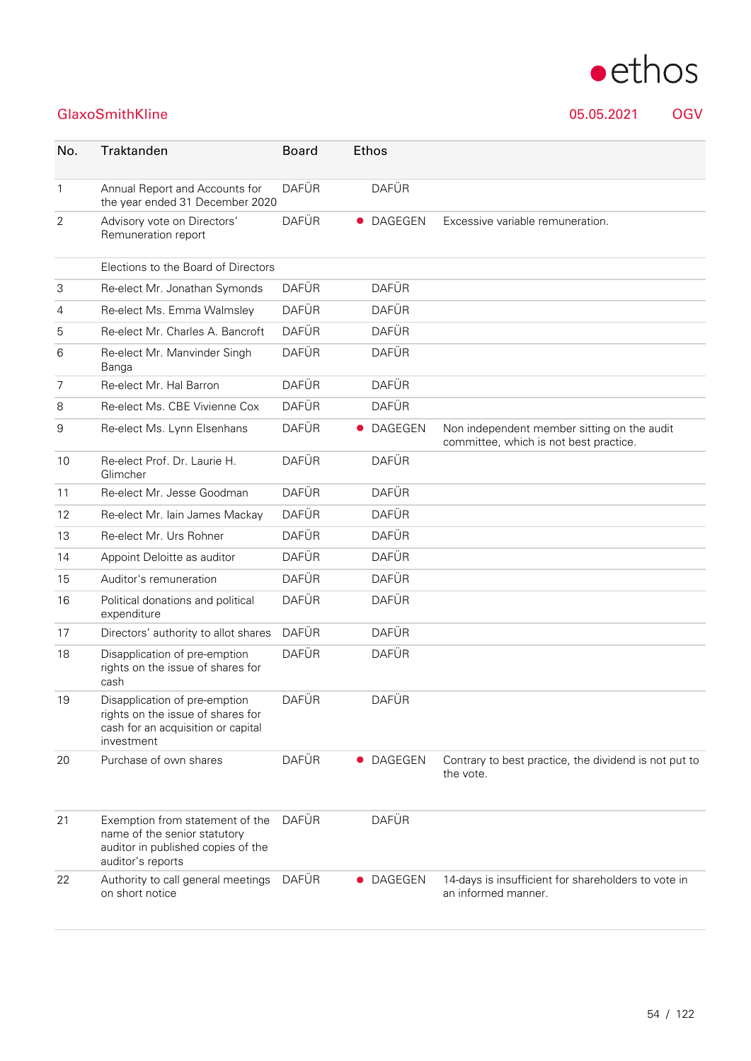GlaxoSmithKline 05.05.2021 OGV

| No. | Traktanden | Board | Ethos | |
|---|---|---|---|---|
| 1 | Annual Report and Accounts for the year ended 31 December 2020 | DAFÜR | DAFÜR | |
| 2 | Advisory vote on Directors' Remuneration report | DAFÜR | ● DAGEGEN | Excessive variable remuneration. |
| | Elections to the Board of Directors | | | |
| 3 | Re-elect Mr. Jonathan Symonds | DAFÜR | DAFÜR | |
| 4 | Re-elect Ms. Emma Walmsley | DAFÜR | DAFÜR | |
| 5 | Re-elect Mr. Charles A. Bancroft | DAFÜR | DAFÜR | |
| 6 | Re-elect Mr. Manvinder Singh Banga | DAFÜR | DAFÜR | |
| 7 | Re-elect Mr. Hal Barron | DAFÜR | DAFÜR | |
| 8 | Re-elect Ms. CBE Vivienne Cox | DAFÜR | DAFÜR | |
| 9 | Re-elect Ms. Lynn Elsenhans | DAFÜR | ● DAGEGEN | Non independent member sitting on the audit committee, which is not best practice. |
| 10 | Re-elect Prof. Dr. Laurie H. Glimcher | DAFÜR | DAFÜR | |
| 11 | Re-elect Mr. Jesse Goodman | DAFÜR | DAFÜR | |
| 12 | Re-elect Mr. Iain James Mackay | DAFÜR | DAFÜR | |
| 13 | Re-elect Mr. Urs Rohner | DAFÜR | DAFÜR | |
| 14 | Appoint Deloitte as auditor | DAFÜR | DAFÜR | |
| 15 | Auditor's remuneration | DAFÜR | DAFÜR | |
| 16 | Political donations and political expenditure | DAFÜR | DAFÜR | |
| 17 | Directors' authority to allot shares | DAFÜR | DAFÜR | |
| 18 | Disapplication of pre-emption rights on the issue of shares for cash | DAFÜR | DAFÜR | |
| 19 | Disapplication of pre-emption rights on the issue of shares for cash for an acquisition or capital investment | DAFÜR | DAFÜR | |
| 20 | Purchase of own shares | DAFÜR | ● DAGEGEN | Contrary to best practice, the dividend is not put to the vote. |
| 21 | Exemption from statement of the name of the senior statutory auditor in published copies of the auditor's reports | DAFÜR | DAFÜR | |
| 22 | Authority to call general meetings on short notice | DAFÜR | ● DAGEGEN | 14-days is insufficient for shareholders to vote in an informed manner. |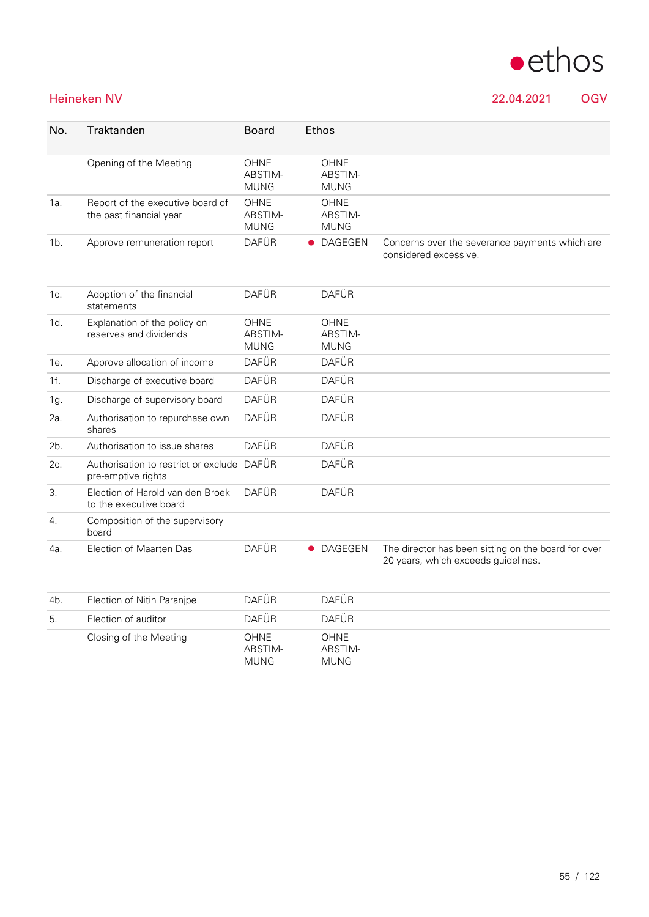ethos

## Heineken NV

22.04.2021 OGV

| No. | Traktanden | Board | Ethos | |
|---|---|---|---|---|
| | Opening of the Meeting | OHNE ABSTIM-MUNG | OHNE ABSTIM-MUNG | |
| 1a. | Report of the executive board of the past financial year | OHNE ABSTIM-MUNG | OHNE ABSTIM-MUNG | |
| 1b. | Approve remuneration report | DAFÜR | ● DAGEGEN | Concerns over the severance payments which are considered excessive. |
| 1c. | Adoption of the financial statements | DAFÜR | DAFÜR | |
| 1d. | Explanation of the policy on reserves and dividends | OHNE ABSTIM-MUNG | OHNE ABSTIM-MUNG | |
| 1e. | Approve allocation of income | DAFÜR | DAFÜR | |
| 1f. | Discharge of executive board | DAFÜR | DAFÜR | |
| 1g. | Discharge of supervisory board | DAFÜR | DAFÜR | |
| 2a. | Authorisation to repurchase own shares | DAFÜR | DAFÜR | |
| 2b. | Authorisation to issue shares | DAFÜR | DAFÜR | |
| 2c. | Authorisation to restrict or exclude pre-emptive rights | DAFÜR | DAFÜR | |
| 3. | Election of Harold van den Broek to the executive board | DAFÜR | DAFÜR | |
| 4. | Composition of the supervisory board | | | |
| 4a. | Election of Maarten Das | DAFÜR | ● DAGEGEN | The director has been sitting on the board for over 20 years, which exceeds guidelines. |
| 4b. | Election of Nitin Paranjpe | DAFÜR | DAFÜR | |
| 5. | Election of auditor | DAFÜR | DAFÜR | |
| | Closing of the Meeting | OHNE ABSTIM-MUNG | OHNE ABSTIM-MUNG | |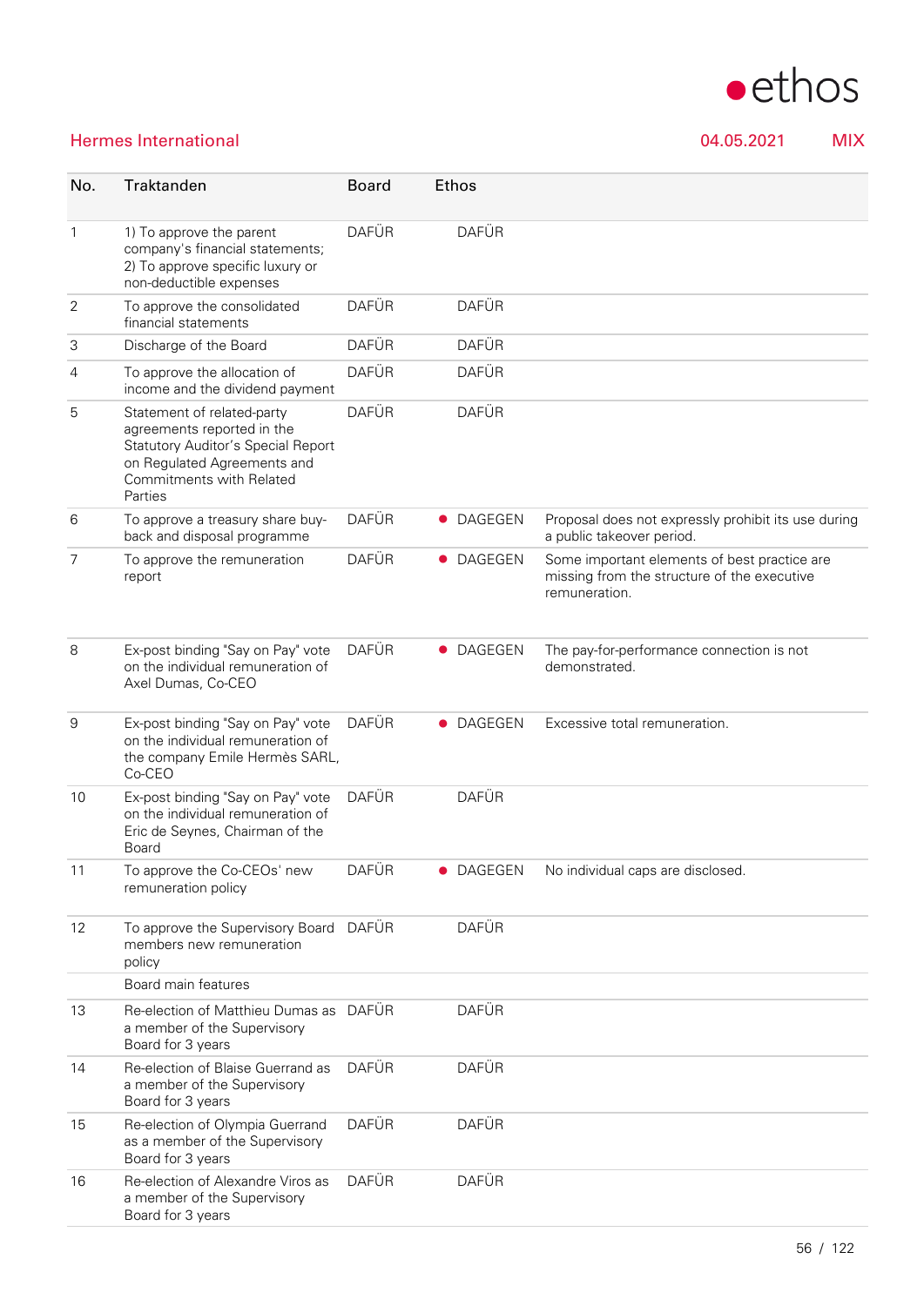## Hermes International

04.05.2021 MIX

| No. | Traktanden | Board | Ethos | |
|---|---|---|---|---|
| 1 | 1) To approve the parent company's financial statements; 2) To approve specific luxury or non-deductible expenses | DAFÜR | DAFÜR | |
| 2 | To approve the consolidated financial statements | DAFÜR | DAFÜR | |
| 3 | Discharge of the Board | DAFÜR | DAFÜR | |
| 4 | To approve the allocation of income and the dividend payment | DAFÜR | DAFÜR | |
| 5 | Statement of related-party agreements reported in the Statutory Auditor's Special Report on Regulated Agreements and Commitments with Related Parties | DAFÜR | DAFÜR | |
| 6 | To approve a treasury share buy-back and disposal programme | DAFÜR | ● DAGEGEN | Proposal does not expressly prohibit its use during a public takeover period. |
| 7 | To approve the remuneration report | DAFÜR | ● DAGEGEN | Some important elements of best practice are missing from the structure of the executive remuneration. |
| 8 | Ex-post binding "Say on Pay" vote on the individual remuneration of Axel Dumas, Co-CEO | DAFÜR | ● DAGEGEN | The pay-for-performance connection is not demonstrated. |
| 9 | Ex-post binding "Say on Pay" vote on the individual remuneration of the company Emile Hermès SARL, Co-CEO | DAFÜR | ● DAGEGEN | Excessive total remuneration. |
| 10 | Ex-post binding "Say on Pay" vote on the individual remuneration of Eric de Seynes, Chairman of the Board | DAFÜR | DAFÜR | |
| 11 | To approve the Co-CEOs' new remuneration policy | DAFÜR | ● DAGEGEN | No individual caps are disclosed. |
| 12 | To approve the Supervisory Board members new remuneration policy | DAFÜR | DAFÜR | |
| | Board main features | | | |
| 13 | Re-election of Matthieu Dumas as a member of the Supervisory Board for 3 years | DAFÜR | DAFÜR | |
| 14 | Re-election of Blaise Guerrand as a member of the Supervisory Board for 3 years | DAFÜR | DAFÜR | |
| 15 | Re-election of Olympia Guerrand as a member of the Supervisory Board for 3 years | DAFÜR | DAFÜR | |
| 16 | Re-election of Alexandre Viros as a member of the Supervisory Board for 3 years | DAFÜR | DAFÜR | |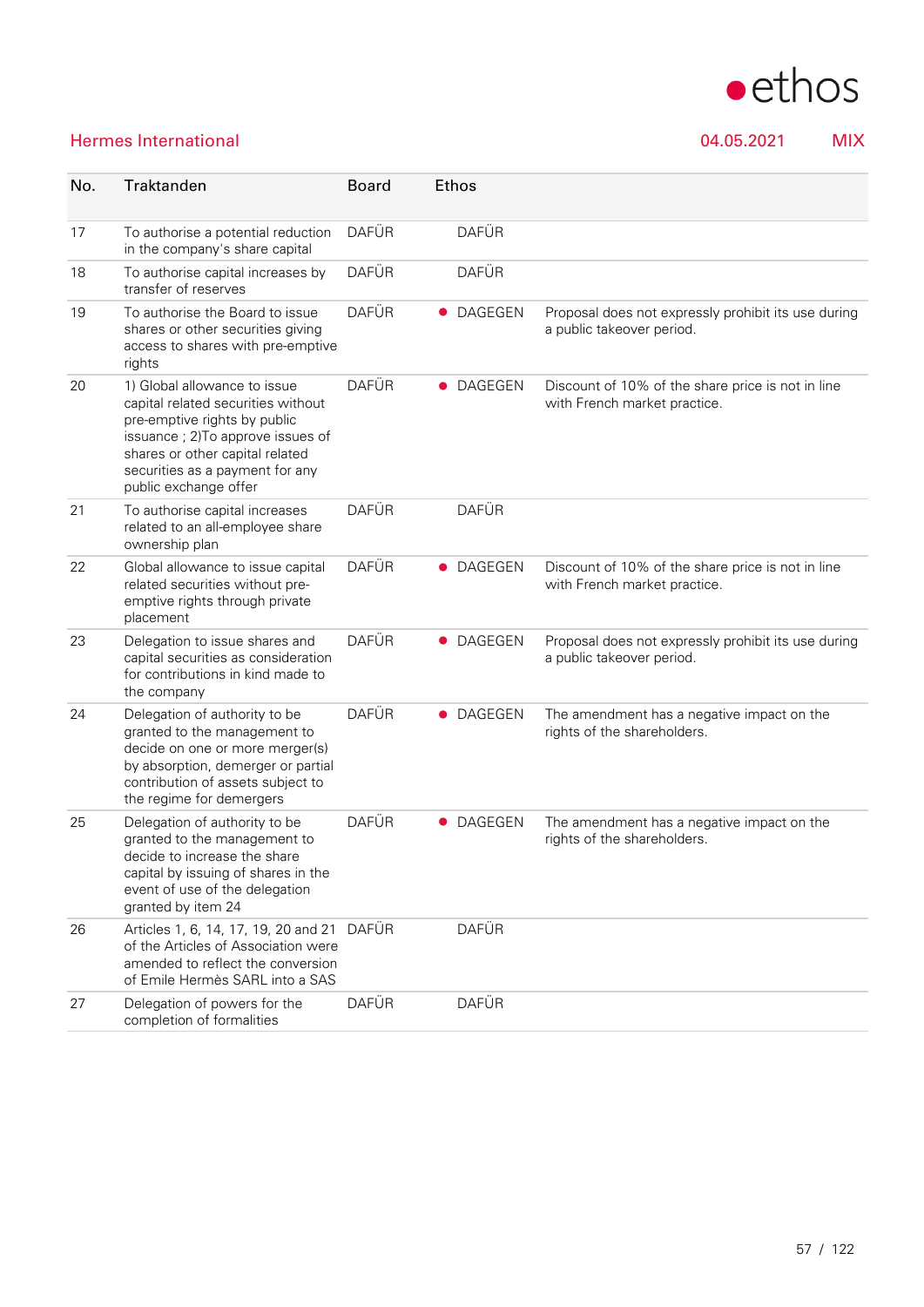Hermes International 04.05.2021 MIX

| No. | Traktanden | Board | Ethos | |
|---|---|---|---|---|
| 17 | To authorise a potential reduction in the company's share capital | DAFÜR | DAFÜR | |
| 18 | To authorise capital increases by transfer of reserves | DAFÜR | DAFÜR | |
| 19 | To authorise the Board to issue shares or other securities giving access to shares with pre-emptive rights | DAFÜR | ● DAGEGEN | Proposal does not expressly prohibit its use during a public takeover period. |
| 20 | 1) Global allowance to issue capital related securities without pre-emptive rights by public issuance ; 2)To approve issues of shares or other capital related securities as a payment for any public exchange offer | DAFÜR | ● DAGEGEN | Discount of 10% of the share price is not in line with French market practice. |
| 21 | To authorise capital increases related to an all-employee share ownership plan | DAFÜR | DAFÜR | |
| 22 | Global allowance to issue capital related securities without pre-emptive rights through private placement | DAFÜR | ● DAGEGEN | Discount of 10% of the share price is not in line with French market practice. |
| 23 | Delegation to issue shares and capital securities as consideration for contributions in kind made to the company | DAFÜR | ● DAGEGEN | Proposal does not expressly prohibit its use during a public takeover period. |
| 24 | Delegation of authority to be granted to the management to decide on one or more merger(s) by absorption, demerger or partial contribution of assets subject to the regime for demergers | DAFÜR | ● DAGEGEN | The amendment has a negative impact on the rights of the shareholders. |
| 25 | Delegation of authority to be granted to the management to decide to increase the share capital by issuing of shares in the event of use of the delegation granted by item 24 | DAFÜR | ● DAGEGEN | The amendment has a negative impact on the rights of the shareholders. |
| 26 | Articles 1, 6, 14, 17, 19, 20 and 21 of the Articles of Association were amended to reflect the conversion of Emile Hermès SARL into a SAS | DAFÜR | DAFÜR | |
| 27 | Delegation of powers for the completion of formalities | DAFÜR | DAFÜR | |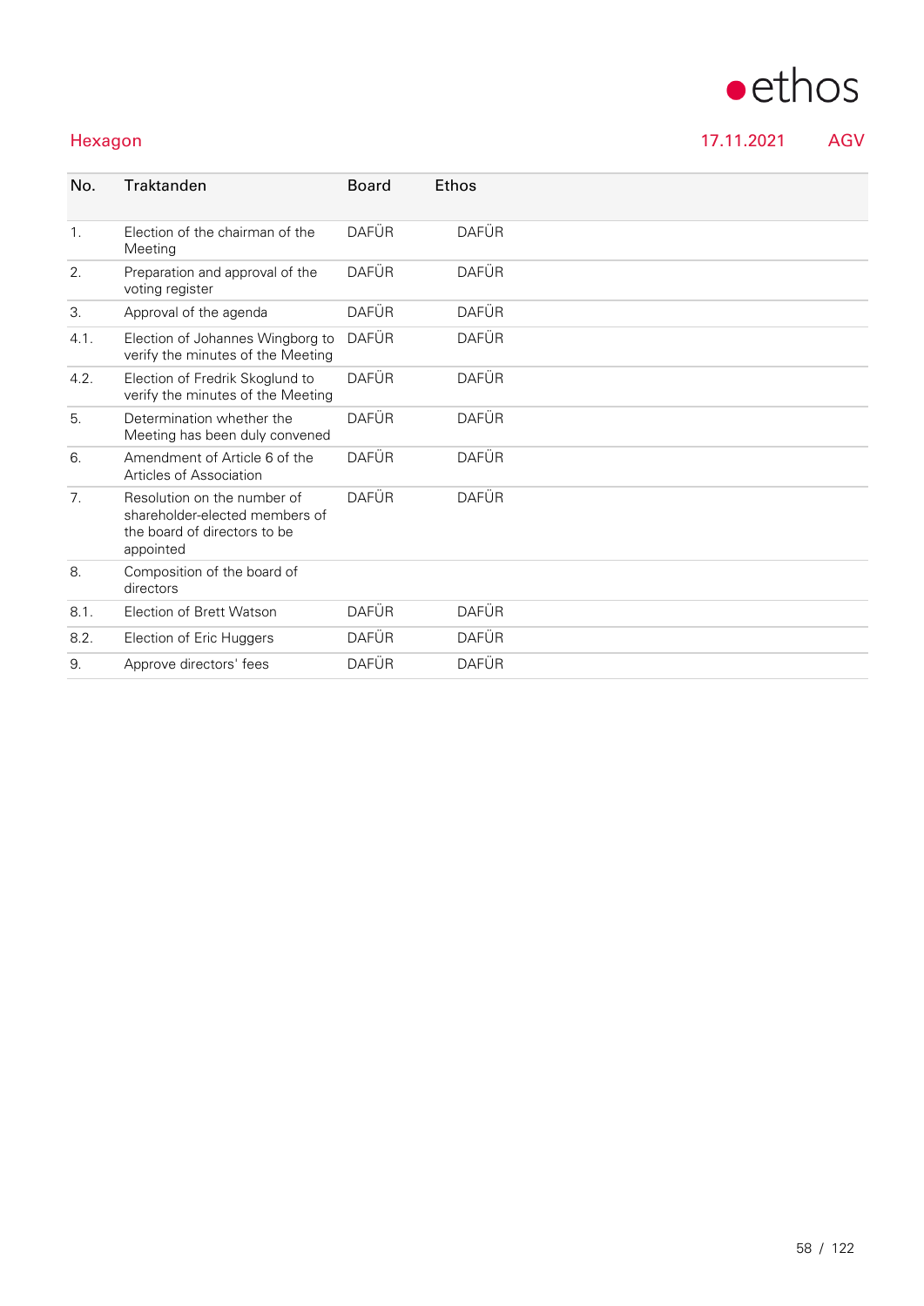Hexagon 17.11.2021 AGV

| No. | Traktanden | Board | Ethos |
|---|---|---|---|
| 1. | Election of the chairman of the Meeting | DAFÜR | DAFÜR |
| 2. | Preparation and approval of the voting register | DAFÜR | DAFÜR |
| 3. | Approval of the agenda | DAFÜR | DAFÜR |
| 4.1. | Election of Johannes Wingborg to verify the minutes of the Meeting | DAFÜR | DAFÜR |
| 4.2. | Election of Fredrik Skoglund to verify the minutes of the Meeting | DAFÜR | DAFÜR |
| 5. | Determination whether the Meeting has been duly convened | DAFÜR | DAFÜR |
| 6. | Amendment of Article 6 of the Articles of Association | DAFÜR | DAFÜR |
| 7. | Resolution on the number of shareholder-elected members of the board of directors to be appointed | DAFÜR | DAFÜR |
| 8. | Composition of the board of directors | | |
| 8.1. | Election of Brett Watson | DAFÜR | DAFÜR |
| 8.2. | Election of Eric Huggers | DAFÜR | DAFÜR |
| 9. | Approve directors' fees | DAFÜR | DAFÜR |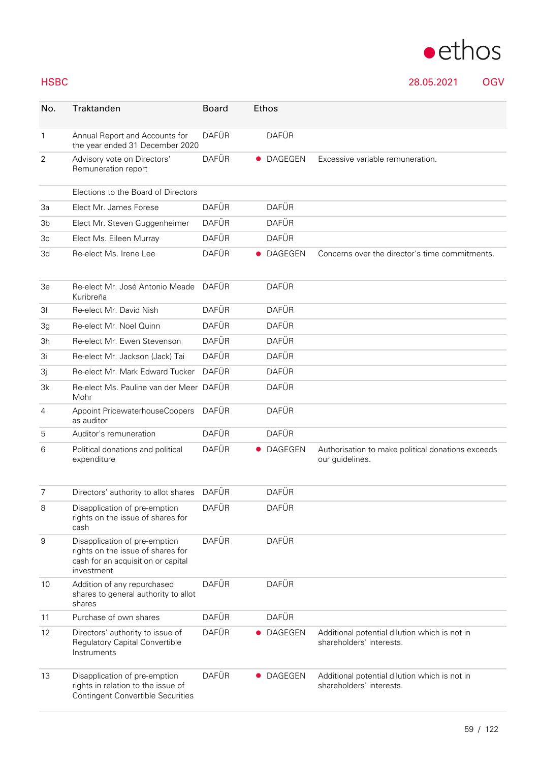## HSBC

28.05.2021 OGV

| No. | Traktanden | Board | Ethos | |
|---|---|---|---|---|
| 1 | Annual Report and Accounts for the year ended 31 December 2020 | DAFÜR | DAFÜR | |
| 2 | Advisory vote on Directors' Remuneration report | DAFÜR | ● DAGEGEN | Excessive variable remuneration. |
| | Elections to the Board of Directors | | | |
| 3a | Elect Mr. James Forese | DAFÜR | DAFÜR | |
| 3b | Elect Mr. Steven Guggenheimer | DAFÜR | DAFÜR | |
| 3c | Elect Ms. Eileen Murray | DAFÜR | DAFÜR | |
| 3d | Re-elect Ms. Irene Lee | DAFÜR | ● DAGEGEN | Concerns over the director's time commitments. |
| 3e | Re-elect Mr. José Antonio Meade Kuribreña | DAFÜR | DAFÜR | |
| 3f | Re-elect Mr. David Nish | DAFÜR | DAFÜR | |
| 3g | Re-elect Mr. Noel Quinn | DAFÜR | DAFÜR | |
| 3h | Re-elect Mr. Ewen Stevenson | DAFÜR | DAFÜR | |
| 3i | Re-elect Mr. Jackson (Jack) Tai | DAFÜR | DAFÜR | |
| 3j | Re-elect Mr. Mark Edward Tucker | DAFÜR | DAFÜR | |
| 3k | Re-elect Ms. Pauline van der Meer Mohr | DAFÜR | DAFÜR | |
| 4 | Appoint PricewaterhouseCoopers as auditor | DAFÜR | DAFÜR | |
| 5 | Auditor's remuneration | DAFÜR | DAFÜR | |
| 6 | Political donations and political expenditure | DAFÜR | ● DAGEGEN | Authorisation to make political donations exceeds our guidelines. |
| 7 | Directors' authority to allot shares | DAFÜR | DAFÜR | |
| 8 | Disapplication of pre-emption rights on the issue of shares for cash | DAFÜR | DAFÜR | |
| 9 | Disapplication of pre-emption rights on the issue of shares for cash for an acquisition or capital investment | DAFÜR | DAFÜR | |
| 10 | Addition of any repurchased shares to general authority to allot shares | DAFÜR | DAFÜR | |
| 11 | Purchase of own shares | DAFÜR | DAFÜR | |
| 12 | Directors' authority to issue of Regulatory Capital Convertible Instruments | DAFÜR | ● DAGEGEN | Additional potential dilution which is not in shareholders' interests. |
| 13 | Disapplication of pre-emption rights in relation to the issue of Contingent Convertible Securities | DAFÜR | ● DAGEGEN | Additional potential dilution which is not in shareholders' interests. |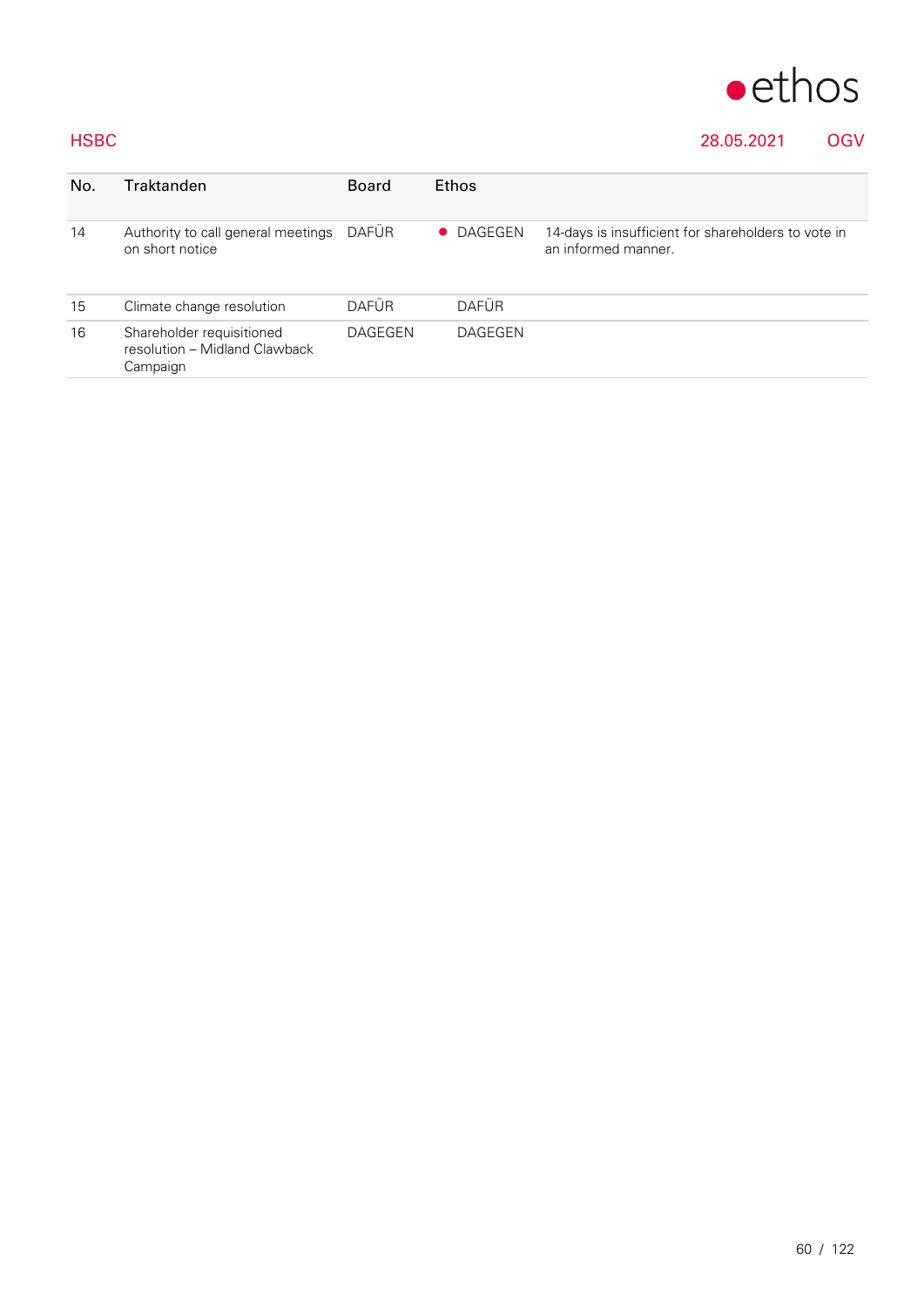HSBC 28.05.2021 OGV

| No. | Traktanden | Board | Ethos | |
|---|---|---|---|---|
| 14 | Authority to call general meetings on short notice | DAFÜR | ● DAGEGEN | 14-days is insufficient for shareholders to vote in an informed manner. |
| 15 | Climate change resolution | DAFÜR | DAFÜR | |
| 16 | Shareholder requisitioned resolution – Midland Clawback Campaign | DAGEGEN | DAGEGEN | |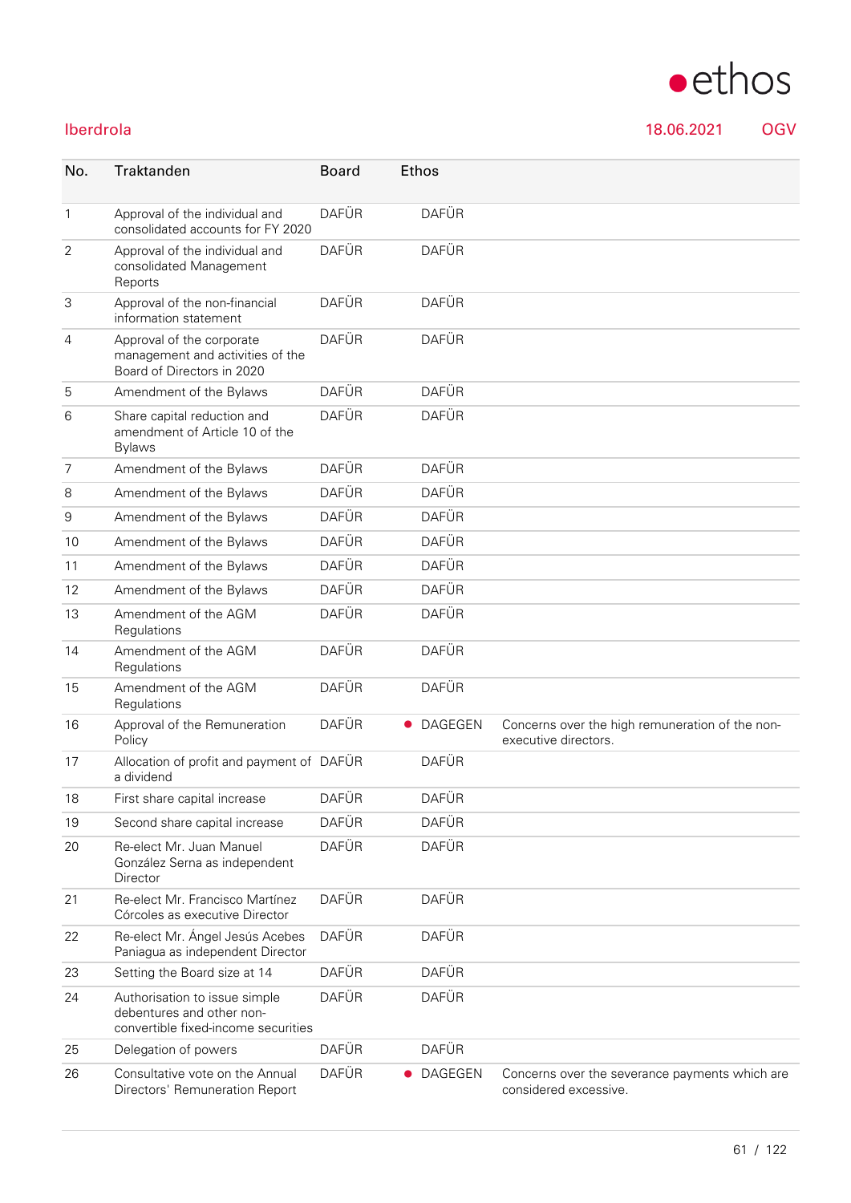Iberdrola 18.06.2021 OGV

| No. | Traktanden | Board | Ethos | |
|---|---|---|---|---|
| 1 | Approval of the individual and consolidated accounts for FY 2020 | DAFÜR | DAFÜR | |
| 2 | Approval of the individual and consolidated Management Reports | DAFÜR | DAFÜR | |
| 3 | Approval of the non-financial information statement | DAFÜR | DAFÜR | |
| 4 | Approval of the corporate management and activities of the Board of Directors in 2020 | DAFÜR | DAFÜR | |
| 5 | Amendment of the Bylaws | DAFÜR | DAFÜR | |
| 6 | Share capital reduction and amendment of Article 10 of the Bylaws | DAFÜR | DAFÜR | |
| 7 | Amendment of the Bylaws | DAFÜR | DAFÜR | |
| 8 | Amendment of the Bylaws | DAFÜR | DAFÜR | |
| 9 | Amendment of the Bylaws | DAFÜR | DAFÜR | |
| 10 | Amendment of the Bylaws | DAFÜR | DAFÜR | |
| 11 | Amendment of the Bylaws | DAFÜR | DAFÜR | |
| 12 | Amendment of the Bylaws | DAFÜR | DAFÜR | |
| 13 | Amendment of the AGM Regulations | DAFÜR | DAFÜR | |
| 14 | Amendment of the AGM Regulations | DAFÜR | DAFÜR | |
| 15 | Amendment of the AGM Regulations | DAFÜR | DAFÜR | |
| 16 | Approval of the Remuneration Policy | DAFÜR | DAGEGEN | Concerns over the high remuneration of the non-executive directors. |
| 17 | Allocation of profit and payment of a dividend | DAFÜR | DAFÜR | |
| 18 | First share capital increase | DAFÜR | DAFÜR | |
| 19 | Second share capital increase | DAFÜR | DAFÜR | |
| 20 | Re-elect Mr. Juan Manuel González Serna as independent Director | DAFÜR | DAFÜR | |
| 21 | Re-elect Mr. Francisco Martínez Córcoles as executive Director | DAFÜR | DAFÜR | |
| 22 | Re-elect Mr. Ángel Jesús Acebes Paniagua as independent Director | DAFÜR | DAFÜR | |
| 23 | Setting the Board size at 14 | DAFÜR | DAFÜR | |
| 24 | Authorisation to issue simple debentures and other non-convertible fixed-income securities | DAFÜR | DAFÜR | |
| 25 | Delegation of powers | DAFÜR | DAFÜR | |
| 26 | Consultative vote on the Annual Directors' Remuneration Report | DAFÜR | DAGEGEN | Concerns over the severance payments which are considered excessive. |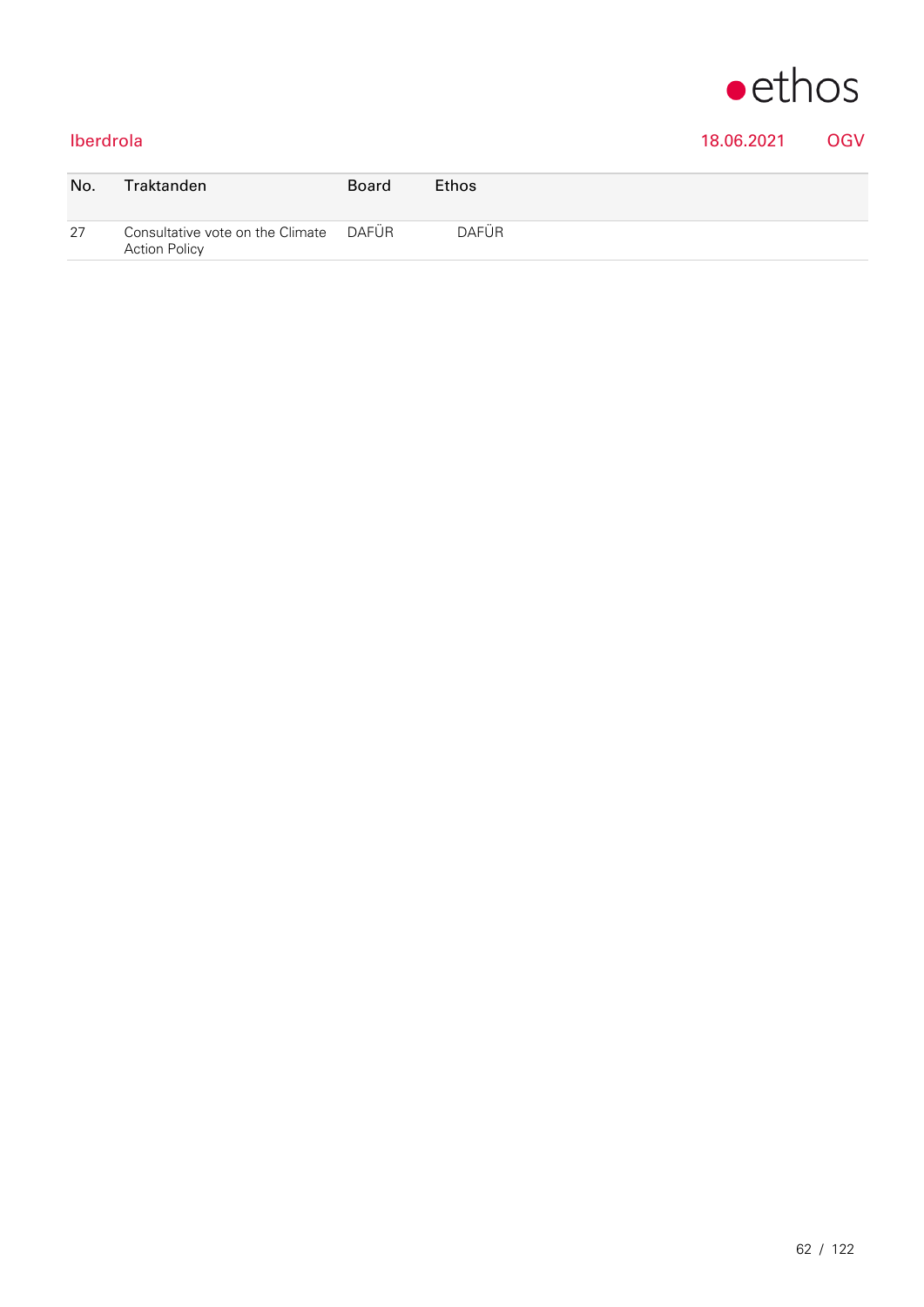Iberdrola 18.06.2021 OGV

| No. | Traktanden | Board | Ethos |
|---|---|---|---|
| 27 | Consultative vote on the Climate Action Policy | DAFÜR | DAFÜR |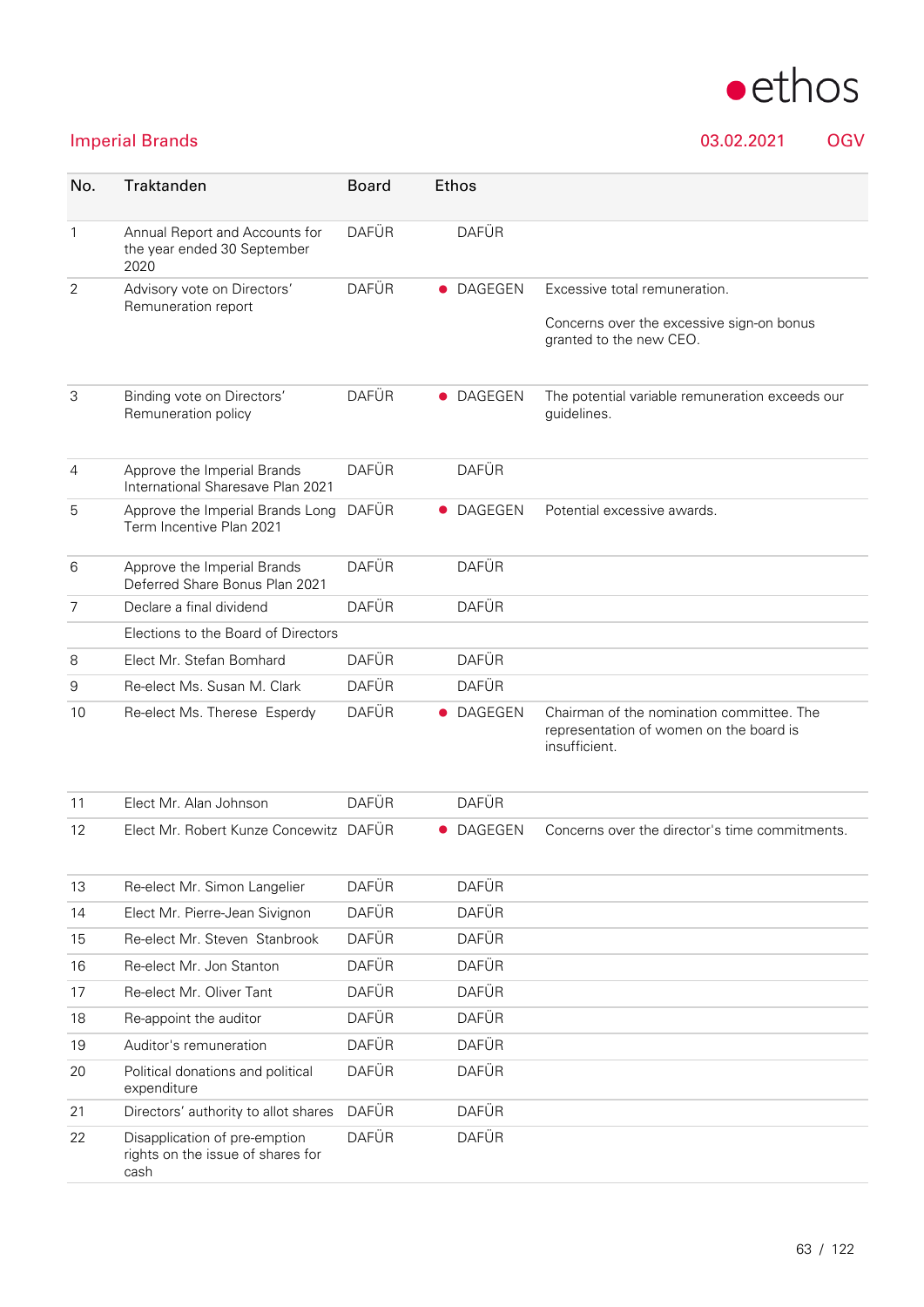## Imperial Brands

03.02.2021 OGV

| No. | Traktanden | Board | Ethos | |
|---|---|---|---|---|
| 1 | Annual Report and Accounts for the year ended 30 September 2020 | DAFÜR | DAFÜR | |
| 2 | Advisory vote on Directors' Remuneration report | DAFÜR | ● DAGEGEN | Excessive total remuneration.<br><br>Concerns over the excessive sign-on bonus granted to the new CEO. |
| 3 | Binding vote on Directors' Remuneration policy | DAFÜR | ● DAGEGEN | The potential variable remuneration exceeds our guidelines. |
| 4 | Approve the Imperial Brands International Sharesave Plan 2021 | DAFÜR | DAFÜR | |
| 5 | Approve the Imperial Brands Long Term Incentive Plan 2021 | DAFÜR | ● DAGEGEN | Potential excessive awards. |
| 6 | Approve the Imperial Brands Deferred Share Bonus Plan 2021 | DAFÜR | DAFÜR | |
| 7 | Declare a final dividend | DAFÜR | DAFÜR | |
| | Elections to the Board of Directors | | | |
| 8 | Elect Mr. Stefan Bomhard | DAFÜR | DAFÜR | |
| 9 | Re-elect Ms. Susan M. Clark | DAFÜR | DAFÜR | |
| 10 | Re-elect Ms. Therese Esperdy | DAFÜR | ● DAGEGEN | Chairman of the nomination committee. The representation of women on the board is insufficient. |
| 11 | Elect Mr. Alan Johnson | DAFÜR | DAFÜR | |
| 12 | Elect Mr. Robert Kunze Concewitz | DAFÜR | ● DAGEGEN | Concerns over the director's time commitments. |
| 13 | Re-elect Mr. Simon Langelier | DAFÜR | DAFÜR | |
| 14 | Elect Mr. Pierre-Jean Sivignon | DAFÜR | DAFÜR | |
| 15 | Re-elect Mr. Steven Stanbrook | DAFÜR | DAFÜR | |
| 16 | Re-elect Mr. Jon Stanton | DAFÜR | DAFÜR | |
| 17 | Re-elect Mr. Oliver Tant | DAFÜR | DAFÜR | |
| 18 | Re-appoint the auditor | DAFÜR | DAFÜR | |
| 19 | Auditor's remuneration | DAFÜR | DAFÜR | |
| 20 | Political donations and political expenditure | DAFÜR | DAFÜR | |
| 21 | Directors' authority to allot shares | DAFÜR | DAFÜR | |
| 22 | Disapplication of pre-emption rights on the issue of shares for cash | DAFÜR | DAFÜR | |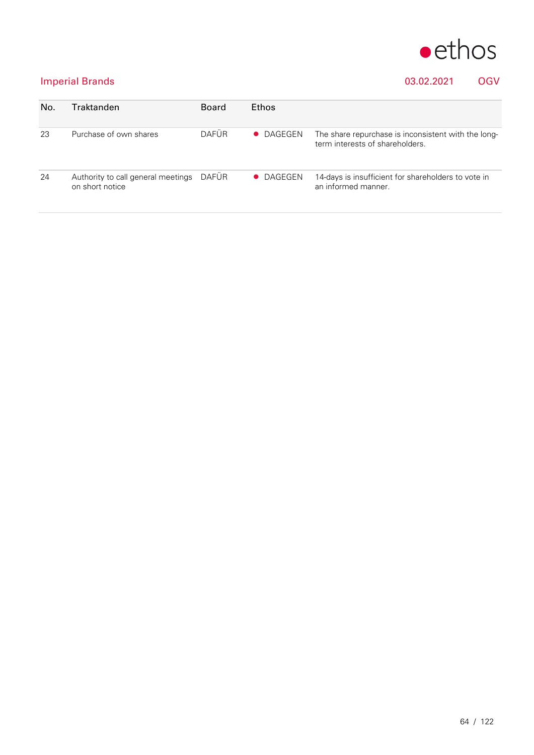Imperial Brands 03.02.2021 OGV

| No. | Traktanden | Board | Ethos | |
|---|---|---|---|---|
| 23 | Purchase of own shares | DAFÜR | ● DAGEGEN | The share repurchase is inconsistent with the long-term interests of shareholders. |
| 24 | Authority to call general meetings on short notice | DAFÜR | ● DAGEGEN | 14-days is insufficient for shareholders to vote in an informed manner. |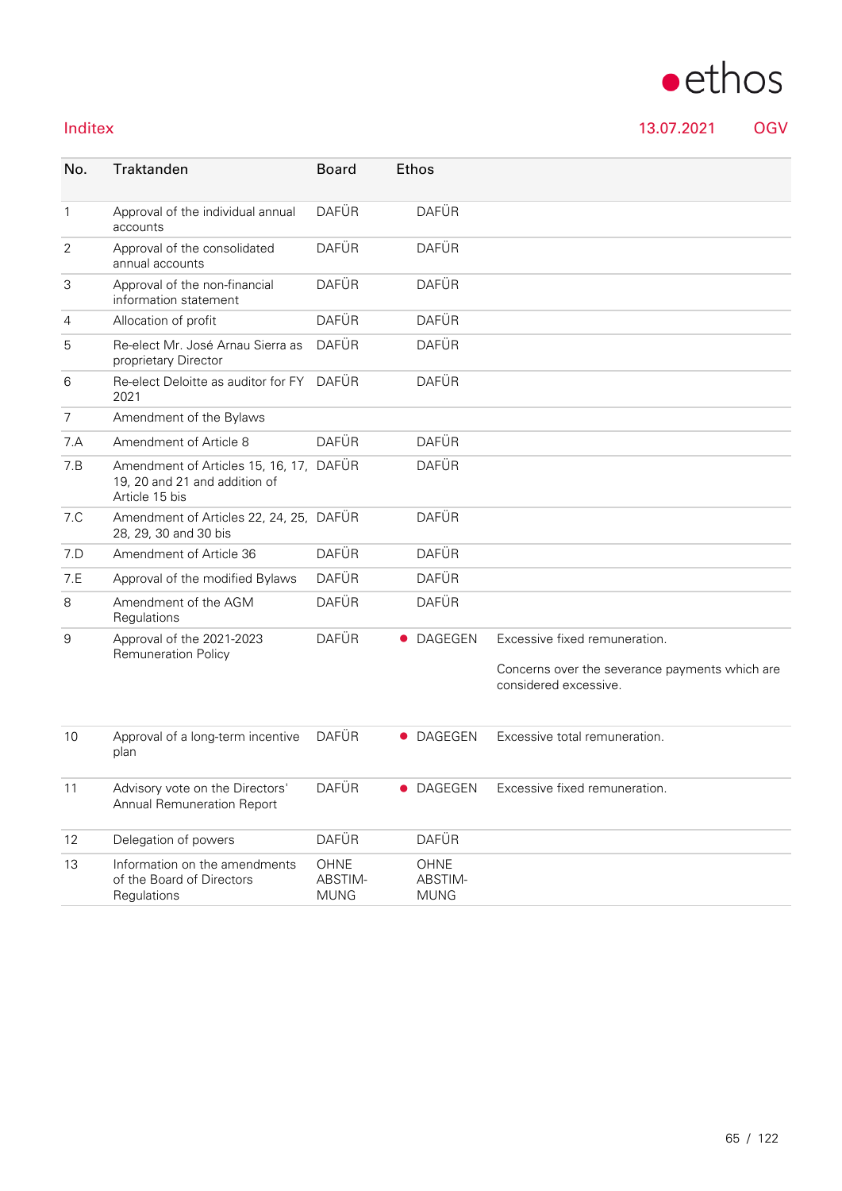Inditex 13.07.2021 OGV

| No. | Traktanden | Board | Ethos | |
|---|---|---|---|---|
| 1 | Approval of the individual annual accounts | DAFÜR | DAFÜR | |
| 2 | Approval of the consolidated annual accounts | DAFÜR | DAFÜR | |
| 3 | Approval of the non-financial information statement | DAFÜR | DAFÜR | |
| 4 | Allocation of profit | DAFÜR | DAFÜR | |
| 5 | Re-elect Mr. José Arnau Sierra as proprietary Director | DAFÜR | DAFÜR | |
| 6 | Re-elect Deloitte as auditor for FY 2021 | DAFÜR | DAFÜR | |
| 7 | Amendment of the Bylaws | | | |
| 7.A | Amendment of Article 8 | DAFÜR | DAFÜR | |
| 7.B | Amendment of Articles 15, 16, 17, 19, 20 and 21 and addition of Article 15 bis | DAFÜR | DAFÜR | |
| 7.C | Amendment of Articles 22, 24, 25, 28, 29, 30 and 30 bis | DAFÜR | DAFÜR | |
| 7.D | Amendment of Article 36 | DAFÜR | DAFÜR | |
| 7.E | Approval of the modified Bylaws | DAFÜR | DAFÜR | |
| 8 | Amendment of the AGM Regulations | DAFÜR | DAFÜR | |
| 9 | Approval of the 2021-2023 Remuneration Policy | DAFÜR | ● DAGEGEN | Excessive fixed remuneration.<br><br>Concerns over the severance payments which are considered excessive. |
| 10 | Approval of a long-term incentive plan | DAFÜR | ● DAGEGEN | Excessive total remuneration. |
| 11 | Advisory vote on the Directors' Annual Remuneration Report | DAFÜR | ● DAGEGEN | Excessive fixed remuneration. |
| 12 | Delegation of powers | DAFÜR | DAFÜR | |
| 13 | Information on the amendments of the Board of Directors Regulations | OHNE ABSTIMMUNG | OHNE ABSTIMMUNG | |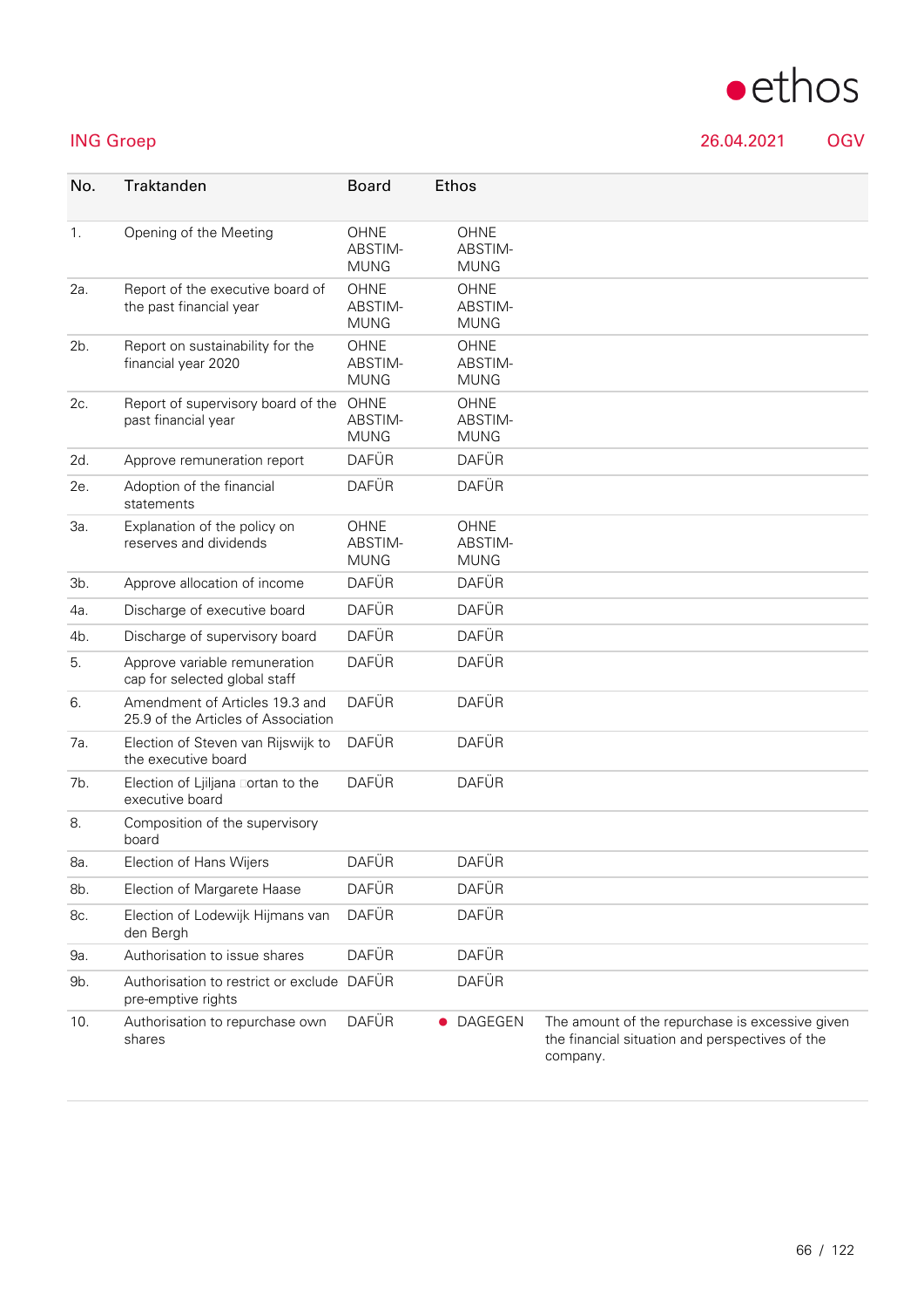ING Groep 26.04.2021 OGV

| No. | Traktanden | Board | Ethos | |
|---|---|---|---|---|
| 1. | Opening of the Meeting | OHNE ABSTIM-MUNG | OHNE ABSTIM-MUNG | |
| 2a. | Report of the executive board of the past financial year | OHNE ABSTIM-MUNG | OHNE ABSTIM-MUNG | |
| 2b. | Report on sustainability for the financial year 2020 | OHNE ABSTIM-MUNG | OHNE ABSTIM-MUNG | |
| 2c. | Report of supervisory board of the past financial year | OHNE ABSTIM-MUNG | OHNE ABSTIM-MUNG | |
| 2d. | Approve remuneration report | DAFÜR | DAFÜR | |
| 2e. | Adoption of the financial statements | DAFÜR | DAFÜR | |
| 3a. | Explanation of the policy on reserves and dividends | OHNE ABSTIM-MUNG | OHNE ABSTIM-MUNG | |
| 3b. | Approve allocation of income | DAFÜR | DAFÜR | |
| 4a. | Discharge of executive board | DAFÜR | DAFÜR | |
| 4b. | Discharge of supervisory board | DAFÜR | DAFÜR | |
| 5. | Approve variable remuneration cap for selected global staff | DAFÜR | DAFÜR | |
| 6. | Amendment of Articles 19.3 and 25.9 of the Articles of Association | DAFÜR | DAFÜR | |
| 7a. | Election of Steven van Rijswijk to the executive board | DAFÜR | DAFÜR | |
| 7b. | Election of Ljiljana ortan to the executive board | DAFÜR | DAFÜR | |
| 8. | Composition of the supervisory board | | | |
| 8a. | Election of Hans Wijers | DAFÜR | DAFÜR | |
| 8b. | Election of Margarete Haase | DAFÜR | DAFÜR | |
| 8c. | Election of Lodewijk Hijmans van den Bergh | DAFÜR | DAFÜR | |
| 9a. | Authorisation to issue shares | DAFÜR | DAFÜR | |
| 9b. | Authorisation to restrict or exclude pre-emptive rights | DAFÜR | DAFÜR | |
| 10. | Authorisation to repurchase own shares | DAFÜR | ● DAGEGEN | The amount of the repurchase is excessive given the financial situation and perspectives of the company. |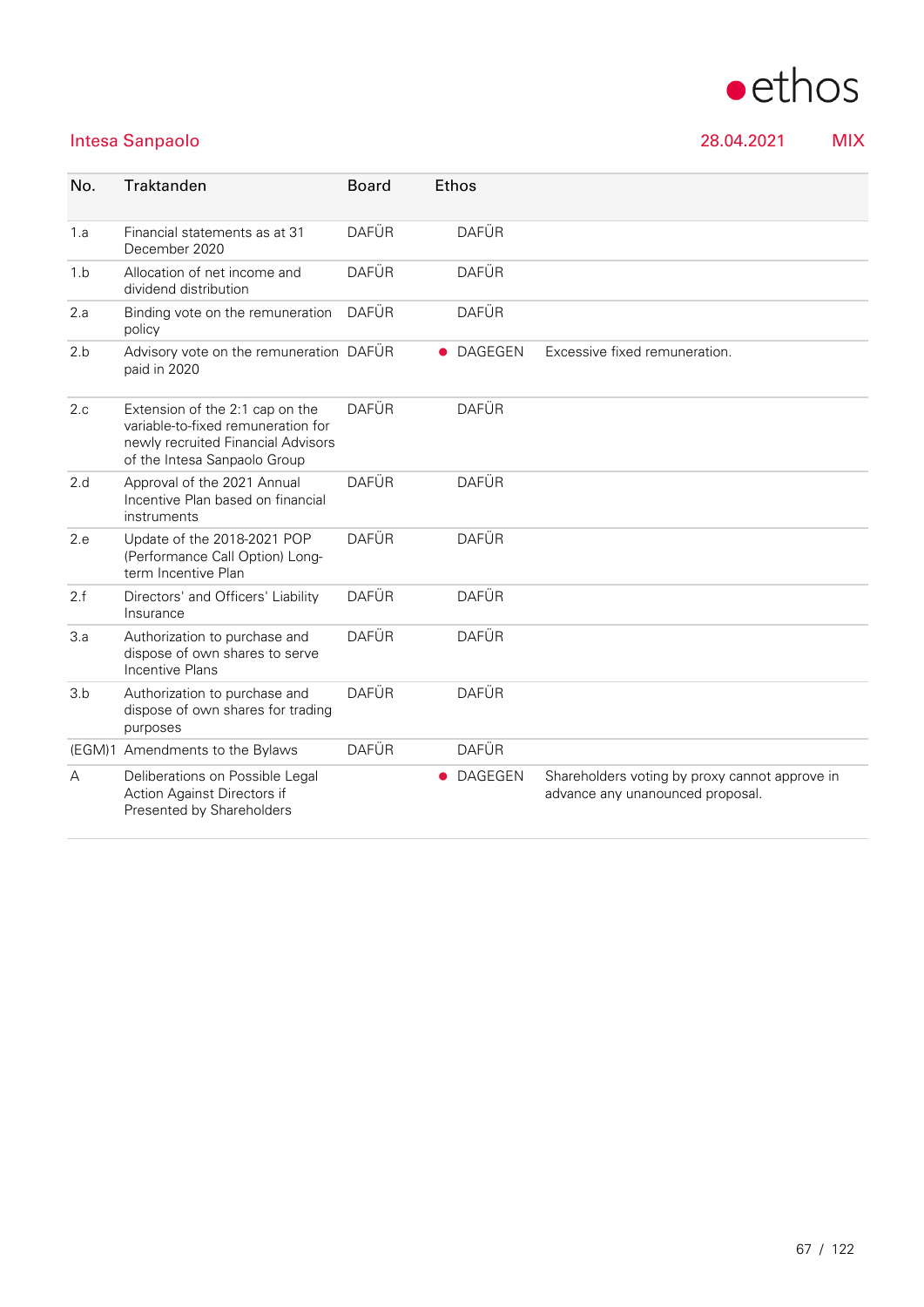Intesa Sanpaolo 28.04.2021 MIX

| No. | Traktanden | Board | Ethos | |
|---|---|---|---|---|
| 1.a | Financial statements as at 31 December 2020 | DAFÜR | DAFÜR | |
| 1.b | Allocation of net income and dividend distribution | DAFÜR | DAFÜR | |
| 2.a | Binding vote on the remuneration policy | DAFÜR | DAFÜR | |
| 2.b | Advisory vote on the remuneration paid in 2020 | DAFÜR | ● DAGEGEN | Excessive fixed remuneration. |
| 2.c | Extension of the 2:1 cap on the variable-to-fixed remuneration for newly recruited Financial Advisors of the Intesa Sanpaolo Group | DAFÜR | DAFÜR | |
| 2.d | Approval of the 2021 Annual Incentive Plan based on financial instruments | DAFÜR | DAFÜR | |
| 2.e | Update of the 2018-2021 POP (Performance Call Option) Long-term Incentive Plan | DAFÜR | DAFÜR | |
| 2.f | Directors' and Officers' Liability Insurance | DAFÜR | DAFÜR | |
| 3.a | Authorization to purchase and dispose of own shares to serve Incentive Plans | DAFÜR | DAFÜR | |
| 3.b | Authorization to purchase and dispose of own shares for trading purposes | DAFÜR | DAFÜR | |
| (EGM)1 | Amendments to the Bylaws | DAFÜR | DAFÜR | |
| A | Deliberations on Possible Legal Action Against Directors if Presented by Shareholders | | ● DAGEGEN | Shareholders voting by proxy cannot approve in advance any unanounced proposal. |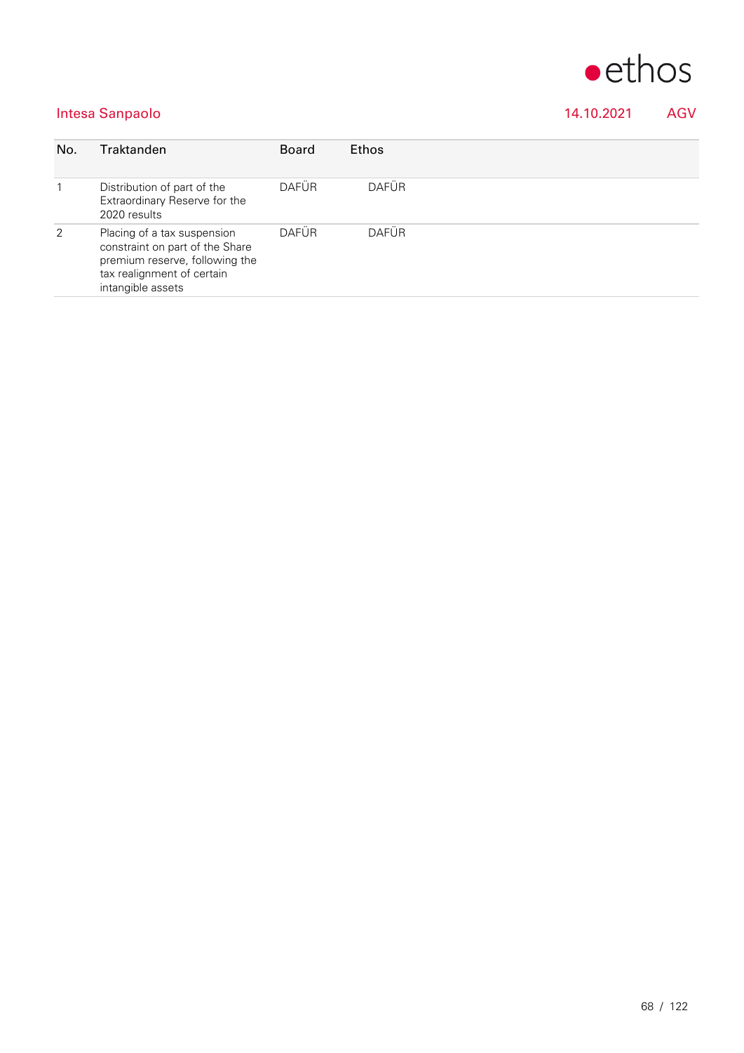## Intesa Sanpaolo 14.10.2021 AGV

| No. | Traktanden | Board | Ethos |
|---|---|---|---|
| 1 | Distribution of part of the Extraordinary Reserve for the 2020 results | DAFÜR | DAFÜR |
| 2 | Placing of a tax suspension constraint on part of the Share premium reserve, following the tax realignment of certain intangible assets | DAFÜR | DAFÜR |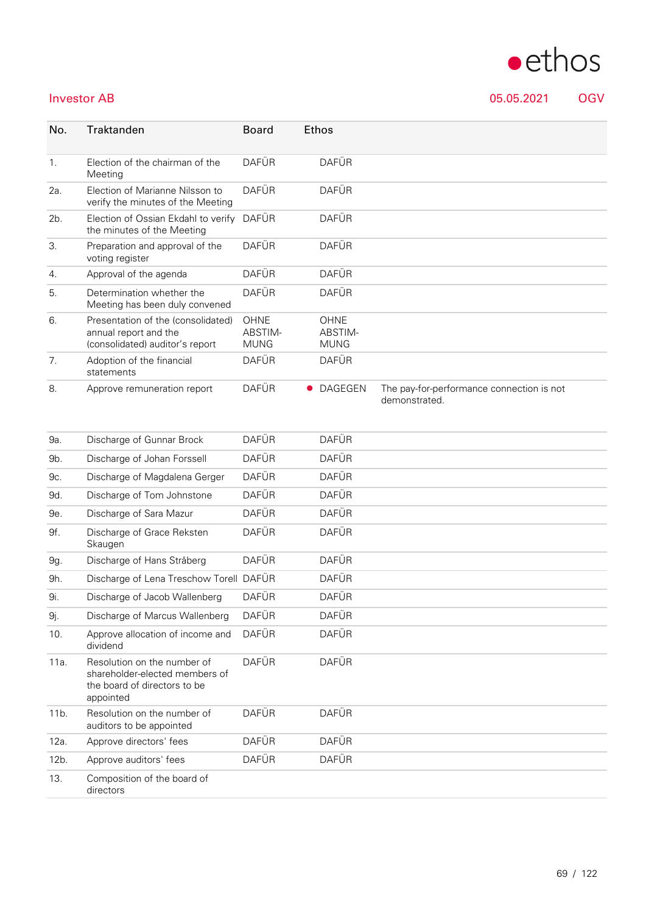Investor AB 05.05.2021 OGV

| No. | Traktanden | Board | Ethos | |
|---|---|---|---|---|
| 1. | Election of the chairman of the Meeting | DAFÜR | DAFÜR | |
| 2a. | Election of Marianne Nilsson to verify the minutes of the Meeting | DAFÜR | DAFÜR | |
| 2b. | Election of Ossian Ekdahl to verify the minutes of the Meeting | DAFÜR | DAFÜR | |
| 3. | Preparation and approval of the voting register | DAFÜR | DAFÜR | |
| 4. | Approval of the agenda | DAFÜR | DAFÜR | |
| 5. | Determination whether the Meeting has been duly convened | DAFÜR | DAFÜR | |
| 6. | Presentation of the (consolidated) annual report and the (consolidated) auditor's report | OHNE ABSTIMMUNG | OHNE ABSTIMMUNG | |
| 7. | Adoption of the financial statements | DAFÜR | DAFÜR | |
| 8. | Approve remuneration report | DAFÜR | ● DAGEGEN | The pay-for-performance connection is not demonstrated. |
| 9a. | Discharge of Gunnar Brock | DAFÜR | DAFÜR | |
| 9b. | Discharge of Johan Forssell | DAFÜR | DAFÜR | |
| 9c. | Discharge of Magdalena Gerger | DAFÜR | DAFÜR | |
| 9d. | Discharge of Tom Johnstone | DAFÜR | DAFÜR | |
| 9e. | Discharge of Sara Mazur | DAFÜR | DAFÜR | |
| 9f. | Discharge of Grace Reksten Skaugen | DAFÜR | DAFÜR | |
| 9g. | Discharge of Hans Stråberg | DAFÜR | DAFÜR | |
| 9h. | Discharge of Lena Treschow Torell | DAFÜR | DAFÜR | |
| 9i. | Discharge of Jacob Wallenberg | DAFÜR | DAFÜR | |
| 9j. | Discharge of Marcus Wallenberg | DAFÜR | DAFÜR | |
| 10. | Approve allocation of income and dividend | DAFÜR | DAFÜR | |
| 11a. | Resolution on the number of shareholder-elected members of the board of directors to be appointed | DAFÜR | DAFÜR | |
| 11b. | Resolution on the number of auditors to be appointed | DAFÜR | DAFÜR | |
| 12a. | Approve directors' fees | DAFÜR | DAFÜR | |
| 12b. | Approve auditors' fees | DAFÜR | DAFÜR | |
| 13. | Composition of the board of directors | | | |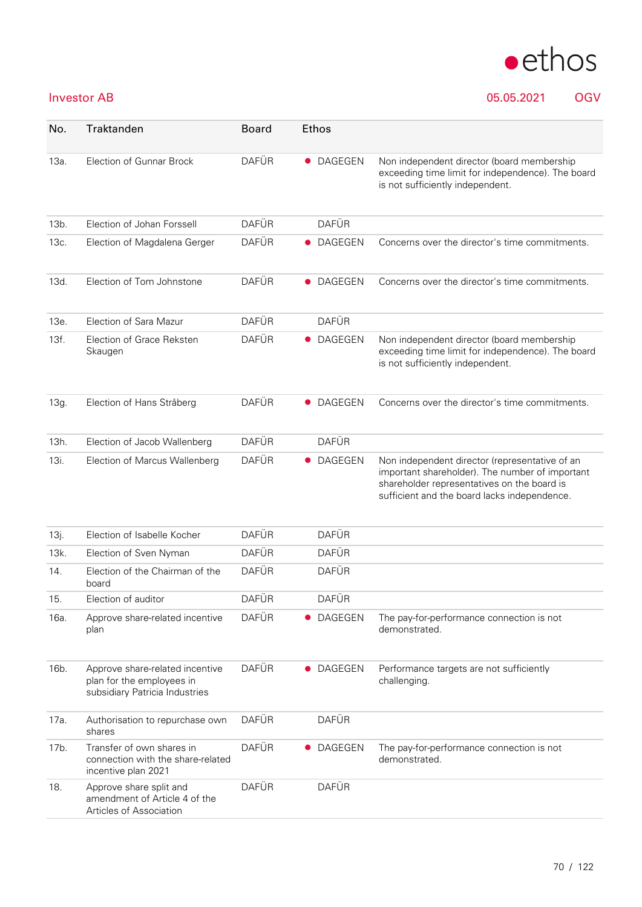Investor AB

05.05.2021 OGV

| No. | Traktanden | Board | Ethos | |
|---|---|---|---|---|
| 13a. | Election of Gunnar Brock | DAFÜR | ● DAGEGEN | Non independent director (board membership exceeding time limit for independence). The board is not sufficiently independent. |
| 13b. | Election of Johan Forssell | DAFÜR | DAFÜR | |
| 13c. | Election of Magdalena Gerger | DAFÜR | ● DAGEGEN | Concerns over the director's time commitments. |
| 13d. | Election of Tom Johnstone | DAFÜR | ● DAGEGEN | Concerns over the director's time commitments. |
| 13e. | Election of Sara Mazur | DAFÜR | DAFÜR | |
| 13f. | Election of Grace Reksten Skaugen | DAFÜR | ● DAGEGEN | Non independent director (board membership exceeding time limit for independence). The board is not sufficiently independent. |
| 13g. | Election of Hans Stråberg | DAFÜR | ● DAGEGEN | Concerns over the director's time commitments. |
| 13h. | Election of Jacob Wallenberg | DAFÜR | DAFÜR | |
| 13i. | Election of Marcus Wallenberg | DAFÜR | ● DAGEGEN | Non independent director (representative of an important shareholder). The number of important shareholder representatives on the board is sufficient and the board lacks independence. |
| 13j. | Election of Isabelle Kocher | DAFÜR | DAFÜR | |
| 13k. | Election of Sven Nyman | DAFÜR | DAFÜR | |
| 14. | Election of the Chairman of the board | DAFÜR | DAFÜR | |
| 15. | Election of auditor | DAFÜR | DAFÜR | |
| 16a. | Approve share-related incentive plan | DAFÜR | ● DAGEGEN | The pay-for-performance connection is not demonstrated. |
| 16b. | Approve share-related incentive plan for the employees in subsidiary Patricia Industries | DAFÜR | ● DAGEGEN | Performance targets are not sufficiently challenging. |
| 17a. | Authorisation to repurchase own shares | DAFÜR | DAFÜR | |
| 17b. | Transfer of own shares in connection with the share-related incentive plan 2021 | DAFÜR | ● DAGEGEN | The pay-for-performance connection is not demonstrated. |
| 18. | Approve share split and amendment of Article 4 of the Articles of Association | DAFÜR | DAFÜR | |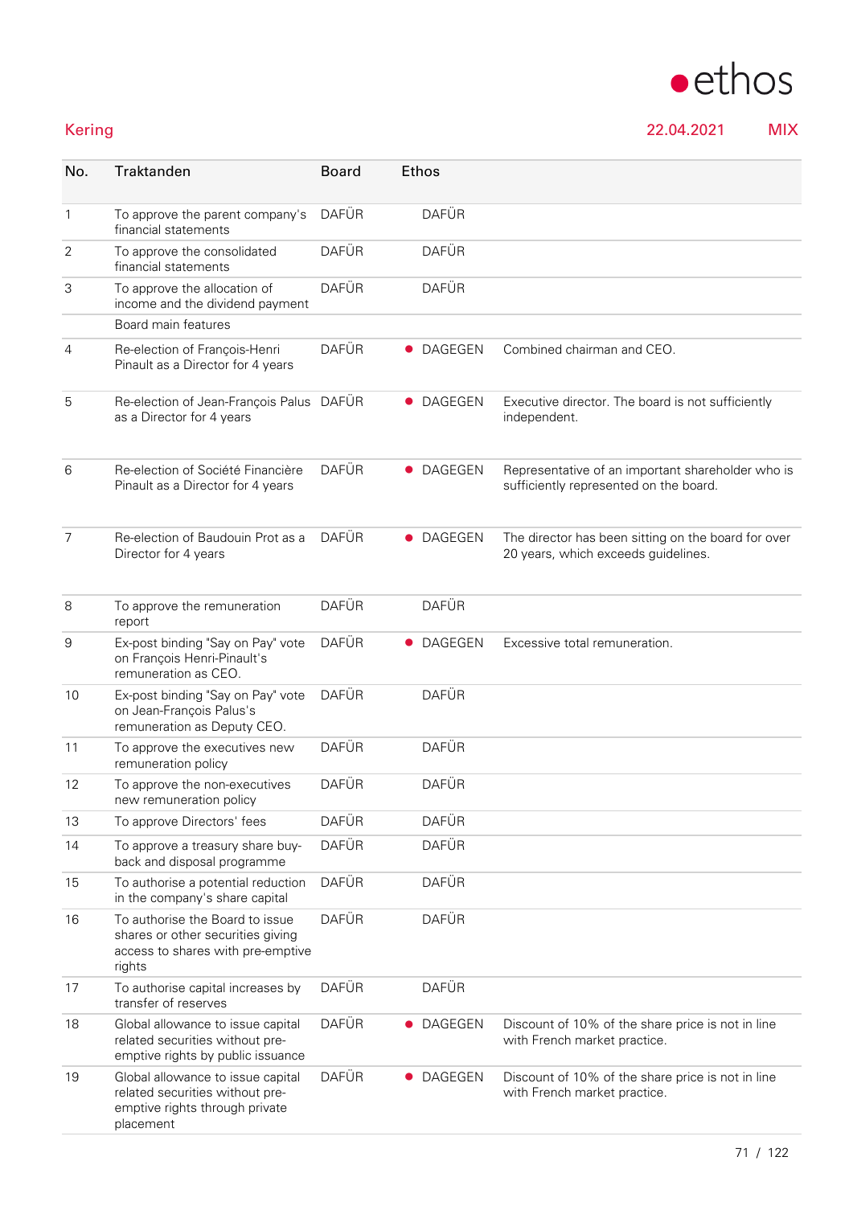## Kering

22.04.2021 MIX

| No. | Traktanden | Board | Ethos | |
|---|---|---|---|---|
| 1 | To approve the parent company's financial statements | DAFÜR | DAFÜR | |
| 2 | To approve the consolidated financial statements | DAFÜR | DAFÜR | |
| 3 | To approve the allocation of income and the dividend payment | DAFÜR | DAFÜR | |
| | Board main features | | | |
| 4 | Re-election of François-Henri Pinault as a Director for 4 years | DAFÜR | ● DAGEGEN | Combined chairman and CEO. |
| 5 | Re-election of Jean-François Palus as a Director for 4 years | DAFÜR | ● DAGEGEN | Executive director. The board is not sufficiently independent. |
| 6 | Re-election of Société Financière Pinault as a Director for 4 years | DAFÜR | ● DAGEGEN | Representative of an important shareholder who is sufficiently represented on the board. |
| 7 | Re-election of Baudouin Prot as a Director for 4 years | DAFÜR | ● DAGEGEN | The director has been sitting on the board for over 20 years, which exceeds guidelines. |
| 8 | To approve the remuneration report | DAFÜR | DAFÜR | |
| 9 | Ex-post binding "Say on Pay" vote on François Henri-Pinault's remuneration as CEO. | DAFÜR | ● DAGEGEN | Excessive total remuneration. |
| 10 | Ex-post binding "Say on Pay" vote on Jean-François Palus's remuneration as Deputy CEO. | DAFÜR | DAFÜR | |
| 11 | To approve the executives new remuneration policy | DAFÜR | DAFÜR | |
| 12 | To approve the non-executives new remuneration policy | DAFÜR | DAFÜR | |
| 13 | To approve Directors' fees | DAFÜR | DAFÜR | |
| 14 | To approve a treasury share buy-back and disposal programme | DAFÜR | DAFÜR | |
| 15 | To authorise a potential reduction in the company's share capital | DAFÜR | DAFÜR | |
| 16 | To authorise the Board to issue shares or other securities giving access to shares with pre-emptive rights | DAFÜR | DAFÜR | |
| 17 | To authorise capital increases by transfer of reserves | DAFÜR | DAFÜR | |
| 18 | Global allowance to issue capital related securities without pre-emptive rights by public issuance | DAFÜR | ● DAGEGEN | Discount of 10% of the share price is not in line with French market practice. |
| 19 | Global allowance to issue capital related securities without pre-emptive rights through private placement | DAFÜR | ● DAGEGEN | Discount of 10% of the share price is not in line with French market practice. |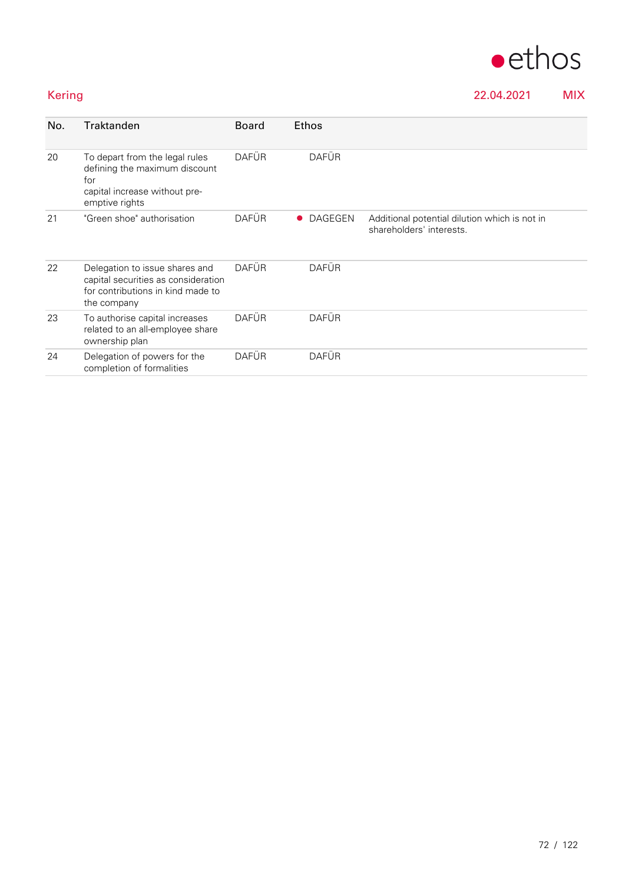Kering 22.04.2021 MIX

| No. | Traktanden | Board | Ethos | |
|---|---|---|---|---|
| 20 | To depart from the legal rules defining the maximum discount for capital increase without pre-emptive rights | DAFÜR | DAFÜR | |
| 21 | "Green shoe" authorisation | DAFÜR | ● DAGEGEN | Additional potential dilution which is not in shareholders' interests. |
| 22 | Delegation to issue shares and capital securities as consideration for contributions in kind made to the company | DAFÜR | DAFÜR | |
| 23 | To authorise capital increases related to an all-employee share ownership plan | DAFÜR | DAFÜR | |
| 24 | Delegation of powers for the completion of formalities | DAFÜR | DAFÜR | |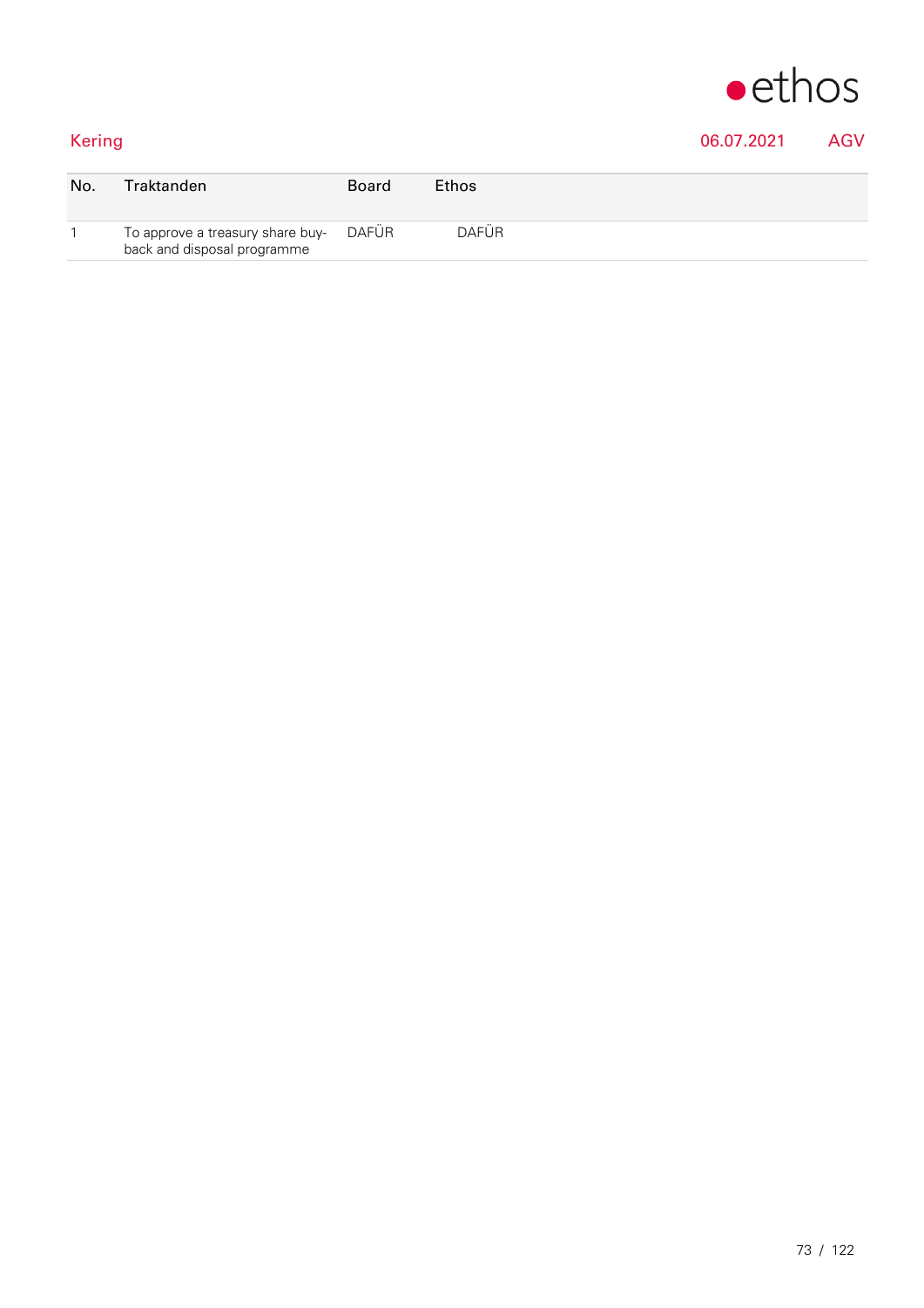Kering 06.07.2021 AGV

| No. | Traktanden | Board | Ethos |
|---|---|---|---|
| 1 | To approve a treasury share buy-back and disposal programme | DAFÜR | DAFÜR |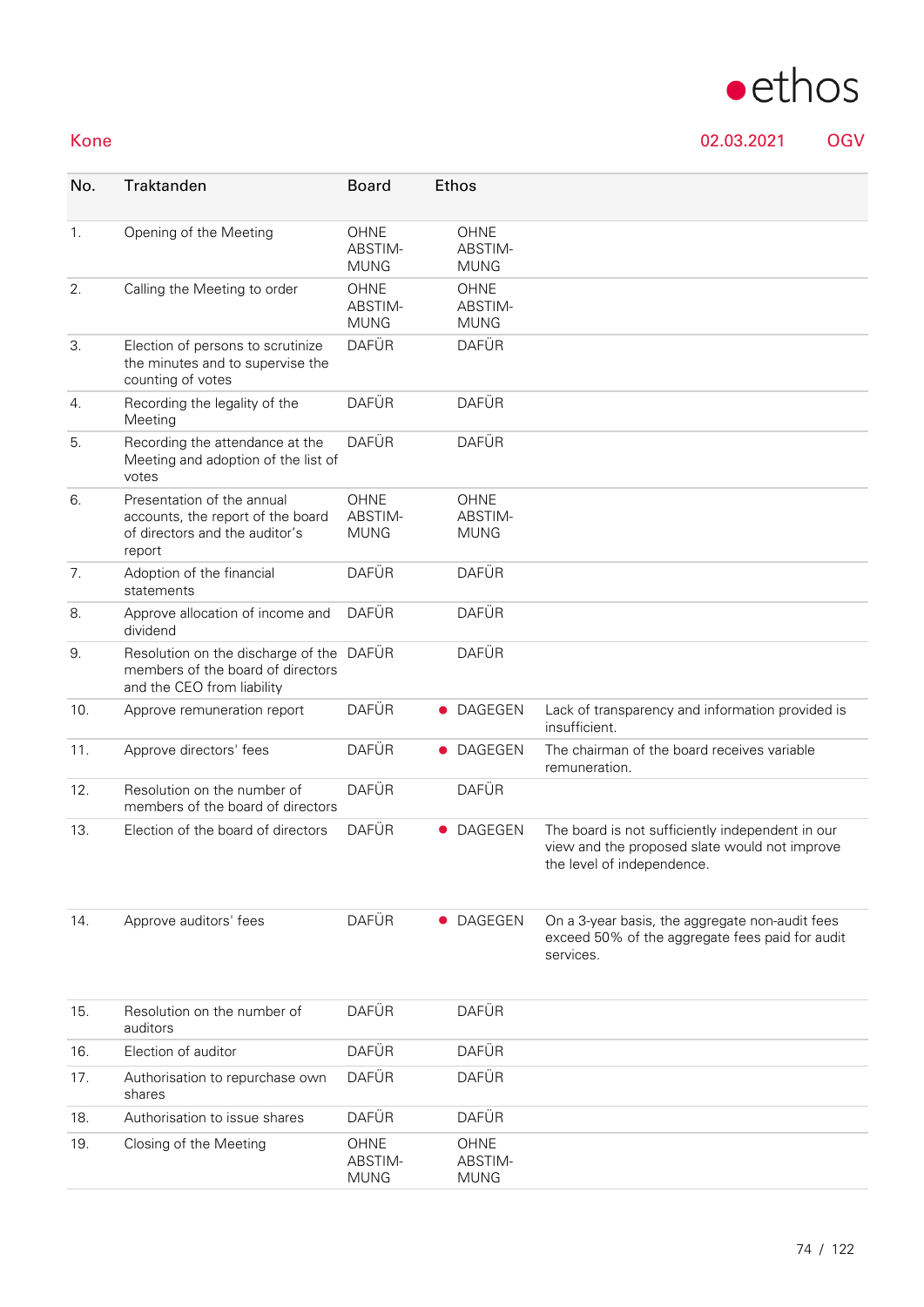**Kone** 02.03.2021 OGV

| No. | Traktanden | Board | Ethos | |
|---|---|---|---|---|
| 1. | Opening of the Meeting | OHNE ABSTIM-MUNG | OHNE ABSTIM-MUNG | |
| 2. | Calling the Meeting to order | OHNE ABSTIM-MUNG | OHNE ABSTIM-MUNG | |
| 3. | Election of persons to scrutinize the minutes and to supervise the counting of votes | DAFÜR | DAFÜR | |
| 4. | Recording the legality of the Meeting | DAFÜR | DAFÜR | |
| 5. | Recording the attendance at the Meeting and adoption of the list of votes | DAFÜR | DAFÜR | |
| 6. | Presentation of the annual accounts, the report of the board of directors and the auditor's report | OHNE ABSTIM-MUNG | OHNE ABSTIM-MUNG | |
| 7. | Adoption of the financial statements | DAFÜR | DAFÜR | |
| 8. | Approve allocation of income and dividend | DAFÜR | DAFÜR | |
| 9. | Resolution on the discharge of the members of the board of directors and the CEO from liability | DAFÜR | DAFÜR | |
| 10. | Approve remuneration report | DAFÜR | ● DAGEGEN | Lack of transparency and information provided is insufficient. |
| 11. | Approve directors' fees | DAFÜR | ● DAGEGEN | The chairman of the board receives variable remuneration. |
| 12. | Resolution on the number of members of the board of directors | DAFÜR | DAFÜR | |
| 13. | Election of the board of directors | DAFÜR | ● DAGEGEN | The board is not sufficiently independent in our view and the proposed slate would not improve the level of independence. |
| 14. | Approve auditors' fees | DAFÜR | ● DAGEGEN | On a 3-year basis, the aggregate non-audit fees exceed 50% of the aggregate fees paid for audit services. |
| 15. | Resolution on the number of auditors | DAFÜR | DAFÜR | |
| 16. | Election of auditor | DAFÜR | DAFÜR | |
| 17. | Authorisation to repurchase own shares | DAFÜR | DAFÜR | |
| 18. | Authorisation to issue shares | DAFÜR | DAFÜR | |
| 19. | Closing of the Meeting | OHNE ABSTIM-MUNG | OHNE ABSTIM-MUNG | |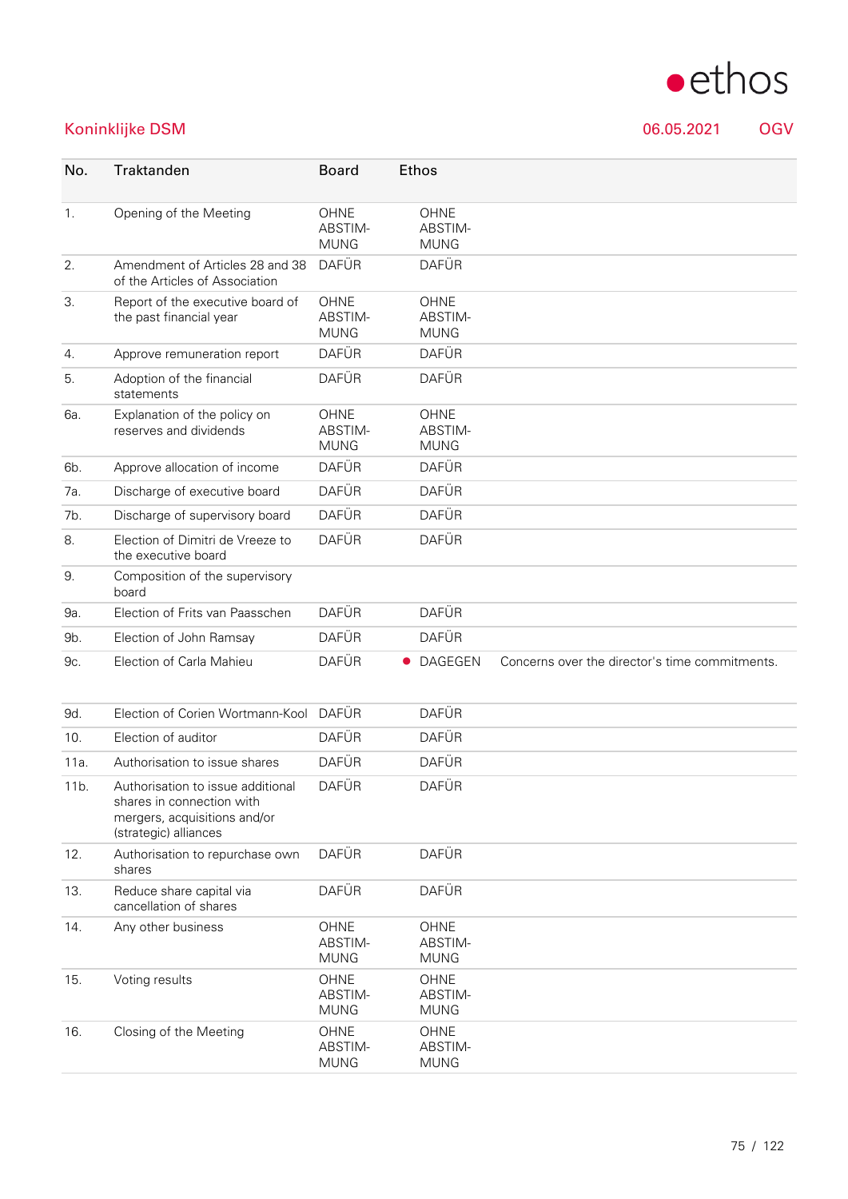## Koninklijke DSM

06.05.2021 OGV

| No. | Traktanden | Board | Ethos | |
|---|---|---|---|---|
| 1. | Opening of the Meeting | OHNE ABSTIM-MUNG | OHNE ABSTIM-MUNG | |
| 2. | Amendment of Articles 28 and 38 of the Articles of Association | DAFÜR | DAFÜR | |
| 3. | Report of the executive board of the past financial year | OHNE ABSTIM-MUNG | OHNE ABSTIM-MUNG | |
| 4. | Approve remuneration report | DAFÜR | DAFÜR | |
| 5. | Adoption of the financial statements | DAFÜR | DAFÜR | |
| 6a. | Explanation of the policy on reserves and dividends | OHNE ABSTIM-MUNG | OHNE ABSTIM-MUNG | |
| 6b. | Approve allocation of income | DAFÜR | DAFÜR | |
| 7a. | Discharge of executive board | DAFÜR | DAFÜR | |
| 7b. | Discharge of supervisory board | DAFÜR | DAFÜR | |
| 8. | Election of Dimitri de Vreeze to the executive board | DAFÜR | DAFÜR | |
| 9. | Composition of the supervisory board | | | |
| 9a. | Election of Frits van Paasschen | DAFÜR | DAFÜR | |
| 9b. | Election of John Ramsay | DAFÜR | DAFÜR | |
| 9c. | Election of Carla Mahieu | DAFÜR | ● DAGEGEN | Concerns over the director's time commitments. |
| 9d. | Election of Corien Wortmann-Kool | DAFÜR | DAFÜR | |
| 10. | Election of auditor | DAFÜR | DAFÜR | |
| 11a. | Authorisation to issue shares | DAFÜR | DAFÜR | |
| 11b. | Authorisation to issue additional shares in connection with mergers, acquisitions and/or (strategic) alliances | DAFÜR | DAFÜR | |
| 12. | Authorisation to repurchase own shares | DAFÜR | DAFÜR | |
| 13. | Reduce share capital via cancellation of shares | DAFÜR | DAFÜR | |
| 14. | Any other business | OHNE ABSTIM-MUNG | OHNE ABSTIM-MUNG | |
| 15. | Voting results | OHNE ABSTIM-MUNG | OHNE ABSTIM-MUNG | |
| 16. | Closing of the Meeting | OHNE ABSTIM-MUNG | OHNE ABSTIM-MUNG | |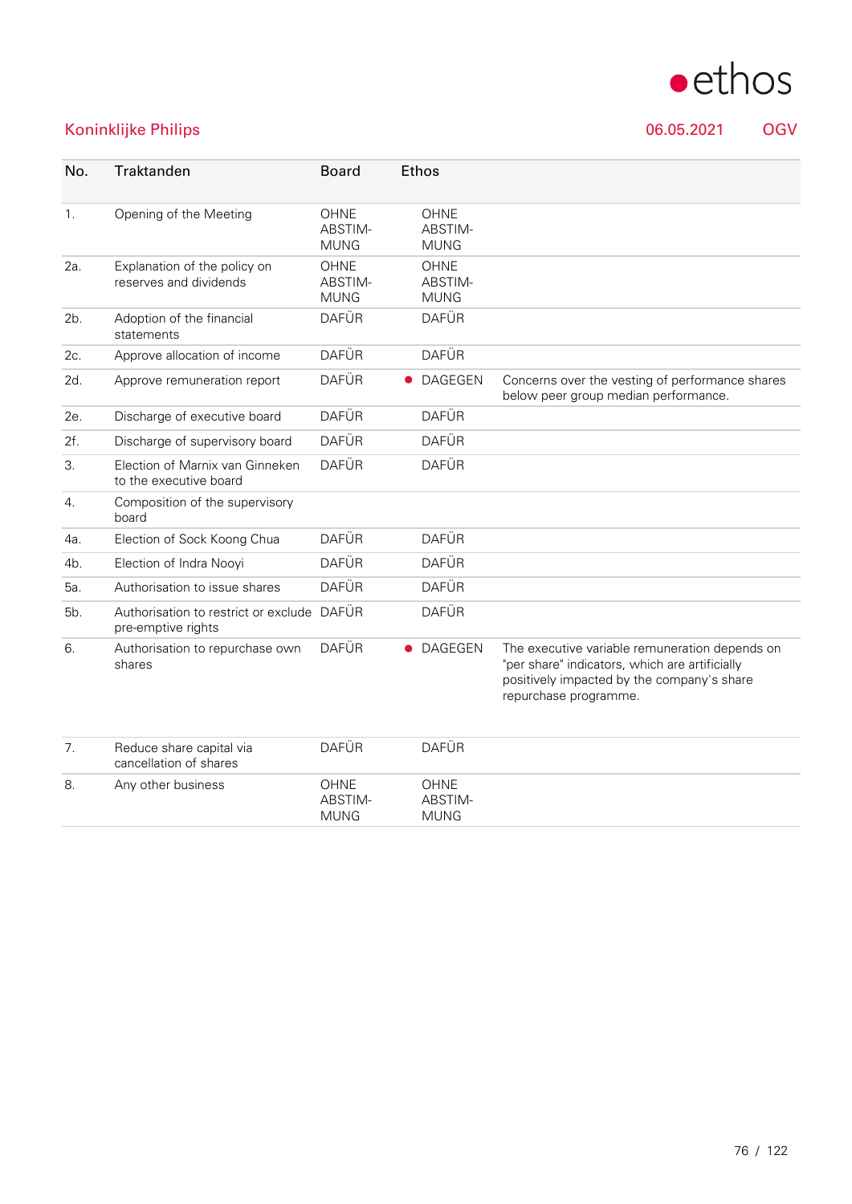## Koninklijke Philips

06.05.2021 OGV

| No. | Traktanden | Board | Ethos | |
|---|---|---|---|---|
| 1. | Opening of the Meeting | OHNE ABSTIM-MUNG | OHNE ABSTIM-MUNG | |
| 2a. | Explanation of the policy on reserves and dividends | OHNE ABSTIM-MUNG | OHNE ABSTIM-MUNG | |
| 2b. | Adoption of the financial statements | DAFÜR | DAFÜR | |
| 2c. | Approve allocation of income | DAFÜR | DAFÜR | |
| 2d. | Approve remuneration report | DAFÜR | ● DAGEGEN | Concerns over the vesting of performance shares below peer group median performance. |
| 2e. | Discharge of executive board | DAFÜR | DAFÜR | |
| 2f. | Discharge of supervisory board | DAFÜR | DAFÜR | |
| 3. | Election of Marnix van Ginneken to the executive board | DAFÜR | DAFÜR | |
| 4. | Composition of the supervisory board | | | |
| 4a. | Election of Sock Koong Chua | DAFÜR | DAFÜR | |
| 4b. | Election of Indra Nooyi | DAFÜR | DAFÜR | |
| 5a. | Authorisation to issue shares | DAFÜR | DAFÜR | |
| 5b. | Authorisation to restrict or exclude pre-emptive rights | DAFÜR | DAFÜR | |
| 6. | Authorisation to repurchase own shares | DAFÜR | ● DAGEGEN | The executive variable remuneration depends on "per share" indicators, which are artificially positively impacted by the company's share repurchase programme. |
| 7. | Reduce share capital via cancellation of shares | DAFÜR | DAFÜR | |
| 8. | Any other business | OHNE ABSTIM-MUNG | OHNE ABSTIM-MUNG | |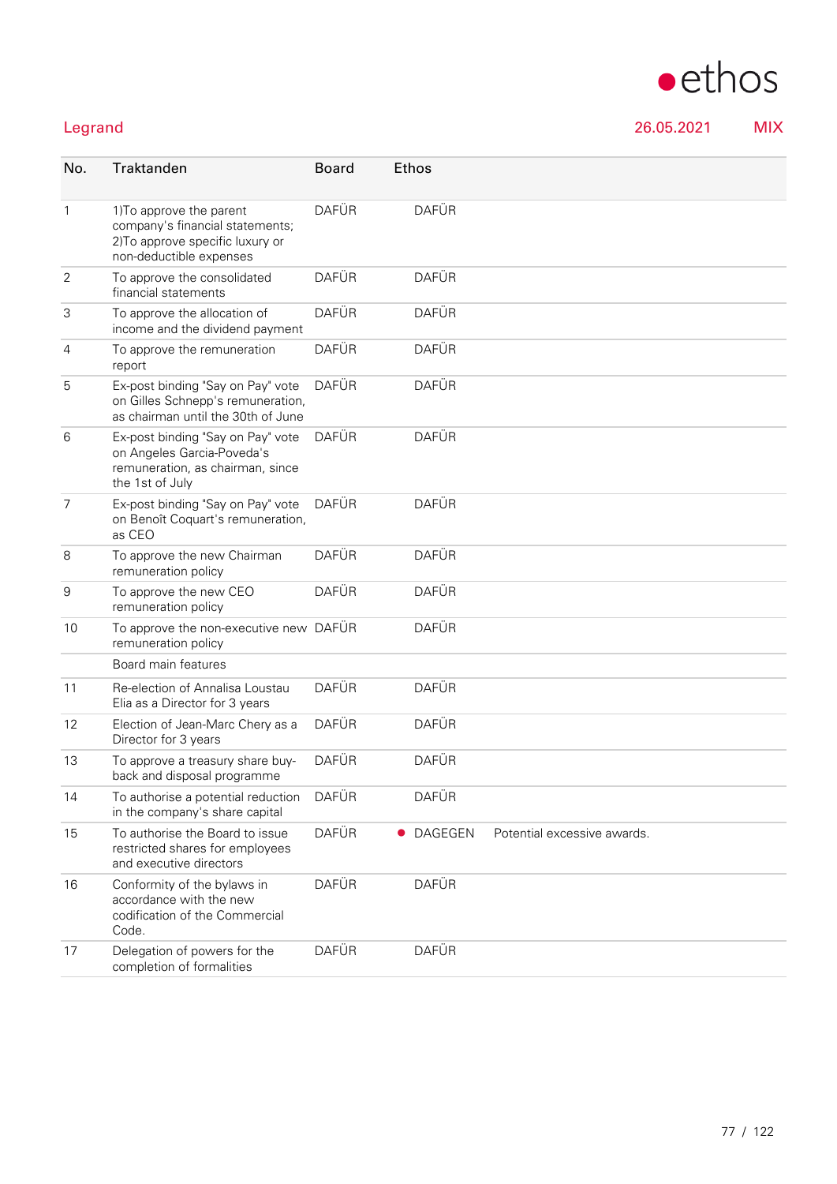## Legrand

26.05.2021 MIX

| No. | Traktanden | Board | Ethos | |
|---|---|---|---|---|
| 1 | 1)To approve the parent company's financial statements; 2)To approve specific luxury or non-deductible expenses | DAFÜR | DAFÜR | |
| 2 | To approve the consolidated financial statements | DAFÜR | DAFÜR | |
| 3 | To approve the allocation of income and the dividend payment | DAFÜR | DAFÜR | |
| 4 | To approve the remuneration report | DAFÜR | DAFÜR | |
| 5 | Ex-post binding "Say on Pay" vote on Gilles Schnepp's remuneration, as chairman until the 30th of June | DAFÜR | DAFÜR | |
| 6 | Ex-post binding "Say on Pay" vote on Angeles Garcia-Poveda's remuneration, as chairman, since the 1st of July | DAFÜR | DAFÜR | |
| 7 | Ex-post binding "Say on Pay" vote on Benoît Coquart's remuneration, as CEO | DAFÜR | DAFÜR | |
| 8 | To approve the new Chairman remuneration policy | DAFÜR | DAFÜR | |
| 9 | To approve the new CEO remuneration policy | DAFÜR | DAFÜR | |
| 10 | To approve the non-executive new remuneration policy | DAFÜR | DAFÜR | |
| | Board main features | | | |
| 11 | Re-election of Annalisa Loustau Elia as a Director for 3 years | DAFÜR | DAFÜR | |
| 12 | Election of Jean-Marc Chery as a Director for 3 years | DAFÜR | DAFÜR | |
| 13 | To approve a treasury share buy-back and disposal programme | DAFÜR | DAFÜR | |
| 14 | To authorise a potential reduction in the company's share capital | DAFÜR | DAFÜR | |
| 15 | To authorise the Board to issue restricted shares for employees and executive directors | DAFÜR | ● DAGEGEN | Potential excessive awards. |
| 16 | Conformity of the bylaws in accordance with the new codification of the Commercial Code. | DAFÜR | DAFÜR | |
| 17 | Delegation of powers for the completion of formalities | DAFÜR | DAFÜR | |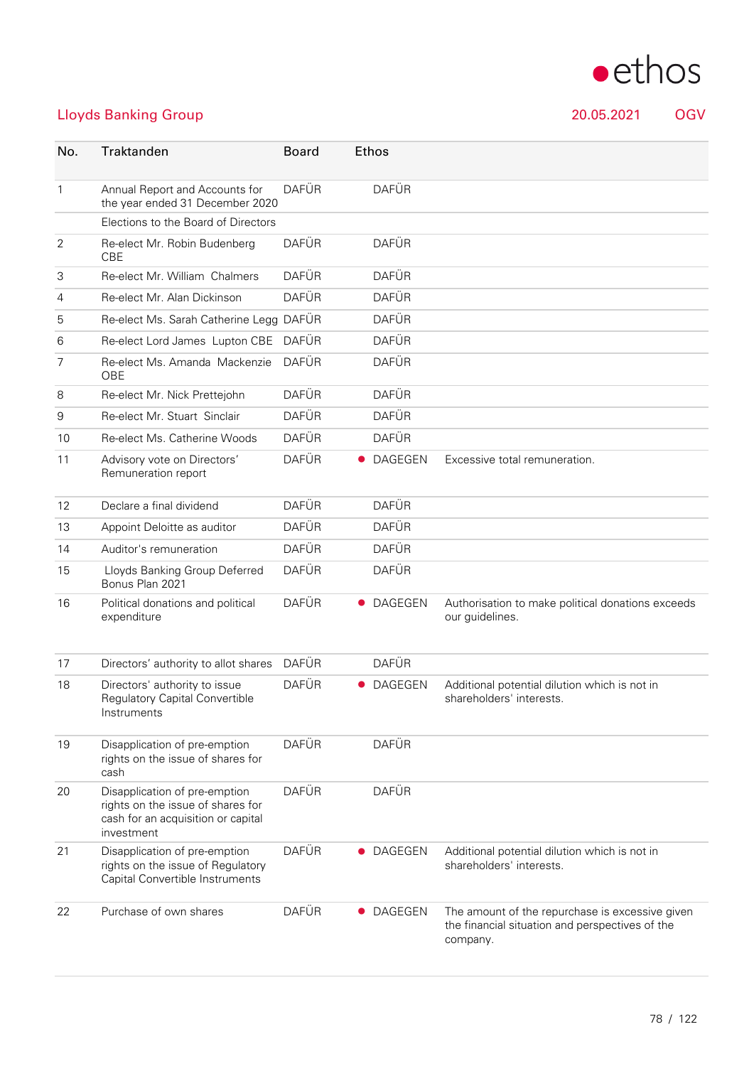ethos

## Lloyds Banking Group

20.05.2021 OGV

| No. | Traktanden | Board | Ethos | |
|---|---|---|---|---|
| 1 | Annual Report and Accounts for the year ended 31 December 2020 | DAFÜR | DAFÜR | |
| | Elections to the Board of Directors | | | |
| 2 | Re-elect Mr. Robin Budenberg CBE | DAFÜR | DAFÜR | |
| 3 | Re-elect Mr. William Chalmers | DAFÜR | DAFÜR | |
| 4 | Re-elect Mr. Alan Dickinson | DAFÜR | DAFÜR | |
| 5 | Re-elect Ms. Sarah Catherine Legg | DAFÜR | DAFÜR | |
| 6 | Re-elect Lord James Lupton CBE | DAFÜR | DAFÜR | |
| 7 | Re-elect Ms. Amanda Mackenzie OBE | DAFÜR | DAFÜR | |
| 8 | Re-elect Mr. Nick Prettejohn | DAFÜR | DAFÜR | |
| 9 | Re-elect Mr. Stuart Sinclair | DAFÜR | DAFÜR | |
| 10 | Re-elect Ms. Catherine Woods | DAFÜR | DAFÜR | |
| 11 | Advisory vote on Directors' Remuneration report | DAFÜR | ● DAGEGEN | Excessive total remuneration. |
| 12 | Declare a final dividend | DAFÜR | DAFÜR | |
| 13 | Appoint Deloitte as auditor | DAFÜR | DAFÜR | |
| 14 | Auditor's remuneration | DAFÜR | DAFÜR | |
| 15 | Lloyds Banking Group Deferred Bonus Plan 2021 | DAFÜR | DAFÜR | |
| 16 | Political donations and political expenditure | DAFÜR | ● DAGEGEN | Authorisation to make political donations exceeds our guidelines. |
| 17 | Directors' authority to allot shares | DAFÜR | DAFÜR | |
| 18 | Directors' authority to issue Regulatory Capital Convertible Instruments | DAFÜR | ● DAGEGEN | Additional potential dilution which is not in shareholders' interests. |
| 19 | Disapplication of pre-emption rights on the issue of shares for cash | DAFÜR | DAFÜR | |
| 20 | Disapplication of pre-emption rights on the issue of shares for cash for an acquisition or capital investment | DAFÜR | DAFÜR | |
| 21 | Disapplication of pre-emption rights on the issue of Regulatory Capital Convertible Instruments | DAFÜR | ● DAGEGEN | Additional potential dilution which is not in shareholders' interests. |
| 22 | Purchase of own shares | DAFÜR | ● DAGEGEN | The amount of the repurchase is excessive given the financial situation and perspectives of the company. |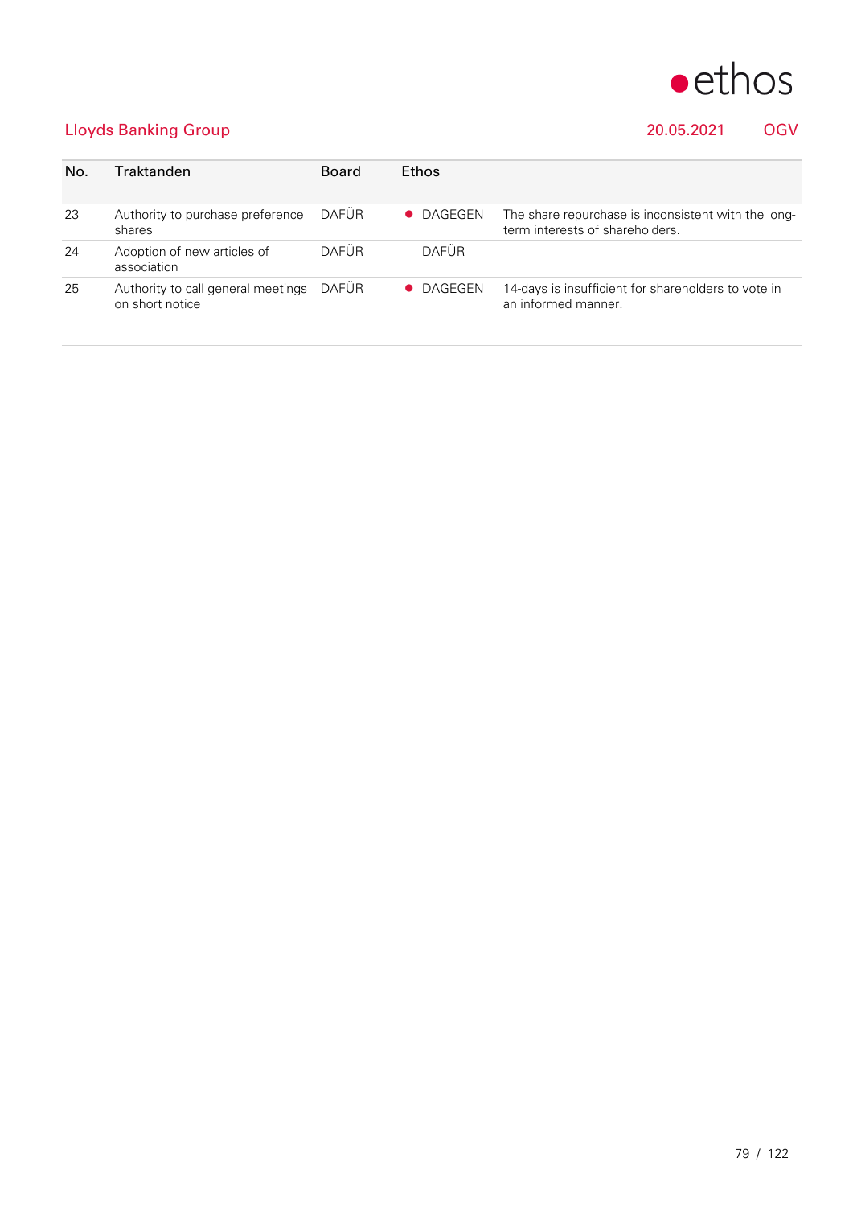## Lloyds Banking Group

20.05.2021 OGV

| No. | Traktanden | Board | Ethos | |
|---|---|---|---|---|
| 23 | Authority to purchase preference shares | DAFÜR | ● DAGEGEN | The share repurchase is inconsistent with the long-term interests of shareholders. |
| 24 | Adoption of new articles of association | DAFÜR | DAFÜR | |
| 25 | Authority to call general meetings on short notice | DAFÜR | ● DAGEGEN | 14-days is insufficient for shareholders to vote in an informed manner. |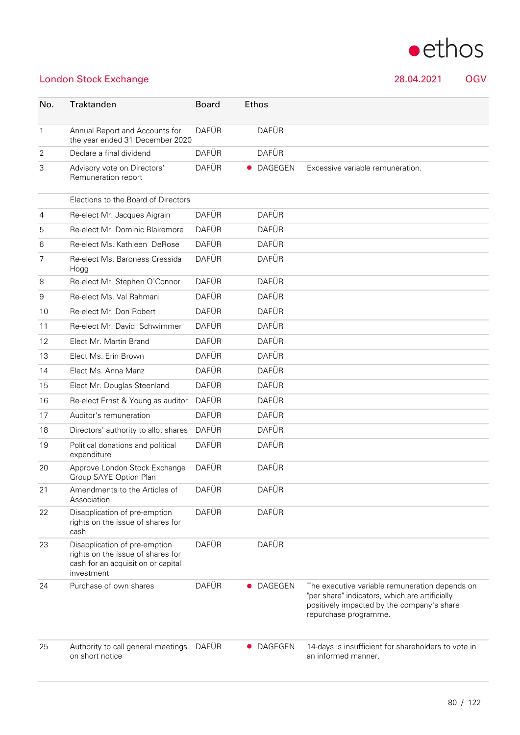## London Stock Exchange

28.04.2021 OGV

| No. | Traktanden | Board | Ethos | |
|---|---|---|---|---|
| 1 | Annual Report and Accounts for the year ended 31 December 2020 | DAFÜR | DAFÜR | |
| 2 | Declare a final dividend | DAFÜR | DAFÜR | |
| 3 | Advisory vote on Directors' Remuneration report | DAFÜR | ● DAGEGEN | Excessive variable remuneration. |
| | Elections to the Board of Directors | | | |
| 4 | Re-elect Mr. Jacques Aigrain | DAFÜR | DAFÜR | |
| 5 | Re-elect Mr. Dominic Blakemore | DAFÜR | DAFÜR | |
| 6 | Re-elect Ms. Kathleen DeRose | DAFÜR | DAFÜR | |
| 7 | Re-elect Ms. Baroness Cressida Hogg | DAFÜR | DAFÜR | |
| 8 | Re-elect Mr. Stephen O'Connor | DAFÜR | DAFÜR | |
| 9 | Re-elect Ms. Val Rahmani | DAFÜR | DAFÜR | |
| 10 | Re-elect Mr. Don Robert | DAFÜR | DAFÜR | |
| 11 | Re-elect Mr. David Schwimmer | DAFÜR | DAFÜR | |
| 12 | Elect Mr. Martin Brand | DAFÜR | DAFÜR | |
| 13 | Elect Ms. Erin Brown | DAFÜR | DAFÜR | |
| 14 | Elect Ms. Anna Manz | DAFÜR | DAFÜR | |
| 15 | Elect Mr. Douglas Steenland | DAFÜR | DAFÜR | |
| 16 | Re-elect Ernst & Young as auditor | DAFÜR | DAFÜR | |
| 17 | Auditor's remuneration | DAFÜR | DAFÜR | |
| 18 | Directors' authority to allot shares | DAFÜR | DAFÜR | |
| 19 | Political donations and political expenditure | DAFÜR | DAFÜR | |
| 20 | Approve London Stock Exchange Group SAYE Option Plan | DAFÜR | DAFÜR | |
| 21 | Amendments to the Articles of Association | DAFÜR | DAFÜR | |
| 22 | Disapplication of pre-emption rights on the issue of shares for cash | DAFÜR | DAFÜR | |
| 23 | Disapplication of pre-emption rights on the issue of shares for cash for an acquisition or capital investment | DAFÜR | DAFÜR | |
| 24 | Purchase of own shares | DAFÜR | ● DAGEGEN | The executive variable remuneration depends on "per share" indicators, which are artificially positively impacted by the company's share repurchase programme. |
| 25 | Authority to call general meetings on short notice | DAFÜR | ● DAGEGEN | 14-days is insufficient for shareholders to vote in an informed manner. |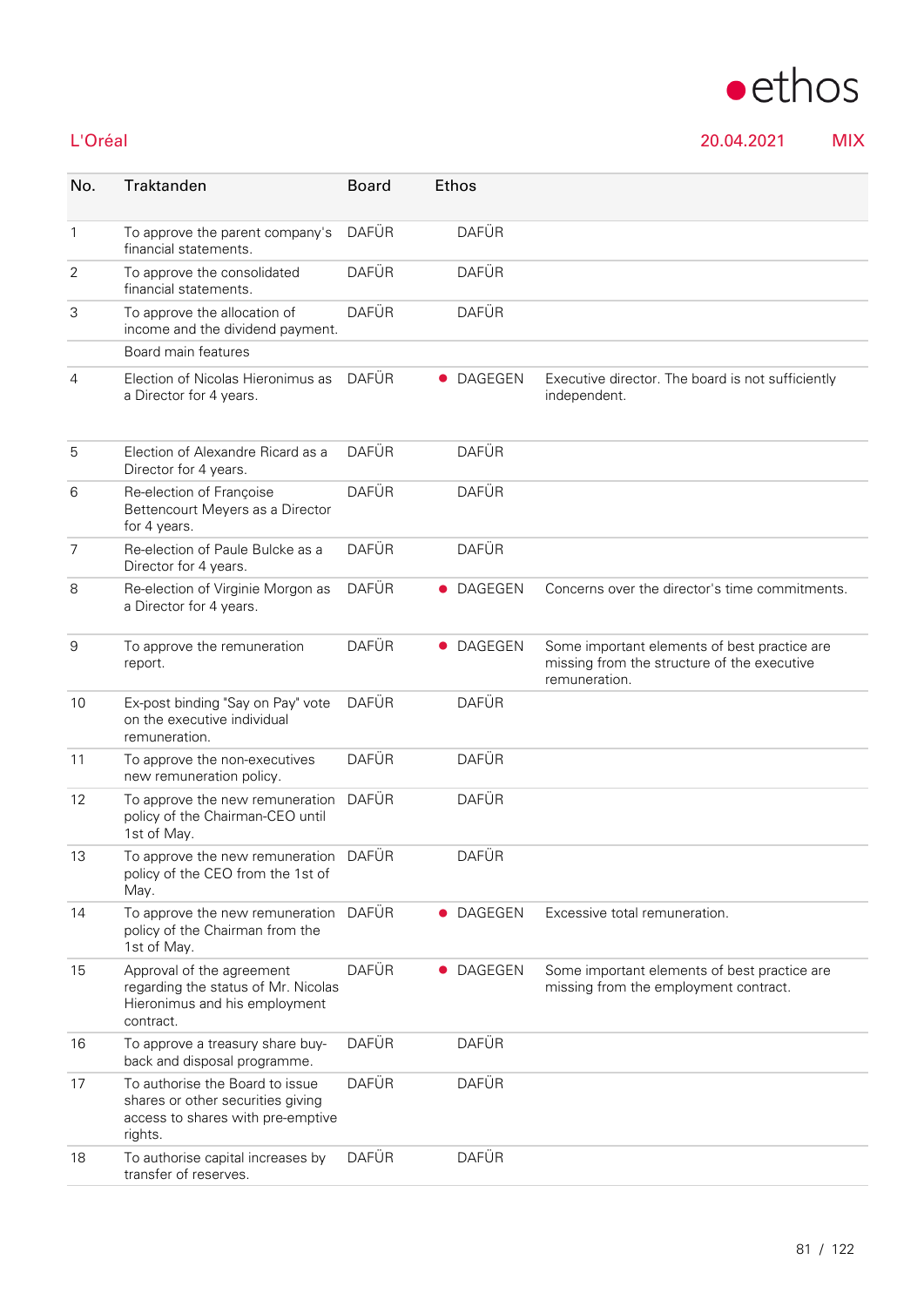## L'Oréal

20.04.2021 MIX

| No. | Traktanden | Board | Ethos | |
|---|---|---|---|---|
| 1 | To approve the parent company's financial statements. | DAFÜR | DAFÜR | |
| 2 | To approve the consolidated financial statements. | DAFÜR | DAFÜR | |
| 3 | To approve the allocation of income and the dividend payment. | DAFÜR | DAFÜR | |
| | Board main features | | | |
| 4 | Election of Nicolas Hieronimus as a Director for 4 years. | DAFÜR | ● DAGEGEN | Executive director. The board is not sufficiently independent. |
| 5 | Election of Alexandre Ricard as a Director for 4 years. | DAFÜR | DAFÜR | |
| 6 | Re-election of Françoise Bettencourt Meyers as a Director for 4 years. | DAFÜR | DAFÜR | |
| 7 | Re-election of Paule Bulcke as a Director for 4 years. | DAFÜR | DAFÜR | |
| 8 | Re-election of Virginie Morgon as a Director for 4 years. | DAFÜR | ● DAGEGEN | Concerns over the director's time commitments. |
| 9 | To approve the remuneration report. | DAFÜR | ● DAGEGEN | Some important elements of best practice are missing from the structure of the executive remuneration. |
| 10 | Ex-post binding "Say on Pay" vote on the executive individual remuneration. | DAFÜR | DAFÜR | |
| 11 | To approve the non-executives new remuneration policy. | DAFÜR | DAFÜR | |
| 12 | To approve the new remuneration policy of the Chairman-CEO until 1st of May. | DAFÜR | DAFÜR | |
| 13 | To approve the new remuneration policy of the CEO from the 1st of May. | DAFÜR | DAFÜR | |
| 14 | To approve the new remuneration policy of the Chairman from the 1st of May. | DAFÜR | ● DAGEGEN | Excessive total remuneration. |
| 15 | Approval of the agreement regarding the status of Mr. Nicolas Hieronimus and his employment contract. | DAFÜR | ● DAGEGEN | Some important elements of best practice are missing from the employment contract. |
| 16 | To approve a treasury share buy-back and disposal programme. | DAFÜR | DAFÜR | |
| 17 | To authorise the Board to issue shares or other securities giving access to shares with pre-emptive rights. | DAFÜR | DAFÜR | |
| 18 | To authorise capital increases by transfer of reserves. | DAFÜR | DAFÜR | |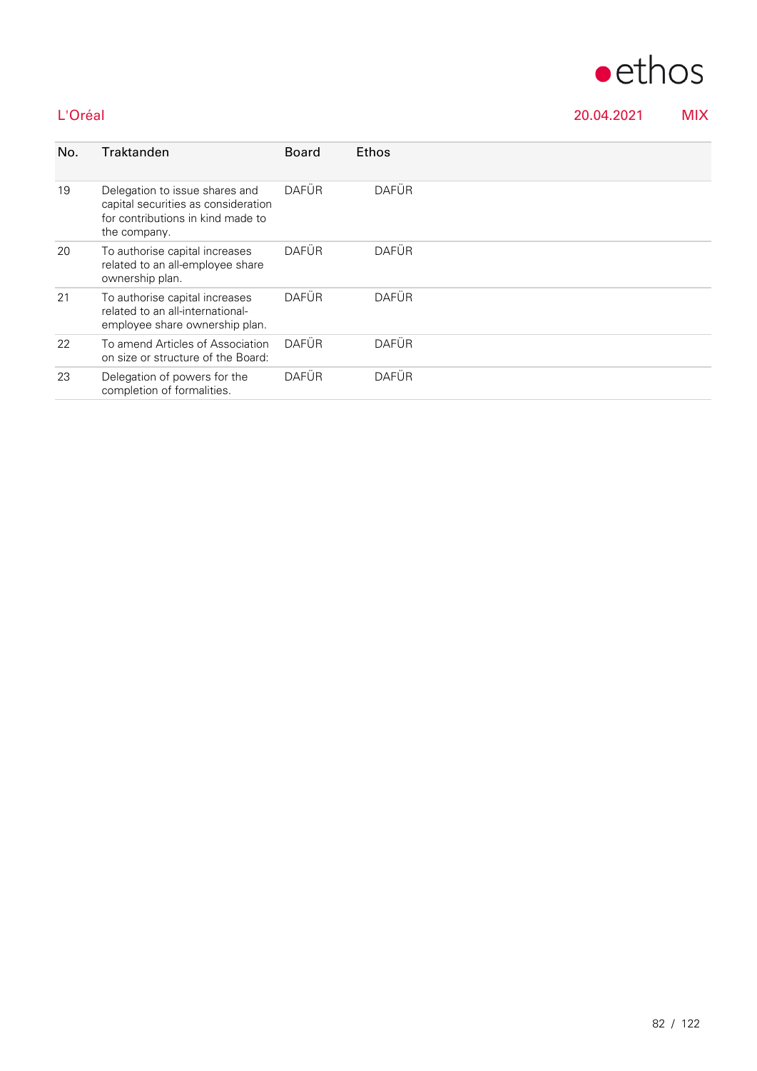L'Oréal 20.04.2021 MIX

| No. | Traktanden | Board | Ethos |
|---|---|---|---|
| 19 | Delegation to issue shares and capital securities as consideration for contributions in kind made to the company. | DAFÜR | DAFÜR |
| 20 | To authorise capital increases related to an all-employee share ownership plan. | DAFÜR | DAFÜR |
| 21 | To authorise capital increases related to an all-international-employee share ownership plan. | DAFÜR | DAFÜR |
| 22 | To amend Articles of Association on size or structure of the Board: | DAFÜR | DAFÜR |
| 23 | Delegation of powers for the completion of formalities. | DAFÜR | DAFÜR |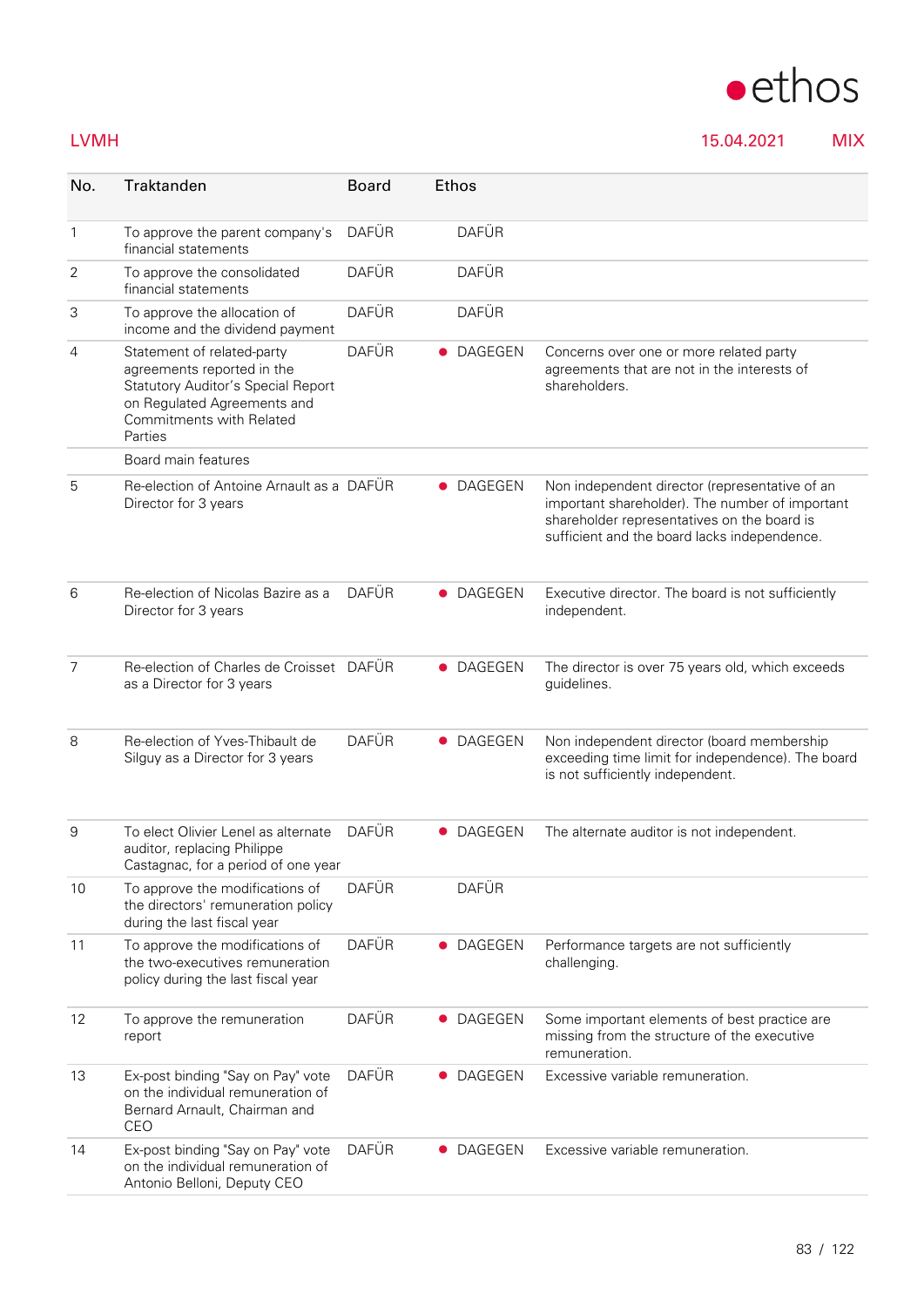LVMH 15.04.2021 MIX

| No. | Traktanden | Board | Ethos | |
|---|---|---|---|---|
| 1 | To approve the parent company's financial statements | DAFÜR | DAFÜR | |
| 2 | To approve the consolidated financial statements | DAFÜR | DAFÜR | |
| 3 | To approve the allocation of income and the dividend payment | DAFÜR | DAFÜR | |
| 4 | Statement of related-party agreements reported in the Statutory Auditor's Special Report on Regulated Agreements and Commitments with Related Parties | DAFÜR | ● DAGEGEN | Concerns over one or more related party agreements that are not in the interests of shareholders. |
| | Board main features | | | |
| 5 | Re-election of Antoine Arnault as a Director for 3 years | DAFÜR | ● DAGEGEN | Non independent director (representative of an important shareholder). The number of important shareholder representatives on the board is sufficient and the board lacks independence. |
| 6 | Re-election of Nicolas Bazire as a Director for 3 years | DAFÜR | ● DAGEGEN | Executive director. The board is not sufficiently independent. |
| 7 | Re-election of Charles de Croisset as a Director for 3 years | DAFÜR | ● DAGEGEN | The director is over 75 years old, which exceeds guidelines. |
| 8 | Re-election of Yves-Thibault de Silguy as a Director for 3 years | DAFÜR | ● DAGEGEN | Non independent director (board membership exceeding time limit for independence). The board is not sufficiently independent. |
| 9 | To elect Olivier Lenel as alternate auditor, replacing Philippe Castagnac, for a period of one year | DAFÜR | ● DAGEGEN | The alternate auditor is not independent. |
| 10 | To approve the modifications of the directors' remuneration policy during the last fiscal year | DAFÜR | DAFÜR | |
| 11 | To approve the modifications of the two-executives remuneration policy during the last fiscal year | DAFÜR | ● DAGEGEN | Performance targets are not sufficiently challenging. |
| 12 | To approve the remuneration report | DAFÜR | ● DAGEGEN | Some important elements of best practice are missing from the structure of the executive remuneration. |
| 13 | Ex-post binding "Say on Pay" vote on the individual remuneration of Bernard Arnault, Chairman and CEO | DAFÜR | ● DAGEGEN | Excessive variable remuneration. |
| 14 | Ex-post binding "Say on Pay" vote on the individual remuneration of Antonio Belloni, Deputy CEO | DAFÜR | ● DAGEGEN | Excessive variable remuneration. |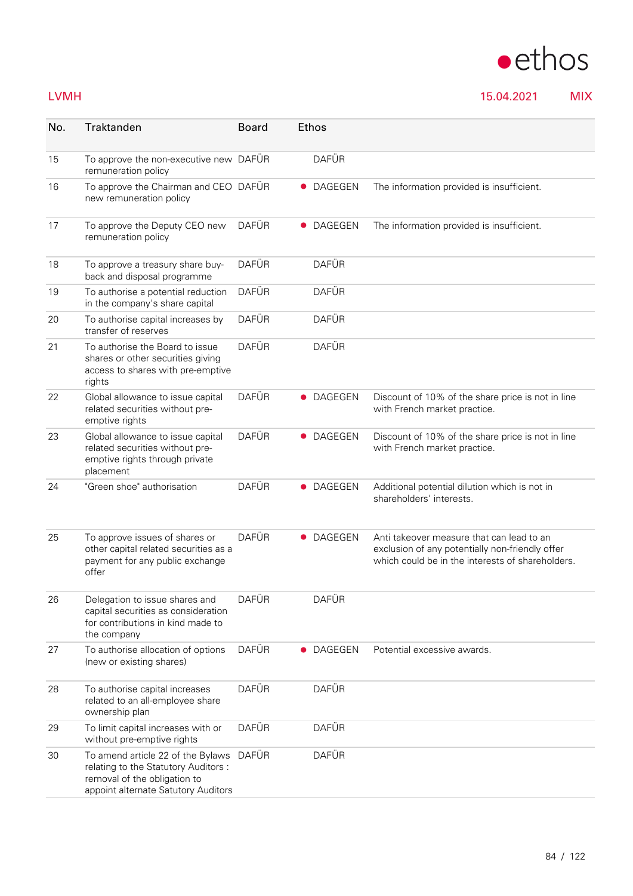LVMH 15.04.2021 MIX

| No. | Traktanden | Board | Ethos | |
|---|---|---|---|---|
| 15 | To approve the non-executive new remuneration policy | DAFÜR | DAFÜR | |
| 16 | To approve the Chairman and CEO new remuneration policy | DAFÜR | ● DAGEGEN | The information provided is insufficient. |
| 17 | To approve the Deputy CEO new remuneration policy | DAFÜR | ● DAGEGEN | The information provided is insufficient. |
| 18 | To approve a treasury share buy-back and disposal programme | DAFÜR | DAFÜR | |
| 19 | To authorise a potential reduction in the company's share capital | DAFÜR | DAFÜR | |
| 20 | To authorise capital increases by transfer of reserves | DAFÜR | DAFÜR | |
| 21 | To authorise the Board to issue shares or other securities giving access to shares with pre-emptive rights | DAFÜR | DAFÜR | |
| 22 | Global allowance to issue capital related securities without pre-emptive rights | DAFÜR | ● DAGEGEN | Discount of 10% of the share price is not in line with French market practice. |
| 23 | Global allowance to issue capital related securities without pre-emptive rights through private placement | DAFÜR | ● DAGEGEN | Discount of 10% of the share price is not in line with French market practice. |
| 24 | "Green shoe" authorisation | DAFÜR | ● DAGEGEN | Additional potential dilution which is not in shareholders' interests. |
| 25 | To approve issues of shares or other capital related securities as a payment for any public exchange offer | DAFÜR | ● DAGEGEN | Anti takeover measure that can lead to an exclusion of any potentially non-friendly offer which could be in the interests of shareholders. |
| 26 | Delegation to issue shares and capital securities as consideration for contributions in kind made to the company | DAFÜR | DAFÜR | |
| 27 | To authorise allocation of options (new or existing shares) | DAFÜR | ● DAGEGEN | Potential excessive awards. |
| 28 | To authorise capital increases related to an all-employee share ownership plan | DAFÜR | DAFÜR | |
| 29 | To limit capital increases with or without pre-emptive rights | DAFÜR | DAFÜR | |
| 30 | To amend article 22 of the Bylaws relating to the Statutory Auditors : removal of the obligation to appoint alternate Satutory Auditors | DAFÜR | DAFÜR | |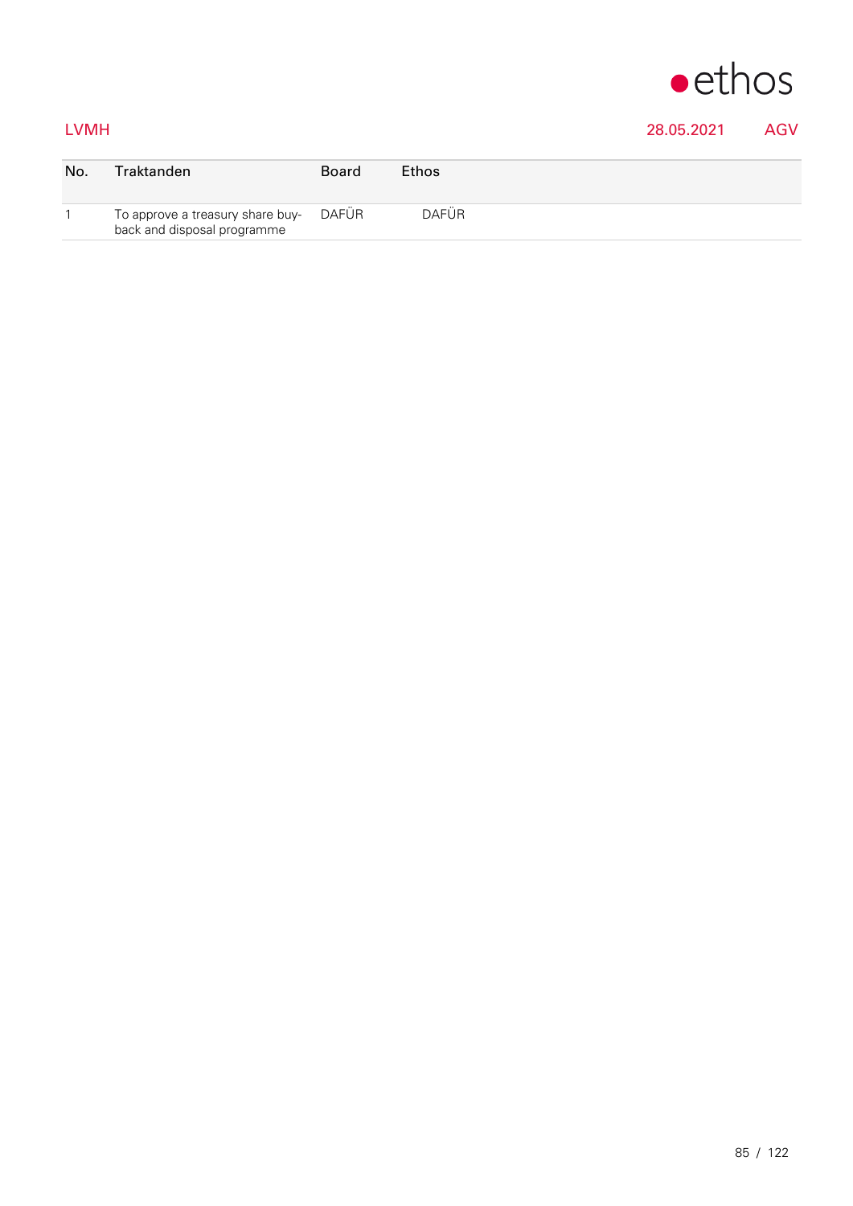LVMH 28.05.2021 AGV

| No. | Traktanden | Board | Ethos |
|---|---|---|---|
| 1 | To approve a treasury share buy-back and disposal programme | DAFÜR | DAFÜR |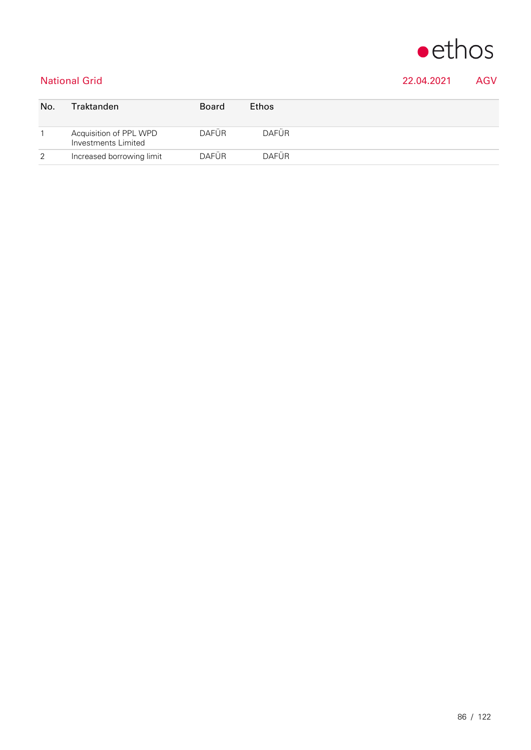National Grid 22.04.2021 AGV

| No. | Traktanden | Board | Ethos |
|---|---|---|---|
| 1 | Acquisition of PPL WPD Investments Limited | DAFÜR | DAFÜR |
| 2 | Increased borrowing limit | DAFÜR | DAFÜR |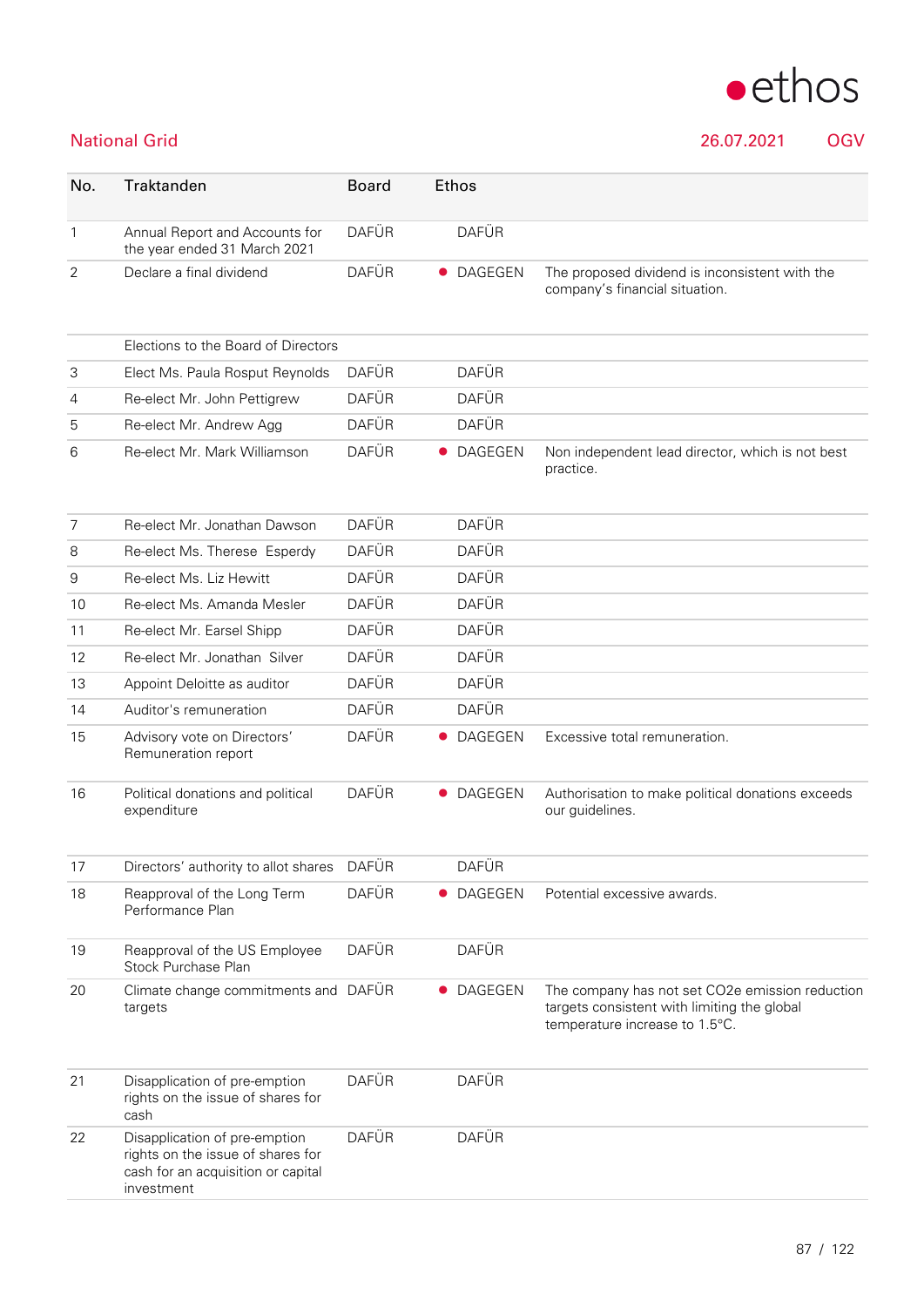## National Grid

26.07.2021 OGV

| No. | Traktanden | Board | Ethos | |
|---|---|---|---|---|
| 1 | Annual Report and Accounts for the year ended 31 March 2021 | DAFÜR | DAFÜR | |
| 2 | Declare a final dividend | DAFÜR | ● DAGEGEN | The proposed dividend is inconsistent with the company's financial situation. |
| | Elections to the Board of Directors | | | |
| 3 | Elect Ms. Paula Rosput Reynolds | DAFÜR | DAFÜR | |
| 4 | Re-elect Mr. John Pettigrew | DAFÜR | DAFÜR | |
| 5 | Re-elect Mr. Andrew Agg | DAFÜR | DAFÜR | |
| 6 | Re-elect Mr. Mark Williamson | DAFÜR | ● DAGEGEN | Non independent lead director, which is not best practice. |
| 7 | Re-elect Mr. Jonathan Dawson | DAFÜR | DAFÜR | |
| 8 | Re-elect Ms. Therese Esperdy | DAFÜR | DAFÜR | |
| 9 | Re-elect Ms. Liz Hewitt | DAFÜR | DAFÜR | |
| 10 | Re-elect Ms. Amanda Mesler | DAFÜR | DAFÜR | |
| 11 | Re-elect Mr. Earsel Shipp | DAFÜR | DAFÜR | |
| 12 | Re-elect Mr. Jonathan Silver | DAFÜR | DAFÜR | |
| 13 | Appoint Deloitte as auditor | DAFÜR | DAFÜR | |
| 14 | Auditor's remuneration | DAFÜR | DAFÜR | |
| 15 | Advisory vote on Directors' Remuneration report | DAFÜR | ● DAGEGEN | Excessive total remuneration. |
| 16 | Political donations and political expenditure | DAFÜR | ● DAGEGEN | Authorisation to make political donations exceeds our guidelines. |
| 17 | Directors' authority to allot shares | DAFÜR | DAFÜR | |
| 18 | Reapproval of the Long Term Performance Plan | DAFÜR | ● DAGEGEN | Potential excessive awards. |
| 19 | Reapproval of the US Employee Stock Purchase Plan | DAFÜR | DAFÜR | |
| 20 | Climate change commitments and targets | DAFÜR | ● DAGEGEN | The company has not set $CO_2e$ emission reduction targets consistent with limiting the global temperature increase to 1.5°C. |
| 21 | Disapplication of pre-emption rights on the issue of shares for cash | DAFÜR | DAFÜR | |
| 22 | Disapplication of pre-emption rights on the issue of shares for cash for an acquisition or capital investment | DAFÜR | DAFÜR | |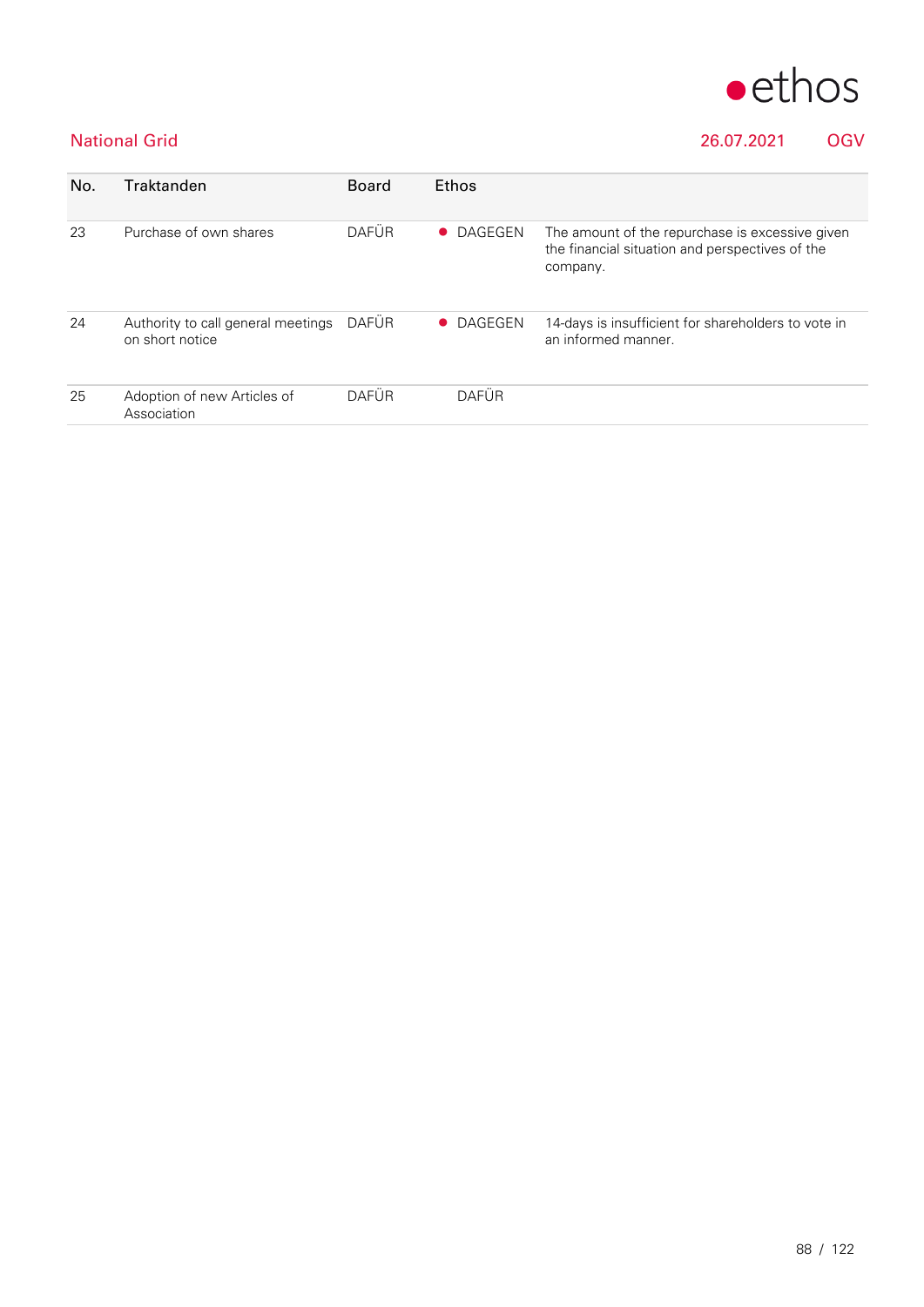National Grid | 26.07.2021 | OGV

| No. | Traktanden | Board | Ethos | |
|---|---|---|---|---|
| 23 | Purchase of own shares | DAFÜR | ● DAGEGEN | The amount of the repurchase is excessive given the financial situation and perspectives of the company. |
| 24 | Authority to call general meetings on short notice | DAFÜR | ● DAGEGEN | 14-days is insufficient for shareholders to vote in an informed manner. |
| 25 | Adoption of new Articles of Association | DAFÜR | DAFÜR | |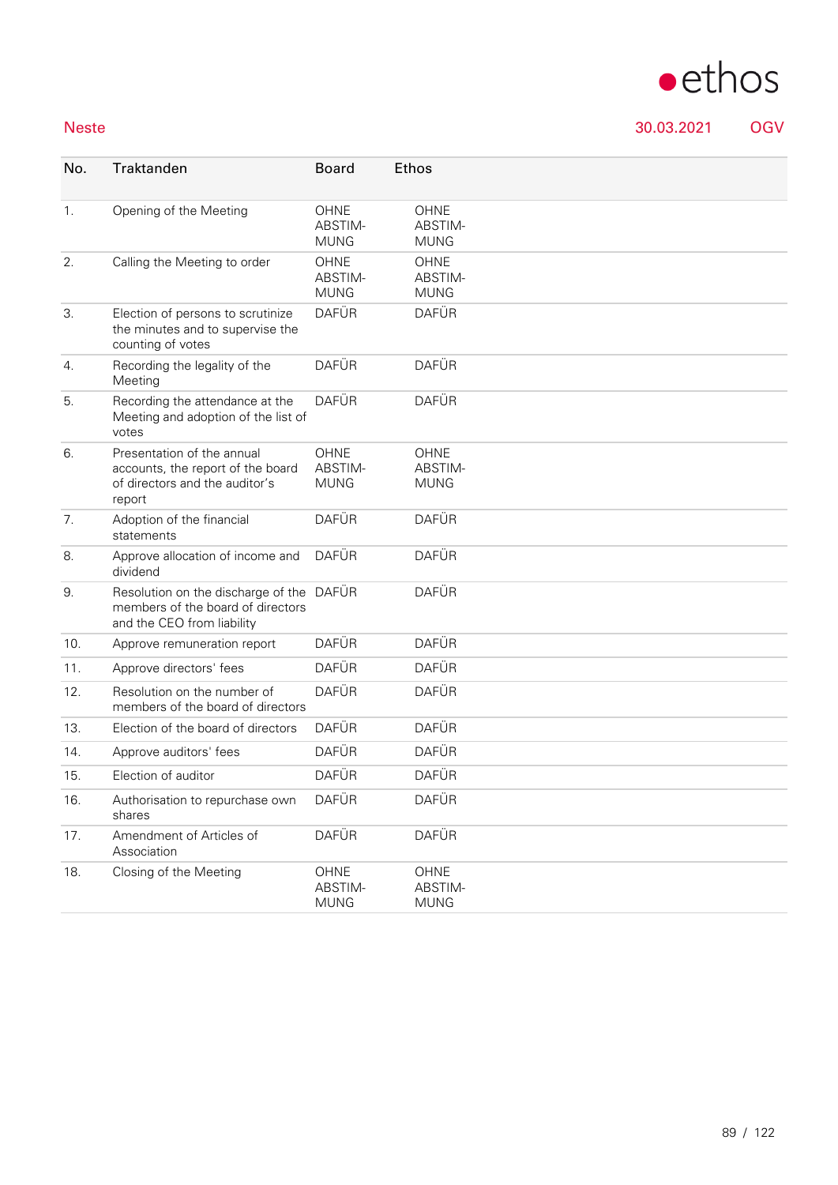Neste 30.03.2021 OGV

| No. | Traktanden | Board | Ethos |
|---|---|---|---|
| 1. | Opening of the Meeting | OHNE ABSTIMMUNG | OHNE ABSTIMMUNG |
| 2. | Calling the Meeting to order | OHNE ABSTIMMUNG | OHNE ABSTIMMUNG |
| 3. | Election of persons to scrutinize the minutes and to supervise the counting of votes | DAFÜR | DAFÜR |
| 4. | Recording the legality of the Meeting | DAFÜR | DAFÜR |
| 5. | Recording the attendance at the Meeting and adoption of the list of votes | DAFÜR | DAFÜR |
| 6. | Presentation of the annual accounts, the report of the board of directors and the auditor's report | OHNE ABSTIMMUNG | OHNE ABSTIMMUNG |
| 7. | Adoption of the financial statements | DAFÜR | DAFÜR |
| 8. | Approve allocation of income and dividend | DAFÜR | DAFÜR |
| 9. | Resolution on the discharge of the members of the board of directors and the CEO from liability | DAFÜR | DAFÜR |
| 10. | Approve remuneration report | DAFÜR | DAFÜR |
| 11. | Approve directors' fees | DAFÜR | DAFÜR |
| 12. | Resolution on the number of members of the board of directors | DAFÜR | DAFÜR |
| 13. | Election of the board of directors | DAFÜR | DAFÜR |
| 14. | Approve auditors' fees | DAFÜR | DAFÜR |
| 15. | Election of auditor | DAFÜR | DAFÜR |
| 16. | Authorisation to repurchase own shares | DAFÜR | DAFÜR |
| 17. | Amendment of Articles of Association | DAFÜR | DAFÜR |
| 18. | Closing of the Meeting | OHNE ABSTIMMUNG | OHNE ABSTIMMUNG |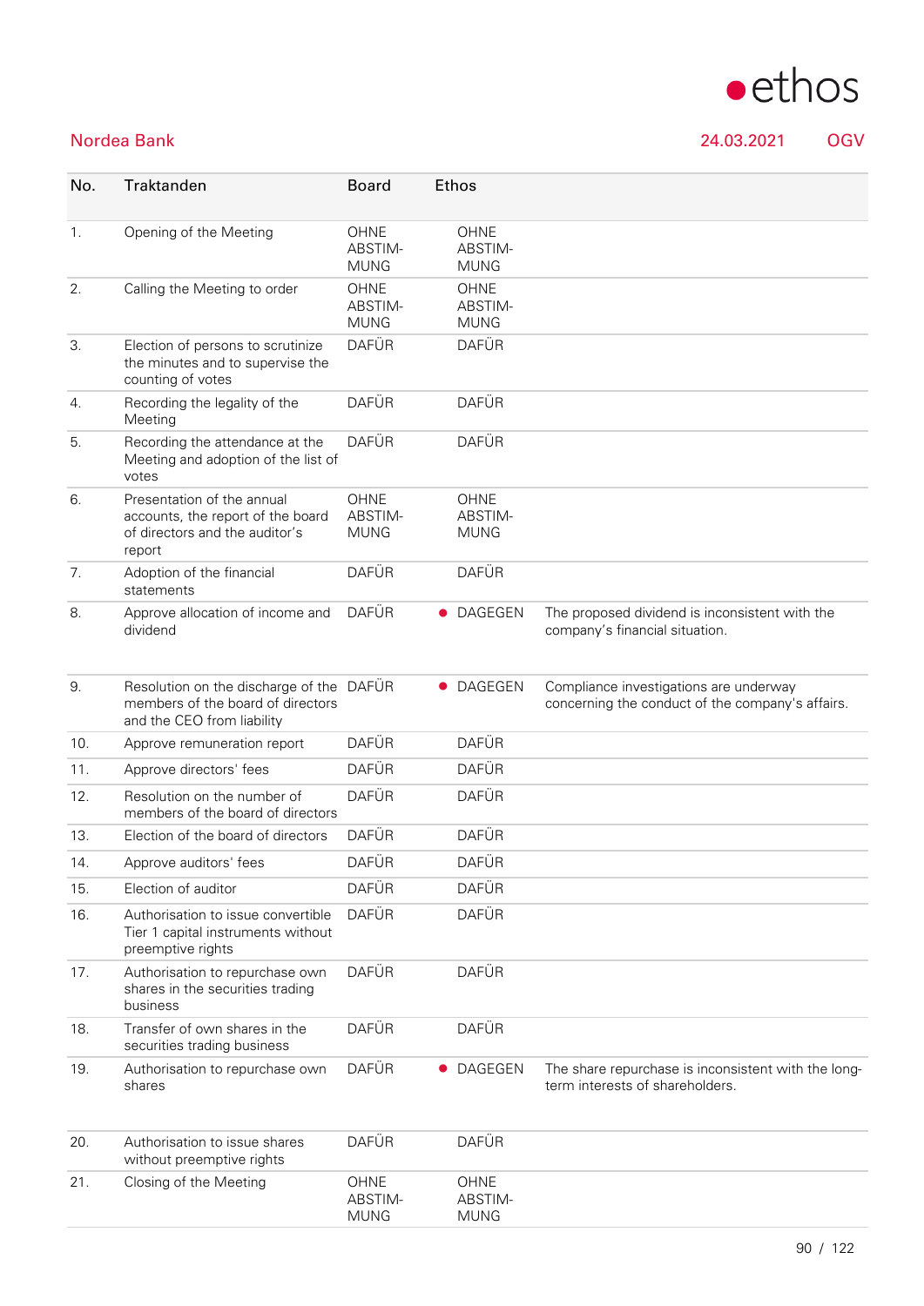# Nordea Bank

24.03.2021 OGV

| No. | Traktanden | Board | Ethos | |
|---|---|---|---|---|
| 1. | Opening of the Meeting | OHNE ABSTIM-MUNG | OHNE ABSTIM-MUNG | |
| 2. | Calling the Meeting to order | OHNE ABSTIM-MUNG | OHNE ABSTIM-MUNG | |
| 3. | Election of persons to scrutinize the minutes and to supervise the counting of votes | DAFÜR | DAFÜR | |
| 4. | Recording the legality of the Meeting | DAFÜR | DAFÜR | |
| 5. | Recording the attendance at the Meeting and adoption of the list of votes | DAFÜR | DAFÜR | |
| 6. | Presentation of the annual accounts, the report of the board of directors and the auditor's report | OHNE ABSTIM-MUNG | OHNE ABSTIM-MUNG | |
| 7. | Adoption of the financial statements | DAFÜR | DAFÜR | |
| 8. | Approve allocation of income and dividend | DAFÜR | ● DAGEGEN | The proposed dividend is inconsistent with the company's financial situation. |
| 9. | Resolution on the discharge of the members of the board of directors and the CEO from liability | DAFÜR | ● DAGEGEN | Compliance investigations are underway concerning the conduct of the company's affairs. |
| 10. | Approve remuneration report | DAFÜR | DAFÜR | |
| 11. | Approve directors' fees | DAFÜR | DAFÜR | |
| 12. | Resolution on the number of members of the board of directors | DAFÜR | DAFÜR | |
| 13. | Election of the board of directors | DAFÜR | DAFÜR | |
| 14. | Approve auditors' fees | DAFÜR | DAFÜR | |
| 15. | Election of auditor | DAFÜR | DAFÜR | |
| 16. | Authorisation to issue convertible Tier 1 capital instruments without preemptive rights | DAFÜR | DAFÜR | |
| 17. | Authorisation to repurchase own shares in the securities trading business | DAFÜR | DAFÜR | |
| 18. | Transfer of own shares in the securities trading business | DAFÜR | DAFÜR | |
| 19. | Authorisation to repurchase own shares | DAFÜR | ● DAGEGEN | The share repurchase is inconsistent with the long-term interests of shareholders. |
| 20. | Authorisation to issue shares without preemptive rights | DAFÜR | DAFÜR | |
| 21. | Closing of the Meeting | OHNE ABSTIM-MUNG | OHNE ABSTIM-MUNG | |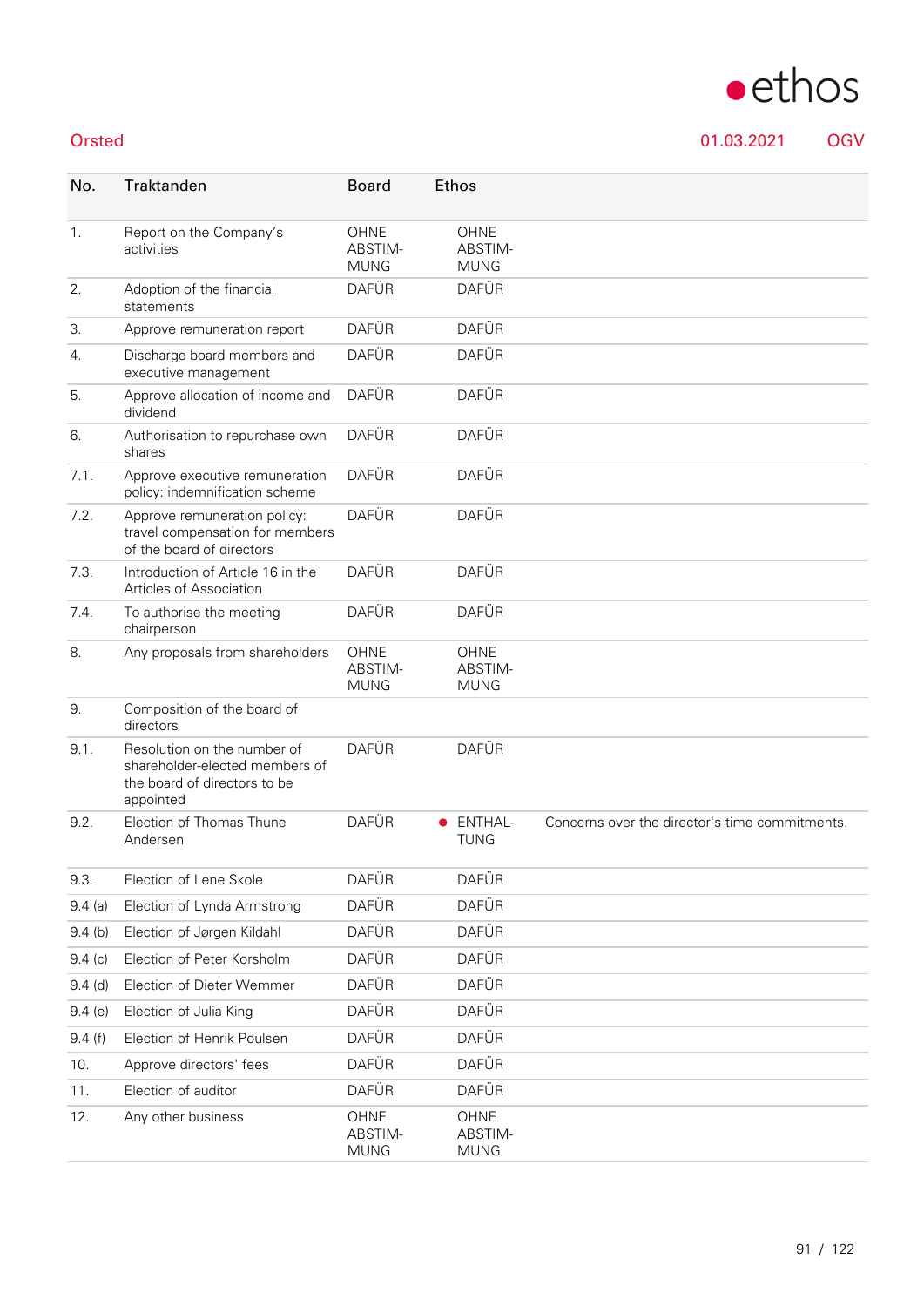Orsted 01.03.2021 OGV

| No. | Traktanden | Board | Ethos | |
|---|---|---|---|---|
| 1. | Report on the Company's activities | OHNE ABSTIM-MUNG | OHNE ABSTIM-MUNG | |
| 2. | Adoption of the financial statements | DAFÜR | DAFÜR | |
| 3. | Approve remuneration report | DAFÜR | DAFÜR | |
| 4. | Discharge board members and executive management | DAFÜR | DAFÜR | |
| 5. | Approve allocation of income and dividend | DAFÜR | DAFÜR | |
| 6. | Authorisation to repurchase own shares | DAFÜR | DAFÜR | |
| 7.1. | Approve executive remuneration policy: indemnification scheme | DAFÜR | DAFÜR | |
| 7.2. | Approve remuneration policy: travel compensation for members of the board of directors | DAFÜR | DAFÜR | |
| 7.3. | Introduction of Article 16 in the Articles of Association | DAFÜR | DAFÜR | |
| 7.4. | To authorise the meeting chairperson | DAFÜR | DAFÜR | |
| 8. | Any proposals from shareholders | OHNE ABSTIM-MUNG | OHNE ABSTIM-MUNG | |
| 9. | Composition of the board of directors | | | |
| 9.1. | Resolution on the number of shareholder-elected members of the board of directors to be appointed | DAFÜR | DAFÜR | |
| 9.2. | Election of Thomas Thune Andersen | DAFÜR | ● ENTHAL-TUNG | Concerns over the director's time commitments. |
| 9.3. | Election of Lene Skole | DAFÜR | DAFÜR | |
| 9.4 (a) | Election of Lynda Armstrong | DAFÜR | DAFÜR | |
| 9.4 (b) | Election of Jørgen Kildahl | DAFÜR | DAFÜR | |
| 9.4 (c) | Election of Peter Korsholm | DAFÜR | DAFÜR | |
| 9.4 (d) | Election of Dieter Wemmer | DAFÜR | DAFÜR | |
| 9.4 (e) | Election of Julia King | DAFÜR | DAFÜR | |
| 9.4 (f) | Election of Henrik Poulsen | DAFÜR | DAFÜR | |
| 10. | Approve directors' fees | DAFÜR | DAFÜR | |
| 11. | Election of auditor | DAFÜR | DAFÜR | |
| 12. | Any other business | OHNE ABSTIM-MUNG | OHNE ABSTIM-MUNG | |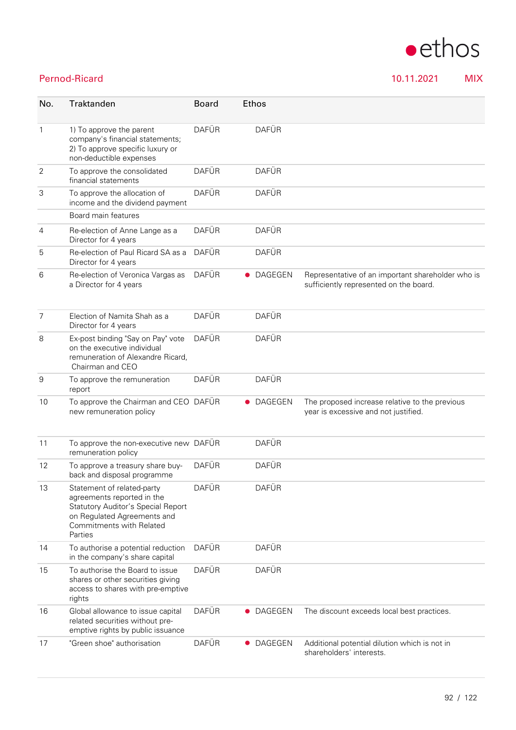Pernod-Ricard 10.11.2021 MIX

| No. | Traktanden | Board | Ethos | |
|---|---|---|---|---|
| 1 | 1) To approve the parent company's financial statements; 2) To approve specific luxury or non-deductible expenses | DAFÜR | DAFÜR | |
| 2 | To approve the consolidated financial statements | DAFÜR | DAFÜR | |
| 3 | To approve the allocation of income and the dividend payment | DAFÜR | DAFÜR | |
| | Board main features | | | |
| 4 | Re-election of Anne Lange as a Director for 4 years | DAFÜR | DAFÜR | |
| 5 | Re-election of Paul Ricard SA as a Director for 4 years | DAFÜR | DAFÜR | |
| 6 | Re-election of Veronica Vargas as a Director for 4 years | DAFÜR | ● DAGEGEN | Representative of an important shareholder who is sufficiently represented on the board. |
| 7 | Election of Namita Shah as a Director for 4 years | DAFÜR | DAFÜR | |
| 8 | Ex-post binding "Say on Pay" vote on the executive individual remuneration of Alexandre Ricard, Chairman and CEO | DAFÜR | DAFÜR | |
| 9 | To approve the remuneration report | DAFÜR | DAFÜR | |
| 10 | To approve the Chairman and CEO new remuneration policy | DAFÜR | ● DAGEGEN | The proposed increase relative to the previous year is excessive and not justified. |
| 11 | To approve the non-executive new remuneration policy | DAFÜR | DAFÜR | |
| 12 | To approve a treasury share buy-back and disposal programme | DAFÜR | DAFÜR | |
| 13 | Statement of related-party agreements reported in the Statutory Auditor's Special Report on Regulated Agreements and Commitments with Related Parties | DAFÜR | DAFÜR | |
| 14 | To authorise a potential reduction in the company's share capital | DAFÜR | DAFÜR | |
| 15 | To authorise the Board to issue shares or other securities giving access to shares with pre-emptive rights | DAFÜR | DAFÜR | |
| 16 | Global allowance to issue capital related securities without pre-emptive rights by public issuance | DAFÜR | ● DAGEGEN | The discount exceeds local best practices. |
| 17 | "Green shoe" authorisation | DAFÜR | ● DAGEGEN | Additional potential dilution which is not in shareholders' interests. |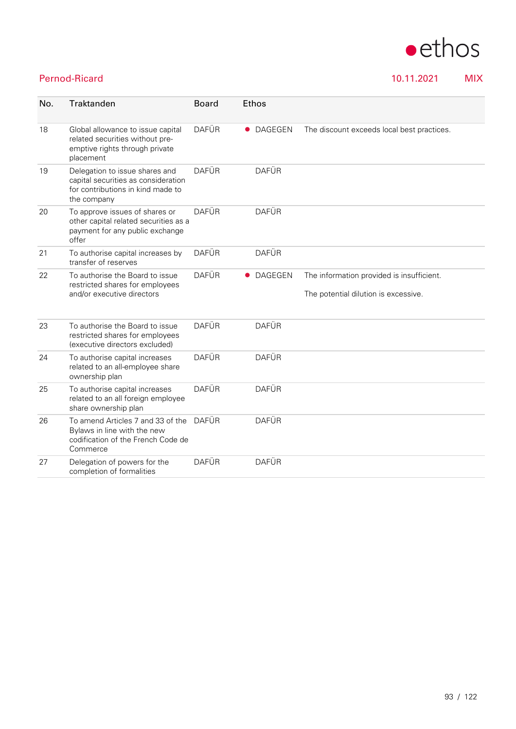Pernod-Ricard 10.11.2021 MIX

| No. | Traktanden | Board | Ethos | |
|---|---|---|---|---|
| 18 | Global allowance to issue capital related securities without pre-emptive rights through private placement | DAFÜR | ● DAGEGEN | The discount exceeds local best practices. |
| 19 | Delegation to issue shares and capital securities as consideration for contributions in kind made to the company | DAFÜR | DAFÜR | |
| 20 | To approve issues of shares or other capital related securities as a payment for any public exchange offer | DAFÜR | DAFÜR | |
| 21 | To authorise capital increases by transfer of reserves | DAFÜR | DAFÜR | |
| 22 | To authorise the Board to issue restricted shares for employees and/or executive directors | DAFÜR | ● DAGEGEN | The information provided is insufficient.<br><br>The potential dilution is excessive. |
| 23 | To authorise the Board to issue restricted shares for employees (executive directors excluded) | DAFÜR | DAFÜR | |
| 24 | To authorise capital increases related to an all-employee share ownership plan | DAFÜR | DAFÜR | |
| 25 | To authorise capital increases related to an all foreign employee share ownership plan | DAFÜR | DAFÜR | |
| 26 | To amend Articles 7 and 33 of the Bylaws in line with the new codification of the French Code de Commerce | DAFÜR | DAFÜR | |
| 27 | Delegation of powers for the completion of formalities | DAFÜR | DAFÜR | |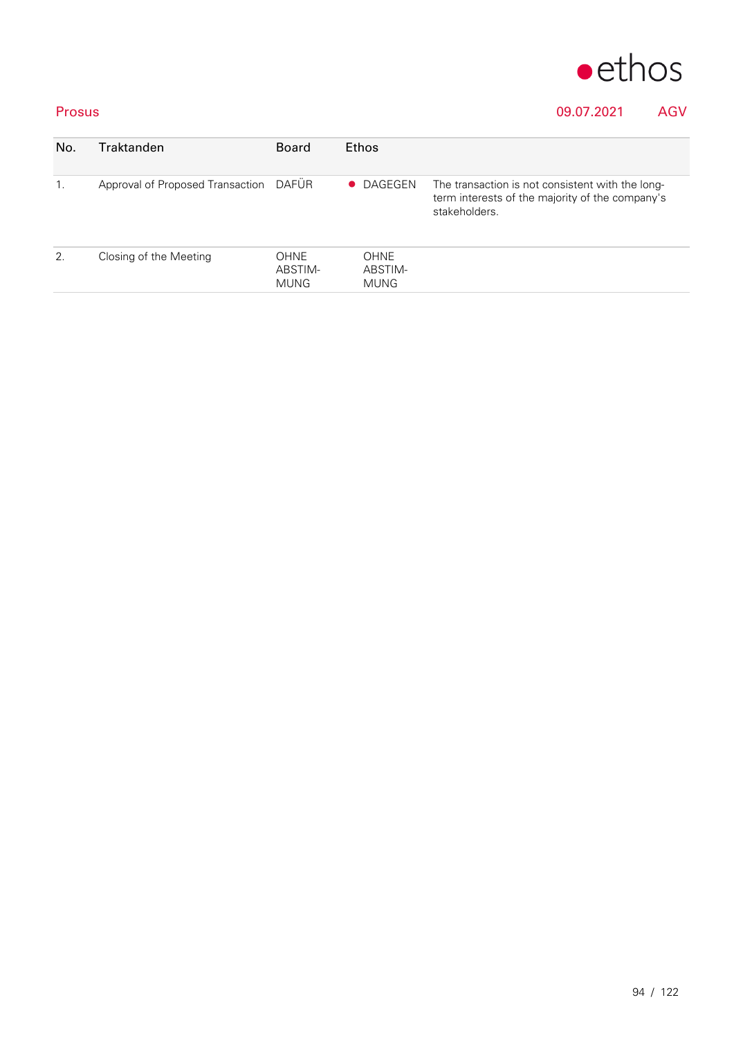**Prosus** 09.07.2021 AGV

| No. | Traktanden | Board | Ethos | |
|---|---|---|---|---|
| 1. | Approval of Proposed Transaction | DAFÜR | ● DAGEGEN | The transaction is not consistent with the long-term interests of the majority of the company's stakeholders. |
| 2. | Closing of the Meeting | OHNE ABSTIM-MUNG | OHNE ABSTIM-MUNG | |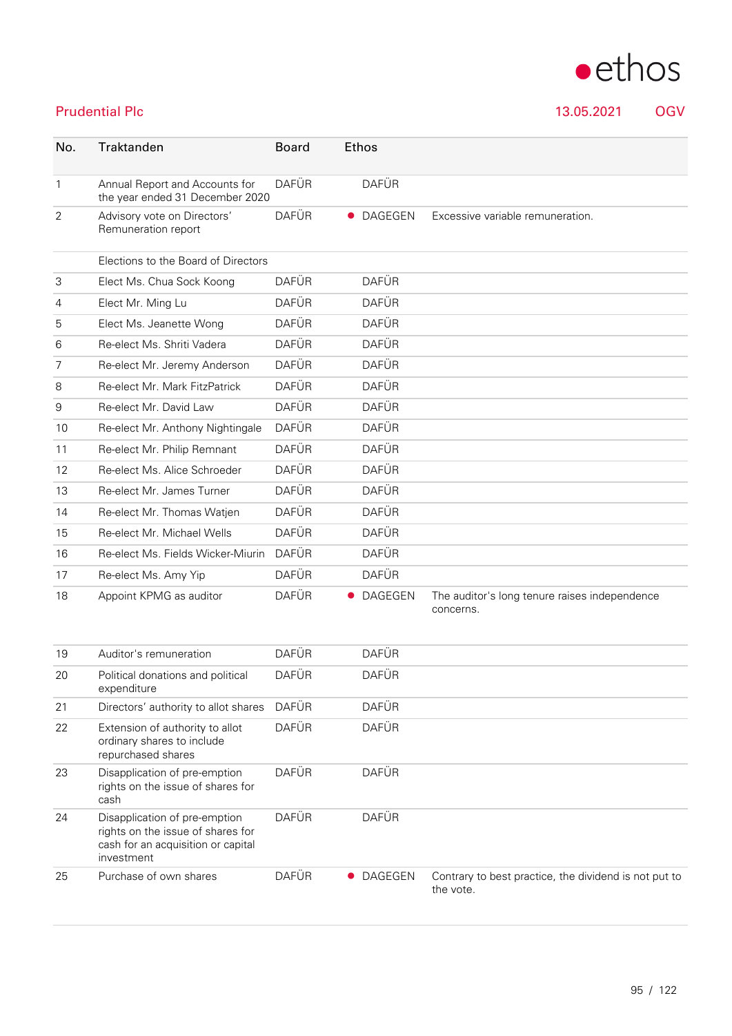# Prudential Plc

13.05.2021 OGV

| No. | Traktanden | Board | Ethos | |
|---|---|---|---|---|
| 1 | Annual Report and Accounts for the year ended 31 December 2020 | DAFÜR | DAFÜR | |
| 2 | Advisory vote on Directors' Remuneration report | DAFÜR | ● DAGEGEN | Excessive variable remuneration. |
| | Elections to the Board of Directors | | | |
| 3 | Elect Ms. Chua Sock Koong | DAFÜR | DAFÜR | |
| 4 | Elect Mr. Ming Lu | DAFÜR | DAFÜR | |
| 5 | Elect Ms. Jeanette Wong | DAFÜR | DAFÜR | |
| 6 | Re-elect Ms. Shriti Vadera | DAFÜR | DAFÜR | |
| 7 | Re-elect Mr. Jeremy Anderson | DAFÜR | DAFÜR | |
| 8 | Re-elect Mr. Mark FitzPatrick | DAFÜR | DAFÜR | |
| 9 | Re-elect Mr. David Law | DAFÜR | DAFÜR | |
| 10 | Re-elect Mr. Anthony Nightingale | DAFÜR | DAFÜR | |
| 11 | Re-elect Mr. Philip Remnant | DAFÜR | DAFÜR | |
| 12 | Re-elect Ms. Alice Schroeder | DAFÜR | DAFÜR | |
| 13 | Re-elect Mr. James Turner | DAFÜR | DAFÜR | |
| 14 | Re-elect Mr. Thomas Watjen | DAFÜR | DAFÜR | |
| 15 | Re-elect Mr. Michael Wells | DAFÜR | DAFÜR | |
| 16 | Re-elect Ms. Fields Wicker-Miurin | DAFÜR | DAFÜR | |
| 17 | Re-elect Ms. Amy Yip | DAFÜR | DAFÜR | |
| 18 | Appoint KPMG as auditor | DAFÜR | ● DAGEGEN | The auditor's long tenure raises independence concerns. |
| 19 | Auditor's remuneration | DAFÜR | DAFÜR | |
| 20 | Political donations and political expenditure | DAFÜR | DAFÜR | |
| 21 | Directors' authority to allot shares | DAFÜR | DAFÜR | |
| 22 | Extension of authority to allot ordinary shares to include repurchased shares | DAFÜR | DAFÜR | |
| 23 | Disapplication of pre-emption rights on the issue of shares for cash | DAFÜR | DAFÜR | |
| 24 | Disapplication of pre-emption rights on the issue of shares for cash for an acquisition or capital investment | DAFÜR | DAFÜR | |
| 25 | Purchase of own shares | DAFÜR | ● DAGEGEN | Contrary to best practice, the dividend is not put to the vote. |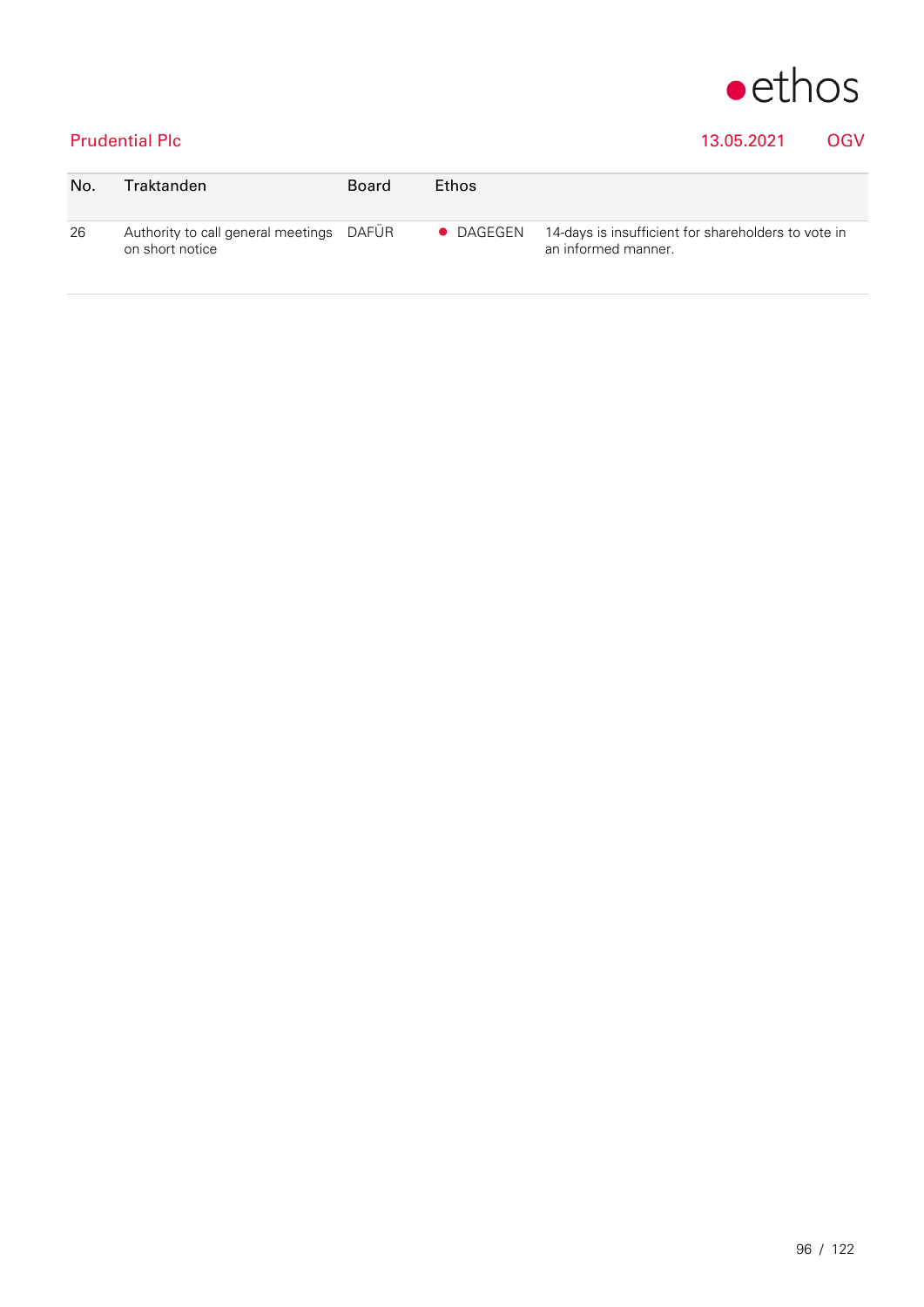Prudential Plc 13.05.2021 OGV

| No. | Traktanden | Board | Ethos | |
|---|---|---|---|---|
| 26 | Authority to call general meetings on short notice | DAFÜR | ● DAGEGEN | 14-days is insufficient for shareholders to vote in an informed manner. |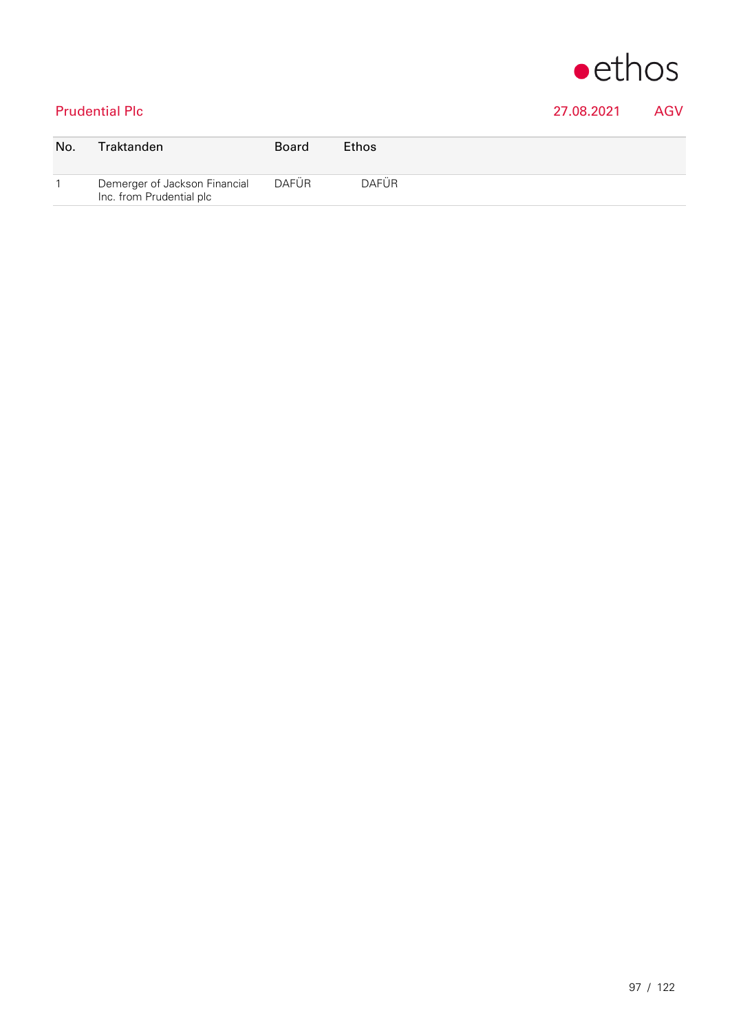## Prudential Plc

27.08.2021 AGV

| No. | Traktanden | Board | Ethos |
|---|---|---|---|
| 1 | Demerger of Jackson Financial Inc. from Prudential plc | DAFÜR | DAFÜR |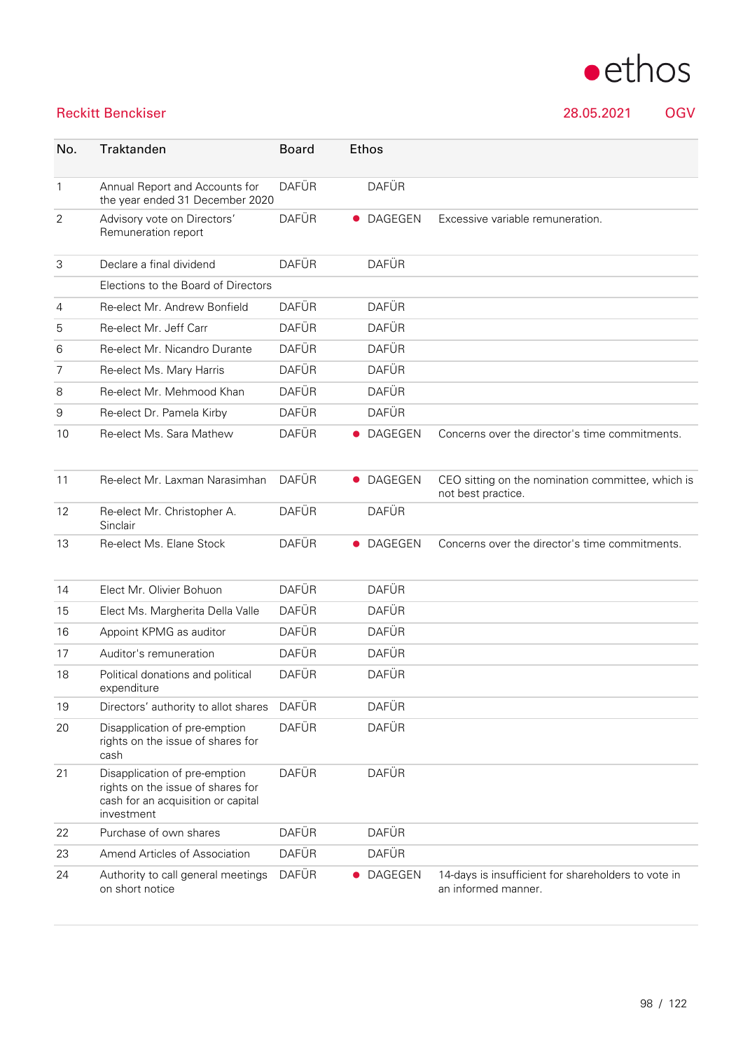## Reckitt Benckiser

28.05.2021 OGV

| No. | Traktanden | Board | Ethos | |
|---|---|---|---|---|
| 1 | Annual Report and Accounts for the year ended 31 December 2020 | DAFÜR | DAFÜR | |
| 2 | Advisory vote on Directors' Remuneration report | DAFÜR | ● DAGEGEN | Excessive variable remuneration. |
| 3 | Declare a final dividend | DAFÜR | DAFÜR | |
| | Elections to the Board of Directors | | | |
| 4 | Re-elect Mr. Andrew Bonfield | DAFÜR | DAFÜR | |
| 5 | Re-elect Mr. Jeff Carr | DAFÜR | DAFÜR | |
| 6 | Re-elect Mr. Nicandro Durante | DAFÜR | DAFÜR | |
| 7 | Re-elect Ms. Mary Harris | DAFÜR | DAFÜR | |
| 8 | Re-elect Mr. Mehmood Khan | DAFÜR | DAFÜR | |
| 9 | Re-elect Dr. Pamela Kirby | DAFÜR | DAFÜR | |
| 10 | Re-elect Ms. Sara Mathew | DAFÜR | ● DAGEGEN | Concerns over the director's time commitments. |
| 11 | Re-elect Mr. Laxman Narasimhan | DAFÜR | ● DAGEGEN | CEO sitting on the nomination committee, which is not best practice. |
| 12 | Re-elect Mr. Christopher A. Sinclair | DAFÜR | DAFÜR | |
| 13 | Re-elect Ms. Elane Stock | DAFÜR | ● DAGEGEN | Concerns over the director's time commitments. |
| 14 | Elect Mr. Olivier Bohuon | DAFÜR | DAFÜR | |
| 15 | Elect Ms. Margherita Della Valle | DAFÜR | DAFÜR | |
| 16 | Appoint KPMG as auditor | DAFÜR | DAFÜR | |
| 17 | Auditor's remuneration | DAFÜR | DAFÜR | |
| 18 | Political donations and political expenditure | DAFÜR | DAFÜR | |
| 19 | Directors' authority to allot shares | DAFÜR | DAFÜR | |
| 20 | Disapplication of pre-emption rights on the issue of shares for cash | DAFÜR | DAFÜR | |
| 21 | Disapplication of pre-emption rights on the issue of shares for cash for an acquisition or capital investment | DAFÜR | DAFÜR | |
| 22 | Purchase of own shares | DAFÜR | DAFÜR | |
| 23 | Amend Articles of Association | DAFÜR | DAFÜR | |
| 24 | Authority to call general meetings on short notice | DAFÜR | ● DAGEGEN | 14-days is insufficient for shareholders to vote in an informed manner. |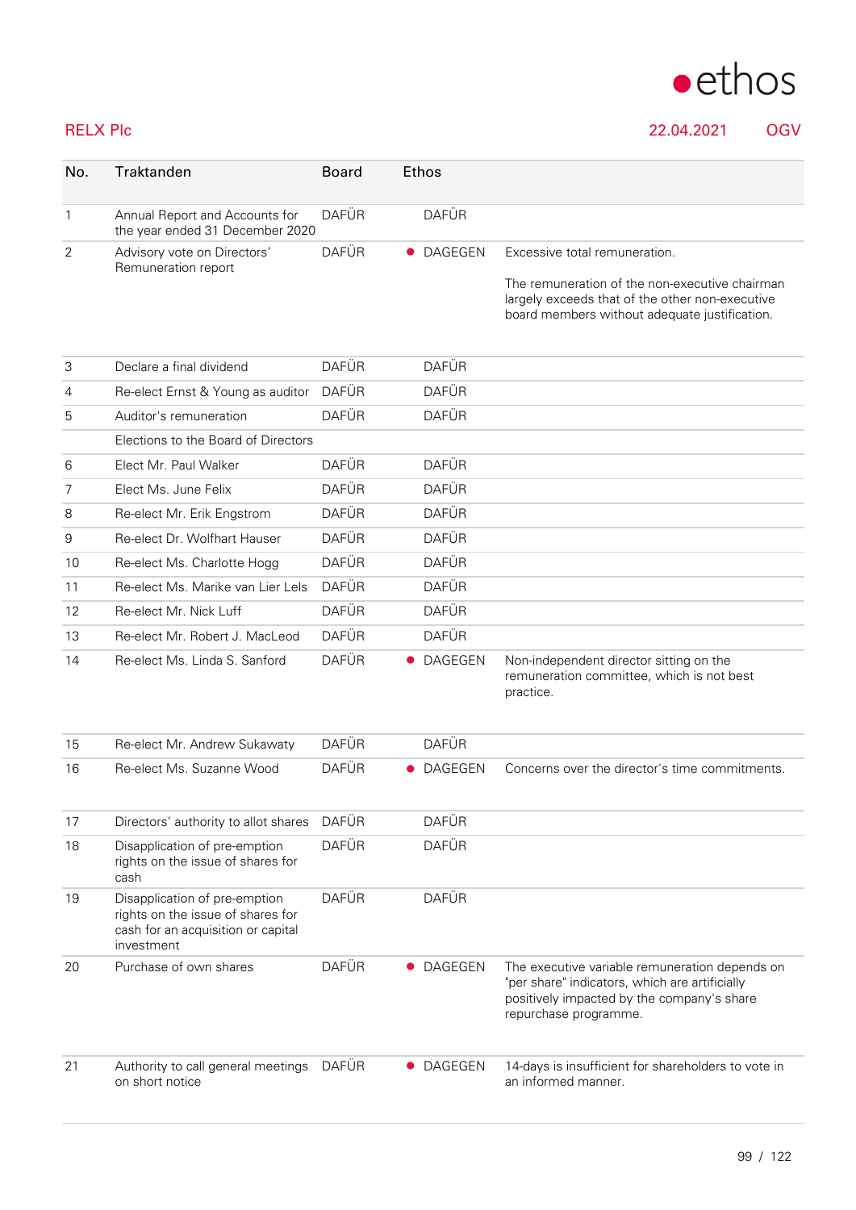ethos

RELX Plc 22.04.2021 OGV

| No. | Traktanden | Board | Ethos | |
|---|---|---|---|---|
| 1 | Annual Report and Accounts for the year ended 31 December 2020 | DAFÜR | DAFÜR | |
| 2 | Advisory vote on Directors' Remuneration report | DAFÜR | ● DAGEGEN | Excessive total remuneration.<br><br>The remuneration of the non-executive chairman largely exceeds that of the other non-executive board members without adequate justification. |
| 3 | Declare a final dividend | DAFÜR | DAFÜR | |
| 4 | Re-elect Ernst & Young as auditor | DAFÜR | DAFÜR | |
| 5 | Auditor's remuneration | DAFÜR | DAFÜR | |
| | Elections to the Board of Directors | | | |
| 6 | Elect Mr. Paul Walker | DAFÜR | DAFÜR | |
| 7 | Elect Ms. June Felix | DAFÜR | DAFÜR | |
| 8 | Re-elect Mr. Erik Engstrom | DAFÜR | DAFÜR | |
| 9 | Re-elect Dr. Wolfhart Hauser | DAFÜR | DAFÜR | |
| 10 | Re-elect Ms. Charlotte Hogg | DAFÜR | DAFÜR | |
| 11 | Re-elect Ms. Marike van Lier Lels | DAFÜR | DAFÜR | |
| 12 | Re-elect Mr. Nick Luff | DAFÜR | DAFÜR | |
| 13 | Re-elect Mr. Robert J. MacLeod | DAFÜR | DAFÜR | |
| 14 | Re-elect Ms. Linda S. Sanford | DAFÜR | ● DAGEGEN | Non-independent director sitting on the remuneration committee, which is not best practice. |
| 15 | Re-elect Mr. Andrew Sukawaty | DAFÜR | DAFÜR | |
| 16 | Re-elect Ms. Suzanne Wood | DAFÜR | ● DAGEGEN | Concerns over the director's time commitments. |
| 17 | Directors' authority to allot shares | DAFÜR | DAFÜR | |
| 18 | Disapplication of pre-emption rights on the issue of shares for cash | DAFÜR | DAFÜR | |
| 19 | Disapplication of pre-emption rights on the issue of shares for cash for an acquisition or capital investment | DAFÜR | DAFÜR | |
| 20 | Purchase of own shares | DAFÜR | ● DAGEGEN | The executive variable remuneration depends on "per share" indicators, which are artificially positively impacted by the company's share repurchase programme. |
| 21 | Authority to call general meetings on short notice | DAFÜR | ● DAGEGEN | 14-days is insufficient for shareholders to vote in an informed manner. |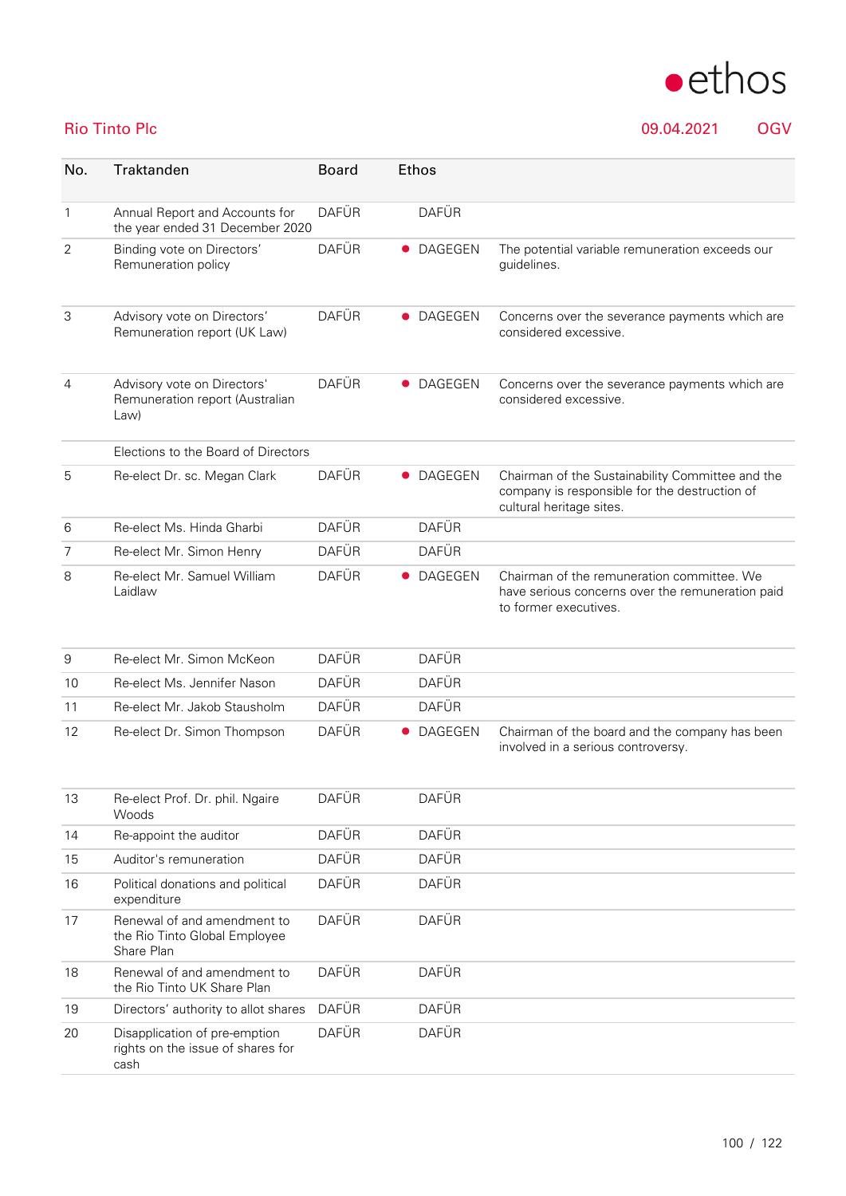## Rio Tinto Plc

09.04.2021 OGV

| No. | Traktanden | Board | Ethos | |
|---|---|---|---|---|
| 1 | Annual Report and Accounts for the year ended 31 December 2020 | DAFÜR | DAFÜR | |
| 2 | Binding vote on Directors' Remuneration policy | DAFÜR | ● DAGEGEN | The potential variable remuneration exceeds our guidelines. |
| 3 | Advisory vote on Directors' Remuneration report (UK Law) | DAFÜR | ● DAGEGEN | Concerns over the severance payments which are considered excessive. |
| 4 | Advisory vote on Directors' Remuneration report (Australian Law) | DAFÜR | ● DAGEGEN | Concerns over the severance payments which are considered excessive. |
| | Elections to the Board of Directors | | | |
| 5 | Re-elect Dr. sc. Megan Clark | DAFÜR | ● DAGEGEN | Chairman of the Sustainability Committee and the company is responsible for the destruction of cultural heritage sites. |
| 6 | Re-elect Ms. Hinda Gharbi | DAFÜR | DAFÜR | |
| 7 | Re-elect Mr. Simon Henry | DAFÜR | DAFÜR | |
| 8 | Re-elect Mr. Samuel William Laidlaw | DAFÜR | ● DAGEGEN | Chairman of the remuneration committee. We have serious concerns over the remuneration paid to former executives. |
| 9 | Re-elect Mr. Simon McKeon | DAFÜR | DAFÜR | |
| 10 | Re-elect Ms. Jennifer Nason | DAFÜR | DAFÜR | |
| 11 | Re-elect Mr. Jakob Stausholm | DAFÜR | DAFÜR | |
| 12 | Re-elect Dr. Simon Thompson | DAFÜR | ● DAGEGEN | Chairman of the board and the company has been involved in a serious controversy. |
| 13 | Re-elect Prof. Dr. phil. Ngaire Woods | DAFÜR | DAFÜR | |
| 14 | Re-appoint the auditor | DAFÜR | DAFÜR | |
| 15 | Auditor's remuneration | DAFÜR | DAFÜR | |
| 16 | Political donations and political expenditure | DAFÜR | DAFÜR | |
| 17 | Renewal of and amendment to the Rio Tinto Global Employee Share Plan | DAFÜR | DAFÜR | |
| 18 | Renewal of and amendment to the Rio Tinto UK Share Plan | DAFÜR | DAFÜR | |
| 19 | Directors' authority to allot shares | DAFÜR | DAFÜR | |
| 20 | Disapplication of pre-emption rights on the issue of shares for cash | DAFÜR | DAFÜR | |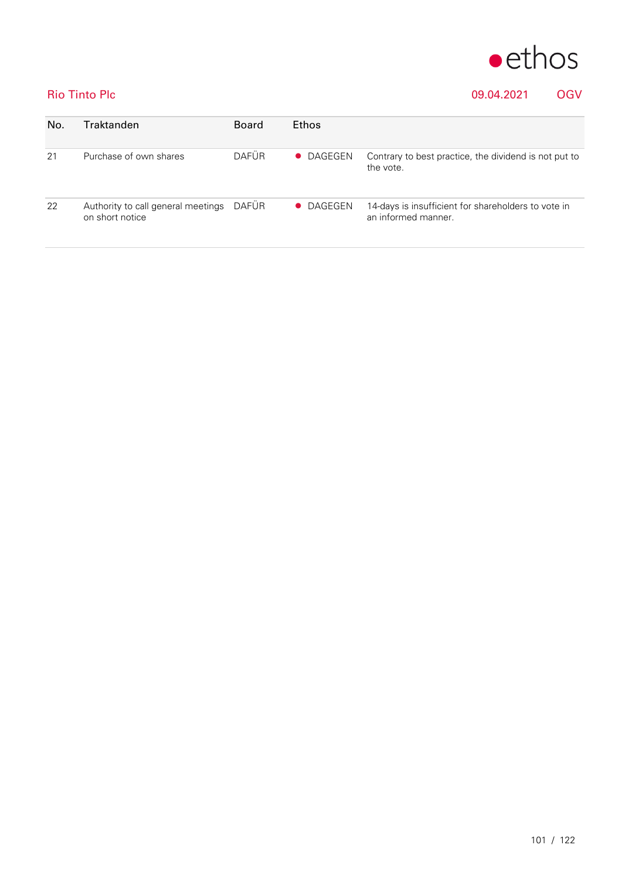Rio Tinto Plc — 09.04.2021 — OGV

| No. | Traktanden | Board | Ethos | |
|---|---|---|---|---|
| 21 | Purchase of own shares | DAFÜR | ● DAGEGEN | Contrary to best practice, the dividend is not put to the vote. |
| 22 | Authority to call general meetings on short notice | DAFÜR | ● DAGEGEN | 14-days is insufficient for shareholders to vote in an informed manner. |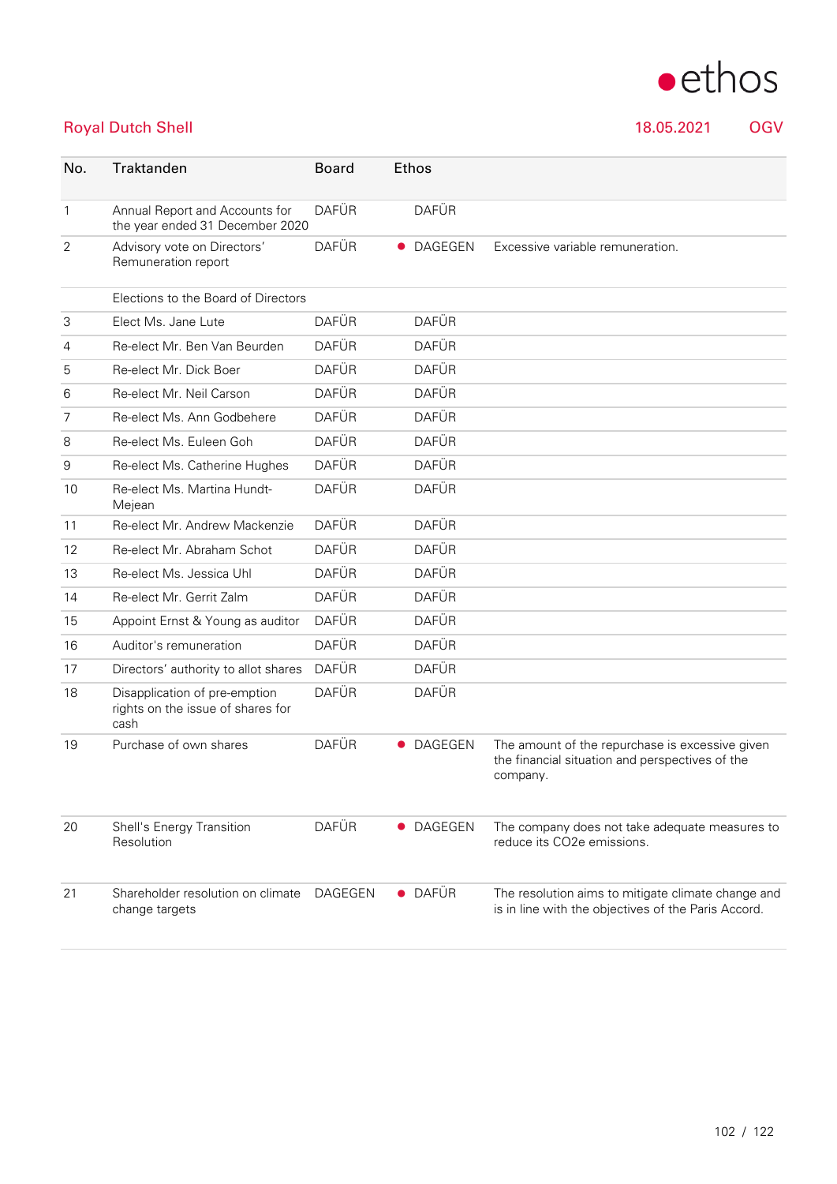## Royal Dutch Shell

18.05.2021 OGV

| No. | Traktanden | Board | Ethos | |
|---|---|---|---|---|
| 1 | Annual Report and Accounts for the year ended 31 December 2020 | DAFÜR | DAFÜR | |
| 2 | Advisory vote on Directors' Remuneration report | DAFÜR | ● DAGEGEN | Excessive variable remuneration. |
| | Elections to the Board of Directors | | | |
| 3 | Elect Ms. Jane Lute | DAFÜR | DAFÜR | |
| 4 | Re-elect Mr. Ben Van Beurden | DAFÜR | DAFÜR | |
| 5 | Re-elect Mr. Dick Boer | DAFÜR | DAFÜR | |
| 6 | Re-elect Mr. Neil Carson | DAFÜR | DAFÜR | |
| 7 | Re-elect Ms. Ann Godbehere | DAFÜR | DAFÜR | |
| 8 | Re-elect Ms. Euleen Goh | DAFÜR | DAFÜR | |
| 9 | Re-elect Ms. Catherine Hughes | DAFÜR | DAFÜR | |
| 10 | Re-elect Ms. Martina Hundt-Mejean | DAFÜR | DAFÜR | |
| 11 | Re-elect Mr. Andrew Mackenzie | DAFÜR | DAFÜR | |
| 12 | Re-elect Mr. Abraham Schot | DAFÜR | DAFÜR | |
| 13 | Re-elect Ms. Jessica Uhl | DAFÜR | DAFÜR | |
| 14 | Re-elect Mr. Gerrit Zalm | DAFÜR | DAFÜR | |
| 15 | Appoint Ernst & Young as auditor | DAFÜR | DAFÜR | |
| 16 | Auditor's remuneration | DAFÜR | DAFÜR | |
| 17 | Directors' authority to allot shares | DAFÜR | DAFÜR | |
| 18 | Disapplication of pre-emption rights on the issue of shares for cash | DAFÜR | DAFÜR | |
| 19 | Purchase of own shares | DAFÜR | ● DAGEGEN | The amount of the repurchase is excessive given the financial situation and perspectives of the company. |
| 20 | Shell's Energy Transition Resolution | DAFÜR | ● DAGEGEN | The company does not take adequate measures to reduce its CO2e emissions. |
| 21 | Shareholder resolution on climate change targets | DAGEGEN | ● DAFÜR | The resolution aims to mitigate climate change and is in line with the objectives of the Paris Accord. |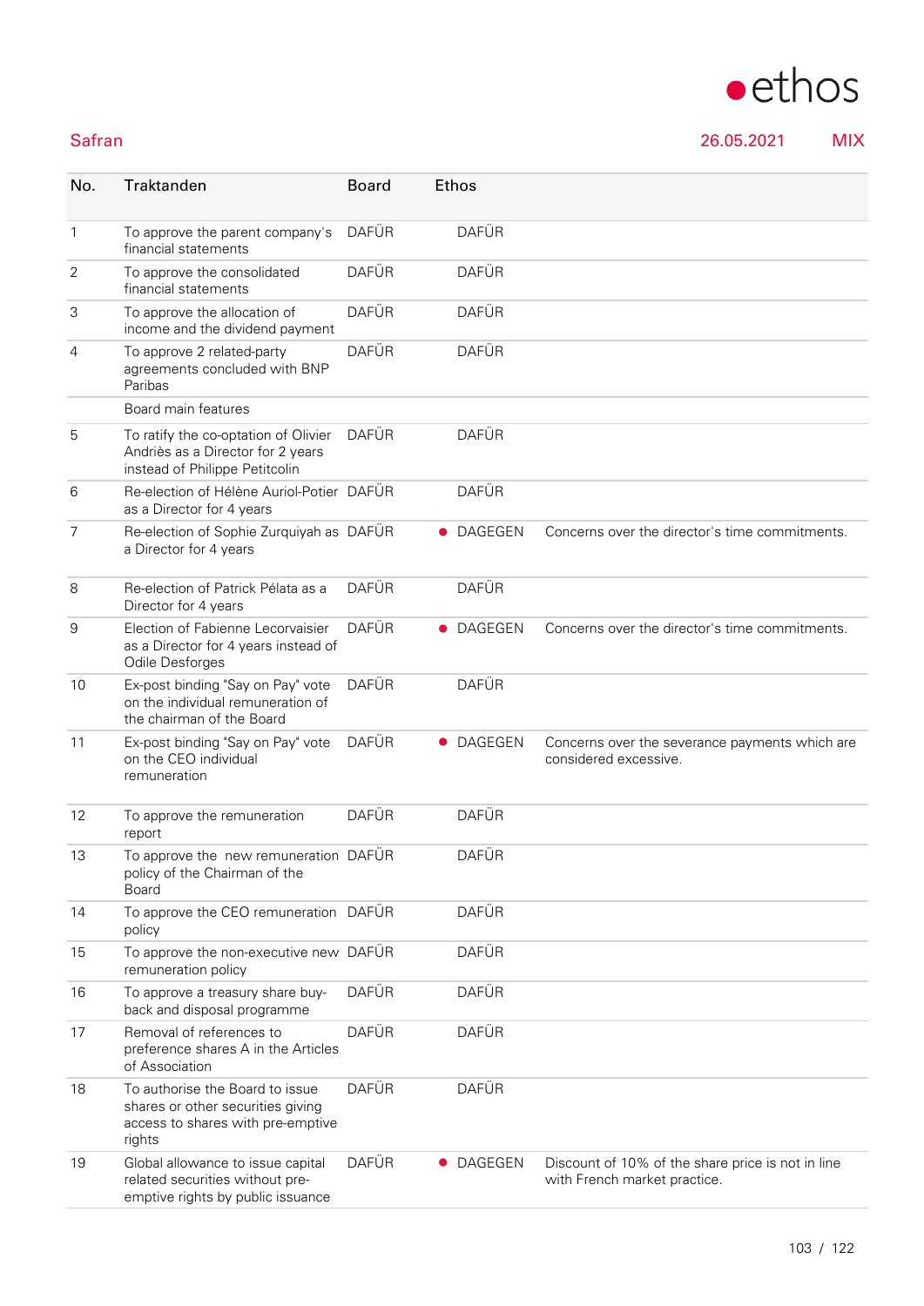Safran 26.05.2021 MIX

| No. | Traktanden | Board | Ethos | |
|---|---|---|---|---|
| 1 | To approve the parent company's financial statements | DAFÜR | DAFÜR | |
| 2 | To approve the consolidated financial statements | DAFÜR | DAFÜR | |
| 3 | To approve the allocation of income and the dividend payment | DAFÜR | DAFÜR | |
| 4 | To approve 2 related-party agreements concluded with BNP Paribas | DAFÜR | DAFÜR | |
| | Board main features | | | |
| 5 | To ratify the co-optation of Olivier Andriès as a Director for 2 years instead of Philippe Petitcolin | DAFÜR | DAFÜR | |
| 6 | Re-election of Hélène Auriol-Potier as a Director for 4 years | DAFÜR | DAFÜR | |
| 7 | Re-election of Sophie Zurquiyah as a Director for 4 years | DAFÜR | ● DAGEGEN | Concerns over the director's time commitments. |
| 8 | Re-election of Patrick Pélata as a Director for 4 years | DAFÜR | DAFÜR | |
| 9 | Election of Fabienne Lecorvaisier as a Director for 4 years instead of Odile Desforges | DAFÜR | ● DAGEGEN | Concerns over the director's time commitments. |
| 10 | Ex-post binding "Say on Pay" vote on the individual remuneration of the chairman of the Board | DAFÜR | DAFÜR | |
| 11 | Ex-post binding "Say on Pay" vote on the CEO individual remuneration | DAFÜR | ● DAGEGEN | Concerns over the severance payments which are considered excessive. |
| 12 | To approve the remuneration report | DAFÜR | DAFÜR | |
| 13 | To approve the new remuneration policy of the Chairman of the Board | DAFÜR | DAFÜR | |
| 14 | To approve the CEO remuneration policy | DAFÜR | DAFÜR | |
| 15 | To approve the non-executive new remuneration policy | DAFÜR | DAFÜR | |
| 16 | To approve a treasury share buy-back and disposal programme | DAFÜR | DAFÜR | |
| 17 | Removal of references to preference shares A in the Articles of Association | DAFÜR | DAFÜR | |
| 18 | To authorise the Board to issue shares or other securities giving access to shares with pre-emptive rights | DAFÜR | DAFÜR | |
| 19 | Global allowance to issue capital related securities without pre-emptive rights by public issuance | DAFÜR | ● DAGEGEN | Discount of 10% of the share price is not in line with French market practice. |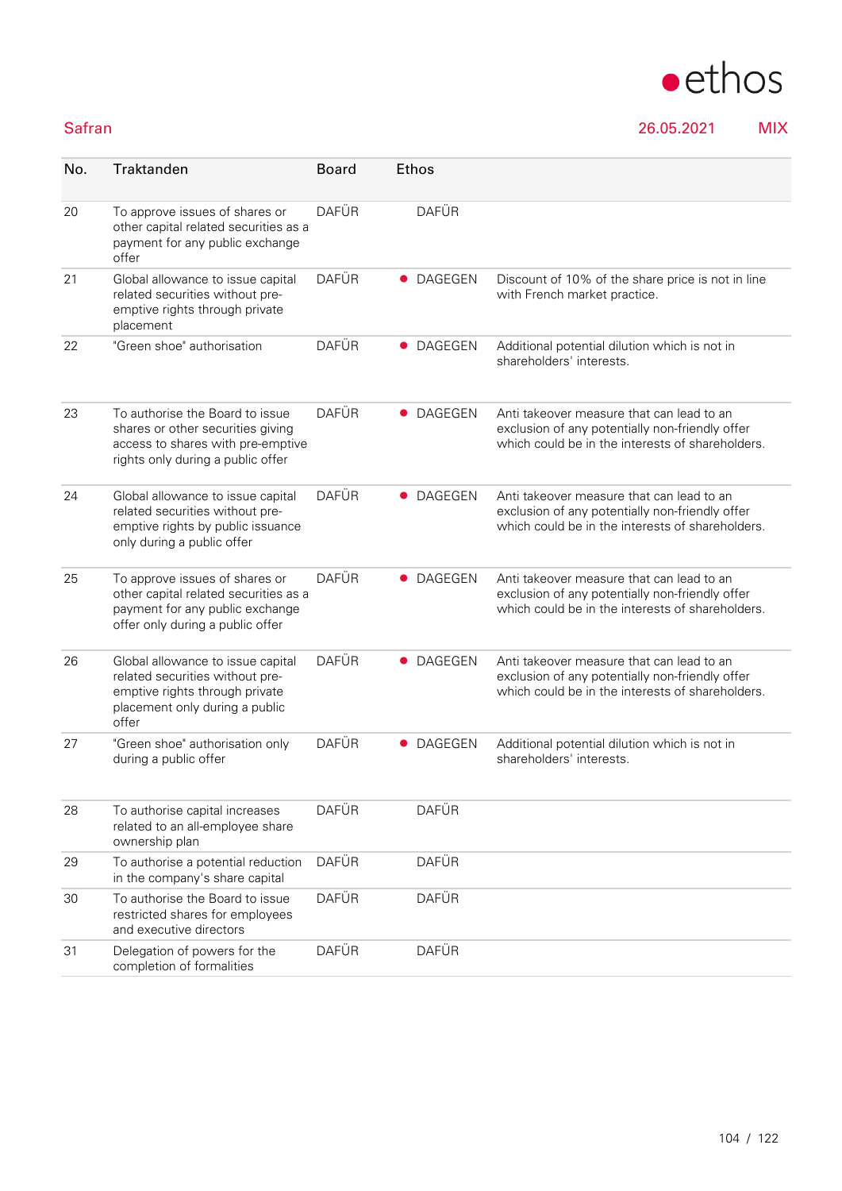Safran 26.05.2021 MIX

| No. | Traktanden | Board | Ethos | |
|---|---|---|---|---|
| 20 | To approve issues of shares or other capital related securities as a payment for any public exchange offer | DAFÜR | DAFÜR | |
| 21 | Global allowance to issue capital related securities without pre-emptive rights through private placement | DAFÜR | ● DAGEGEN | Discount of 10% of the share price is not in line with French market practice. |
| 22 | "Green shoe" authorisation | DAFÜR | ● DAGEGEN | Additional potential dilution which is not in shareholders' interests. |
| 23 | To authorise the Board to issue shares or other securities giving access to shares with pre-emptive rights only during a public offer | DAFÜR | ● DAGEGEN | Anti takeover measure that can lead to an exclusion of any potentially non-friendly offer which could be in the interests of shareholders. |
| 24 | Global allowance to issue capital related securities without pre-emptive rights by public issuance only during a public offer | DAFÜR | ● DAGEGEN | Anti takeover measure that can lead to an exclusion of any potentially non-friendly offer which could be in the interests of shareholders. |
| 25 | To approve issues of shares or other capital related securities as a payment for any public exchange offer only during a public offer | DAFÜR | ● DAGEGEN | Anti takeover measure that can lead to an exclusion of any potentially non-friendly offer which could be in the interests of shareholders. |
| 26 | Global allowance to issue capital related securities without pre-emptive rights through private placement only during a public offer | DAFÜR | ● DAGEGEN | Anti takeover measure that can lead to an exclusion of any potentially non-friendly offer which could be in the interests of shareholders. |
| 27 | "Green shoe" authorisation only during a public offer | DAFÜR | ● DAGEGEN | Additional potential dilution which is not in shareholders' interests. |
| 28 | To authorise capital increases related to an all-employee share ownership plan | DAFÜR | DAFÜR | |
| 29 | To authorise a potential reduction in the company's share capital | DAFÜR | DAFÜR | |
| 30 | To authorise the Board to issue restricted shares for employees and executive directors | DAFÜR | DAFÜR | |
| 31 | Delegation of powers for the completion of formalities | DAFÜR | DAFÜR | |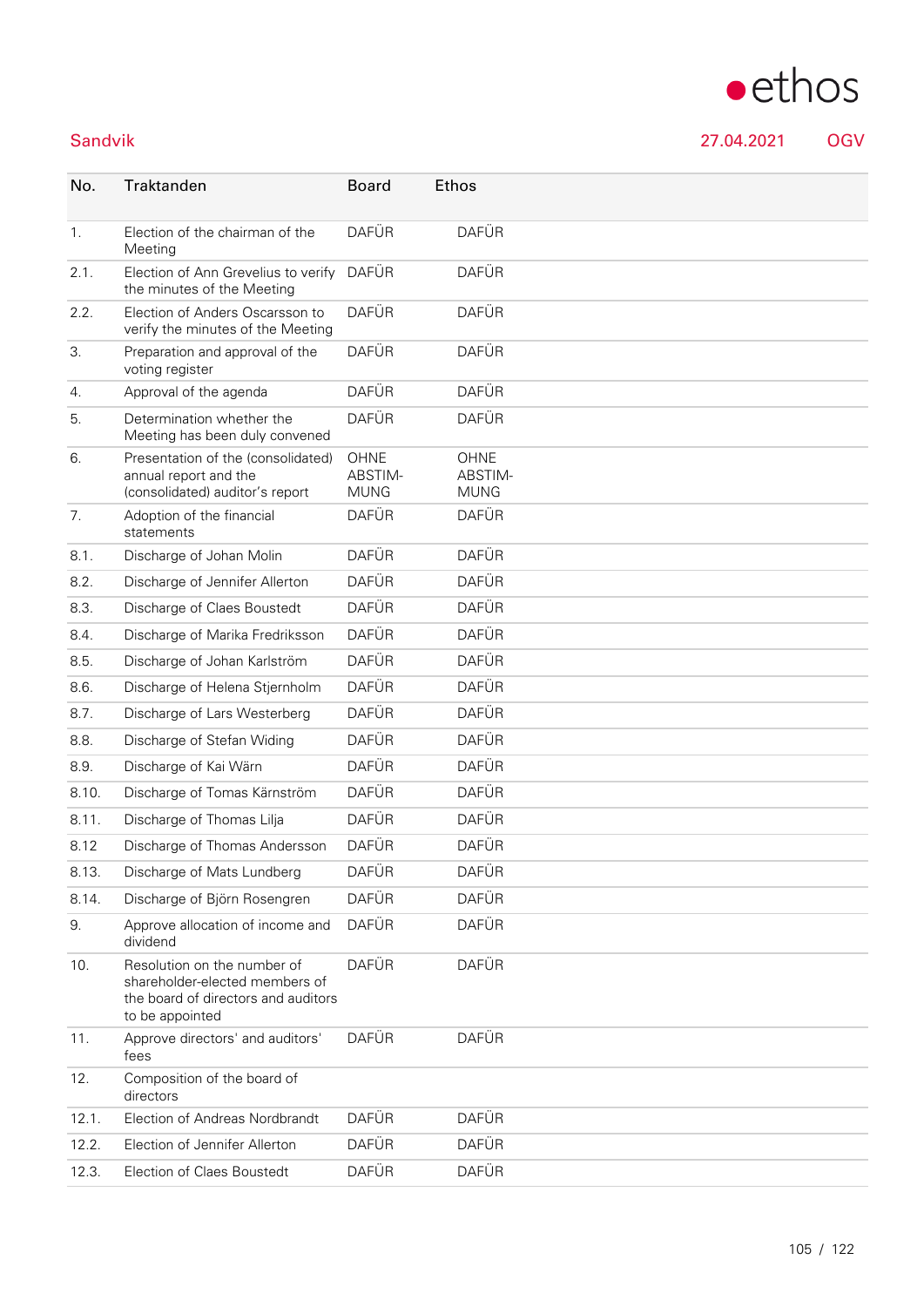Sandvik 27.04.2021 OGV

| No. | Traktanden | Board | Ethos |
|---|---|---|---|
| 1. | Election of the chairman of the Meeting | DAFÜR | DAFÜR |
| 2.1. | Election of Ann Grevelius to verify the minutes of the Meeting | DAFÜR | DAFÜR |
| 2.2. | Election of Anders Oscarsson to verify the minutes of the Meeting | DAFÜR | DAFÜR |
| 3. | Preparation and approval of the voting register | DAFÜR | DAFÜR |
| 4. | Approval of the agenda | DAFÜR | DAFÜR |
| 5. | Determination whether the Meeting has been duly convened | DAFÜR | DAFÜR |
| 6. | Presentation of the (consolidated) annual report and the (consolidated) auditor's report | OHNE ABSTIMMUNG | OHNE ABSTIMMUNG |
| 7. | Adoption of the financial statements | DAFÜR | DAFÜR |
| 8.1. | Discharge of Johan Molin | DAFÜR | DAFÜR |
| 8.2. | Discharge of Jennifer Allerton | DAFÜR | DAFÜR |
| 8.3. | Discharge of Claes Boustedt | DAFÜR | DAFÜR |
| 8.4. | Discharge of Marika Fredriksson | DAFÜR | DAFÜR |
| 8.5. | Discharge of Johan Karlström | DAFÜR | DAFÜR |
| 8.6. | Discharge of Helena Stjernholm | DAFÜR | DAFÜR |
| 8.7. | Discharge of Lars Westerberg | DAFÜR | DAFÜR |
| 8.8. | Discharge of Stefan Widing | DAFÜR | DAFÜR |
| 8.9. | Discharge of Kai Wärn | DAFÜR | DAFÜR |
| 8.10. | Discharge of Tomas Kärnström | DAFÜR | DAFÜR |
| 8.11. | Discharge of Thomas Lilja | DAFÜR | DAFÜR |
| 8.12 | Discharge of Thomas Andersson | DAFÜR | DAFÜR |
| 8.13. | Discharge of Mats Lundberg | DAFÜR | DAFÜR |
| 8.14. | Discharge of Björn Rosengren | DAFÜR | DAFÜR |
| 9. | Approve allocation of income and dividend | DAFÜR | DAFÜR |
| 10. | Resolution on the number of shareholder-elected members of the board of directors and auditors to be appointed | DAFÜR | DAFÜR |
| 11. | Approve directors' and auditors' fees | DAFÜR | DAFÜR |
| 12. | Composition of the board of directors | | |
| 12.1. | Election of Andreas Nordbrandt | DAFÜR | DAFÜR |
| 12.2. | Election of Jennifer Allerton | DAFÜR | DAFÜR |
| 12.3. | Election of Claes Boustedt | DAFÜR | DAFÜR |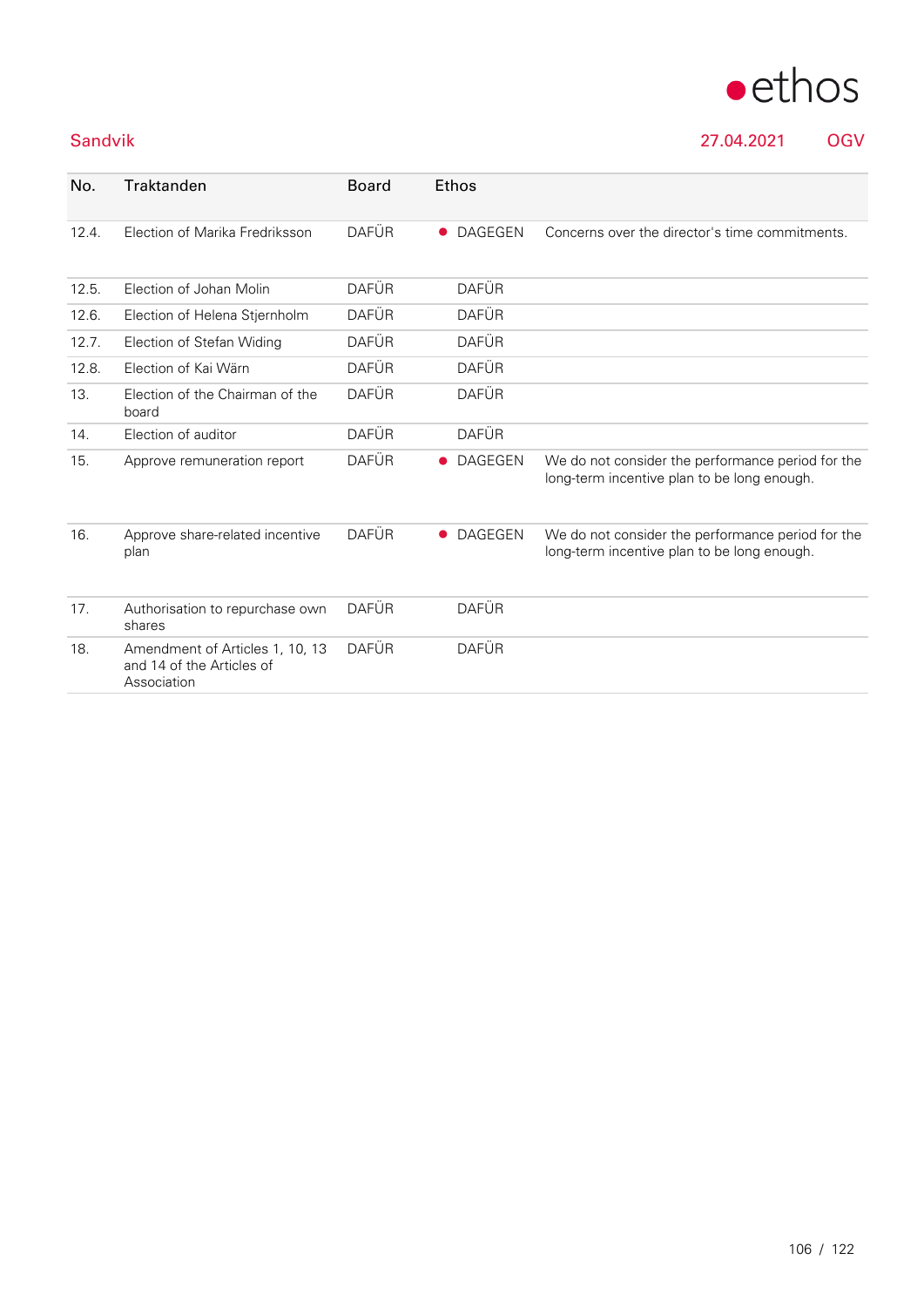Sandvik 27.04.2021 OGV

| No. | Traktanden | Board | Ethos | |
|---|---|---|---|---|
| 12.4. | Election of Marika Fredriksson | DAFÜR | ● DAGEGEN | Concerns over the director's time commitments. |
| 12.5. | Election of Johan Molin | DAFÜR | DAFÜR | |
| 12.6. | Election of Helena Stjernholm | DAFÜR | DAFÜR | |
| 12.7. | Election of Stefan Widing | DAFÜR | DAFÜR | |
| 12.8. | Election of Kai Wärn | DAFÜR | DAFÜR | |
| 13. | Election of the Chairman of the board | DAFÜR | DAFÜR | |
| 14. | Election of auditor | DAFÜR | DAFÜR | |
| 15. | Approve remuneration report | DAFÜR | ● DAGEGEN | We do not consider the performance period for the long-term incentive plan to be long enough. |
| 16. | Approve share-related incentive plan | DAFÜR | ● DAGEGEN | We do not consider the performance period for the long-term incentive plan to be long enough. |
| 17. | Authorisation to repurchase own shares | DAFÜR | DAFÜR | |
| 18. | Amendment of Articles 1, 10, 13 and 14 of the Articles of Association | DAFÜR | DAFÜR | |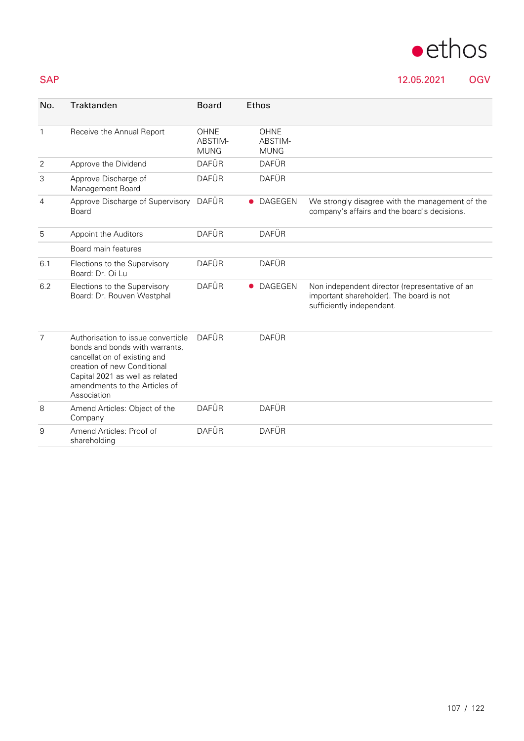## SAP

12.05.2021 OGV

| No. | Traktanden | Board | Ethos | |
|---|---|---|---|---|
| 1 | Receive the Annual Report | OHNE ABSTIM-MUNG | OHNE ABSTIM-MUNG | |
| 2 | Approve the Dividend | DAFÜR | DAFÜR | |
| 3 | Approve Discharge of Management Board | DAFÜR | DAFÜR | |
| 4 | Approve Discharge of Supervisory Board | DAFÜR | ● DAGEGEN | We strongly disagree with the management of the company's affairs and the board's decisions. |
| 5 | Appoint the Auditors | DAFÜR | DAFÜR | |
| | Board main features | | | |
| 6.1 | Elections to the Supervisory Board: Dr. Qi Lu | DAFÜR | DAFÜR | |
| 6.2 | Elections to the Supervisory Board: Dr. Rouven Westphal | DAFÜR | ● DAGEGEN | Non independent director (representative of an important shareholder). The board is not sufficiently independent. |
| 7 | Authorisation to issue convertible bonds and bonds with warrants, cancellation of existing and creation of new Conditional Capital 2021 as well as related amendments to the Articles of Association | DAFÜR | DAFÜR | |
| 8 | Amend Articles: Object of the Company | DAFÜR | DAFÜR | |
| 9 | Amend Articles: Proof of shareholding | DAFÜR | DAFÜR | |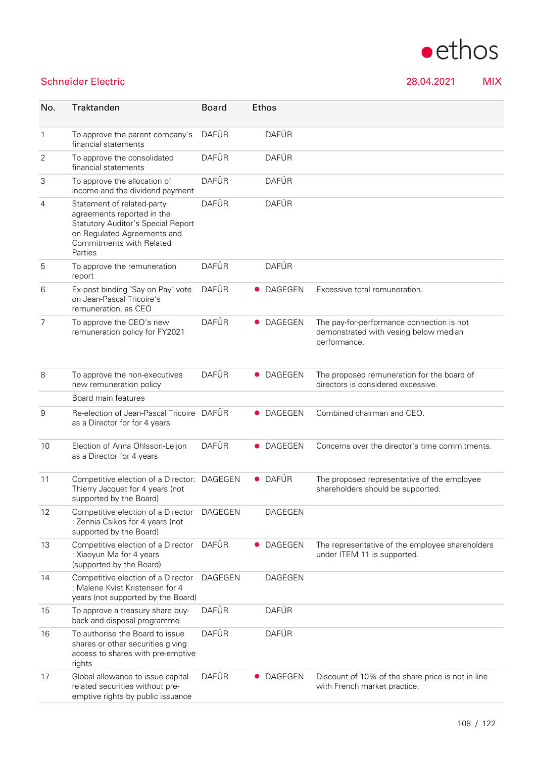Schneider Electric 28.04.2021 MIX

| No. | Traktanden | Board | Ethos | |
|---|---|---|---|---|
| 1 | To approve the parent company's financial statements | DAFÜR | DAFÜR | |
| 2 | To approve the consolidated financial statements | DAFÜR | DAFÜR | |
| 3 | To approve the allocation of income and the dividend payment | DAFÜR | DAFÜR | |
| 4 | Statement of related-party agreements reported in the Statutory Auditor's Special Report on Regulated Agreements and Commitments with Related Parties | DAFÜR | DAFÜR | |
| 5 | To approve the remuneration report | DAFÜR | DAFÜR | |
| 6 | Ex-post binding "Say on Pay" vote on Jean-Pascal Tricoire's remuneration, as CEO | DAFÜR | ● DAGEGEN | Excessive total remuneration. |
| 7 | To approve the CEO's new remuneration policy for FY2021 | DAFÜR | ● DAGEGEN | The pay-for-performance connection is not demonstrated with vesing below median performance. |
| 8 | To approve the non-executives new remuneration policy | DAFÜR | ● DAGEGEN | The proposed remuneration for the board of directors is considered excessive. |
| | Board main features | | | |
| 9 | Re-election of Jean-Pascal Tricoire as a Director for for 4 years | DAFÜR | ● DAGEGEN | Combined chairman and CEO. |
| 10 | Election of Anna Ohlsson-Leijon as a Director for 4 years | DAFÜR | ● DAGEGEN | Concerns over the director's time commitments. |
| 11 | Competitive election of a Director: Thierry Jacquet for 4 years (not supported by the Board) | DAGEGEN | ● DAFÜR | The proposed representative of the employee shareholders should be supported. |
| 12 | Competitive election of a Director : Zennia Csikos for 4 years (not supported by the Board) | DAGEGEN | DAGEGEN | |
| 13 | Competitive election of a Director : Xiaoyun Ma for 4 years (supported by the Board) | DAFÜR | ● DAGEGEN | The representative of the employee shareholders under ITEM 11 is supported. |
| 14 | Competitive election of a Director : Malene Kvist Kristensen for 4 years (not supported by the Board) | DAGEGEN | DAGEGEN | |
| 15 | To approve a treasury share buy-back and disposal programme | DAFÜR | DAFÜR | |
| 16 | To authorise the Board to issue shares or other securities giving access to shares with pre-emptive rights | DAFÜR | DAFÜR | |
| 17 | Global allowance to issue capital related securities without pre-emptive rights by public issuance | DAFÜR | ● DAGEGEN | Discount of 10% of the share price is not in line with French market practice. |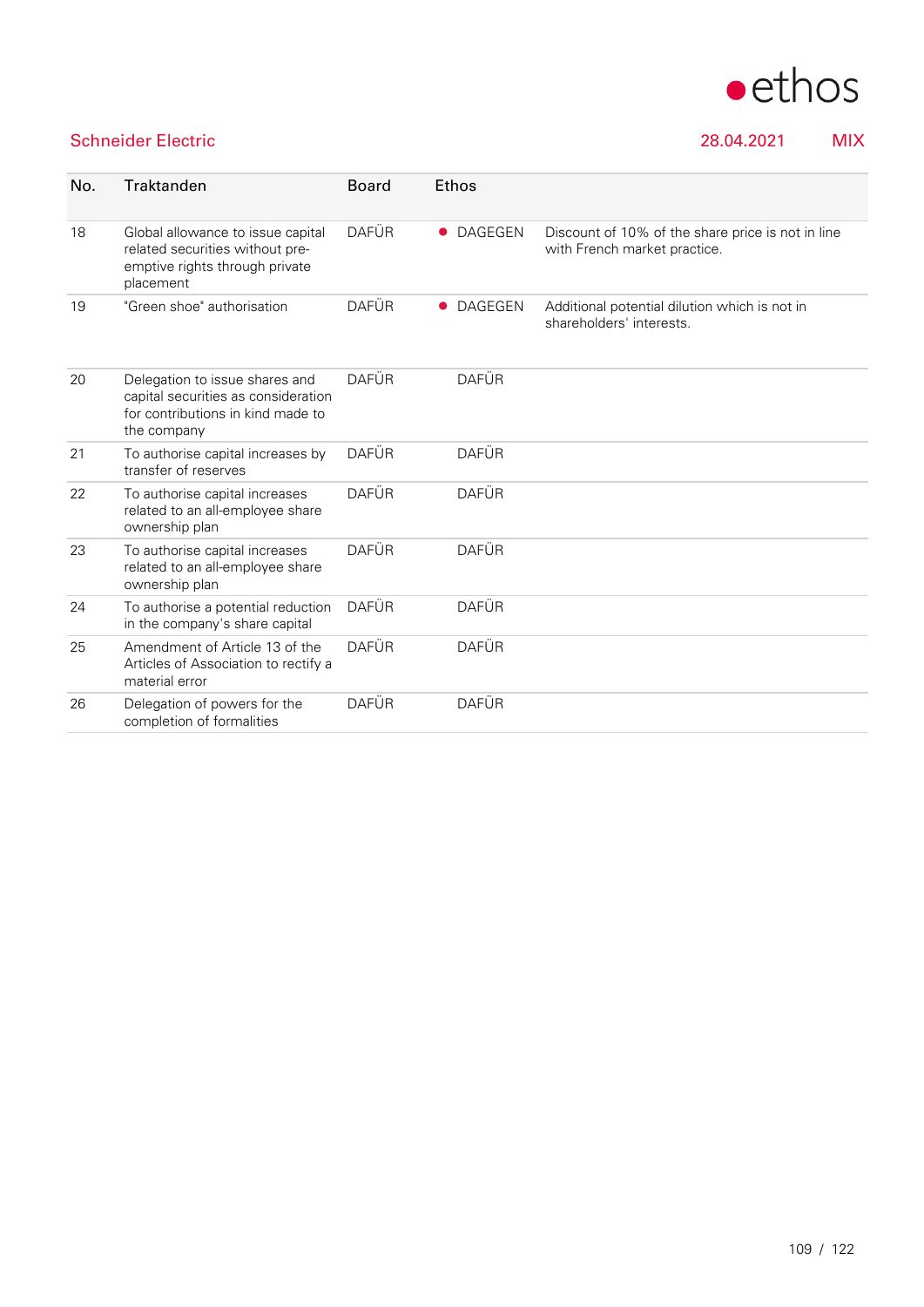Schneider Electric 28.04.2021 MIX

| No. | Traktanden | Board | Ethos | |
|---|---|---|---|---|
| 18 | Global allowance to issue capital related securities without pre-emptive rights through private placement | DAFÜR | ● DAGEGEN | Discount of 10% of the share price is not in line with French market practice. |
| 19 | "Green shoe" authorisation | DAFÜR | ● DAGEGEN | Additional potential dilution which is not in shareholders' interests. |
| 20 | Delegation to issue shares and capital securities as consideration for contributions in kind made to the company | DAFÜR | DAFÜR | |
| 21 | To authorise capital increases by transfer of reserves | DAFÜR | DAFÜR | |
| 22 | To authorise capital increases related to an all-employee share ownership plan | DAFÜR | DAFÜR | |
| 23 | To authorise capital increases related to an all-employee share ownership plan | DAFÜR | DAFÜR | |
| 24 | To authorise a potential reduction in the company's share capital | DAFÜR | DAFÜR | |
| 25 | Amendment of Article 13 of the Articles of Association to rectify a material error | DAFÜR | DAFÜR | |
| 26 | Delegation of powers for the completion of formalities | DAFÜR | DAFÜR | |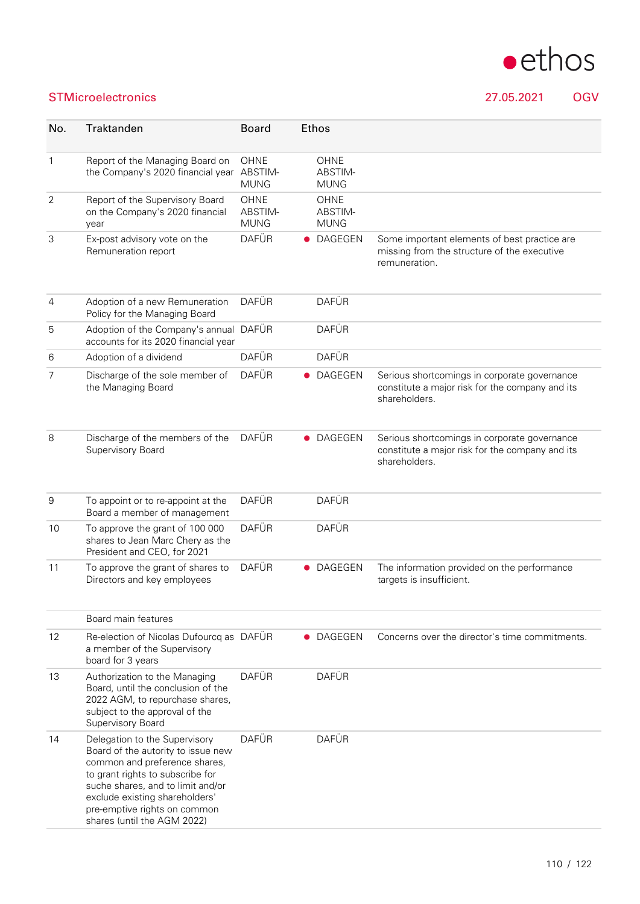ethos

STMicroelectronics — 27.05.2021 — OGV

| No. | Traktanden | Board | Ethos | |
|---|---|---|---|---|
| 1 | Report of the Managing Board on the Company's 2020 financial year | OHNE ABSTIM-MUNG | OHNE ABSTIM-MUNG | |
| 2 | Report of the Supervisory Board on the Company's 2020 financial year | OHNE ABSTIM-MUNG | OHNE ABSTIM-MUNG | |
| 3 | Ex-post advisory vote on the Remuneration report | DAFÜR | ● DAGEGEN | Some important elements of best practice are missing from the structure of the executive remuneration. |
| 4 | Adoption of a new Remuneration Policy for the Managing Board | DAFÜR | DAFÜR | |
| 5 | Adoption of the Company's annual accounts for its 2020 financial year | DAFÜR | DAFÜR | |
| 6 | Adoption of a dividend | DAFÜR | DAFÜR | |
| 7 | Discharge of the sole member of the Managing Board | DAFÜR | ● DAGEGEN | Serious shortcomings in corporate governance constitute a major risk for the company and its shareholders. |
| 8 | Discharge of the members of the Supervisory Board | DAFÜR | ● DAGEGEN | Serious shortcomings in corporate governance constitute a major risk for the company and its shareholders. |
| 9 | To appoint or to re-appoint at the Board a member of management | DAFÜR | DAFÜR | |
| 10 | To approve the grant of 100 000 shares to Jean Marc Chery as the President and CEO, for 2021 | DAFÜR | DAFÜR | |
| 11 | To approve the grant of shares to Directors and key employees | DAFÜR | ● DAGEGEN | The information provided on the performance targets is insufficient. |
| | Board main features | | | |
| 12 | Re-election of Nicolas Dufourcq as a member of the Supervisory board for 3 years | DAFÜR | ● DAGEGEN | Concerns over the director's time commitments. |
| 13 | Authorization to the Managing Board, until the conclusion of the 2022 AGM, to repurchase shares, subject to the approval of the Supervisory Board | DAFÜR | DAFÜR | |
| 14 | Delegation to the Supervisory Board of the autority to issue new common and preference shares, to grant rights to subscribe for suche shares, and to limit and/or exclude existing shareholders' pre-emptive rights on common shares (until the AGM 2022) | DAFÜR | DAFÜR | |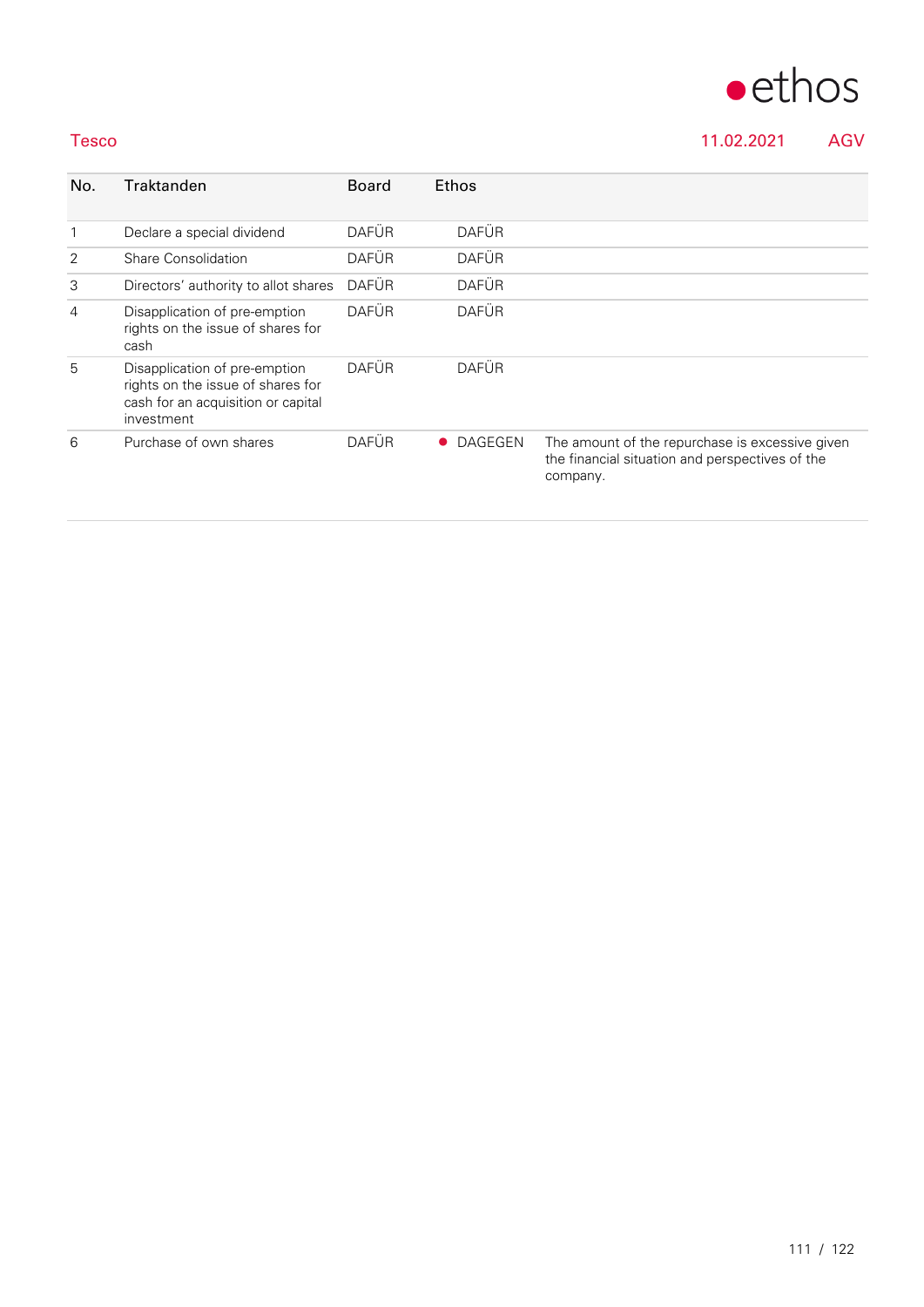Tesco 11.02.2021 AGV

| No. | Traktanden | Board | Ethos | |
|---|---|---|---|---|
| 1 | Declare a special dividend | DAFÜR | DAFÜR | |
| 2 | Share Consolidation | DAFÜR | DAFÜR | |
| 3 | Directors' authority to allot shares | DAFÜR | DAFÜR | |
| 4 | Disapplication of pre-emption rights on the issue of shares for cash | DAFÜR | DAFÜR | |
| 5 | Disapplication of pre-emption rights on the issue of shares for cash for an acquisition or capital investment | DAFÜR | DAFÜR | |
| 6 | Purchase of own shares | DAFÜR | ● DAGEGEN | The amount of the repurchase is excessive given the financial situation and perspectives of the company. |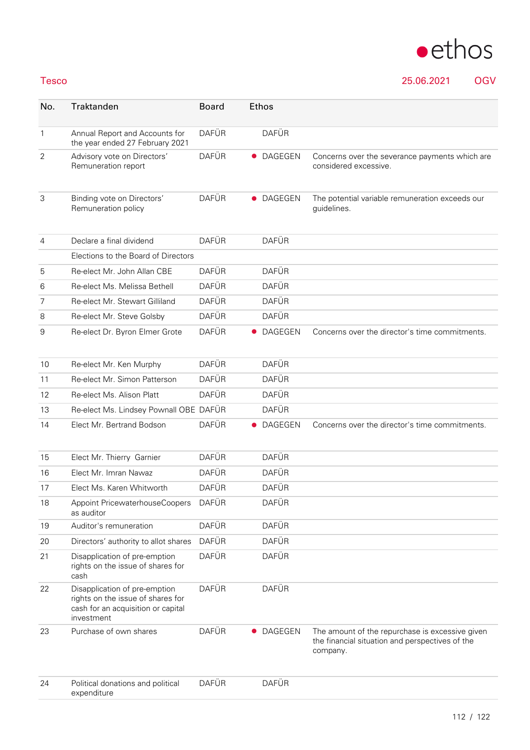Tesco

25.06.2021 OGV

| No. | Traktanden | Board | Ethos | |
|---|---|---|---|---|
| 1 | Annual Report and Accounts for the year ended 27 February 2021 | DAFÜR | DAFÜR | |
| 2 | Advisory vote on Directors' Remuneration report | DAFÜR | ● DAGEGEN | Concerns over the severance payments which are considered excessive. |
| 3 | Binding vote on Directors' Remuneration policy | DAFÜR | ● DAGEGEN | The potential variable remuneration exceeds our guidelines. |
| 4 | Declare a final dividend | DAFÜR | DAFÜR | |
| | Elections to the Board of Directors | | | |
| 5 | Re-elect Mr. John Allan CBE | DAFÜR | DAFÜR | |
| 6 | Re-elect Ms. Melissa Bethell | DAFÜR | DAFÜR | |
| 7 | Re-elect Mr. Stewart Gilliland | DAFÜR | DAFÜR | |
| 8 | Re-elect Mr. Steve Golsby | DAFÜR | DAFÜR | |
| 9 | Re-elect Dr. Byron Elmer Grote | DAFÜR | ● DAGEGEN | Concerns over the director's time commitments. |
| 10 | Re-elect Mr. Ken Murphy | DAFÜR | DAFÜR | |
| 11 | Re-elect Mr. Simon Patterson | DAFÜR | DAFÜR | |
| 12 | Re-elect Ms. Alison Platt | DAFÜR | DAFÜR | |
| 13 | Re-elect Ms. Lindsey Pownall OBE | DAFÜR | DAFÜR | |
| 14 | Elect Mr. Bertrand Bodson | DAFÜR | ● DAGEGEN | Concerns over the director's time commitments. |
| 15 | Elect Mr. Thierry Garnier | DAFÜR | DAFÜR | |
| 16 | Elect Mr. Imran Nawaz | DAFÜR | DAFÜR | |
| 17 | Elect Ms. Karen Whitworth | DAFÜR | DAFÜR | |
| 18 | Appoint PricewaterhouseCoopers as auditor | DAFÜR | DAFÜR | |
| 19 | Auditor's remuneration | DAFÜR | DAFÜR | |
| 20 | Directors' authority to allot shares | DAFÜR | DAFÜR | |
| 21 | Disapplication of pre-emption rights on the issue of shares for cash | DAFÜR | DAFÜR | |
| 22 | Disapplication of pre-emption rights on the issue of shares for cash for an acquisition or capital investment | DAFÜR | DAFÜR | |
| 23 | Purchase of own shares | DAFÜR | ● DAGEGEN | The amount of the repurchase is excessive given the financial situation and perspectives of the company. |
| 24 | Political donations and political expenditure | DAFÜR | DAFÜR | |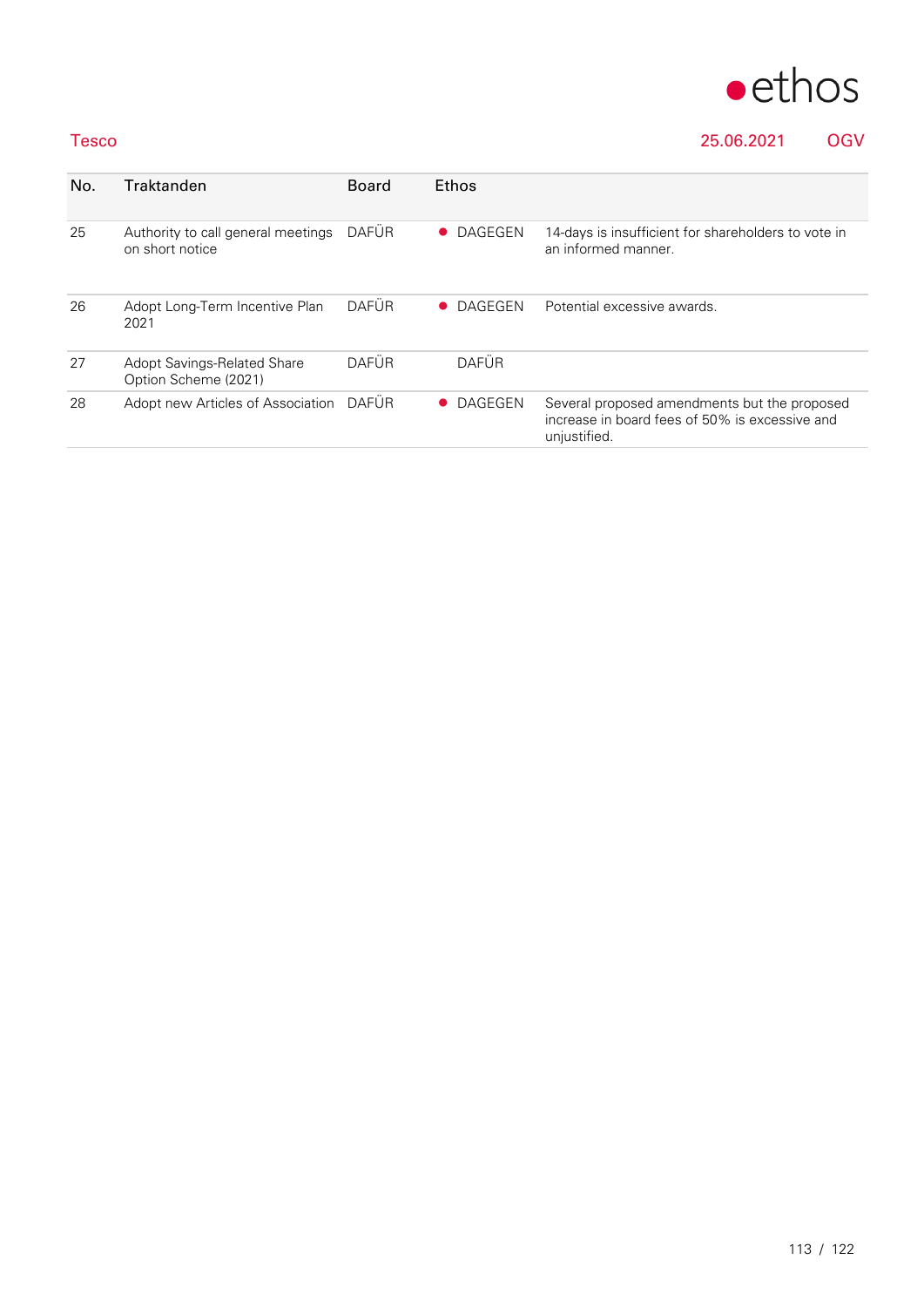Tesco 25.06.2021 OGV

| No. | Traktanden | Board | Ethos | |
|---|---|---|---|---|
| 25 | Authority to call general meetings on short notice | DAFÜR | ● DAGEGEN | 14-days is insufficient for shareholders to vote in an informed manner. |
| 26 | Adopt Long-Term Incentive Plan 2021 | DAFÜR | ● DAGEGEN | Potential excessive awards. |
| 27 | Adopt Savings-Related Share Option Scheme (2021) | DAFÜR | DAFÜR | |
| 28 | Adopt new Articles of Association | DAFÜR | ● DAGEGEN | Several proposed amendments but the proposed increase in board fees of 50% is excessive and unjustified. |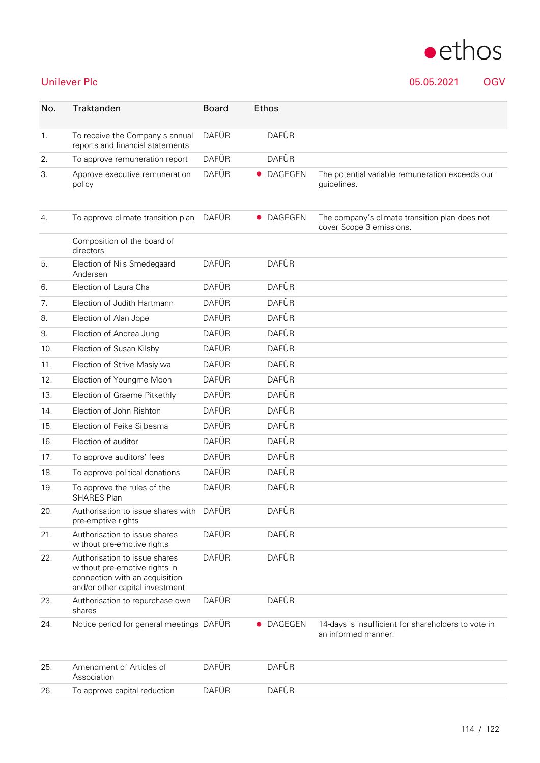## Unilever Plc

05.05.2021 OGV

| No. | Traktanden | Board | Ethos | |
|---|---|---|---|---|
| 1. | To receive the Company's annual reports and financial statements | DAFÜR | DAFÜR | |
| 2. | To approve remuneration report | DAFÜR | DAFÜR | |
| 3. | Approve executive remuneration policy | DAFÜR | ● DAGEGEN | The potential variable remuneration exceeds our guidelines. |
| 4. | To approve climate transition plan | DAFÜR | ● DAGEGEN | The company's climate transition plan does not cover Scope 3 emissions. |
| | Composition of the board of directors | | | |
| 5. | Election of Nils Smedegaard Andersen | DAFÜR | DAFÜR | |
| 6. | Election of Laura Cha | DAFÜR | DAFÜR | |
| 7. | Election of Judith Hartmann | DAFÜR | DAFÜR | |
| 8. | Election of Alan Jope | DAFÜR | DAFÜR | |
| 9. | Election of Andrea Jung | DAFÜR | DAFÜR | |
| 10. | Election of Susan Kilsby | DAFÜR | DAFÜR | |
| 11. | Election of Strive Masiyiwa | DAFÜR | DAFÜR | |
| 12. | Election of Youngme Moon | DAFÜR | DAFÜR | |
| 13. | Election of Graeme Pitkethly | DAFÜR | DAFÜR | |
| 14. | Election of John Rishton | DAFÜR | DAFÜR | |
| 15. | Election of Feike Sijbesma | DAFÜR | DAFÜR | |
| 16. | Election of auditor | DAFÜR | DAFÜR | |
| 17. | To approve auditors' fees | DAFÜR | DAFÜR | |
| 18. | To approve political donations | DAFÜR | DAFÜR | |
| 19. | To approve the rules of the SHARES Plan | DAFÜR | DAFÜR | |
| 20. | Authorisation to issue shares with pre-emptive rights | DAFÜR | DAFÜR | |
| 21. | Authorisation to issue shares without pre-emptive rights | DAFÜR | DAFÜR | |
| 22. | Authorisation to issue shares without pre-emptive rights in connection with an acquisition and/or other capital investment | DAFÜR | DAFÜR | |
| 23. | Authorisation to repurchase own shares | DAFÜR | DAFÜR | |
| 24. | Notice period for general meetings | DAFÜR | ● DAGEGEN | 14-days is insufficient for shareholders to vote in an informed manner. |
| 25. | Amendment of Articles of Association | DAFÜR | DAFÜR | |
| 26. | To approve capital reduction | DAFÜR | DAFÜR | |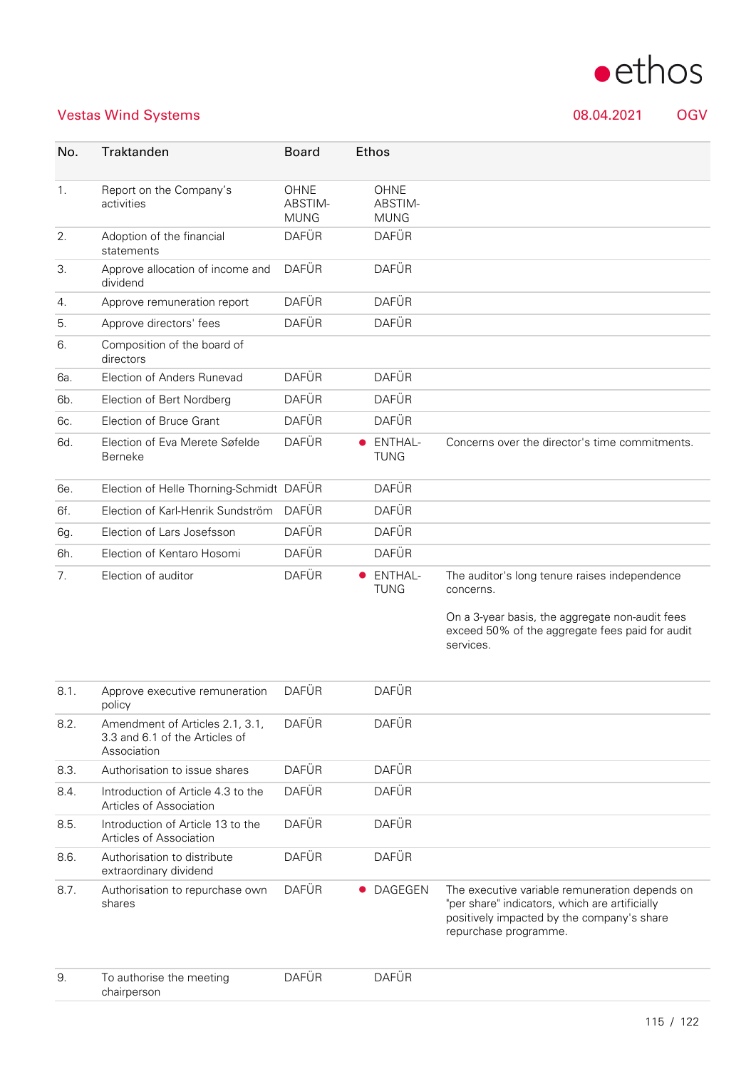## Vestas Wind Systems

08.04.2021 OGV

| No. | Traktanden | Board | Ethos | |
|---|---|---|---|---|
| 1. | Report on the Company's activities | OHNE ABSTIM-MUNG | OHNE ABSTIM-MUNG | |
| 2. | Adoption of the financial statements | DAFÜR | DAFÜR | |
| 3. | Approve allocation of income and dividend | DAFÜR | DAFÜR | |
| 4. | Approve remuneration report | DAFÜR | DAFÜR | |
| 5. | Approve directors' fees | DAFÜR | DAFÜR | |
| 6. | Composition of the board of directors | | | |
| 6a. | Election of Anders Runevad | DAFÜR | DAFÜR | |
| 6b. | Election of Bert Nordberg | DAFÜR | DAFÜR | |
| 6c. | Election of Bruce Grant | DAFÜR | DAFÜR | |
| 6d. | Election of Eva Merete Søfelde Berneke | DAFÜR | ● ENTHAL-TUNG | Concerns over the director's time commitments. |
| 6e. | Election of Helle Thorning-Schmidt | DAFÜR | DAFÜR | |
| 6f. | Election of Karl-Henrik Sundström | DAFÜR | DAFÜR | |
| 6g. | Election of Lars Josefsson | DAFÜR | DAFÜR | |
| 6h. | Election of Kentaro Hosomi | DAFÜR | DAFÜR | |
| 7. | Election of auditor | DAFÜR | ● ENTHAL-TUNG | The auditor's long tenure raises independence concerns.<br><br>On a 3-year basis, the aggregate non-audit fees exceed 50% of the aggregate fees paid for audit services. |
| 8.1. | Approve executive remuneration policy | DAFÜR | DAFÜR | |
| 8.2. | Amendment of Articles 2.1, 3.1, 3.3 and 6.1 of the Articles of Association | DAFÜR | DAFÜR | |
| 8.3. | Authorisation to issue shares | DAFÜR | DAFÜR | |
| 8.4. | Introduction of Article 4.3 to the Articles of Association | DAFÜR | DAFÜR | |
| 8.5. | Introduction of Article 13 to the Articles of Association | DAFÜR | DAFÜR | |
| 8.6. | Authorisation to distribute extraordinary dividend | DAFÜR | DAFÜR | |
| 8.7. | Authorisation to repurchase own shares | DAFÜR | ● DAGEGEN | The executive variable remuneration depends on "per share" indicators, which are artificially positively impacted by the company's share repurchase programme. |
| 9. | To authorise the meeting chairperson | DAFÜR | DAFÜR | |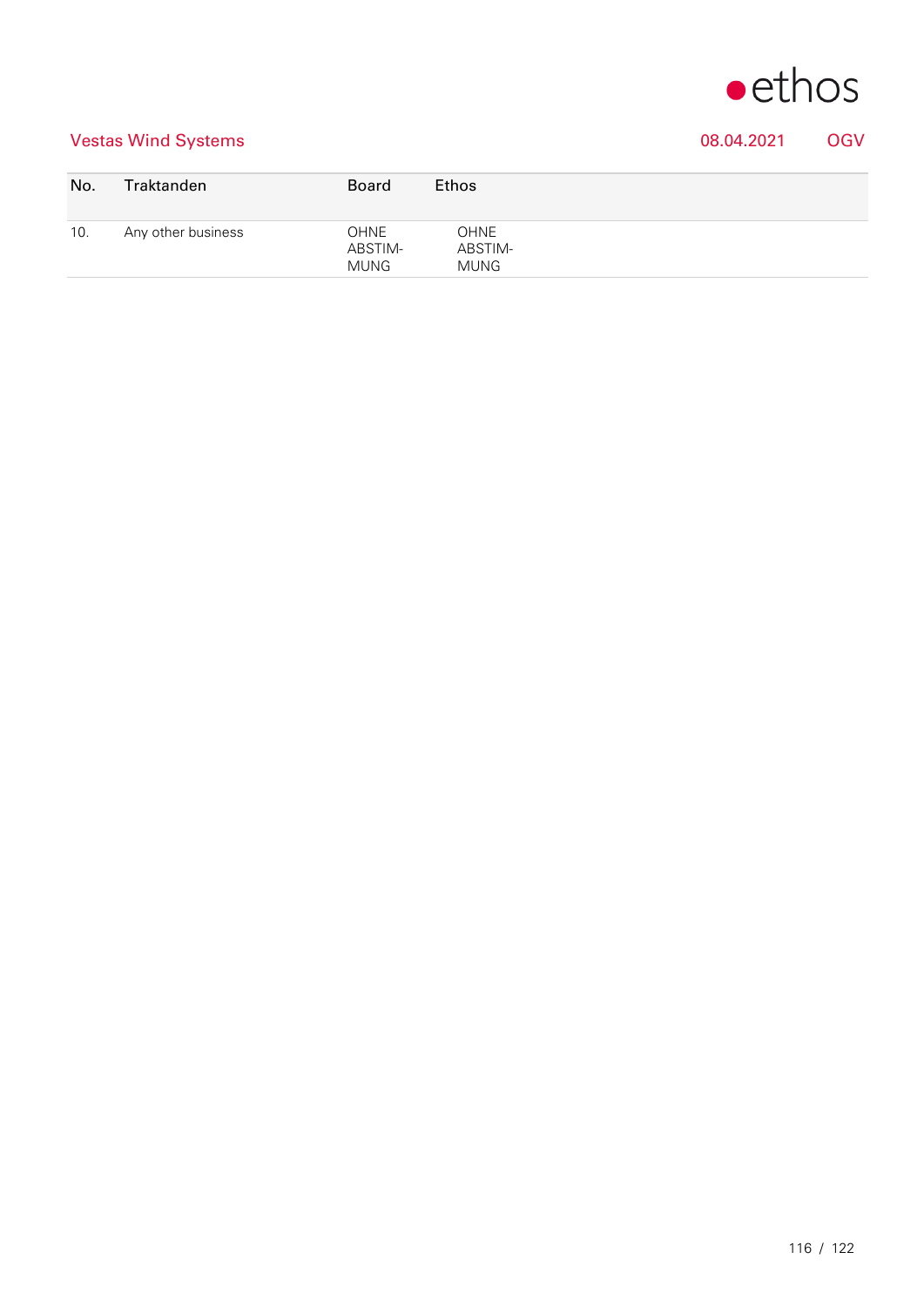## Vestas Wind Systems

08.04.2021 OGV

| No. | Traktanden | Board | Ethos |
| --- | --- | --- | --- |
| 10. | Any other business | OHNE ABSTIM-MUNG | OHNE ABSTIM-MUNG |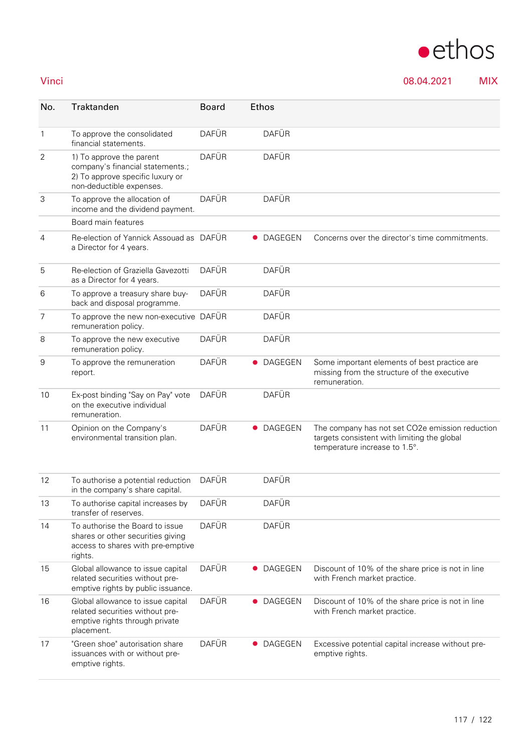Vinci | 08.04.2021 | MIX

| No. | Traktanden | Board | Ethos | |
|---|---|---|---|---|
| 1 | To approve the consolidated financial statements. | DAFÜR | DAFÜR | |
| 2 | 1) To approve the parent company's financial statements.; 2) To approve specific luxury or non-deductible expenses. | DAFÜR | DAFÜR | |
| 3 | To approve the allocation of income and the dividend payment. | DAFÜR | DAFÜR | |
| | Board main features | | | |
| 4 | Re-election of Yannick Assouad as a Director for 4 years. | DAFÜR | ● DAGEGEN | Concerns over the director's time commitments. |
| 5 | Re-election of Graziella Gavezotti as a Director for 4 years. | DAFÜR | DAFÜR | |
| 6 | To approve a treasury share buy-back and disposal programme. | DAFÜR | DAFÜR | |
| 7 | To approve the new non-executive remuneration policy. | DAFÜR | DAFÜR | |
| 8 | To approve the new executive remuneration policy. | DAFÜR | DAFÜR | |
| 9 | To approve the remuneration report. | DAFÜR | ● DAGEGEN | Some important elements of best practice are missing from the structure of the executive remuneration. |
| 10 | Ex-post binding "Say on Pay" vote on the executive individual remuneration. | DAFÜR | DAFÜR | |
| 11 | Opinion on the Company's environmental transition plan. | DAFÜR | ● DAGEGEN | The company has not set CO2e emission reduction targets consistent with limiting the global temperature increase to 1.5°. |
| 12 | To authorise a potential reduction in the company's share capital. | DAFÜR | DAFÜR | |
| 13 | To authorise capital increases by transfer of reserves. | DAFÜR | DAFÜR | |
| 14 | To authorise the Board to issue shares or other securities giving access to shares with pre-emptive rights. | DAFÜR | DAFÜR | |
| 15 | Global allowance to issue capital related securities without pre-emptive rights by public issuance. | DAFÜR | ● DAGEGEN | Discount of 10% of the share price is not in line with French market practice. |
| 16 | Global allowance to issue capital related securities without pre-emptive rights through private placement. | DAFÜR | ● DAGEGEN | Discount of 10% of the share price is not in line with French market practice. |
| 17 | "Green shoe" autorisation share issuances with or without pre-emptive rights. | DAFÜR | ● DAGEGEN | Excessive potential capital increase without pre-emptive rights. |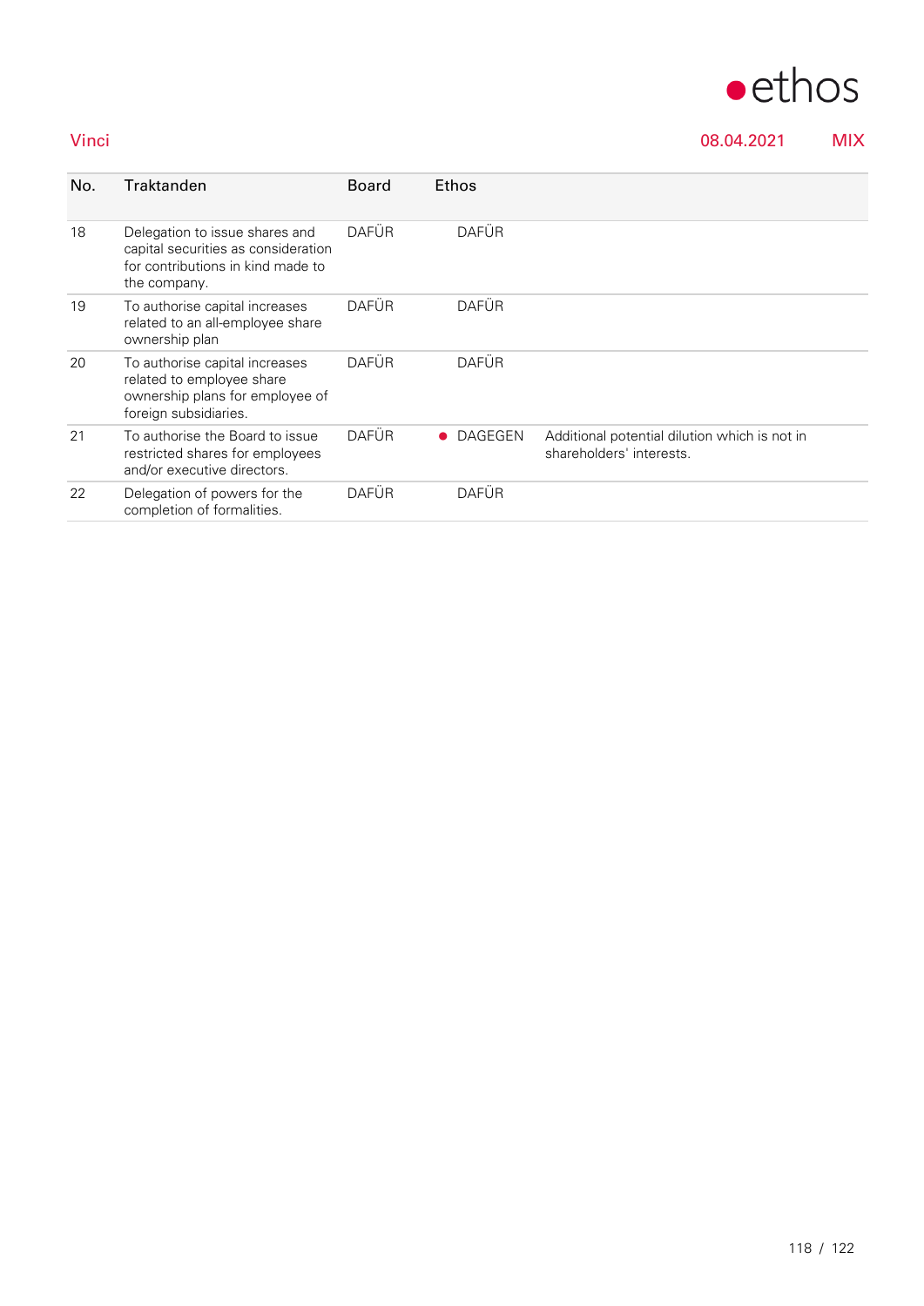Vinci 08.04.2021 MIX

| No. | Traktanden | Board | Ethos | |
|---|---|---|---|---|
| 18 | Delegation to issue shares and capital securities as consideration for contributions in kind made to the company. | DAFÜR | DAFÜR | |
| 19 | To authorise capital increases related to an all-employee share ownership plan | DAFÜR | DAFÜR | |
| 20 | To authorise capital increases related to employee share ownership plans for employee of foreign subsidiaries. | DAFÜR | DAFÜR | |
| 21 | To authorise the Board to issue restricted shares for employees and/or executive directors. | DAFÜR | ● DAGEGEN | Additional potential dilution which is not in shareholders' interests. |
| 22 | Delegation of powers for the completion of formalities. | DAFÜR | DAFÜR | |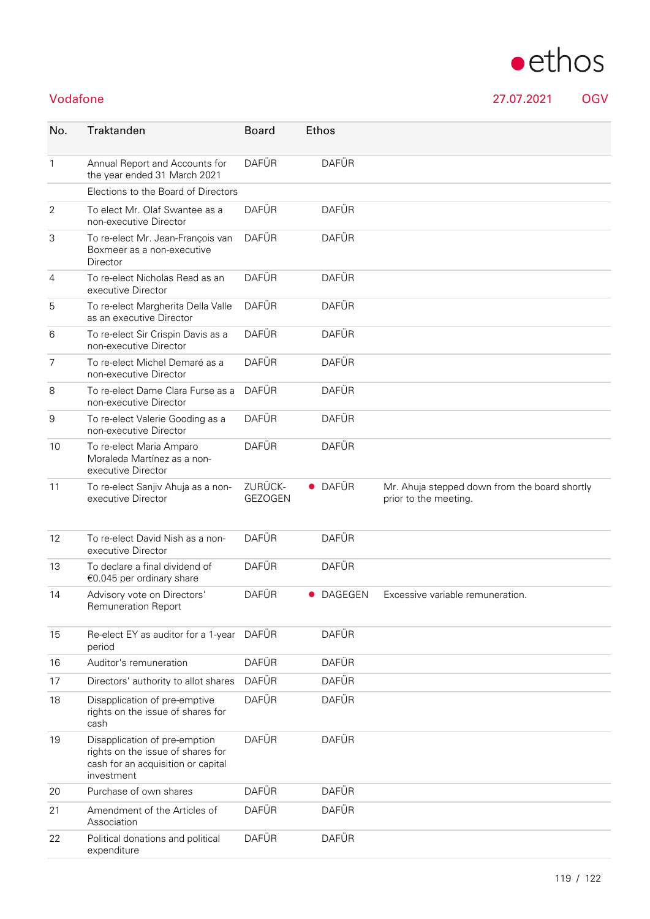# Vodafone

27.07.2021 OGV

| No. | Traktanden | Board | Ethos | |
|---|---|---|---|---|
| 1 | Annual Report and Accounts for the year ended 31 March 2021 | DAFÜR | DAFÜR | |
| | Elections to the Board of Directors | | | |
| 2 | To elect Mr. Olaf Swantee as a non-executive Director | DAFÜR | DAFÜR | |
| 3 | To re-elect Mr. Jean-François van Boxmeer as a non-executive Director | DAFÜR | DAFÜR | |
| 4 | To re-elect Nicholas Read as an executive Director | DAFÜR | DAFÜR | |
| 5 | To re-elect Margherita Della Valle as an executive Director | DAFÜR | DAFÜR | |
| 6 | To re-elect Sir Crispin Davis as a non-executive Director | DAFÜR | DAFÜR | |
| 7 | To re-elect Michel Demaré as a non-executive Director | DAFÜR | DAFÜR | |
| 8 | To re-elect Dame Clara Furse as a non-executive Director | DAFÜR | DAFÜR | |
| 9 | To re-elect Valerie Gooding as a non-executive Director | DAFÜR | DAFÜR | |
| 10 | To re-elect Maria Amparo Moraleda Martínez as a non-executive Director | DAFÜR | DAFÜR | |
| 11 | To re-elect Sanjiv Ahuja as a non-executive Director | ZURÜCK-GEZOGEN | ● DAFÜR | Mr. Ahuja stepped down from the board shortly prior to the meeting. |
| 12 | To re-elect David Nish as a non-executive Director | DAFÜR | DAFÜR | |
| 13 | To declare a final dividend of €0.045 per ordinary share | DAFÜR | DAFÜR | |
| 14 | Advisory vote on Directors' Remuneration Report | DAFÜR | ● DAGEGEN | Excessive variable remuneration. |
| 15 | Re-elect EY as auditor for a 1-year period | DAFÜR | DAFÜR | |
| 16 | Auditor's remuneration | DAFÜR | DAFÜR | |
| 17 | Directors' authority to allot shares | DAFÜR | DAFÜR | |
| 18 | Disapplication of pre-emptive rights on the issue of shares for cash | DAFÜR | DAFÜR | |
| 19 | Disapplication of pre-emption rights on the issue of shares for cash for an acquisition or capital investment | DAFÜR | DAFÜR | |
| 20 | Purchase of own shares | DAFÜR | DAFÜR | |
| 21 | Amendment of the Articles of Association | DAFÜR | DAFÜR | |
| 22 | Political donations and political expenditure | DAFÜR | DAFÜR | |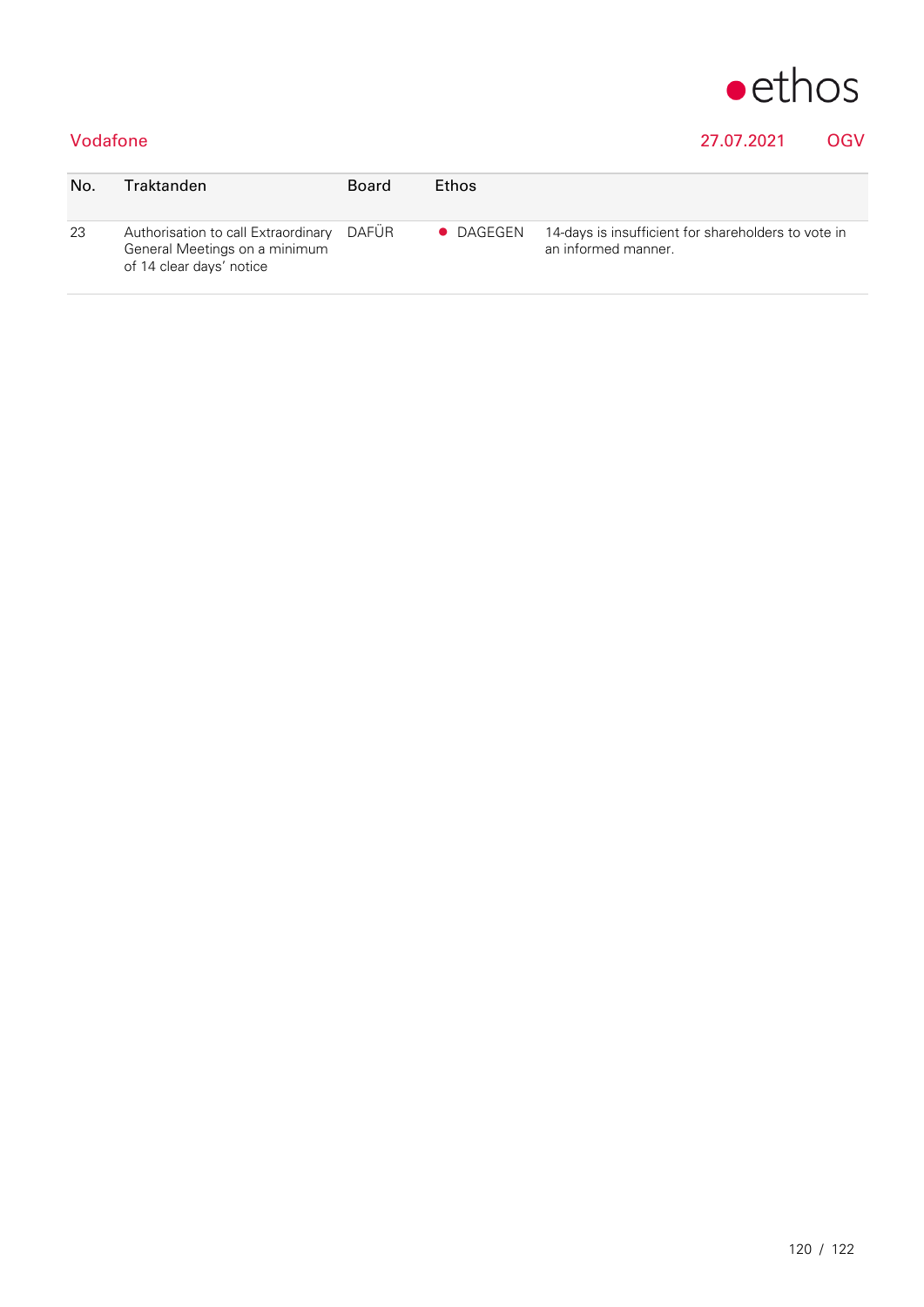Vodafone 27.07.2021 OGV

| No. | Traktanden | Board | Ethos | |
|---|---|---|---|---|
| 23 | Authorisation to call Extraordinary General Meetings on a minimum of 14 clear days' notice | DAFÜR | ● DAGEGEN | 14-days is insufficient for shareholders to vote in an informed manner. |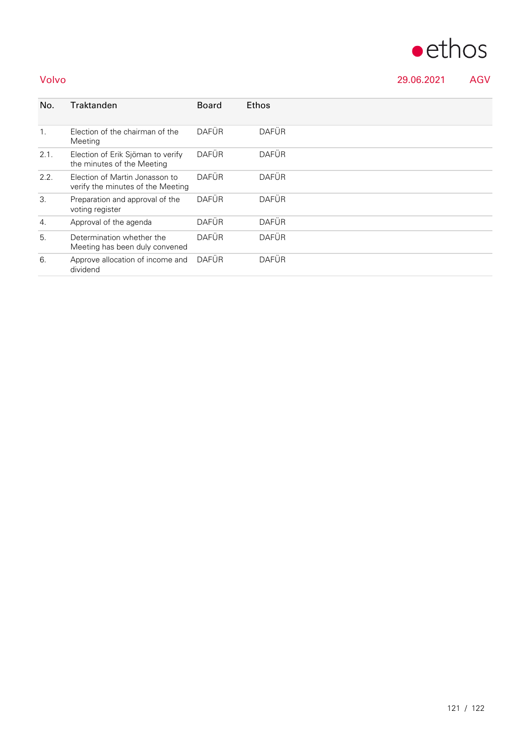Volvo 29.06.2021 AGV

| No. | Traktanden | Board | Ethos |
| --- | --- | --- | --- |
| 1. | Election of the chairman of the Meeting | DAFÜR | DAFÜR |
| 2.1. | Election of Erik Sjöman to verify the minutes of the Meeting | DAFÜR | DAFÜR |
| 2.2. | Election of Martin Jonasson to verify the minutes of the Meeting | DAFÜR | DAFÜR |
| 3. | Preparation and approval of the voting register | DAFÜR | DAFÜR |
| 4. | Approval of the agenda | DAFÜR | DAFÜR |
| 5. | Determination whether the Meeting has been duly convened | DAFÜR | DAFÜR |
| 6. | Approve allocation of income and dividend | DAFÜR | DAFÜR |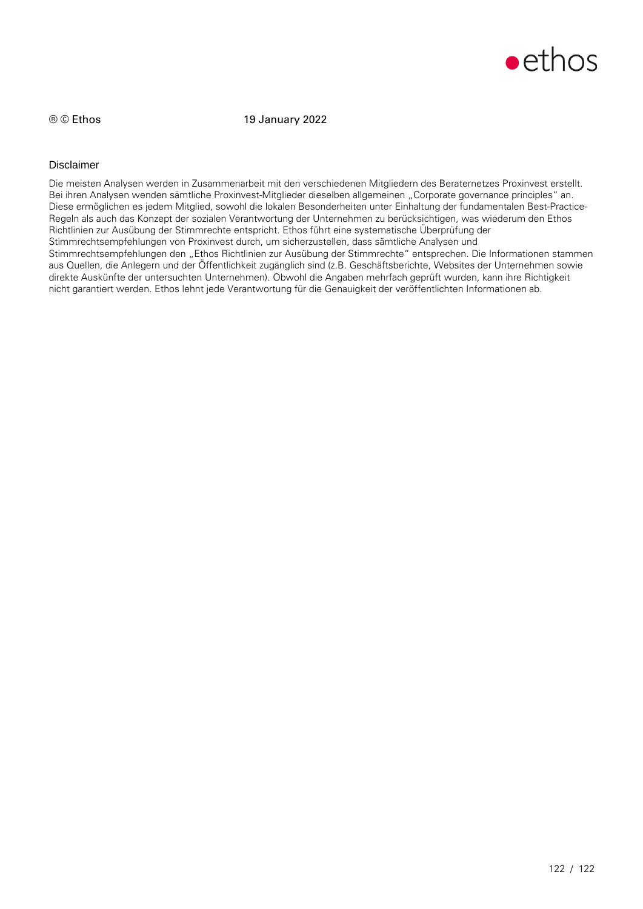® © Ethos 19 January 2022

## Disclaimer

Die meisten Analysen werden in Zusammenarbeit mit den verschiedenen Mitgliedern des Beraternetzes Proxinvest erstellt. Bei ihren Analysen wenden sämtliche Proxinvest-Mitglieder dieselben allgemeinen „Corporate governance principles" an. Diese ermöglichen es jedem Mitglied, sowohl die lokalen Besonderheiten unter Einhaltung der fundamentalen Best-Practice-Regeln als auch das Konzept der sozialen Verantwortung der Unternehmen zu berücksichtigen, was wiederum den Ethos Richtlinien zur Ausübung der Stimmrechte entspricht. Ethos führt eine systematische Überprüfung der Stimmrechtsempfehlungen von Proxinvest durch, um sicherzustellen, dass sämtliche Analysen und Stimmrechtsempfehlungen den „Ethos Richtlinien zur Ausübung der Stimmrechte" entsprechen. Die Informationen stammen aus Quellen, die Anlegern und der Öffentlichkeit zugänglich sind (z.B. Geschäftsberichte, Websites der Unternehmen sowie direkte Auskünfte der untersuchten Unternehmen). Obwohl die Angaben mehrfach geprüft wurden, kann ihre Richtigkeit nicht garantiert werden. Ethos lehnt jede Verantwortung für die Genauigkeit der veröffentlichten Informationen ab.